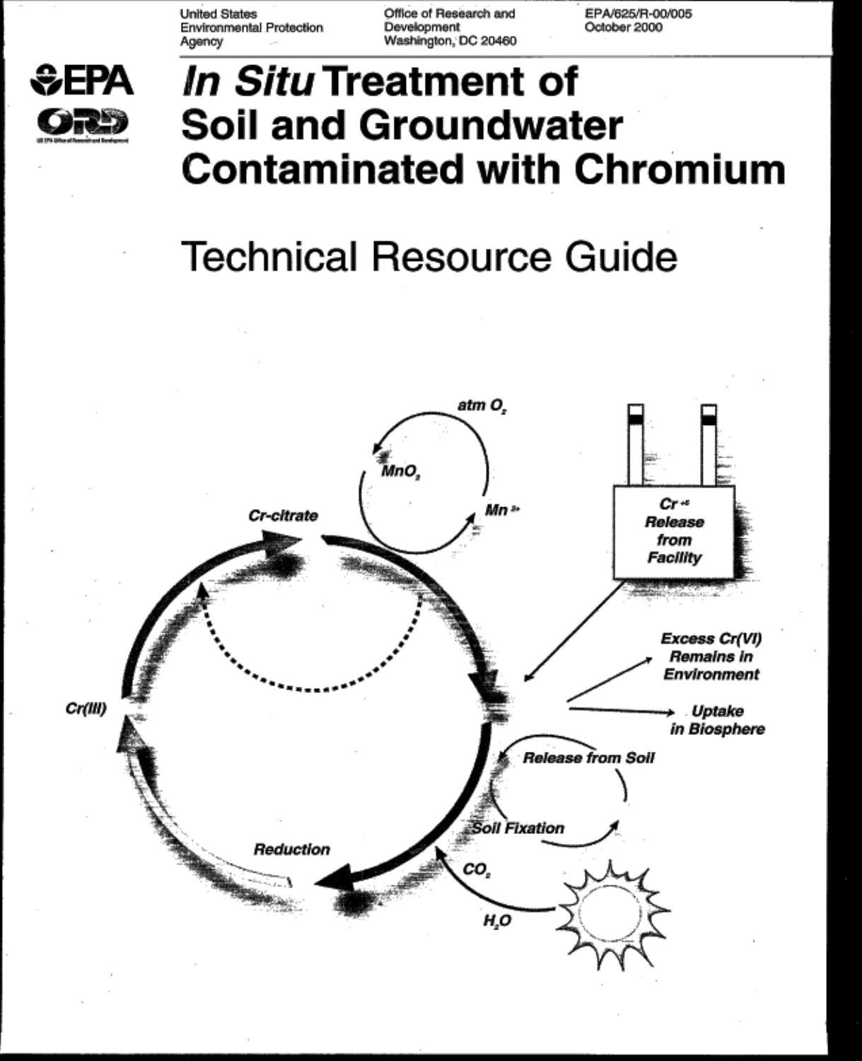United States Environmental Protection Agency

Office of Research and Development
Washington, DC 20460

EPA/625/R-00/005
October 2000

# *In Situ* Treatment of Soil and Groundwater Contaminated with Chromium

## Technical Resource Guide

atm $O_2$

$MnO_2$

$Mn^{2+}$

Cr-citrate

$Cr^{+6}$ Release from Facility

Excess Cr(VI) Remains in Environment

Uptake in Biosphere

Release from Soil

Soil Fixation

Cr(III)

Reduction

$CO_2$

$H_2O$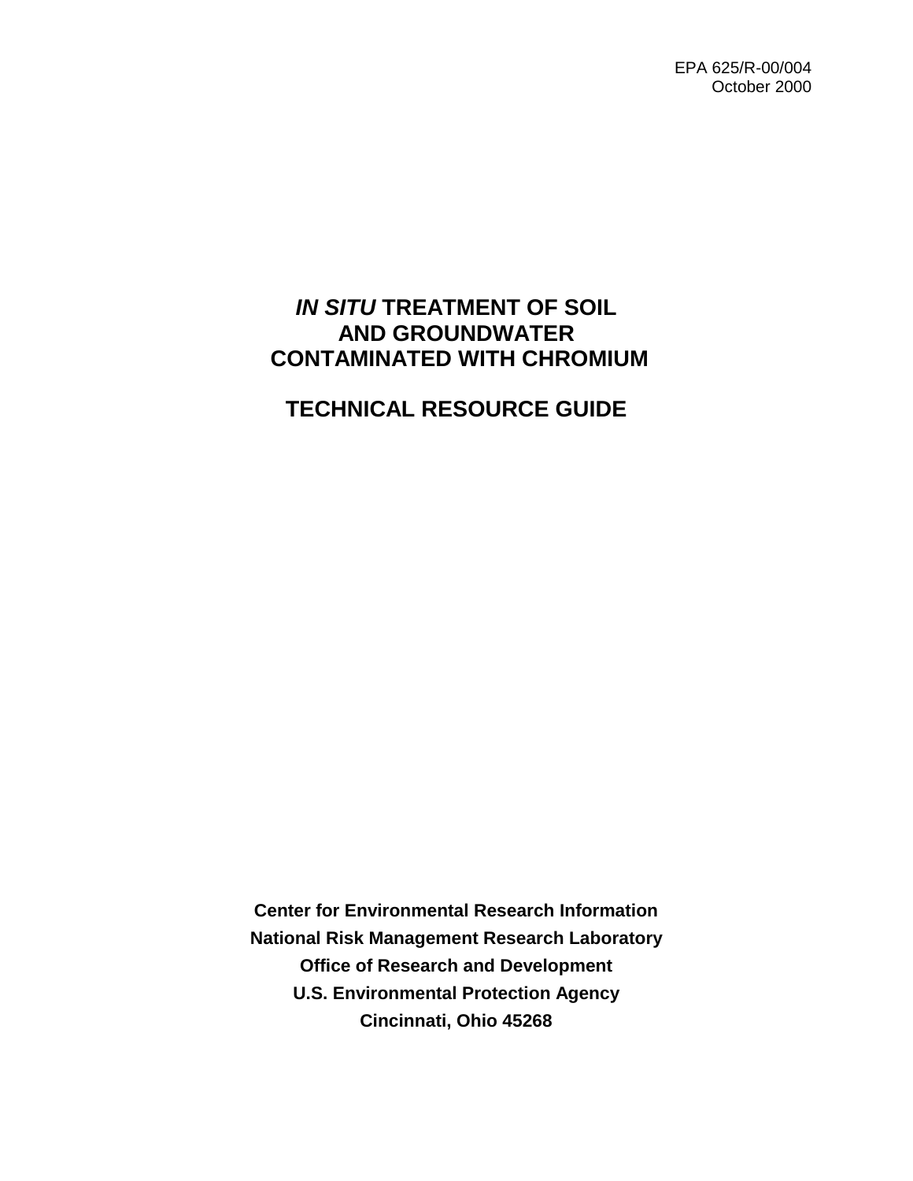EPA 625/R-00/004
October 2000

# *IN SITU* TREATMENT OF SOIL AND GROUNDWATER CONTAMINATED WITH CHROMIUM

# TECHNICAL RESOURCE GUIDE

**Center for Environmental Research Information**
**National Risk Management Research Laboratory**
**Office of Research and Development**
**U.S. Environmental Protection Agency**
**Cincinnati, Ohio 45268**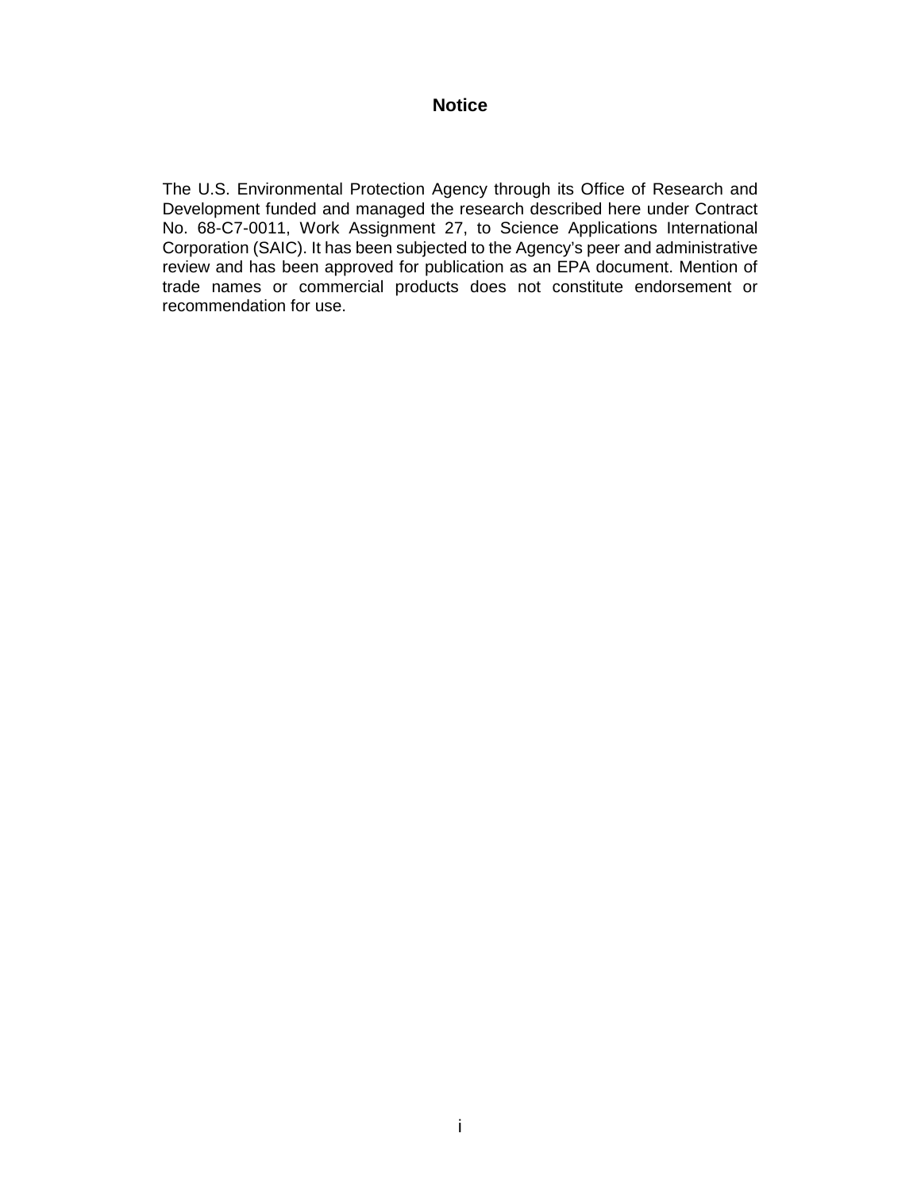# Notice

The U.S. Environmental Protection Agency through its Office of Research and Development funded and managed the research described here under Contract No. 68-C7-0011, Work Assignment 27, to Science Applications International Corporation (SAIC). It has been subjected to the Agency's peer and administrative review and has been approved for publication as an EPA document. Mention of trade names or commercial products does not constitute endorsement or recommendation for use.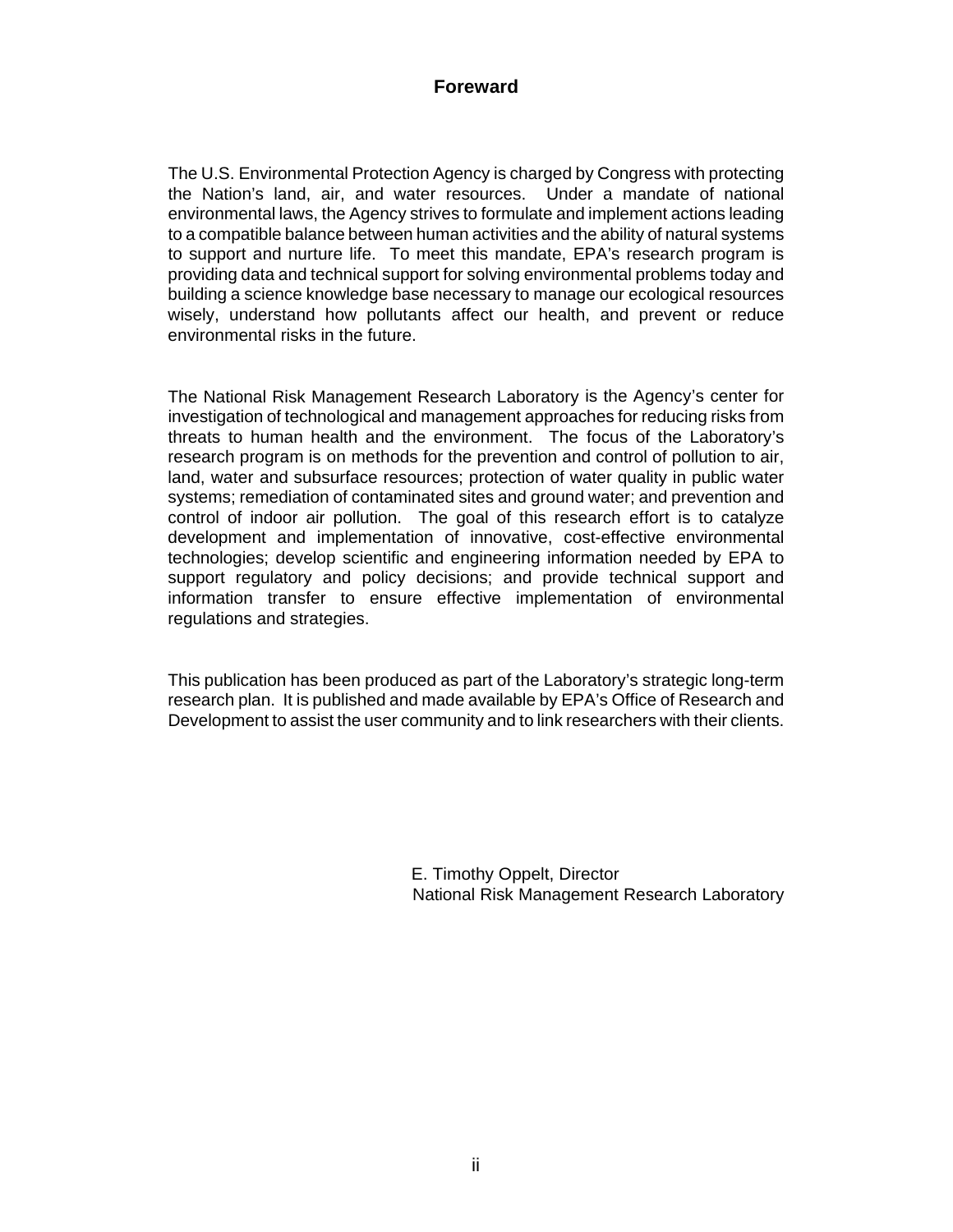# Foreward

The U.S. Environmental Protection Agency is charged by Congress with protecting the Nation's land, air, and water resources. Under a mandate of national environmental laws, the Agency strives to formulate and implement actions leading to a compatible balance between human activities and the ability of natural systems to support and nurture life. To meet this mandate, EPA's research program is providing data and technical support for solving environmental problems today and building a science knowledge base necessary to manage our ecological resources wisely, understand how pollutants affect our health, and prevent or reduce environmental risks in the future.

The National Risk Management Research Laboratory is the Agency's center for investigation of technological and management approaches for reducing risks from threats to human health and the environment. The focus of the Laboratory's research program is on methods for the prevention and control of pollution to air, land, water and subsurface resources; protection of water quality in public water systems; remediation of contaminated sites and ground water; and prevention and control of indoor air pollution. The goal of this research effort is to catalyze development and implementation of innovative, cost-effective environmental technologies; develop scientific and engineering information needed by EPA to support regulatory and policy decisions; and provide technical support and information transfer to ensure effective implementation of environmental regulations and strategies.

This publication has been produced as part of the Laboratory's strategic long-term research plan. It is published and made available by EPA's Office of Research and Development to assist the user community and to link researchers with their clients.

E. Timothy Oppelt, Director
National Risk Management Research Laboratory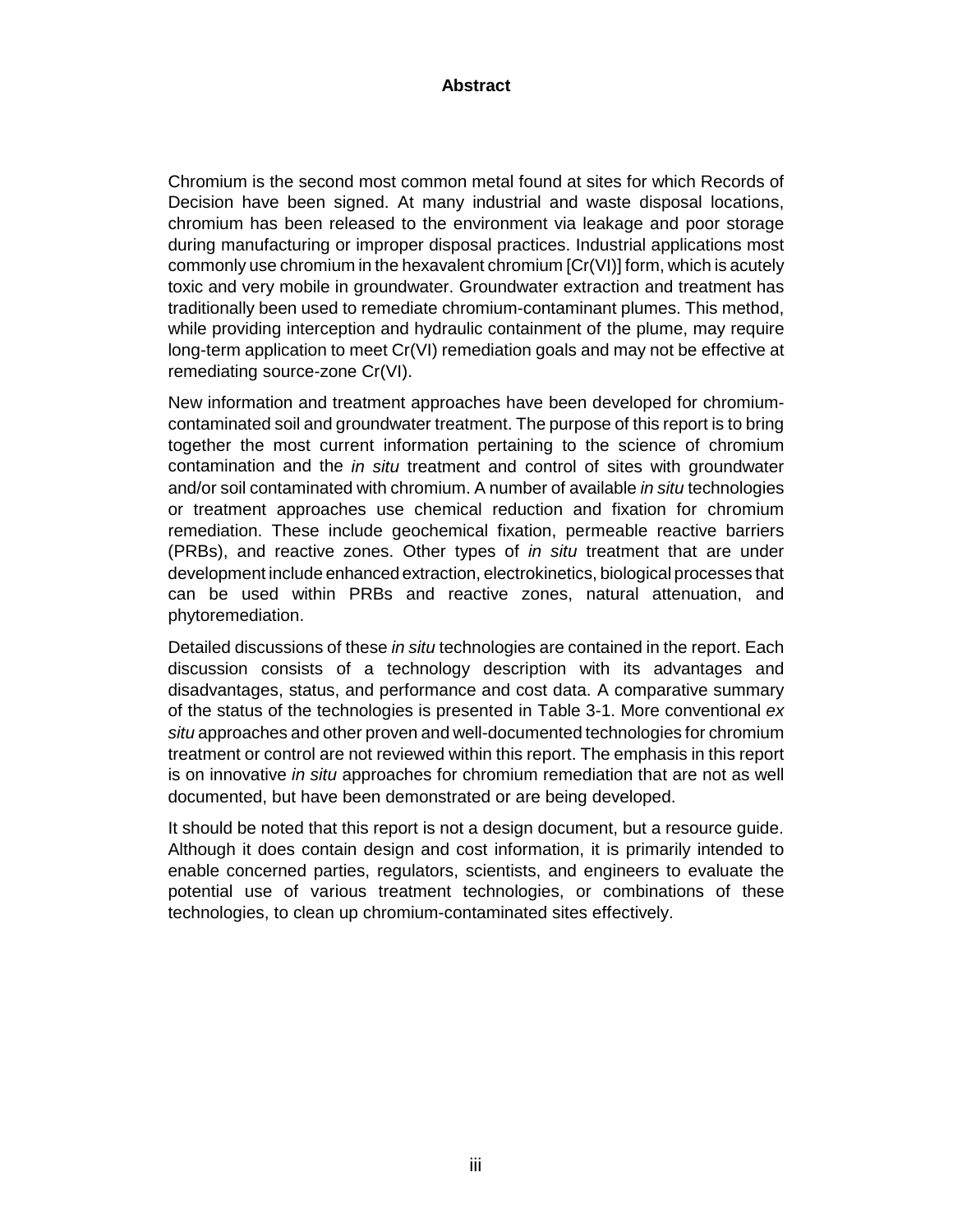# Abstract

Chromium is the second most common metal found at sites for which Records of Decision have been signed. At many industrial and waste disposal locations, chromium has been released to the environment via leakage and poor storage during manufacturing or improper disposal practices. Industrial applications most commonly use chromium in the hexavalent chromium [Cr(VI)] form, which is acutely toxic and very mobile in groundwater. Groundwater extraction and treatment has traditionally been used to remediate chromium-contaminant plumes. This method, while providing interception and hydraulic containment of the plume, may require long-term application to meet Cr(VI) remediation goals and may not be effective at remediating source-zone Cr(VI).

New information and treatment approaches have been developed for chromium-contaminated soil and groundwater treatment. The purpose of this report is to bring together the most current information pertaining to the science of chromium contamination and the *in situ* treatment and control of sites with groundwater and/or soil contaminated with chromium. A number of available *in situ* technologies or treatment approaches use chemical reduction and fixation for chromium remediation. These include geochemical fixation, permeable reactive barriers (PRBs), and reactive zones. Other types of *in situ* treatment that are under development include enhanced extraction, electrokinetics, biological processes that can be used within PRBs and reactive zones, natural attenuation, and phytoremediation.

Detailed discussions of these *in situ* technologies are contained in the report. Each discussion consists of a technology description with its advantages and disadvantages, status, and performance and cost data. A comparative summary of the status of the technologies is presented in Table 3-1. More conventional *ex situ* approaches and other proven and well-documented technologies for chromium treatment or control are not reviewed within this report. The emphasis in this report is on innovative *in situ* approaches for chromium remediation that are not as well documented, but have been demonstrated or are being developed.

It should be noted that this report is not a design document, but a resource guide. Although it does contain design and cost information, it is primarily intended to enable concerned parties, regulators, scientists, and engineers to evaluate the potential use of various treatment technologies, or combinations of these technologies, to clean up chromium-contaminated sites effectively.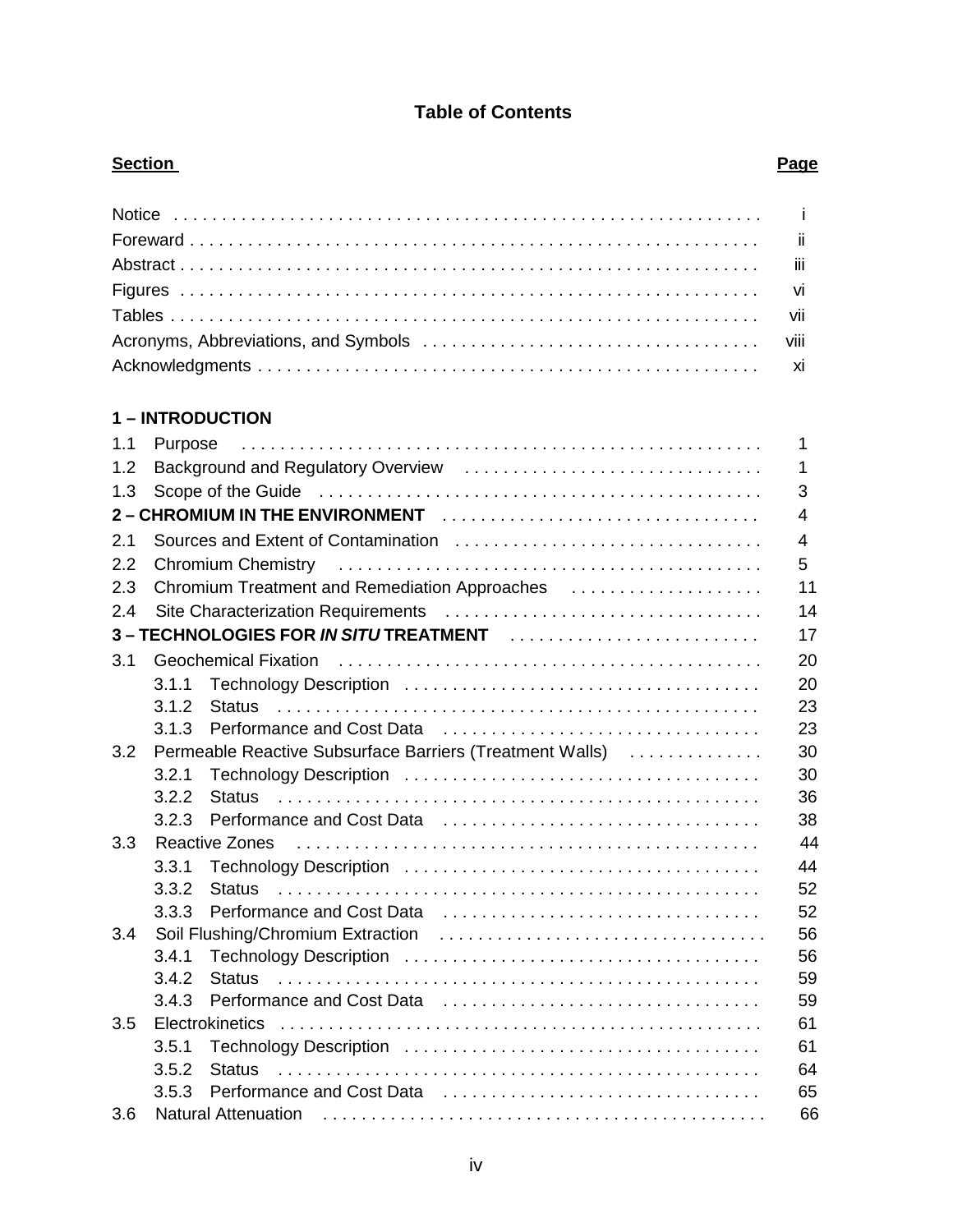# Table of Contents

| Section | Page |
|---|---|
| Notice | i |
| Foreward | ii |
| Abstract | iii |
| Figures | vi |
| Tables | vii |
| Acronyms, Abbreviations, and Symbols | viii |
| Acknowledgments | xi |
| **1 – INTRODUCTION** | |
| 1.1 Purpose | 1 |
| 1.2 Background and Regulatory Overview | 1 |
| 1.3 Scope of the Guide | 3 |
| **2 – CHROMIUM IN THE ENVIRONMENT** | 4 |
| 2.1 Sources and Extent of Contamination | 4 |
| 2.2 Chromium Chemistry | 5 |
| 2.3 Chromium Treatment and Remediation Approaches | 11 |
| 2.4 Site Characterization Requirements | 14 |
| **3 – TECHNOLOGIES FOR *IN SITU* TREATMENT** | 17 |
| 3.1 Geochemical Fixation | 20 |
| 3.1.1 Technology Description | 20 |
| 3.1.2 Status | 23 |
| 3.1.3 Performance and Cost Data | 23 |
| 3.2 Permeable Reactive Subsurface Barriers (Treatment Walls) | 30 |
| 3.2.1 Technology Description | 30 |
| 3.2.2 Status | 36 |
| 3.2.3 Performance and Cost Data | 38 |
| 3.3 Reactive Zones | 44 |
| 3.3.1 Technology Description | 44 |
| 3.3.2 Status | 52 |
| 3.3.3 Performance and Cost Data | 52 |
| 3.4 Soil Flushing/Chromium Extraction | 56 |
| 3.4.1 Technology Description | 56 |
| 3.4.2 Status | 59 |
| 3.4.3 Performance and Cost Data | 59 |
| 3.5 Electrokinetics | 61 |
| 3.5.1 Technology Description | 61 |
| 3.5.2 Status | 64 |
| 3.5.3 Performance and Cost Data | 65 |
| 3.6 Natural Attenuation | 66 |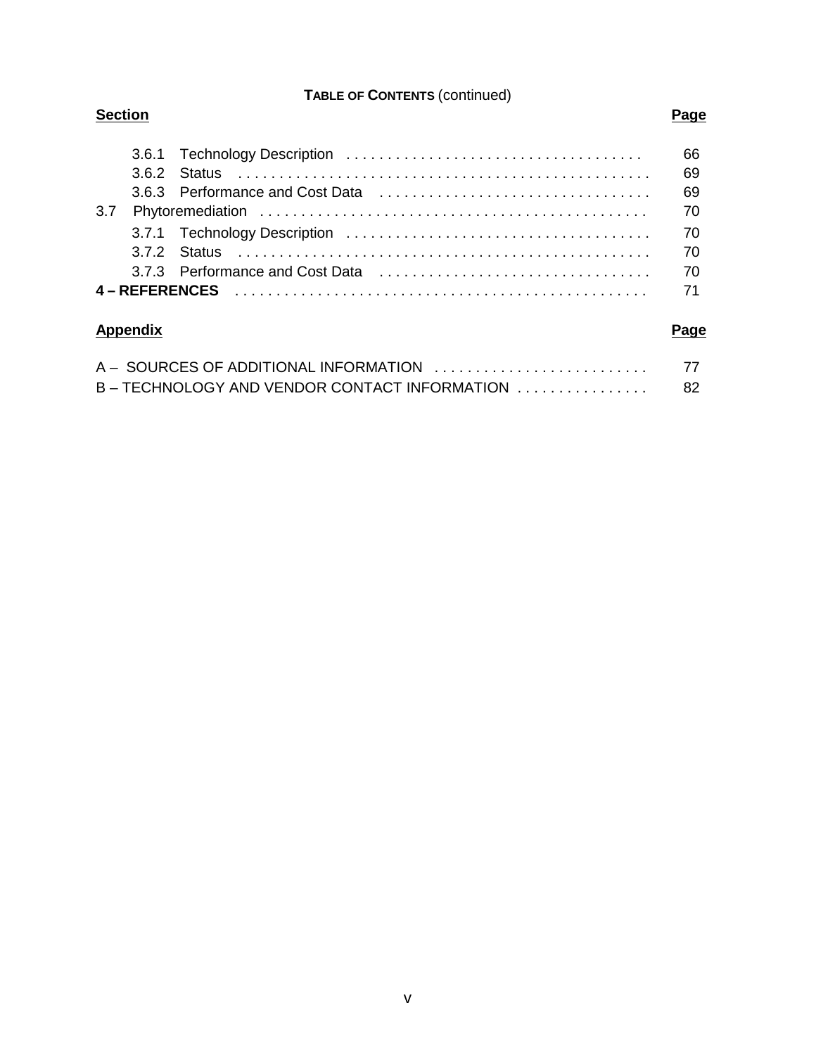**TABLE OF CONTENTS** (continued)

| Section | Page |
|---|---|
| 3.6.1 Technology Description | 66 |
| 3.6.2 Status | 69 |
| 3.6.3 Performance and Cost Data | 69 |
| 3.7 Phytoremediation | 70 |
| 3.7.1 Technology Description | 70 |
| 3.7.2 Status | 70 |
| 3.7.3 Performance and Cost Data | 70 |
| **4 – REFERENCES** | 71 |

| Appendix | Page |
|---|---|
| A – SOURCES OF ADDITIONAL INFORMATION | 77 |
| B – TECHNOLOGY AND VENDOR CONTACT INFORMATION | 82 |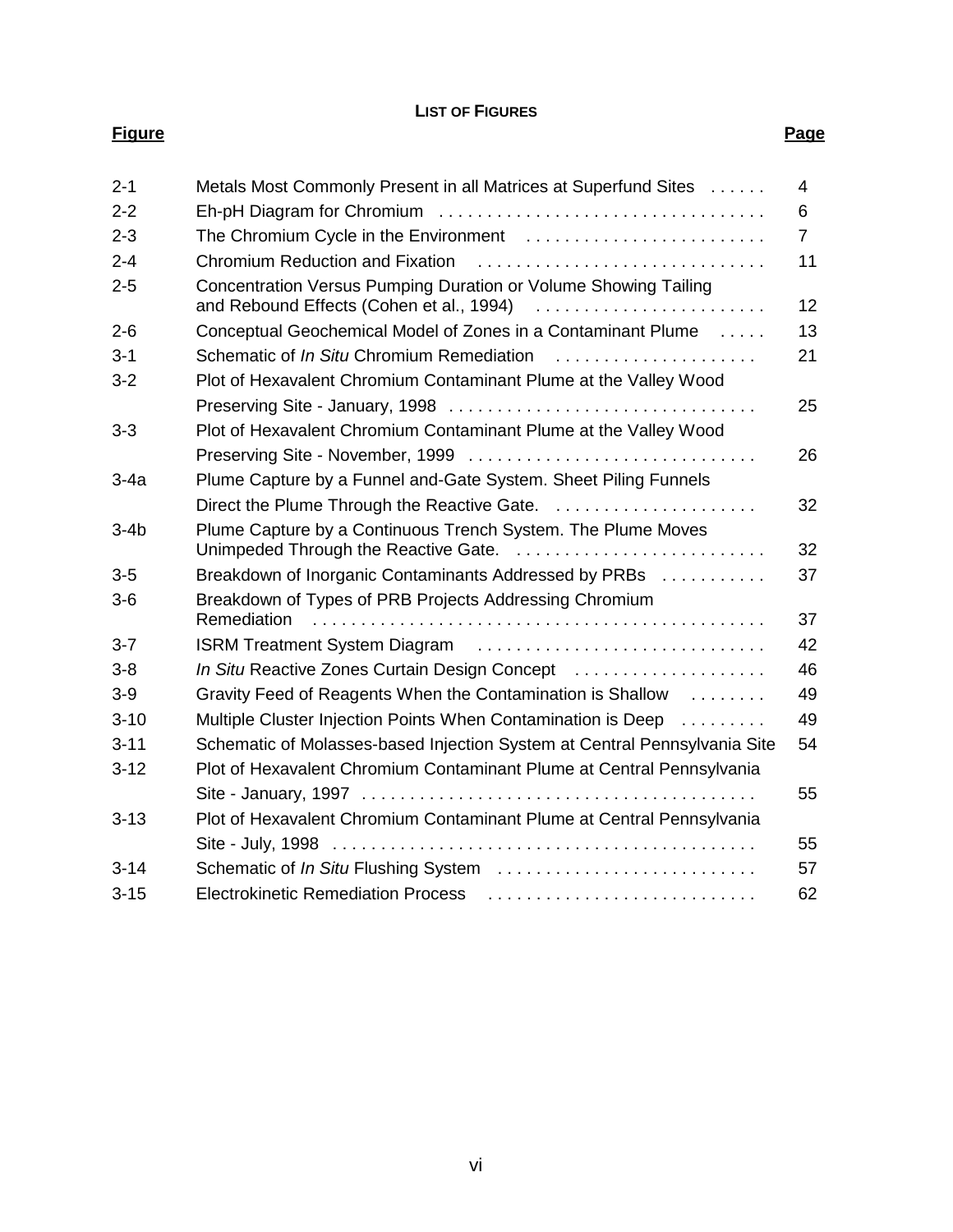**LIST OF FIGURES**

| Figure | | Page |
|---|---|---|
| 2-1 | Metals Most Commonly Present in all Matrices at Superfund Sites | 4 |
| 2-2 | Eh-pH Diagram for Chromium | 6 |
| 2-3 | The Chromium Cycle in the Environment | 7 |
| 2-4 | Chromium Reduction and Fixation | 11 |
| 2-5 | Concentration Versus Pumping Duration or Volume Showing Tailing and Rebound Effects (Cohen et al., 1994) | 12 |
| 2-6 | Conceptual Geochemical Model of Zones in a Contaminant Plume | 13 |
| 3-1 | Schematic of *In Situ* Chromium Remediation | 21 |
| 3-2 | Plot of Hexavalent Chromium Contaminant Plume at the Valley Wood Preserving Site - January, 1998 | 25 |
| 3-3 | Plot of Hexavalent Chromium Contaminant Plume at the Valley Wood Preserving Site - November, 1999 | 26 |
| 3-4a | Plume Capture by a Funnel and-Gate System. Sheet Piling Funnels Direct the Plume Through the Reactive Gate. | 32 |
| 3-4b | Plume Capture by a Continuous Trench System. The Plume Moves Unimpeded Through the Reactive Gate. | 32 |
| 3-5 | Breakdown of Inorganic Contaminants Addressed by PRBs | 37 |
| 3-6 | Breakdown of Types of PRB Projects Addressing Chromium Remediation | 37 |
| 3-7 | ISRM Treatment System Diagram | 42 |
| 3-8 | *In Situ* Reactive Zones Curtain Design Concept | 46 |
| 3-9 | Gravity Feed of Reagents When the Contamination is Shallow | 49 |
| 3-10 | Multiple Cluster Injection Points When Contamination is Deep | 49 |
| 3-11 | Schematic of Molasses-based Injection System at Central Pennsylvania Site | 54 |
| 3-12 | Plot of Hexavalent Chromium Contaminant Plume at Central Pennsylvania Site - January, 1997 | 55 |
| 3-13 | Plot of Hexavalent Chromium Contaminant Plume at Central Pennsylvania Site - July, 1998 | 55 |
| 3-14 | Schematic of *In Situ* Flushing System | 57 |
| 3-15 | Electrokinetic Remediation Process | 62 |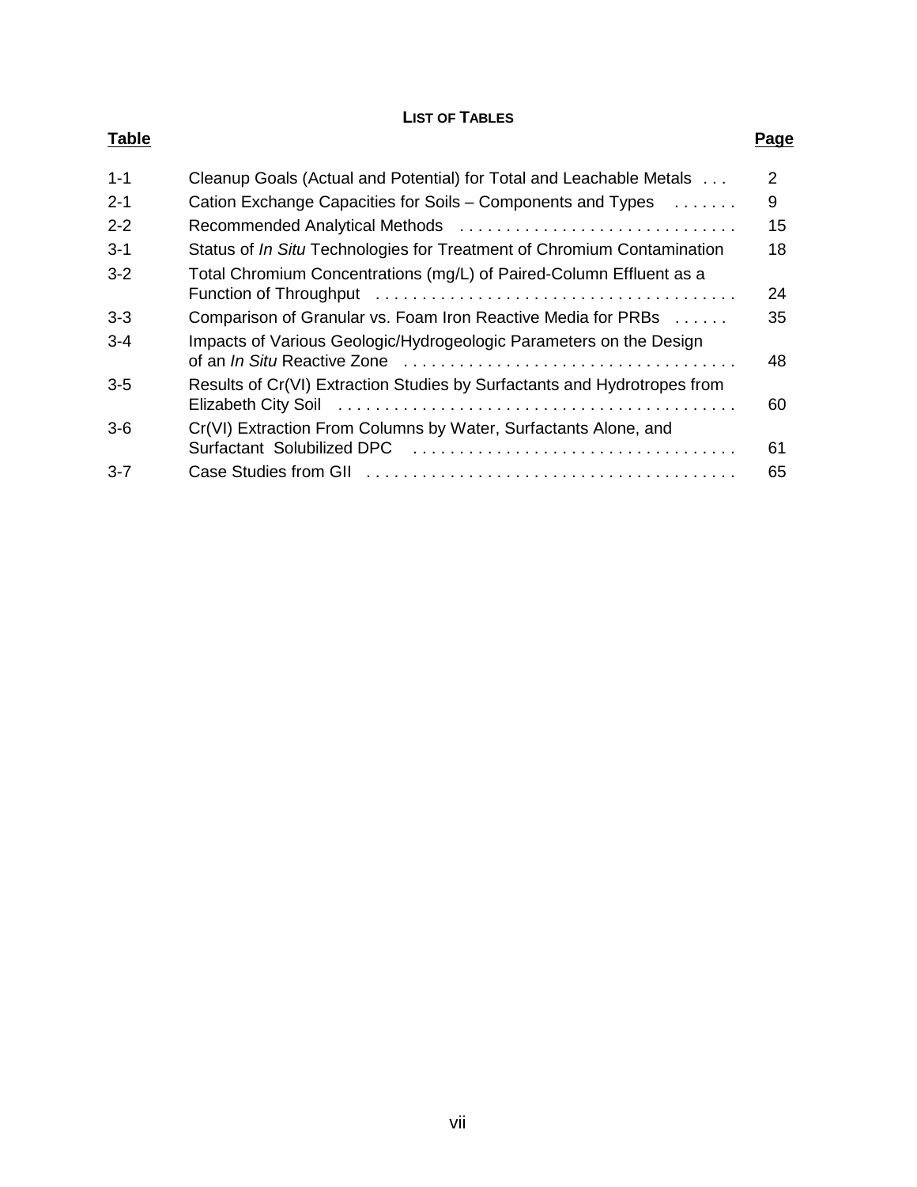## LIST OF TABLES

| Table | | Page |
|---|---|---|
| 1-1 | Cleanup Goals (Actual and Potential) for Total and Leachable Metals | 2 |
| 2-1 | Cation Exchange Capacities for Soils – Components and Types | 9 |
| 2-2 | Recommended Analytical Methods | 15 |
| 3-1 | Status of *In Situ* Technologies for Treatment of Chromium Contamination | 18 |
| 3-2 | Total Chromium Concentrations (mg/L) of Paired-Column Effluent as a Function of Throughput | 24 |
| 3-3 | Comparison of Granular vs. Foam Iron Reactive Media for PRBs | 35 |
| 3-4 | Impacts of Various Geologic/Hydrogeologic Parameters on the Design of an *In Situ* Reactive Zone | 48 |
| 3-5 | Results of Cr(VI) Extraction Studies by Surfactants and Hydrotropes from Elizabeth City Soil | 60 |
| 3-6 | Cr(VI) Extraction From Columns by Water, Surfactants Alone, and Surfactant Solubilized DPC | 61 |
| 3-7 | Case Studies from GII | 65 |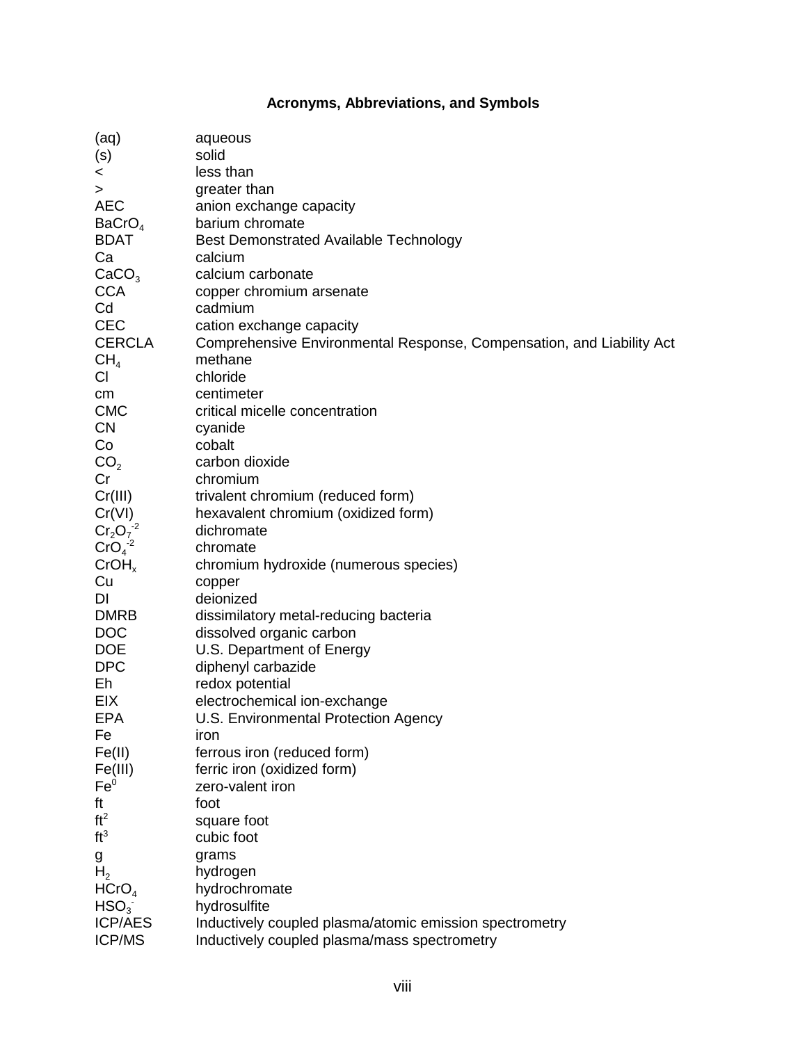## Acronyms, Abbreviations, and Symbols

| | |
|---|---|
| (aq) | aqueous |
| (s) | solid |
| < | less than |
| > | greater than |
| AEC | anion exchange capacity |
| $BaCrO_4$ | barium chromate |
| BDAT | Best Demonstrated Available Technology |
| Ca | calcium |
| $CaCO_3$ | calcium carbonate |
| CCA | copper chromium arsenate |
| Cd | cadmium |
| CEC | cation exchange capacity |
| CERCLA | Comprehensive Environmental Response, Compensation, and Liability Act |
| $CH_4$ | methane |
| Cl | chloride |
| cm | centimeter |
| CMC | critical micelle concentration |
| CN | cyanide |
| Co | cobalt |
| $CO_2$ | carbon dioxide |
| Cr | chromium |
| Cr(III) | trivalent chromium (reduced form) |
| Cr(VI) | hexavalent chromium (oxidized form) |
| $Cr_2O_7^{-2}$ | dichromate |
| $CrO_4^{-2}$ | chromate |
| $CrOH_x$ | chromium hydroxide (numerous species) |
| Cu | copper |
| DI | deionized |
| DMRB | dissimilatory metal-reducing bacteria |
| DOC | dissolved organic carbon |
| DOE | U.S. Department of Energy |
| DPC | diphenyl carbazide |
| Eh | redox potential |
| EIX | electrochemical ion-exchange |
| EPA | U.S. Environmental Protection Agency |
| Fe | iron |
| Fe(II) | ferrous iron (reduced form) |
| Fe(III) | ferric iron (oxidized form) |
| $Fe^0$ | zero-valent iron |
| ft | foot |
| $ft^2$ | square foot |
| $ft^3$ | cubic foot |
| g | grams |
| $H_2$ | hydrogen |
| $HCrO_4$ | hydrochromate |
| $HSO_3^-$ | hydrosulfite |
| ICP/AES | Inductively coupled plasma/atomic emission spectrometry |
| ICP/MS | Inductively coupled plasma/mass spectrometry |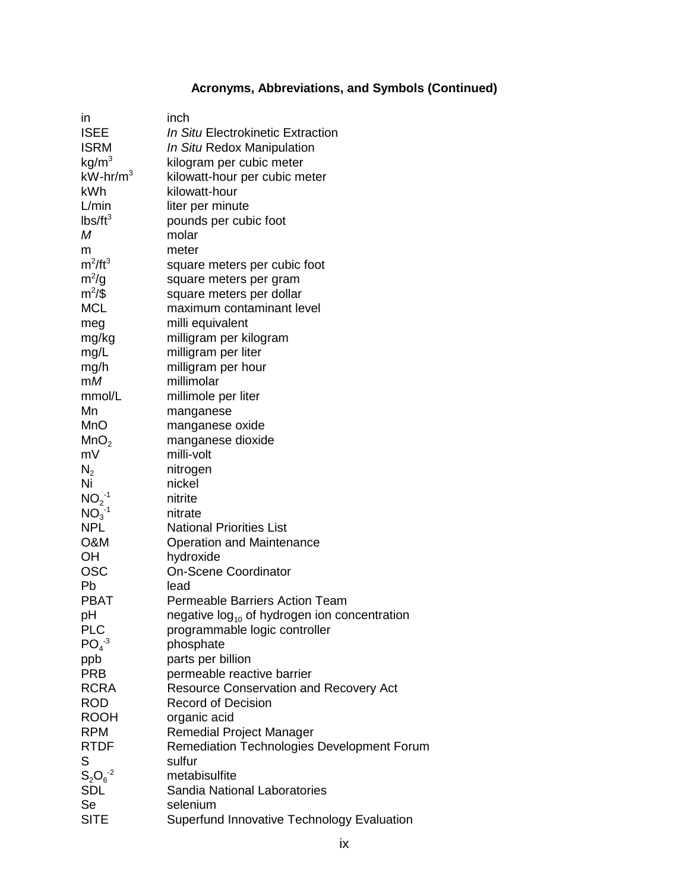### Acronyms, Abbreviations, and Symbols (Continued)

| | |
|---|---|
| in | inch |
| ISEE | *In Situ* Electrokinetic Extraction |
| ISRM | *In Situ* Redox Manipulation |
| $kg/m^3$ | kilogram per cubic meter |
| $kW\text{-}hr/m^3$ | kilowatt-hour per cubic meter |
| kWh | kilowatt-hour |
| L/min | liter per minute |
| $lbs/ft^3$ | pounds per cubic foot |
| *M* | molar |
| m | meter |
| $m^2/ft^3$ | square meters per cubic foot |
| $m^2/g$ | square meters per gram |
| $m^2/\$$ | square meters per dollar |
| MCL | maximum contaminant level |
| meg | milli equivalent |
| mg/kg | milligram per kilogram |
| mg/L | milligram per liter |
| mg/h | milligram per hour |
| m*M* | millimolar |
| mmol/L | millimole per liter |
| Mn | manganese |
| MnO | manganese oxide |
| $MnO_2$ | manganese dioxide |
| mV | milli-volt |
| $N_2$ | nitrogen |
| Ni | nickel |
| $NO_2^{-1}$ | nitrite |
| $NO_3^{-1}$ | nitrate |
| NPL | National Priorities List |
| O&M | Operation and Maintenance |
| OH | hydroxide |
| OSC | On-Scene Coordinator |
| Pb | lead |
| PBAT | Permeable Barriers Action Team |
| pH | negative $\log_{10}$ of hydrogen ion concentration |
| PLC | programmable logic controller |
| $PO_4^{-3}$ | phosphate |
| ppb | parts per billion |
| PRB | permeable reactive barrier |
| RCRA | Resource Conservation and Recovery Act |
| ROD | Record of Decision |
| ROOH | organic acid |
| RPM | Remedial Project Manager |
| RTDF | Remediation Technologies Development Forum |
| S | sulfur |
| $S_2O_6^{-2}$ | metabisulfite |
| SDL | Sandia National Laboratories |
| Se | selenium |
| SITE | Superfund Innovative Technology Evaluation |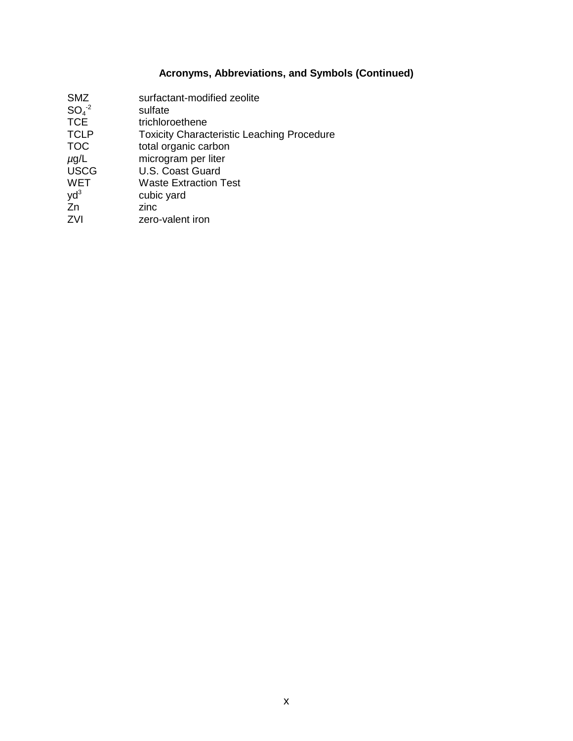**Acronyms, Abbreviations, and Symbols (Continued)**

| | |
|---|---|
| SMZ | surfactant-modified zeolite |
| $SO_4^{-2}$ | sulfate |
| TCE | trichloroethene |
| TCLP | Toxicity Characteristic Leaching Procedure |
| TOC | total organic carbon |
| $\mu$g/L | microgram per liter |
| USCG | U.S. Coast Guard |
| WET | Waste Extraction Test |
| $yd^3$ | cubic yard |
| Zn | zinc |
| ZVI | zero-valent iron |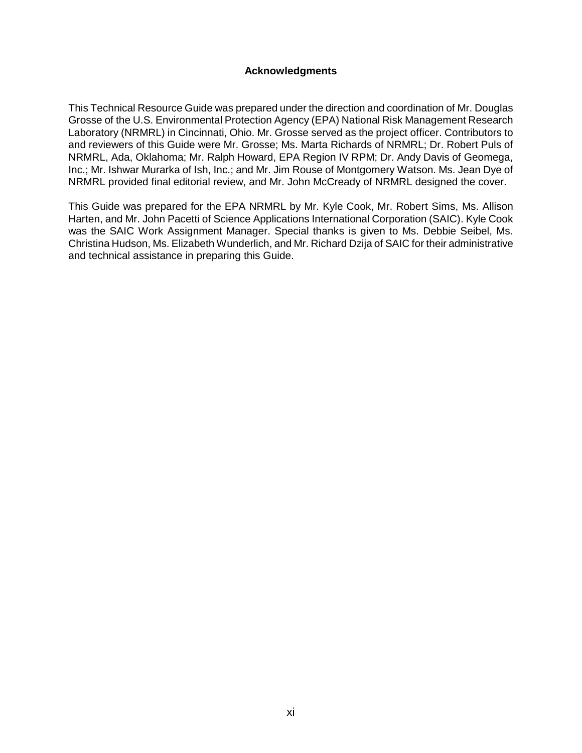## Acknowledgments

This Technical Resource Guide was prepared under the direction and coordination of Mr. Douglas Grosse of the U.S. Environmental Protection Agency (EPA) National Risk Management Research Laboratory (NRMRL) in Cincinnati, Ohio. Mr. Grosse served as the project officer. Contributors to and reviewers of this Guide were Mr. Grosse; Ms. Marta Richards of NRMRL; Dr. Robert Puls of NRMRL, Ada, Oklahoma; Mr. Ralph Howard, EPA Region IV RPM; Dr. Andy Davis of Geomega, Inc.; Mr. Ishwar Murarka of Ish, Inc.; and Mr. Jim Rouse of Montgomery Watson. Ms. Jean Dye of NRMRL provided final editorial review, and Mr. John McCready of NRMRL designed the cover.

This Guide was prepared for the EPA NRMRL by Mr. Kyle Cook, Mr. Robert Sims, Ms. Allison Harten, and Mr. John Pacetti of Science Applications International Corporation (SAIC). Kyle Cook was the SAIC Work Assignment Manager. Special thanks is given to Ms. Debbie Seibel, Ms. Christina Hudson, Ms. Elizabeth Wunderlich, and Mr. Richard Dzija of SAIC for their administrative and technical assistance in preparing this Guide.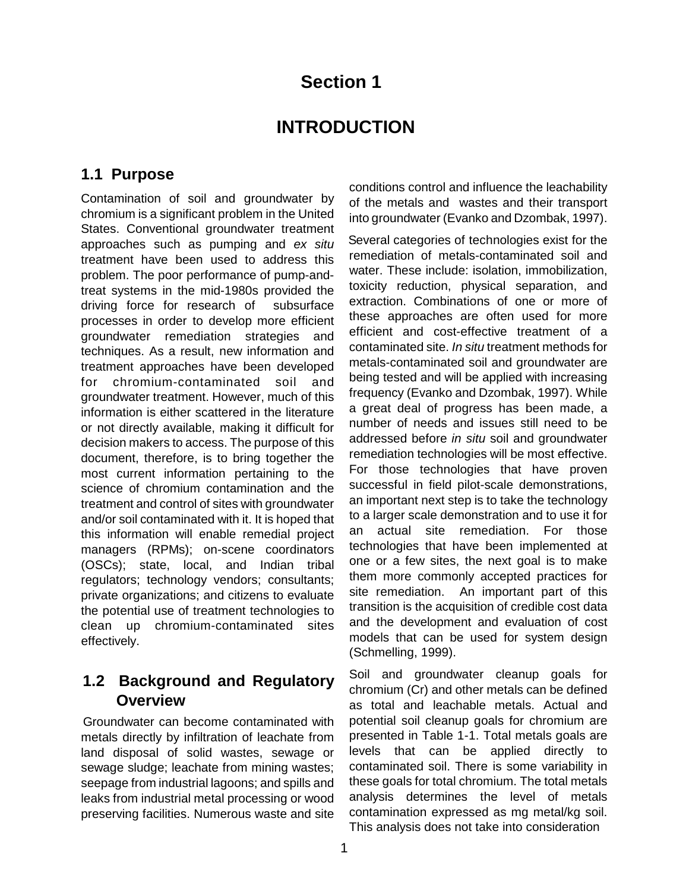# Section 1

# INTRODUCTION

## 1.1 Purpose

Contamination of soil and groundwater by chromium is a significant problem in the United States. Conventional groundwater treatment approaches such as pumping and *ex situ* treatment have been used to address this problem. The poor performance of pump-and-treat systems in the mid-1980s provided the driving force for research of subsurface processes in order to develop more efficient groundwater remediation strategies and techniques. As a result, new information and treatment approaches have been developed for chromium-contaminated soil and groundwater treatment. However, much of this information is either scattered in the literature or not directly available, making it difficult for decision makers to access. The purpose of this document, therefore, is to bring together the most current information pertaining to the science of chromium contamination and the treatment and control of sites with groundwater and/or soil contaminated with it. It is hoped that this information will enable remedial project managers (RPMs); on-scene coordinators (OSCs); state, local, and Indian tribal regulators; technology vendors; consultants; private organizations; and citizens to evaluate the potential use of treatment technologies to clean up chromium-contaminated sites effectively.

## 1.2 Background and Regulatory Overview

Groundwater can become contaminated with metals directly by infiltration of leachate from land disposal of solid wastes, sewage or sewage sludge; leachate from mining wastes; seepage from industrial lagoons; and spills and leaks from industrial metal processing or wood preserving facilities. Numerous waste and site conditions control and influence the leachability of the metals and wastes and their transport into groundwater (Evanko and Dzombak, 1997).

Several categories of technologies exist for the remediation of metals-contaminated soil and water. These include: isolation, immobilization, toxicity reduction, physical separation, and extraction. Combinations of one or more of these approaches are often used for more efficient and cost-effective treatment of a contaminated site. *In situ* treatment methods for metals-contaminated soil and groundwater are being tested and will be applied with increasing frequency (Evanko and Dzombak, 1997). While a great deal of progress has been made, a number of needs and issues still need to be addressed before *in situ* soil and groundwater remediation technologies will be most effective. For those technologies that have proven successful in field pilot-scale demonstrations, an important next step is to take the technology to a larger scale demonstration and to use it for an actual site remediation. For those technologies that have been implemented at one or a few sites, the next goal is to make them more commonly accepted practices for site remediation. An important part of this transition is the acquisition of credible cost data and the development and evaluation of cost models that can be used for system design (Schmelling, 1999).

Soil and groundwater cleanup goals for chromium (Cr) and other metals can be defined as total and leachable metals. Actual and potential soil cleanup goals for chromium are presented in Table 1-1. Total metals goals are levels that can be applied directly to contaminated soil. There is some variability in these goals for total chromium. The total metals analysis determines the level of metals contamination expressed as mg metal/kg soil. This analysis does not take into consideration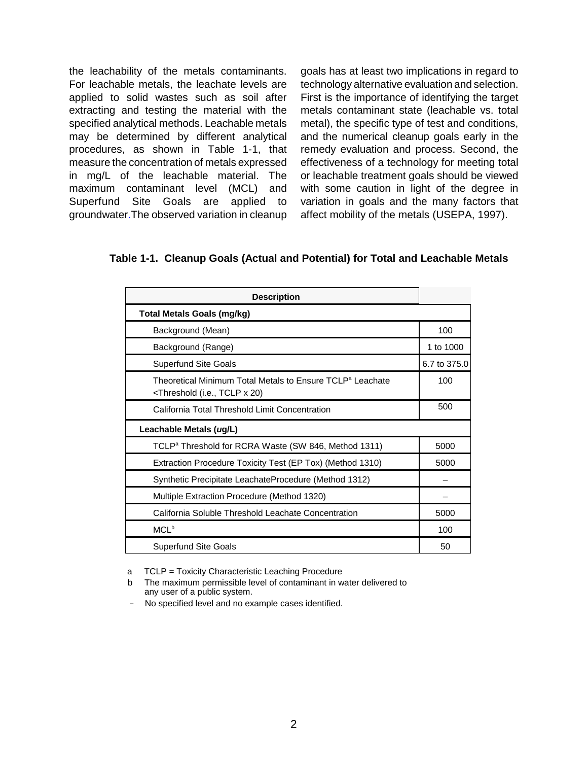the leachability of the metals contaminants. For leachable metals, the leachate levels are applied to solid wastes such as soil after extracting and testing the material with the specified analytical methods. Leachable metals may be determined by different analytical procedures, as shown in Table 1-1, that measure the concentration of metals expressed in mg/L of the leachable material. The maximum contaminant level (MCL) and Superfund Site Goals are applied to groundwater.The observed variation in cleanup goals has at least two implications in regard to technology alternative evaluation and selection. First is the importance of identifying the target metals contaminant state (leachable vs. total metal), the specific type of test and conditions, and the numerical cleanup goals early in the remedy evaluation and process. Second, the effectiveness of a technology for meeting total or leachable treatment goals should be viewed with some caution in light of the degree in variation in goals and the many factors that affect mobility of the metals (USEPA, 1997).

**Table 1-1. Cleanup Goals (Actual and Potential) for Total and Leachable Metals**

| Description | |
|---|---|
| **Total Metals Goals (mg/kg)** | |
| Background (Mean) | 100 |
| Background (Range) | 1 to 1000 |
| Superfund Site Goals | 6.7 to 375.0 |
| Theoretical Minimum Total Metals to Ensure TCLP[a] Leachate <Threshold (i.e., TCLP x 20) | 100 |
| California Total Threshold Limit Concentration | 500 |
| **Leachable Metals (*ug*/L)** | |
| TCLP[a] Threshold for RCRA Waste (SW 846, Method 1311) | 5000 |
| Extraction Procedure Toxicity Test (EP Tox) (Method 1310) | 5000 |
| Synthetic Precipitate LeachateProcedure (Method 1312) | – |
| Multiple Extraction Procedure (Method 1320) | – |
| California Soluble Threshold Leachate Concentration | 5000 |
| MCL[b] | 100 |
| Superfund Site Goals | 50 |

a TCLP = Toxicity Characteristic Leaching Procedure

b The maximum permissible level of contaminant in water delivered to any user of a public system.

– No specified level and no example cases identified.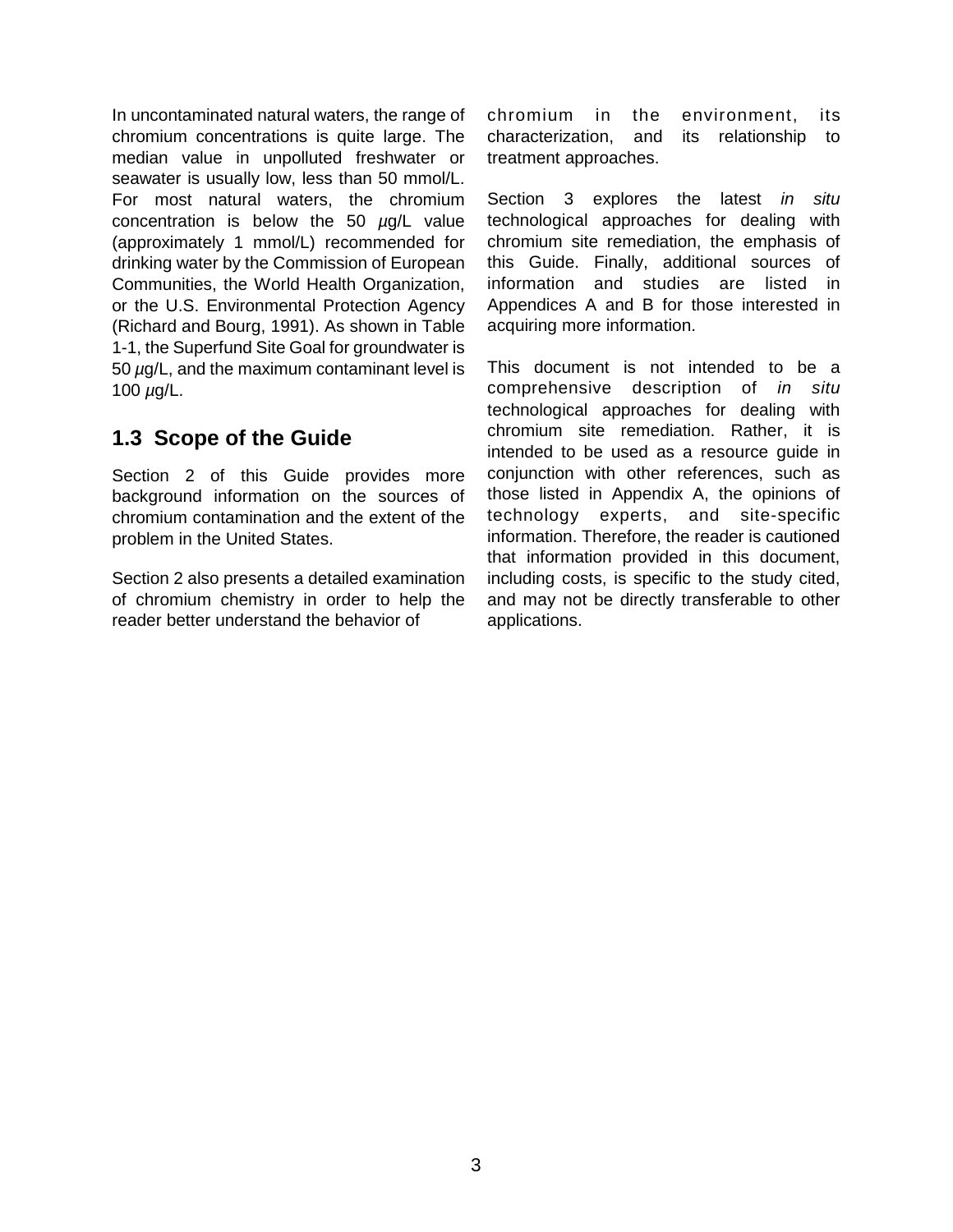In uncontaminated natural waters, the range of chromium concentrations is quite large. The median value in unpolluted freshwater or seawater is usually low, less than 50 mmol/L. For most natural waters, the chromium concentration is below the 50 $\mu$g/L value (approximately 1 mmol/L) recommended for drinking water by the Commission of European Communities, the World Health Organization, or the U.S. Environmental Protection Agency (Richard and Bourg, 1991). As shown in Table 1-1, the Superfund Site Goal for groundwater is 50 $\mu$g/L, and the maximum contaminant level is 100 $\mu$g/L.

## 1.3 Scope of the Guide

Section 2 of this Guide provides more background information on the sources of chromium contamination and the extent of the problem in the United States.

Section 2 also presents a detailed examination of chromium chemistry in order to help the reader better understand the behavior of chromium in the environment, its characterization, and its relationship to treatment approaches.

Section 3 explores the latest *in situ* technological approaches for dealing with chromium site remediation, the emphasis of this Guide. Finally, additional sources of information and studies are listed in Appendices A and B for those interested in acquiring more information.

This document is not intended to be a comprehensive description of *in situ* technological approaches for dealing with chromium site remediation. Rather, it is intended to be used as a resource guide in conjunction with other references, such as those listed in Appendix A, the opinions of technology experts, and site-specific information. Therefore, the reader is cautioned that information provided in this document, including costs, is specific to the study cited, and may not be directly transferable to other applications.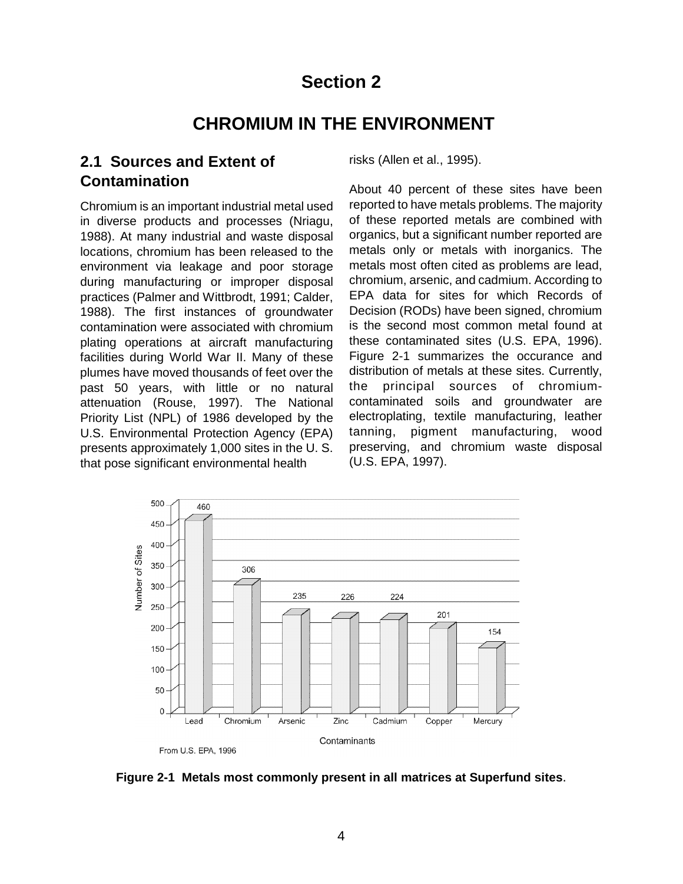# Section 2

# CHROMIUM IN THE ENVIRONMENT

## 2.1 Sources and Extent of Contamination

Chromium is an important industrial metal used in diverse products and processes (Nriagu, 1988). At many industrial and waste disposal locations, chromium has been released to the environment via leakage and poor storage during manufacturing or improper disposal practices (Palmer and Wittbrodt, 1991; Calder, 1988). The first instances of groundwater contamination were associated with chromium plating operations at aircraft manufacturing facilities during World War II. Many of these plumes have moved thousands of feet over the past 50 years, with little or no natural attenuation (Rouse, 1997). The National Priority List (NPL) of 1986 developed by the U.S. Environmental Protection Agency (EPA) presents approximately 1,000 sites in the U. S. that pose significant environmental health risks (Allen et al., 1995).

About 40 percent of these sites have been reported to have metals problems. The majority of these reported metals are combined with organics, but a significant number reported are metals only or metals with inorganics. The metals most often cited as problems are lead, chromium, arsenic, and cadmium. According to EPA data for sites for which Records of Decision (RODs) have been signed, chromium is the second most common metal found at these contaminated sites (U.S. EPA, 1996). Figure 2-1 summarizes the occurance and distribution of metals at these sites. Currently, the principal sources of chromium-contaminated soils and groundwater are electroplating, textile manufacturing, leather tanning, pigment manufacturing, wood preserving, and chromium waste disposal (U.S. EPA, 1997).

| Contaminants | Number of Sites |
|---|---|
| Lead | 460 |
| Chromium | 306 |
| Arsenic | 235 |
| Zinc | 226 |
| Cadmium | 224 |
| Copper | 201 |
| Mercury | 154 |

From U.S. EPA, 1996

**Figure 2-1 Metals most commonly present in all matrices at Superfund sites**.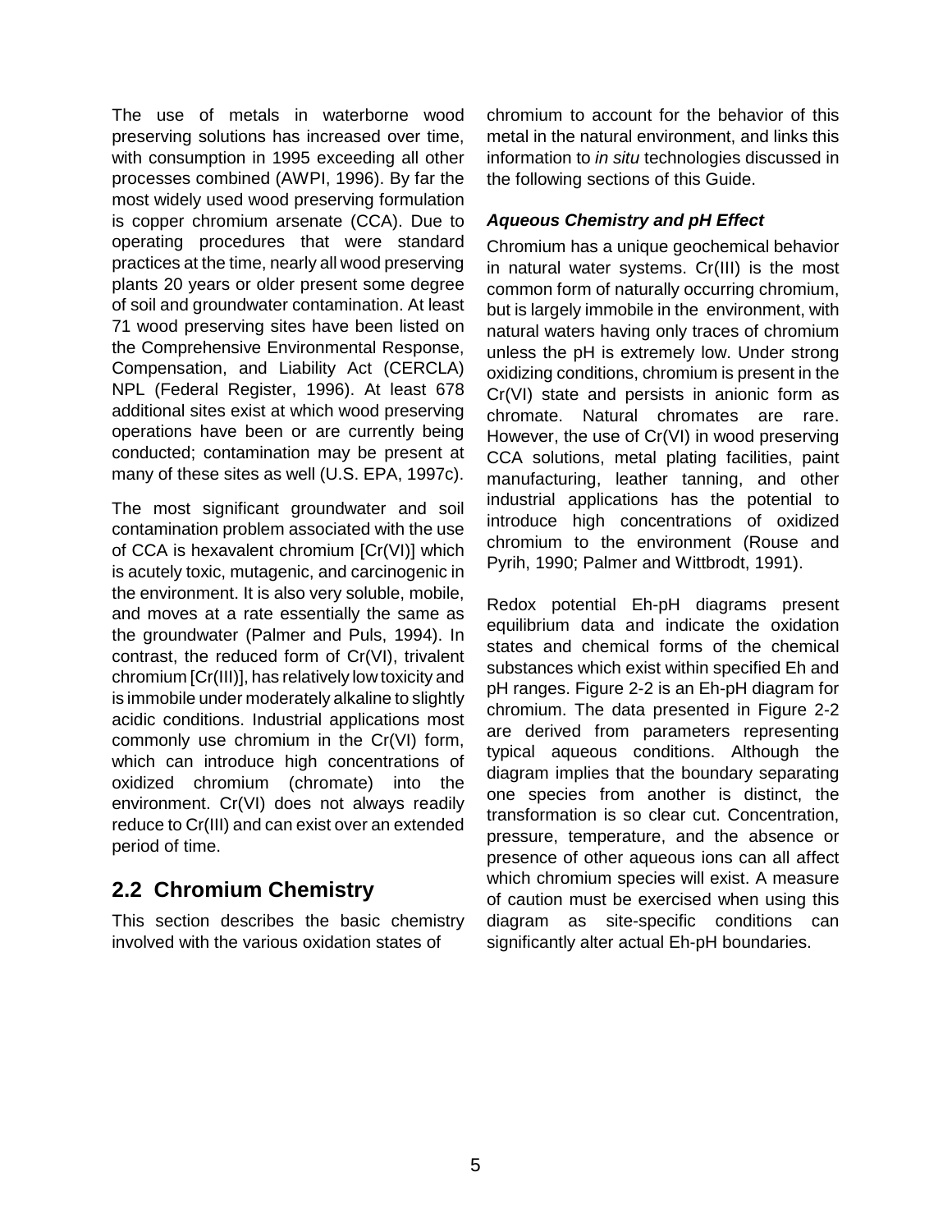The use of metals in waterborne wood preserving solutions has increased over time, with consumption in 1995 exceeding all other processes combined (AWPI, 1996). By far the most widely used wood preserving formulation is copper chromium arsenate (CCA). Due to operating procedures that were standard practices at the time, nearly all wood preserving plants 20 years or older present some degree of soil and groundwater contamination. At least 71 wood preserving sites have been listed on the Comprehensive Environmental Response, Compensation, and Liability Act (CERCLA) NPL (Federal Register, 1996). At least 678 additional sites exist at which wood preserving operations have been or are currently being conducted; contamination may be present at many of these sites as well (U.S. EPA, 1997c).

The most significant groundwater and soil contamination problem associated with the use of CCA is hexavalent chromium [Cr(VI)] which is acutely toxic, mutagenic, and carcinogenic in the environment. It is also very soluble, mobile, and moves at a rate essentially the same as the groundwater (Palmer and Puls, 1994). In contrast, the reduced form of Cr(VI), trivalent chromium [Cr(III)], has relatively low toxicity and is immobile under moderately alkaline to slightly acidic conditions. Industrial applications most commonly use chromium in the Cr(VI) form, which can introduce high concentrations of oxidized chromium (chromate) into the environment. Cr(VI) does not always readily reduce to Cr(III) and can exist over an extended period of time.

## 2.2 Chromium Chemistry

This section describes the basic chemistry involved with the various oxidation states of chromium to account for the behavior of this metal in the natural environment, and links this information to *in situ* technologies discussed in the following sections of this Guide.

### *Aqueous Chemistry and pH Effect*

Chromium has a unique geochemical behavior in natural water systems. Cr(III) is the most common form of naturally occurring chromium, but is largely immobile in the environment, with natural waters having only traces of chromium unless the pH is extremely low. Under strong oxidizing conditions, chromium is present in the Cr(VI) state and persists in anionic form as chromate. Natural chromates are rare. However, the use of Cr(VI) in wood preserving CCA solutions, metal plating facilities, paint manufacturing, leather tanning, and other industrial applications has the potential to introduce high concentrations of oxidized chromium to the environment (Rouse and Pyrih, 1990; Palmer and Wittbrodt, 1991).

Redox potential Eh-pH diagrams present equilibrium data and indicate the oxidation states and chemical forms of the chemical substances which exist within specified Eh and pH ranges. Figure 2-2 is an Eh-pH diagram for chromium. The data presented in Figure 2-2 are derived from parameters representing typical aqueous conditions. Although the diagram implies that the boundary separating one species from another is distinct, the transformation is so clear cut. Concentration, pressure, temperature, and the absence or presence of other aqueous ions can all affect which chromium species will exist. A measure of caution must be exercised when using this diagram as site-specific conditions can significantly alter actual Eh-pH boundaries.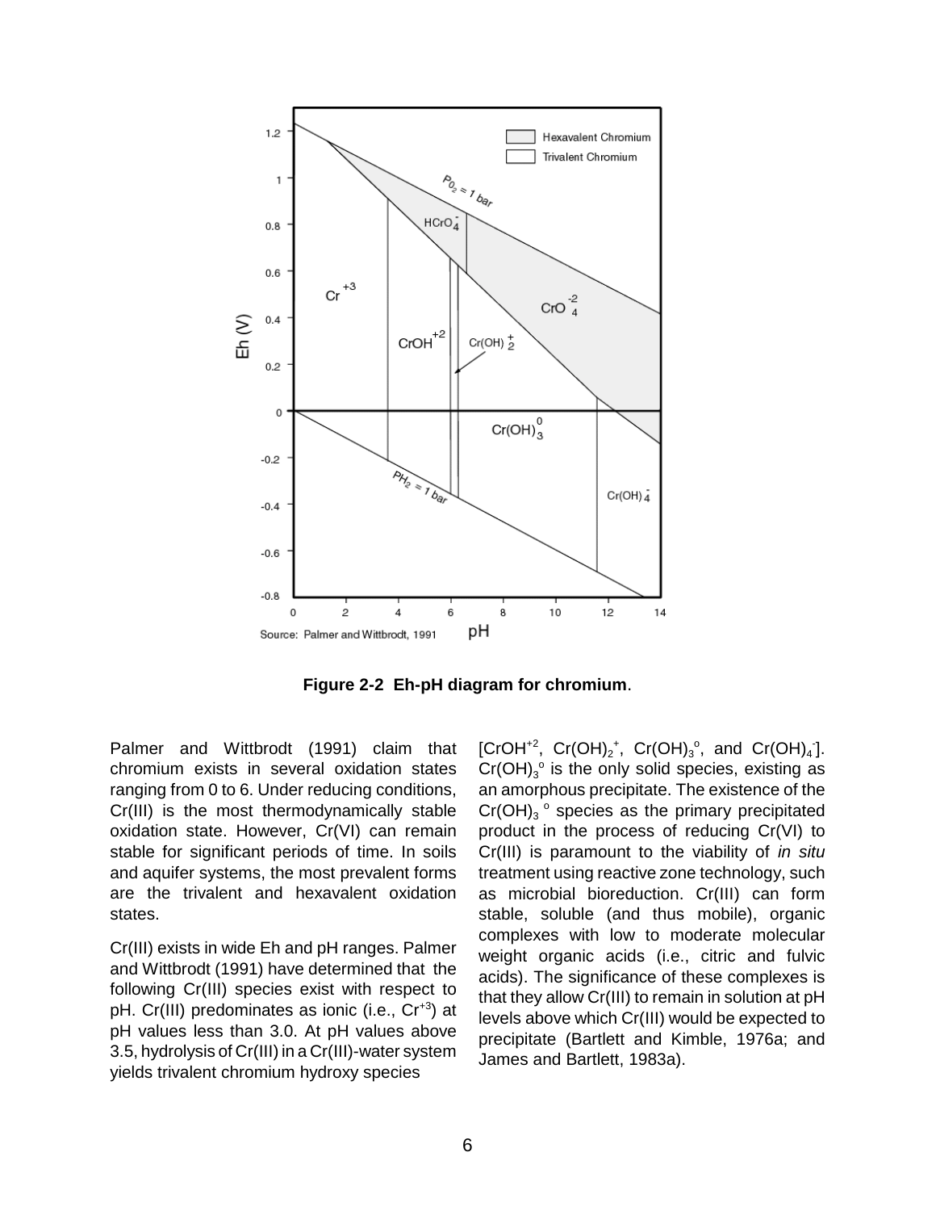Figure 2-2 Eh-pH diagram for chromium.

Palmer and Wittbrodt (1991) claim that chromium exists in several oxidation states ranging from 0 to 6. Under reducing conditions, Cr(III) is the most thermodynamically stable oxidation state. However, Cr(VI) can remain stable for significant periods of time. In soils and aquifer systems, the most prevalent forms are the trivalent and hexavalent oxidation states.

Cr(III) exists in wide Eh and pH ranges. Palmer and Wittbrodt (1991) have determined that the following Cr(III) species exist with respect to pH. Cr(III) predominates as ionic (i.e., $Cr^{+3}$) at pH values less than 3.0. At pH values above 3.5, hydrolysis of Cr(III) in a Cr(III)-water system yields trivalent chromium hydroxy species [$CrOH^{+2}$, $Cr(OH)_2^{+}$, $Cr(OH)_3^{o}$, and $Cr(OH)_4^{-}$]. $Cr(OH)_3^{o}$ is the only solid species, existing as an amorphous precipitate. The existence of the $Cr(OH)_3^{\ o}$ species as the primary precipitated product in the process of reducing Cr(VI) to Cr(III) is paramount to the viability of *in situ* treatment using reactive zone technology, such as microbial bioreduction. Cr(III) can form stable, soluble (and thus mobile), organic complexes with low to moderate molecular weight organic acids (i.e., citric and fulvic acids). The significance of these complexes is that they allow Cr(III) to remain in solution at pH levels above which Cr(III) would be expected to precipitate (Bartlett and Kimble, 1976a; and James and Bartlett, 1983a).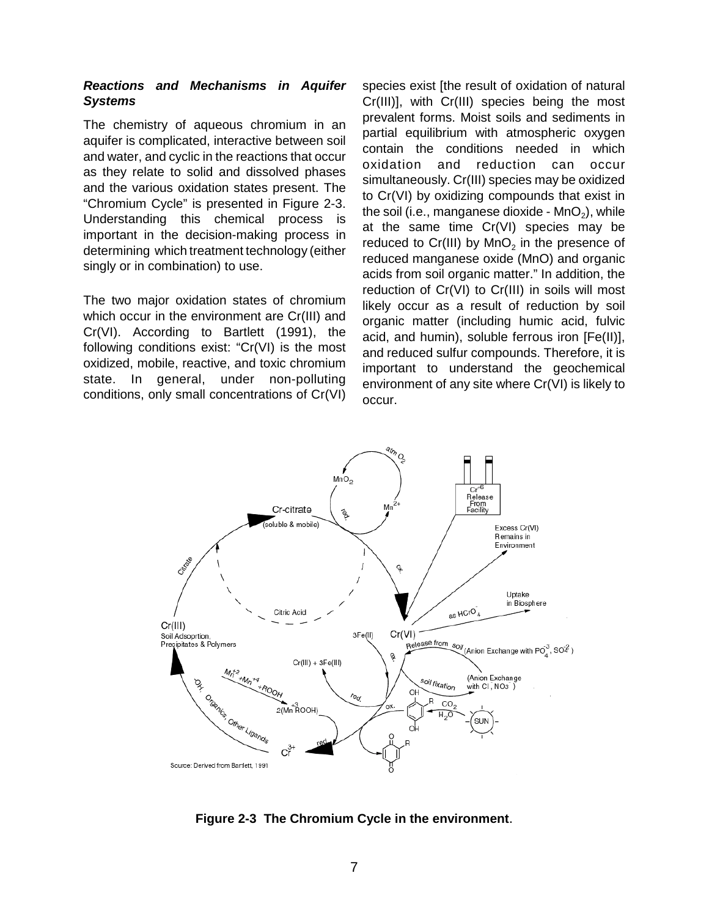***Reactions and Mechanisms in Aquifer Systems***

The chemistry of aqueous chromium in an aquifer is complicated, interactive between soil and water, and cyclic in the reactions that occur as they relate to solid and dissolved phases and the various oxidation states present. The "Chromium Cycle" is presented in Figure 2-3. Understanding this chemical process is important in the decision-making process in determining which treatment technology (either singly or in combination) to use.

The two major oxidation states of chromium which occur in the environment are Cr(III) and Cr(VI). According to Bartlett (1991), the following conditions exist: "Cr(VI) is the most oxidized, mobile, reactive, and toxic chromium state. In general, under non-polluting conditions, only small concentrations of Cr(VI) species exist [the result of oxidation of natural Cr(III)], with Cr(III) species being the most prevalent forms. Moist soils and sediments in partial equilibrium with atmospheric oxygen contain the conditions needed in which oxidation and reduction can occur simultaneously. Cr(III) species may be oxidized to Cr(VI) by oxidizing compounds that exist in the soil (i.e., manganese dioxide - $MnO_2$), while at the same time Cr(VI) species may be reduced to Cr(III) by $MnO_2$ in the presence of reduced manganese oxide (MnO) and organic acids from soil organic matter." In addition, the reduction of Cr(VI) to Cr(III) in soils will most likely occur as a result of reduction by soil organic matter (including humic acid, fulvic acid, and humin), soluble ferrous iron [Fe(II)], and reduced sulfur compounds. Therefore, it is important to understand the geochemical environment of any site where Cr(VI) is likely to occur.

**Figure 2-3 The Chromium Cycle in the environment**.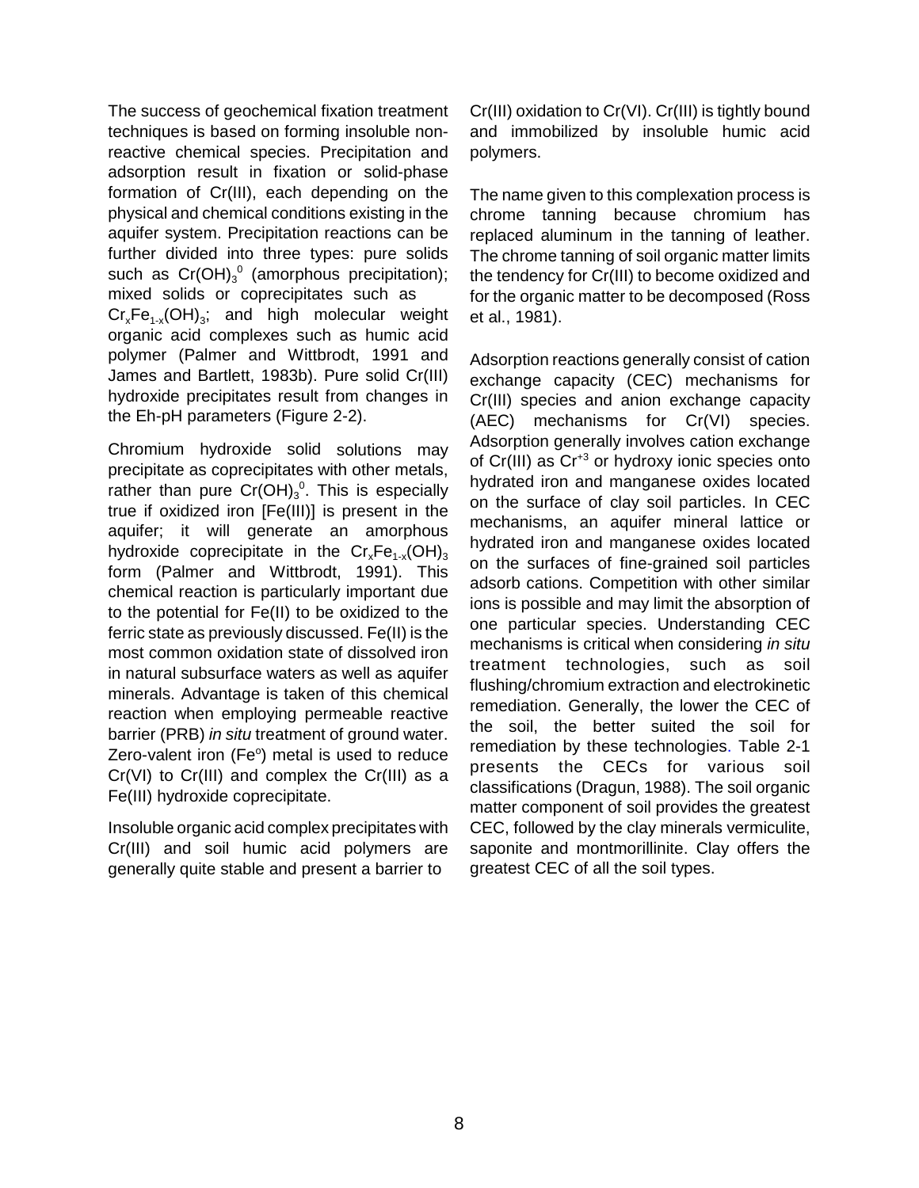The success of geochemical fixation treatment techniques is based on forming insoluble non-reactive chemical species. Precipitation and adsorption result in fixation or solid-phase formation of Cr(III), each depending on the physical and chemical conditions existing in the aquifer system. Precipitation reactions can be further divided into three types: pure solids such as $Cr(OH)_3^0$ (amorphous precipitation); mixed solids or coprecipitates such as $Cr_xFe_{1-x}(OH)_3$; and high molecular weight organic acid complexes such as humic acid polymer (Palmer and Wittbrodt, 1991 and James and Bartlett, 1983b). Pure solid Cr(III) hydroxide precipitates result from changes in the Eh-pH parameters (Figure 2-2).

Chromium hydroxide solid solutions may precipitate as coprecipitates with other metals, rather than pure $Cr(OH)_3^0$. This is especially true if oxidized iron [Fe(III)] is present in the aquifer; it will generate an amorphous hydroxide coprecipitate in the $Cr_xFe_{1-x}(OH)_3$ form (Palmer and Wittbrodt, 1991). This chemical reaction is particularly important due to the potential for Fe(II) to be oxidized to the ferric state as previously discussed. Fe(II) is the most common oxidation state of dissolved iron in natural subsurface waters as well as aquifer minerals. Advantage is taken of this chemical reaction when employing permeable reactive barrier (PRB) *in situ* treatment of ground water. Zero-valent iron ($Fe^o$) metal is used to reduce Cr(VI) to Cr(III) and complex the Cr(III) as a Fe(III) hydroxide coprecipitate.

Insoluble organic acid complex precipitates with Cr(III) and soil humic acid polymers are generally quite stable and present a barrier to Cr(III) oxidation to Cr(VI). Cr(III) is tightly bound and immobilized by insoluble humic acid polymers.

The name given to this complexation process is chrome tanning because chromium has replaced aluminum in the tanning of leather. The chrome tanning of soil organic matter limits the tendency for Cr(III) to become oxidized and for the organic matter to be decomposed (Ross et al., 1981).

Adsorption reactions generally consist of cation exchange capacity (CEC) mechanisms for Cr(III) species and anion exchange capacity (AEC) mechanisms for Cr(VI) species. Adsorption generally involves cation exchange of Cr(III) as $Cr^{+3}$ or hydroxy ionic species onto hydrated iron and manganese oxides located on the surface of clay soil particles. In CEC mechanisms, an aquifer mineral lattice or hydrated iron and manganese oxides located on the surfaces of fine-grained soil particles adsorb cations. Competition with other similar ions is possible and may limit the absorption of one particular species. Understanding CEC mechanisms is critical when considering *in situ* treatment technologies, such as soil flushing/chromium extraction and electrokinetic remediation. Generally, the lower the CEC of the soil, the better suited the soil for remediation by these technologies. Table 2-1 presents the CECs for various soil classifications (Dragun, 1988). The soil organic matter component of soil provides the greatest CEC, followed by the clay minerals vermiculite, saponite and montmorillinite. Clay offers the greatest CEC of all the soil types.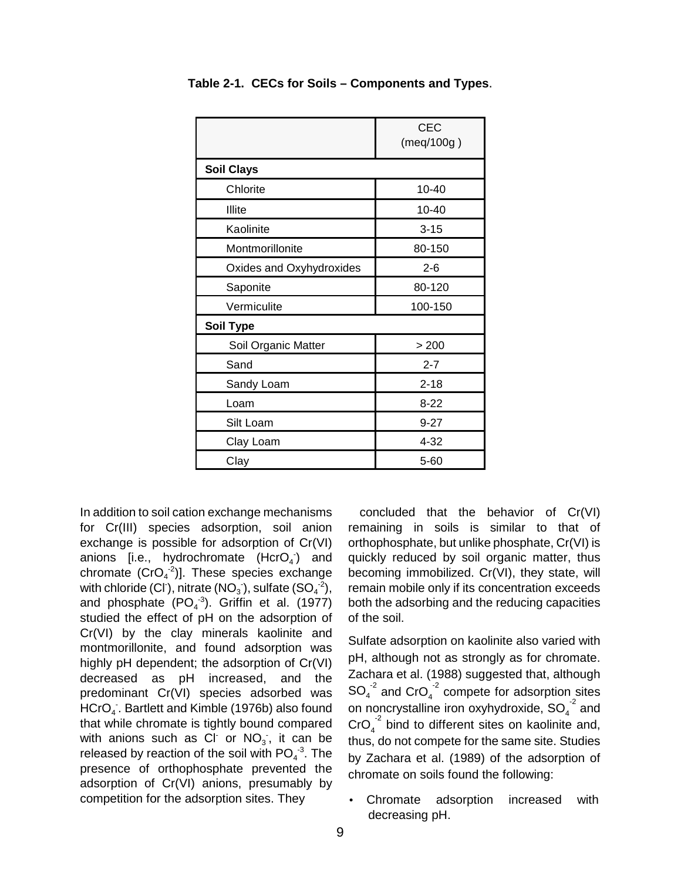**Table 2-1. CECs for Soils – Components and Types**.

| | CEC (meq/100g ) |
|---|---|
| **Soil Clays** | |
| Chlorite | 10-40 |
| Illite | 10-40 |
| Kaolinite | 3-15 |
| Montmorillonite | 80-150 |
| Oxides and Oxyhydroxides | 2-6 |
| Saponite | 80-120 |
| Vermiculite | 100-150 |
| **Soil Type** | |
| Soil Organic Matter | > 200 |
| Sand | 2-7 |
| Sandy Loam | 2-18 |
| Loam | 8-22 |
| Silt Loam | 9-27 |
| Clay Loam | 4-32 |
| Clay | 5-60 |

In addition to soil cation exchange mechanisms for Cr(III) species adsorption, soil anion exchange is possible for adsorption of Cr(VI) anions [i.e., hydrochromate ($HcrO_4^-$) and chromate ($CrO_4^{-2}$)]. These species exchange with chloride ($Cl^-$), nitrate ($NO_3^-$), sulfate ($SO_4^{-2}$), and phosphate ($PO_4^{-3}$). Griffin et al. (1977) studied the effect of pH on the adsorption of Cr(VI) by the clay minerals kaolinite and montmorillonite, and found adsorption was highly pH dependent; the adsorption of Cr(VI) decreased as pH increased, and the predominant Cr(VI) species adsorbed was $HCrO_4^-$. Bartlett and Kimble (1976b) also found that while chromate is tightly bound compared with anions such as $Cl^-$ or $NO_3^-$, it can be released by reaction of the soil with $PO_4^{-3}$. The presence of orthophosphate prevented the adsorption of Cr(VI) anions, presumably by competition for the adsorption sites. They concluded that the behavior of Cr(VI) remaining in soils is similar to that of orthophosphate, but unlike phosphate, Cr(VI) is quickly reduced by soil organic matter, thus becoming immobilized. Cr(VI), they state, will remain mobile only if its concentration exceeds both the adsorbing and the reducing capacities of the soil.

Sulfate adsorption on kaolinite also varied with pH, although not as strongly as for chromate. Zachara et al. (1988) suggested that, although $SO_4^{-2}$ and $CrO_4^{-2}$ compete for adsorption sites on noncrystalline iron oxyhydroxide, $SO_4^{-2}$ and $CrO_4^{-2}$ bind to different sites on kaolinite and, thus, do not compete for the same site. Studies by Zachara et al. (1989) of the adsorption of chromate on soils found the following:

- Chromate adsorption increased with decreasing pH.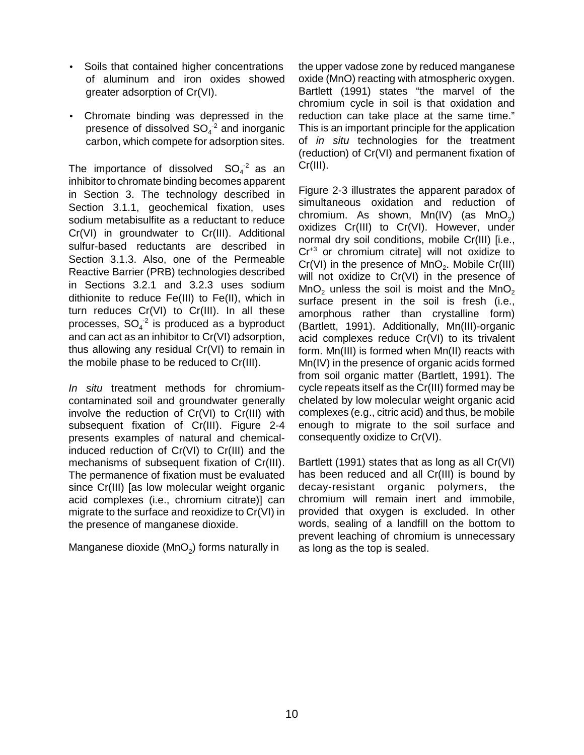- Soils that contained higher concentrations of aluminum and iron oxides showed greater adsorption of Cr(VI).
- Chromate binding was depressed in the presence of dissolved $SO_4^{-2}$ and inorganic carbon, which compete for adsorption sites.

The importance of dissolved $SO_4^{-2}$ as an inhibitor to chromate binding becomes apparent in Section 3. The technology described in Section 3.1.1, geochemical fixation, uses sodium metabisulfite as a reductant to reduce Cr(VI) in groundwater to Cr(III). Additional sulfur-based reductants are described in Section 3.1.3. Also, one of the Permeable Reactive Barrier (PRB) technologies described in Sections 3.2.1 and 3.2.3 uses sodium dithionite to reduce Fe(III) to Fe(II), which in turn reduces Cr(VI) to Cr(III). In all these processes, $SO_4^{-2}$ is produced as a byproduct and can act as an inhibitor to Cr(VI) adsorption, thus allowing any residual Cr(VI) to remain in the mobile phase to be reduced to Cr(III).

*In situ* treatment methods for chromium-contaminated soil and groundwater generally involve the reduction of Cr(VI) to Cr(III) with subsequent fixation of Cr(III). Figure 2-4 presents examples of natural and chemical-induced reduction of Cr(VI) to Cr(III) and the mechanisms of subsequent fixation of Cr(III). The permanence of fixation must be evaluated since Cr(III) [as low molecular weight organic acid complexes (i.e., chromium citrate)] can migrate to the surface and reoxidize to Cr(VI) in the presence of manganese dioxide.

Manganese dioxide ($MnO_2$) forms naturally in the upper vadose zone by reduced manganese oxide (MnO) reacting with atmospheric oxygen. Bartlett (1991) states "the marvel of the chromium cycle in soil is that oxidation and reduction can take place at the same time." This is an important principle for the application of *in situ* technologies for the treatment (reduction) of Cr(VI) and permanent fixation of Cr(III).

Figure 2-3 illustrates the apparent paradox of simultaneous oxidation and reduction of chromium. As shown, Mn(IV) (as $MnO_2$) oxidizes Cr(III) to Cr(VI). However, under normal dry soil conditions, mobile Cr(III) [i.e., $Cr^{+3}$ or chromium citrate] will not oxidize to Cr(VI) in the presence of $MnO_2$. Mobile Cr(III) will not oxidize to Cr(VI) in the presence of $MnO_2$ unless the soil is moist and the $MnO_2$ surface present in the soil is fresh (i.e., amorphous rather than crystalline form) (Bartlett, 1991). Additionally, Mn(III)-organic acid complexes reduce Cr(VI) to its trivalent form. Mn(III) is formed when Mn(II) reacts with Mn(IV) in the presence of organic acids formed from soil organic matter (Bartlett, 1991). The cycle repeats itself as the Cr(III) formed may be chelated by low molecular weight organic acid complexes (e.g., citric acid) and thus, be mobile enough to migrate to the soil surface and consequently oxidize to Cr(VI).

Bartlett (1991) states that as long as all Cr(VI) has been reduced and all Cr(III) is bound by decay-resistant organic polymers, the chromium will remain inert and immobile, provided that oxygen is excluded. In other words, sealing of a landfill on the bottom to prevent leaching of chromium is unnecessary as long as the top is sealed.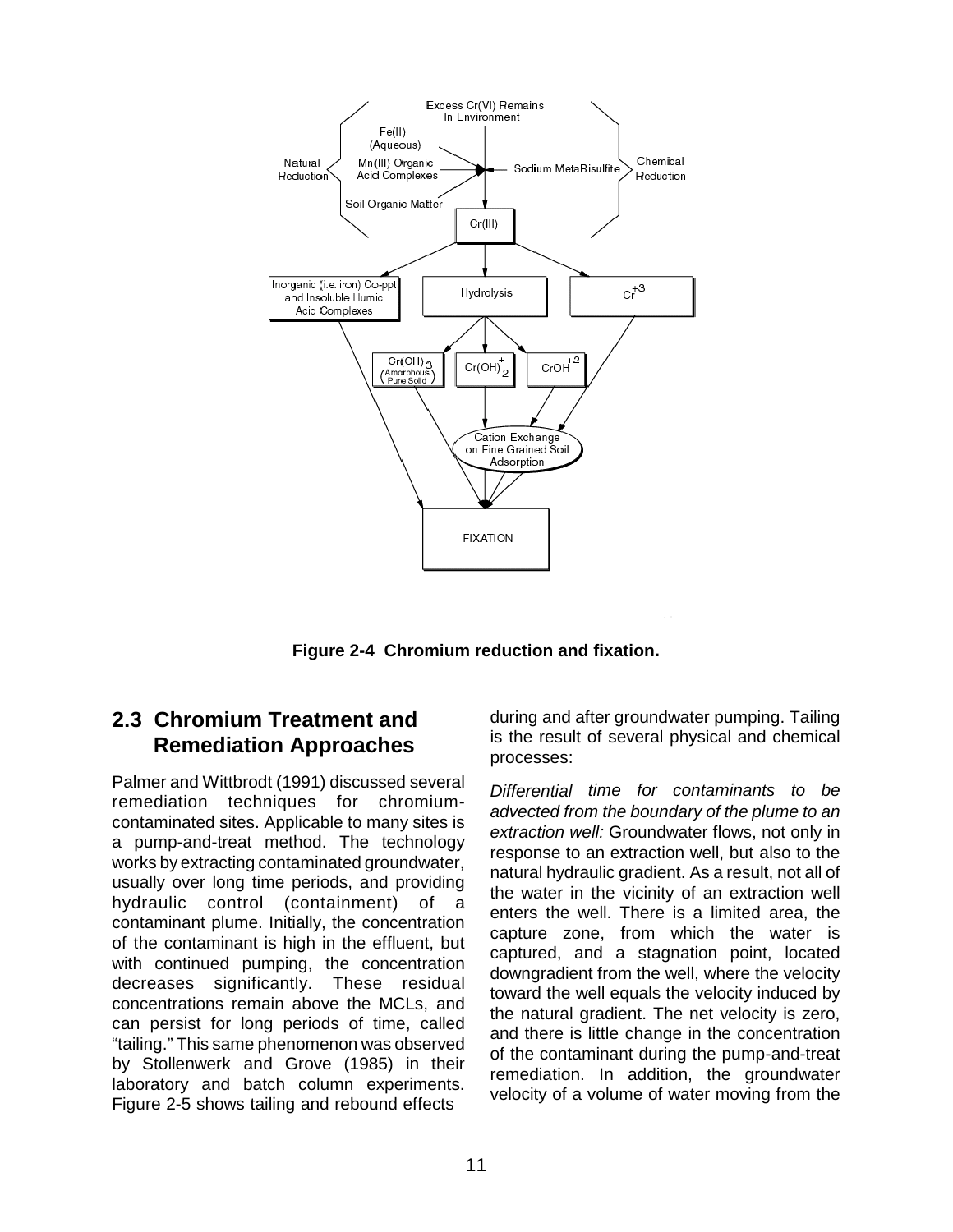**Figure 2-4 Chromium reduction and fixation.**

## 2.3 Chromium Treatment and Remediation Approaches

Palmer and Wittbrodt (1991) discussed several remediation techniques for chromium-contaminated sites. Applicable to many sites is a pump-and-treat method. The technology works by extracting contaminated groundwater, usually over long time periods, and providing hydraulic control (containment) of a contaminant plume. Initially, the concentration of the contaminant is high in the effluent, but with continued pumping, the concentration decreases significantly. These residual concentrations remain above the MCLs, and can persist for long periods of time, called "tailing." This same phenomenon was observed by Stollenwerk and Grove (1985) in their laboratory and batch column experiments. Figure 2-5 shows tailing and rebound effects during and after groundwater pumping. Tailing is the result of several physical and chemical processes:

*Differential time for contaminants to be advected from the boundary of the plume to an extraction well:* Groundwater flows, not only in response to an extraction well, but also to the natural hydraulic gradient. As a result, not all of the water in the vicinity of an extraction well enters the well. There is a limited area, the capture zone, from which the water is captured, and a stagnation point, located downgradient from the well, where the velocity toward the well equals the velocity induced by the natural gradient. The net velocity is zero, and there is little change in the concentration of the contaminant during the pump-and-treat remediation. In addition, the groundwater velocity of a volume of water moving from the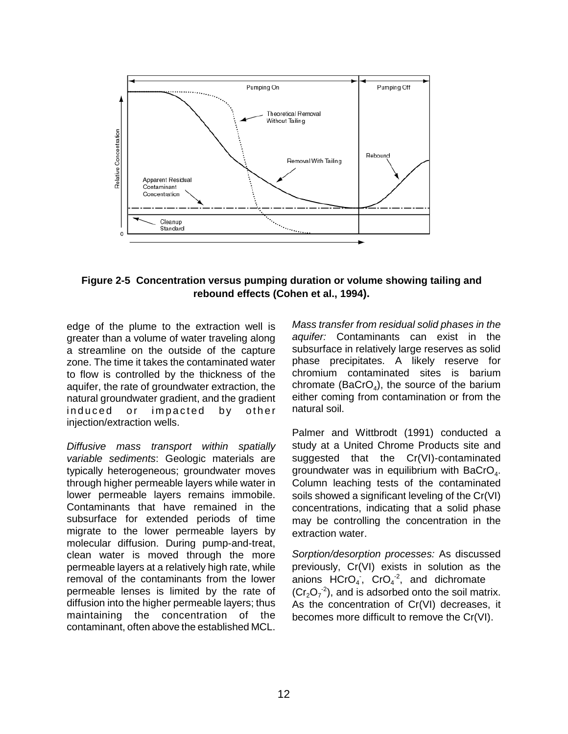**Figure 2-5 Concentration versus pumping duration or volume showing tailing and rebound effects (Cohen et al., 1994).**

edge of the plume to the extraction well is greater than a volume of water traveling along a streamline on the outside of the capture zone. The time it takes the contaminated water to flow is controlled by the thickness of the aquifer, the rate of groundwater extraction, the natural groundwater gradient, and the gradient induced or impacted by other injection/extraction wells.

*Diffusive mass transport within spatially variable sediments*: Geologic materials are typically heterogeneous; groundwater moves through higher permeable layers while water in lower permeable layers remains immobile. Contaminants that have remained in the subsurface for extended periods of time migrate to the lower permeable layers by molecular diffusion. During pump-and-treat, clean water is moved through the more permeable layers at a relatively high rate, while removal of the contaminants from the lower permeable lenses is limited by the rate of diffusion into the higher permeable layers; thus maintaining the concentration of the contaminant, often above the established MCL.

*Mass transfer from residual solid phases in the aquifer:* Contaminants can exist in the subsurface in relatively large reserves as solid phase precipitates. A likely reserve for chromium contaminated sites is barium chromate ($BaCrO_4$), the source of the barium either coming from contamination or from the natural soil.

Palmer and Wittbrodt (1991) conducted a study at a United Chrome Products site and suggested that the Cr(VI)-contaminated groundwater was in equilibrium with $BaCrO_4$. Column leaching tests of the contaminated soils showed a significant leveling of the Cr(VI) concentrations, indicating that a solid phase may be controlling the concentration in the extraction water.

*Sorption/desorption processes:* As discussed previously, Cr(VI) exists in solution as the anions $HCrO_4^-$, $CrO_4^{-2}$, and dichromate ($Cr_2O_7^{-2}$), and is adsorbed onto the soil matrix. As the concentration of Cr(VI) decreases, it becomes more difficult to remove the Cr(VI).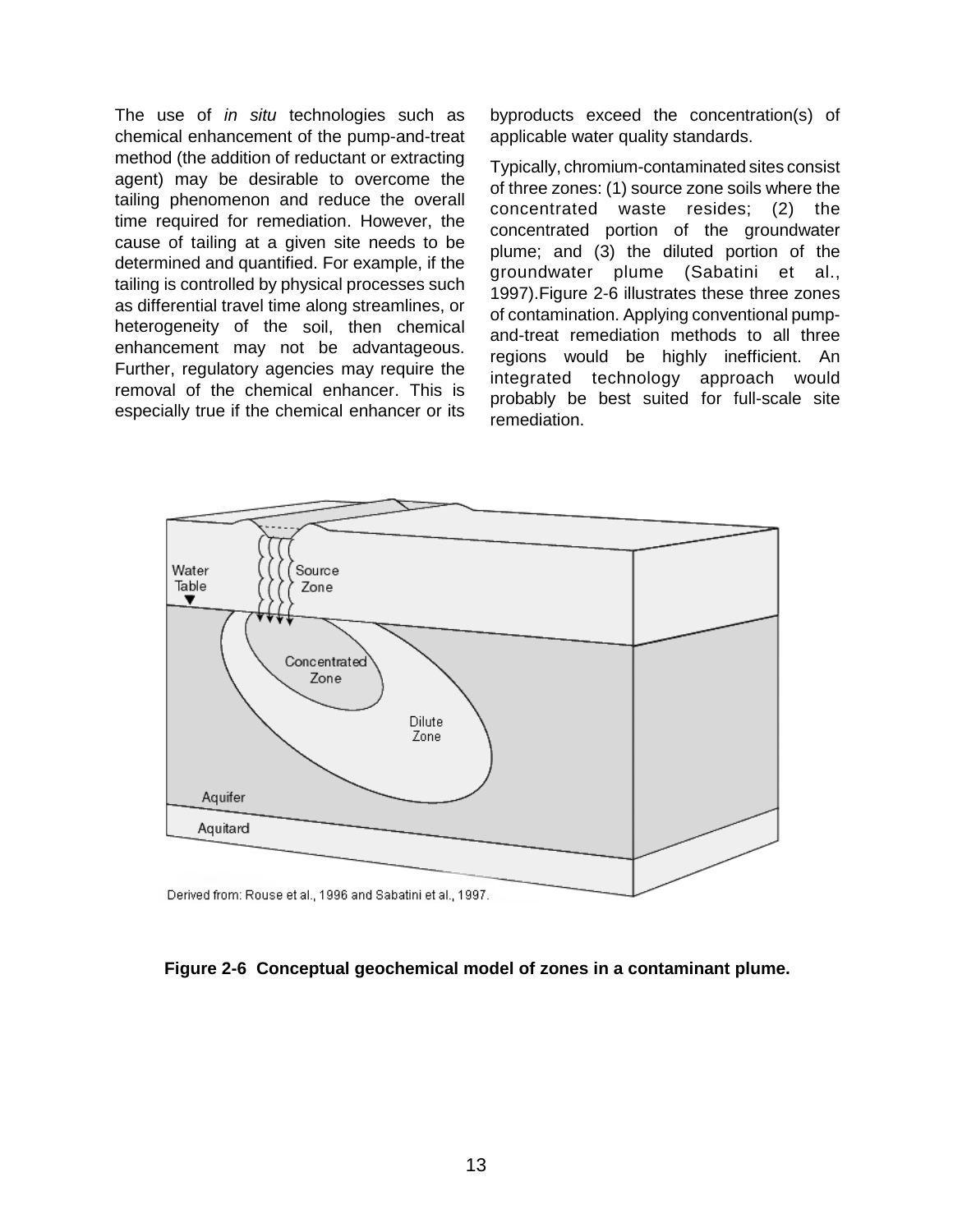The use of *in situ* technologies such as chemical enhancement of the pump-and-treat method (the addition of reductant or extracting agent) may be desirable to overcome the tailing phenomenon and reduce the overall time required for remediation. However, the cause of tailing at a given site needs to be determined and quantified. For example, if the tailing is controlled by physical processes such as differential travel time along streamlines, or heterogeneity of the soil, then chemical enhancement may not be advantageous. Further, regulatory agencies may require the removal of the chemical enhancer. This is especially true if the chemical enhancer or its byproducts exceed the concentration(s) of applicable water quality standards.

Typically, chromium-contaminated sites consist of three zones: (1) source zone soils where the concentrated waste resides; (2) the concentrated portion of the groundwater plume; and (3) the diluted portion of the groundwater plume (Sabatini et al., 1997).Figure 2-6 illustrates these three zones of contamination. Applying conventional pump-and-treat remediation methods to all three regions would be highly inefficient. An integrated technology approach would probably be best suited for full-scale site remediation.

Derived from: Rouse et al., 1996 and Sabatini et al., 1997.

**Figure 2-6 Conceptual geochemical model of zones in a contaminant plume.**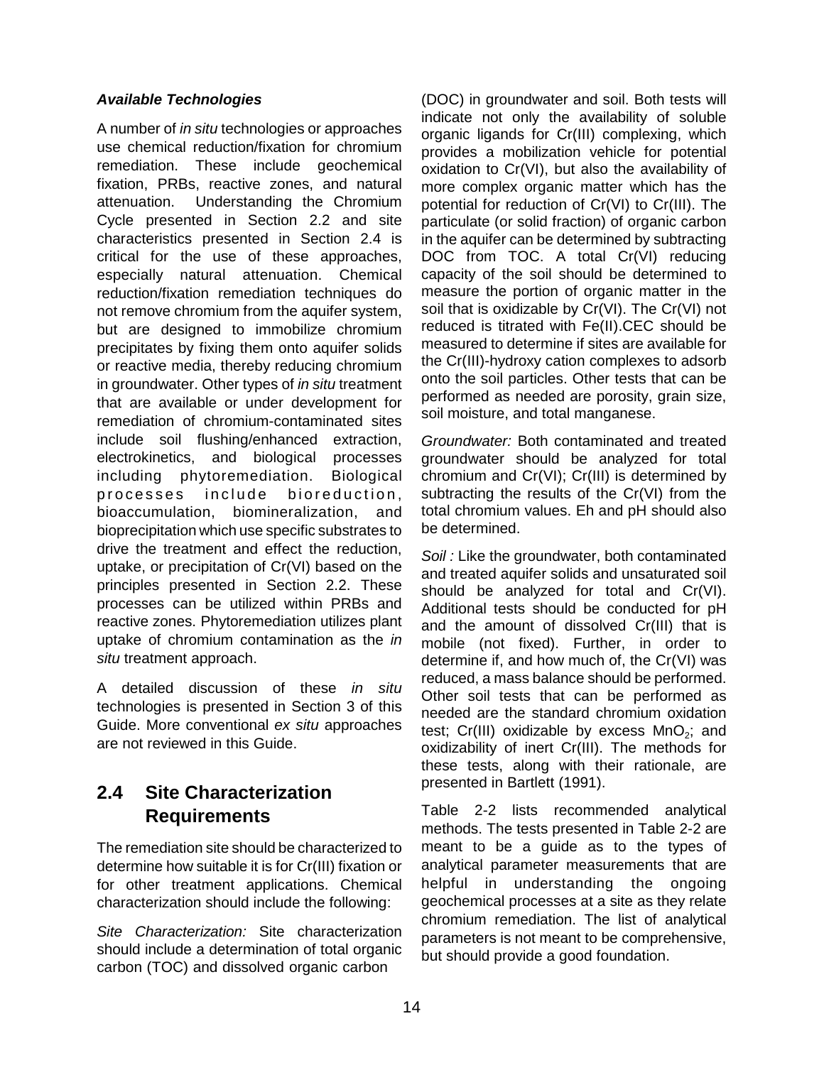***Available Technologies***

A number of *in situ* technologies or approaches use chemical reduction/fixation for chromium remediation. These include geochemical fixation, PRBs, reactive zones, and natural attenuation. Understanding the Chromium Cycle presented in Section 2.2 and site characteristics presented in Section 2.4 is critical for the use of these approaches, especially natural attenuation. Chemical reduction/fixation remediation techniques do not remove chromium from the aquifer system, but are designed to immobilize chromium precipitates by fixing them onto aquifer solids or reactive media, thereby reducing chromium in groundwater. Other types of *in situ* treatment that are available or under development for remediation of chromium-contaminated sites include soil flushing/enhanced extraction, electrokinetics, and biological processes including phytoremediation. Biological processes include bioreduction, bioaccumulation, biomineralization, and bioprecipitation which use specific substrates to drive the treatment and effect the reduction, uptake, or precipitation of Cr(VI) based on the principles presented in Section 2.2. These processes can be utilized within PRBs and reactive zones. Phytoremediation utilizes plant uptake of chromium contamination as the *in situ* treatment approach.

A detailed discussion of these *in situ* technologies is presented in Section 3 of this Guide. More conventional *ex situ* approaches are not reviewed in this Guide.

## 2.4 Site Characterization Requirements

The remediation site should be characterized to determine how suitable it is for Cr(III) fixation or for other treatment applications. Chemical characterization should include the following:

*Site Characterization:* Site characterization should include a determination of total organic carbon (TOC) and dissolved organic carbon (DOC) in groundwater and soil. Both tests will indicate not only the availability of soluble organic ligands for Cr(III) complexing, which provides a mobilization vehicle for potential oxidation to Cr(VI), but also the availability of more complex organic matter which has the potential for reduction of Cr(VI) to Cr(III). The particulate (or solid fraction) of organic carbon in the aquifer can be determined by subtracting DOC from TOC. A total Cr(VI) reducing capacity of the soil should be determined to measure the portion of organic matter in the soil that is oxidizable by Cr(VI). The Cr(VI) not reduced is titrated with Fe(II).CEC should be measured to determine if sites are available for the Cr(III)-hydroxy cation complexes to adsorb onto the soil particles. Other tests that can be performed as needed are porosity, grain size, soil moisture, and total manganese.

*Groundwater:* Both contaminated and treated groundwater should be analyzed for total chromium and Cr(VI); Cr(III) is determined by subtracting the results of the Cr(VI) from the total chromium values. Eh and pH should also be determined.

*Soil :* Like the groundwater, both contaminated and treated aquifer solids and unsaturated soil should be analyzed for total and Cr(VI). Additional tests should be conducted for pH and the amount of dissolved Cr(III) that is mobile (not fixed). Further, in order to determine if, and how much of, the Cr(VI) was reduced, a mass balance should be performed. Other soil tests that can be performed as needed are the standard chromium oxidation test; Cr(III) oxidizable by excess $MnO_2$; and oxidizability of inert Cr(III). The methods for these tests, along with their rationale, are presented in Bartlett (1991).

Table 2-2 lists recommended analytical methods. The tests presented in Table 2-2 are meant to be a guide as to the types of analytical parameter measurements that are helpful in understanding the ongoing geochemical processes at a site as they relate chromium remediation. The list of analytical parameters is not meant to be comprehensive, but should provide a good foundation.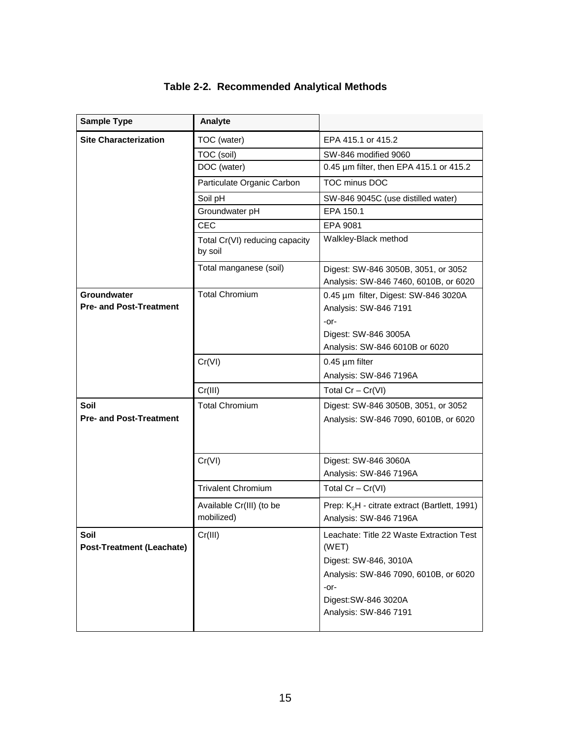**Table 2-2. Recommended Analytical Methods**

| Sample Type | Analyte | |
|---|---|---|
| **Site Characterization** | TOC (water) | EPA 415.1 or 415.2 |
| | TOC (soil) | SW-846 modified 9060 |
| | DOC (water) | 0.45 µm filter, then EPA 415.1 or 415.2 |
| | Particulate Organic Carbon | TOC minus DOC |
| | Soil pH | SW-846 9045C (use distilled water) |
| | Groundwater pH | EPA 150.1 |
| | CEC | EPA 9081 |
| | Total Cr(VI) reducing capacity by soil | Walkley-Black method |
| | Total manganese (soil) | Digest: SW-846 3050B, 3051, or 3052<br>Analysis: SW-846 7460, 6010B, or 6020 |
| **Groundwater**<br>**Pre- and Post-Treatment** | Total Chromium | 0.45 µm filter, Digest: SW-846 3020A<br>Analysis: SW-846 7191<br>-or-<br>Digest: SW-846 3005A<br>Analysis: SW-846 6010B or 6020 |
| | Cr(VI) | 0.45 µm filter<br>Analysis: SW-846 7196A |
| | Cr(III) | Total Cr – Cr(VI) |
| **Soil**<br>**Pre- and Post-Treatment** | Total Chromium | Digest: SW-846 3050B, 3051, or 3052<br>Analysis: SW-846 7090, 6010B, or 6020 |
| | Cr(VI) | Digest: SW-846 3060A<br>Analysis: SW-846 7196A |
| | Trivalent Chromium | Total Cr – Cr(VI) |
| | Available Cr(III) (to be mobilized) | Prep: $K_2H$ - citrate extract (Bartlett, 1991)<br>Analysis: SW-846 7196A |
| **Soil**<br>**Post-Treatment (Leachate)** | Cr(III) | Leachate: Title 22 Waste Extraction Test (WET)<br>Digest: SW-846, 3010A<br>Analysis: SW-846 7090, 6010B, or 6020<br>-or-<br>Digest:SW-846 3020A<br>Analysis: SW-846 7191 |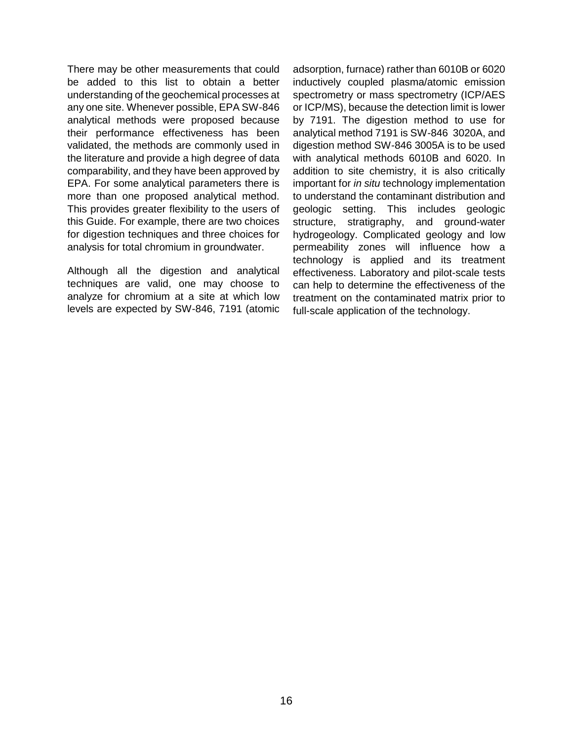There may be other measurements that could be added to this list to obtain a better understanding of the geochemical processes at any one site. Whenever possible, EPA SW-846 analytical methods were proposed because their performance effectiveness has been validated, the methods are commonly used in the literature and provide a high degree of data comparability, and they have been approved by EPA. For some analytical parameters there is more than one proposed analytical method. This provides greater flexibility to the users of this Guide. For example, there are two choices for digestion techniques and three choices for analysis for total chromium in groundwater.

Although all the digestion and analytical techniques are valid, one may choose to analyze for chromium at a site at which low levels are expected by SW-846, 7191 (atomic adsorption, furnace) rather than 6010B or 6020 inductively coupled plasma/atomic emission spectrometry or mass spectrometry (ICP/AES or ICP/MS), because the detection limit is lower by 7191. The digestion method to use for analytical method 7191 is SW-846 3020A, and digestion method SW-846 3005A is to be used with analytical methods 6010B and 6020. In addition to site chemistry, it is also critically important for *in situ* technology implementation to understand the contaminant distribution and geologic setting. This includes geologic structure, stratigraphy, and ground-water hydrogeology. Complicated geology and low permeability zones will influence how a technology is applied and its treatment effectiveness. Laboratory and pilot-scale tests can help to determine the effectiveness of the treatment on the contaminated matrix prior to full-scale application of the technology.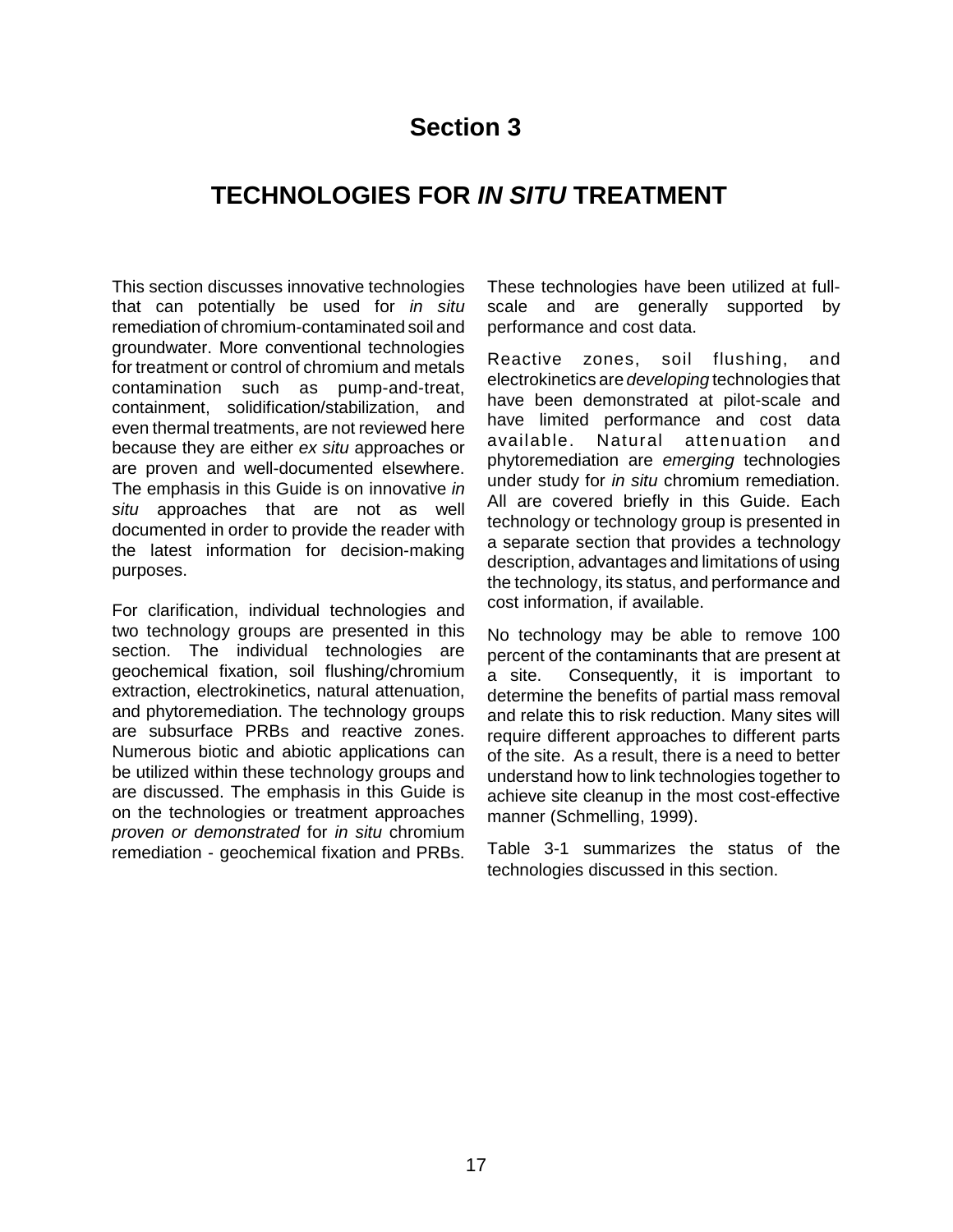# Section 3

## TECHNOLOGIES FOR *IN SITU* TREATMENT

This section discusses innovative technologies that can potentially be used for *in situ* remediation of chromium-contaminated soil and groundwater. More conventional technologies for treatment or control of chromium and metals contamination such as pump-and-treat, containment, solidification/stabilization, and even thermal treatments, are not reviewed here because they are either *ex situ* approaches or are proven and well-documented elsewhere. The emphasis in this Guide is on innovative *in situ* approaches that are not as well documented in order to provide the reader with the latest information for decision-making purposes.

For clarification, individual technologies and two technology groups are presented in this section. The individual technologies are geochemical fixation, soil flushing/chromium extraction, electrokinetics, natural attenuation, and phytoremediation. The technology groups are subsurface PRBs and reactive zones. Numerous biotic and abiotic applications can be utilized within these technology groups and are discussed. The emphasis in this Guide is on the technologies or treatment approaches *proven or demonstrated* for *in situ* chromium remediation - geochemical fixation and PRBs. These technologies have been utilized at full-scale and are generally supported by performance and cost data.

Reactive zones, soil flushing, and electrokinetics are *developing* technologies that have been demonstrated at pilot-scale and have limited performance and cost data available. Natural attenuation and phytoremediation are *emerging* technologies under study for *in situ* chromium remediation. All are covered briefly in this Guide. Each technology or technology group is presented in a separate section that provides a technology description, advantages and limitations of using the technology, its status, and performance and cost information, if available.

No technology may be able to remove 100 percent of the contaminants that are present at a site. Consequently, it is important to determine the benefits of partial mass removal and relate this to risk reduction. Many sites will require different approaches to different parts of the site. As a result, there is a need to better understand how to link technologies together to achieve site cleanup in the most cost-effective manner (Schmelling, 1999).

Table 3-1 summarizes the status of the technologies discussed in this section.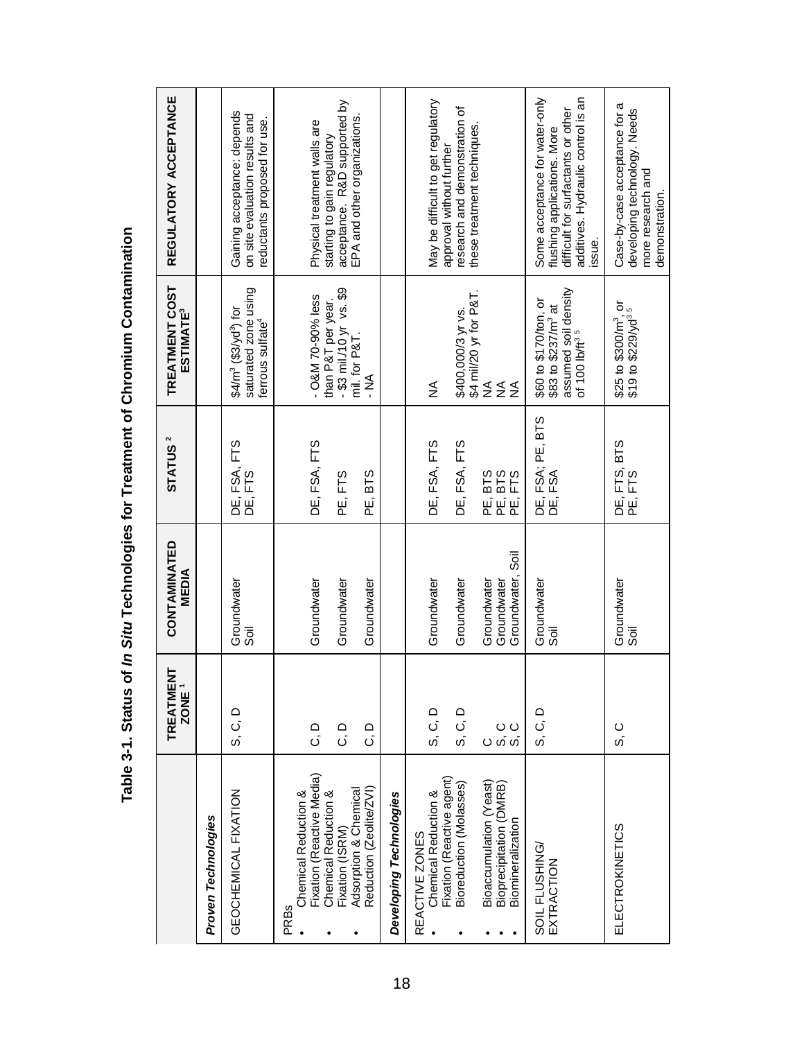# Table 3-1. Status of *In Situ* Technologies for Treatment of Chromium Contamination

| | TREATMENT ZONE [1] | CONTAMINATED MEDIA | STATUS [2] | TREATMENT COST ESTIMATE[3] | REGULATORY ACCEPTANCE |
|---|---|---|---|---|---|
| ***Proven Technologies*** | | | | | |
| GEOCHEMICAL FIXATION | S, C, D | Groundwater<br>Soil | DE, FSA, FTS<br>DE, FTS | $4/m^3$ ($3/yd$^3$) for saturated zone using ferrous sulfate[4] | Gaining acceptance: depends on site evaluation results and reductants proposed for use. |
| PRBs<br>• Chemical Reduction & Fixation (Reactive Media)<br>• Chemical Reduction & Fixation (ISRM)<br>• Adsorption & Chemical Reduction (Zeolite/ZVI) | <br>C, D<br>C, D<br>C, D | <br>Groundwater<br>Groundwater<br>Groundwater | <br>DE, FSA, FTS<br>PE, FTS<br>PE, BTS | <br>- O&M 70-90% less than P&T per year.<br>- $3 mil./10 yr vs. $9 mil. for P&T.<br>- NA | Physical treatment walls are starting to gain regulatory acceptance. R&D supported by EPA and other organizations. |
| ***Developing Technologies*** | | | | | |
| REACTIVE ZONES<br>• Chemical Reduction & Fixation (Reactive agent)<br>• Bioreduction (Molasses)<br>• Bioaccumulation (Yeast)<br>• Bioprecipitation (DMRB)<br>• Biomineralization | <br>S, C, D<br>S, C, D<br>C<br>S, C<br>S, C | <br>Groundwater<br>Groundwater<br>Groundwater<br>Groundwater<br>Groundwater, Soil | <br>DE, FSA, FTS<br>DE, FSA, FTS<br>PE, BTS<br>PE, BTS<br>PE, FTS | <br>NA<br>$400,000/3 yr vs. $4 mil/20 yr for P&T.<br>NA<br>NA<br>NA | May be difficult to get regulatory approval without further research and demonstration of these treatment techniques. |
| SOIL FLUSHING/ EXTRACTION | S, C, D | Groundwater<br>Soil | DE, FSA; PE, BTS<br>DE, FSA | $60 to $170/ton, or $83 to $237/m$^3$ at assumed soil density of 100 lb/ft$^3$ [5] | Some acceptance for water-only flushing applications. More difficult for surfactants or other additives. Hydraulic control is an issue. |
| ELECTROKINETICS | S, C | Groundwater<br>Soil | DE, FTS, BTS<br>PE, FTS | $25 to $300/m$^3$, or $19 to $229/yd$^3$ [5] | Case-by-case acceptance for a developing technology. Needs more research and demonstration. |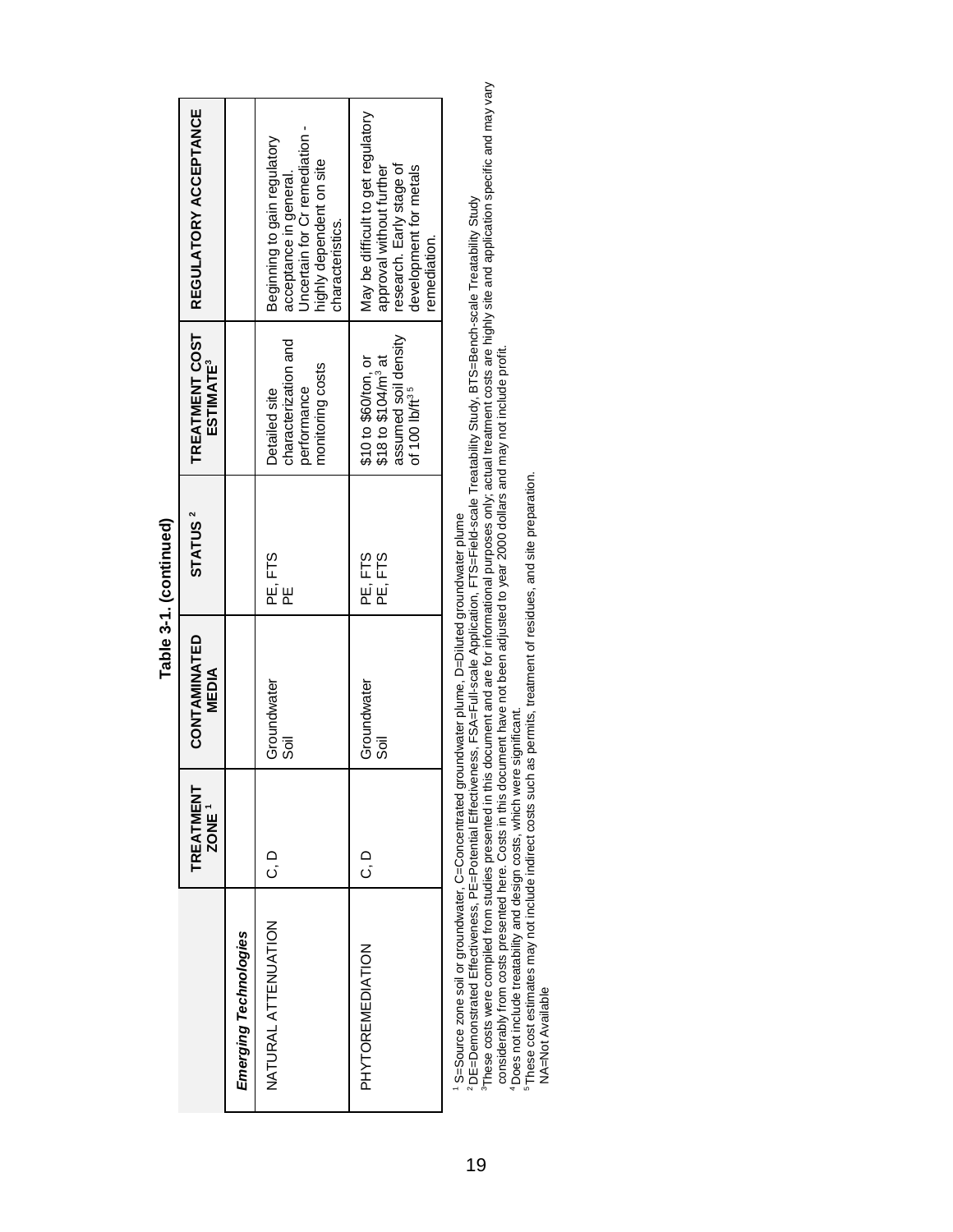**Table 3-1. (continued)**

| | TREATMENT ZONE [1] | CONTAMINATED MEDIA | STATUS [2] | TREATMENT COST ESTIMATE[3] | REGULATORY ACCEPTANCE |
|---|---|---|---|---|---|
| ***Emerging Technologies*** | | | | | |
| NATURAL ATTENUATION | C, D | Groundwater<br>Soil | PE, FTS<br>PE | Detailed site characterization and performance monitoring costs | Beginning to gain regulatory acceptance in general. Uncertain for Cr remediation - highly dependent on site characteristics. |
| PHYTOREMEDIATION | C, D | Groundwater<br>Soil | PE, FTS<br>PE, FTS | \$10 to \$60/ton, or \$18 to \$104/m$^3$ at assumed soil density of 100 lb/ft$^3$ [5] | May be difficult to get regulatory approval without further research. Early stage of development for metals remediation. |

[1] S=Source zone soil or groundwater, C=Concentrated groundwater plume, D=Diluted groundwater plume
[2] DE=Demonstrated Effectiveness, PE=Potential Effectiveness, FSA=Full-scale Application, FTS=Field-scale Treatability Study, BTS=Bench-scale Treatability Study
[3] These costs were compiled from studies presented in this document and are for informational purposes only; actual treatment costs are highly site and application specific and may vary considerably from costs presented here. Costs in this document have not been adjusted to year 2000 dollars and may not include profit.
[4] Does not include treatability and design costs, which were significant.
[5] These cost estimates may not include indirect costs such as permits, treatment of residues, and site preparation.
NA=Not Available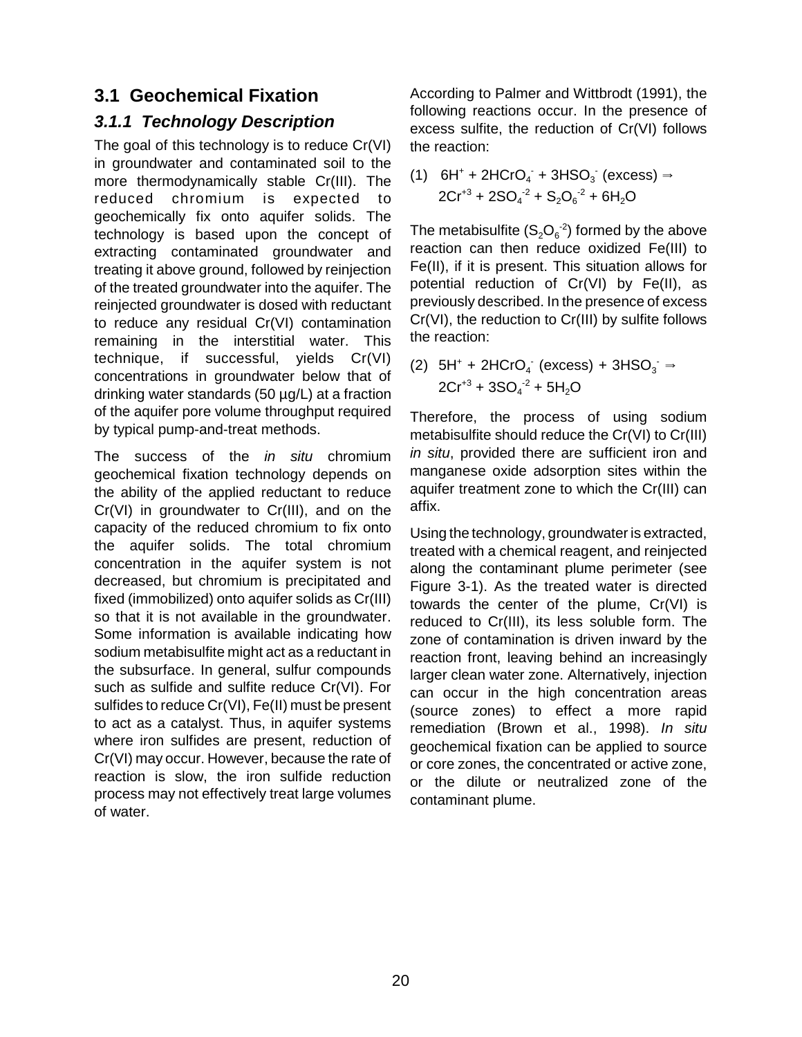## 3.1 Geochemical Fixation

### *3.1.1 Technology Description*

The goal of this technology is to reduce Cr(VI) in groundwater and contaminated soil to the more thermodynamically stable Cr(III). The reduced chromium is expected to geochemically fix onto aquifer solids. The technology is based upon the concept of extracting contaminated groundwater and treating it above ground, followed by reinjection of the treated groundwater into the aquifer. The reinjected groundwater is dosed with reductant to reduce any residual Cr(VI) contamination remaining in the interstitial water. This technique, if successful, yields Cr(VI) concentrations in groundwater below that of drinking water standards (50 µg/L) at a fraction of the aquifer pore volume throughput required by typical pump-and-treat methods.

The success of the *in situ* chromium geochemical fixation technology depends on the ability of the applied reductant to reduce Cr(VI) in groundwater to Cr(III), and on the capacity of the reduced chromium to fix onto the aquifer solids. The total chromium concentration in the aquifer system is not decreased, but chromium is precipitated and fixed (immobilized) onto aquifer solids as Cr(III) so that it is not available in the groundwater. Some information is available indicating how sodium metabisulfite might act as a reductant in the subsurface. In general, sulfur compounds such as sulfide and sulfite reduce Cr(VI). For sulfides to reduce Cr(VI), Fe(II) must be present to act as a catalyst. Thus, in aquifer systems where iron sulfides are present, reduction of Cr(VI) may occur. However, because the rate of reaction is slow, the iron sulfide reduction process may not effectively treat large volumes of water.

According to Palmer and Wittbrodt (1991), the following reactions occur. In the presence of excess sulfite, the reduction of Cr(VI) follows the reaction:

(1) $6H^{+} + 2HCrO_4^{-} + 3HSO_3^{-} \text{ (excess)} \Rightarrow 2Cr^{+3} + 2SO_4^{-2} + S_2O_6^{-2} + 6H_2O$

The metabisulfite ($S_2O_6^{-2}$) formed by the above reaction can then reduce oxidized Fe(III) to Fe(II), if it is present. This situation allows for potential reduction of Cr(VI) by Fe(II), as previously described. In the presence of excess Cr(VI), the reduction to Cr(III) by sulfite follows the reaction:

(2) $5H^{+} + 2HCrO_4^{-} \text{ (excess)} + 3HSO_3^{-} \Rightarrow 2Cr^{+3} + 3SO_4^{-2} + 5H_2O$

Therefore, the process of using sodium metabisulfite should reduce the Cr(VI) to Cr(III) *in situ*, provided there are sufficient iron and manganese oxide adsorption sites within the aquifer treatment zone to which the Cr(III) can affix.

Using the technology, groundwater is extracted, treated with a chemical reagent, and reinjected along the contaminant plume perimeter (see Figure 3-1). As the treated water is directed towards the center of the plume, Cr(VI) is reduced to Cr(III), its less soluble form. The zone of contamination is driven inward by the reaction front, leaving behind an increasingly larger clean water zone. Alternatively, injection can occur in the high concentration areas (source zones) to effect a more rapid remediation (Brown et al., 1998). *In situ* geochemical fixation can be applied to source or core zones, the concentrated or active zone, or the dilute or neutralized zone of the contaminant plume.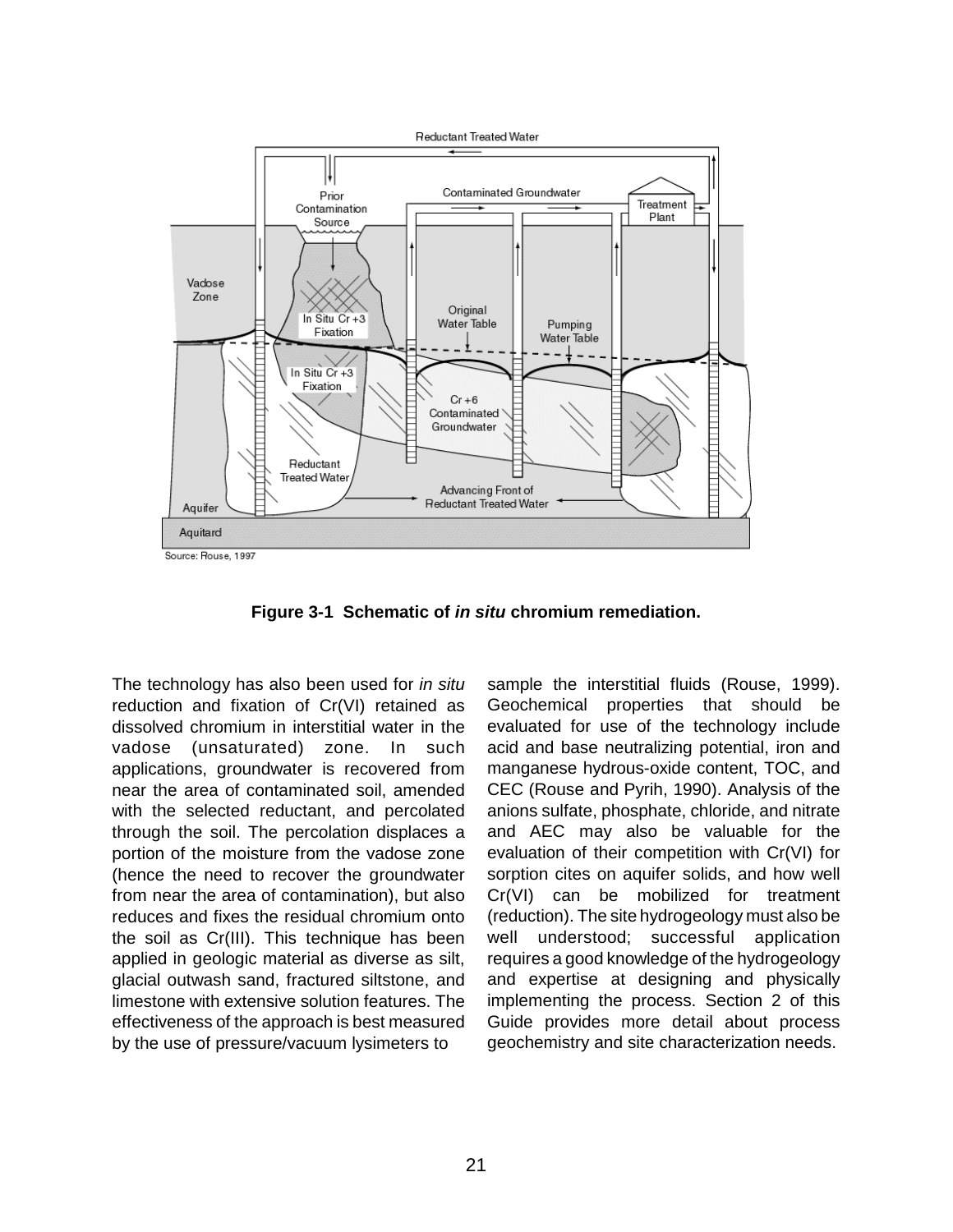Source: Rouse, 1997

**Figure 3-1 Schematic of *in situ* chromium remediation.**

The technology has also been used for *in situ* reduction and fixation of Cr(VI) retained as dissolved chromium in interstitial water in the vadose (unsaturated) zone. In such applications, groundwater is recovered from near the area of contaminated soil, amended with the selected reductant, and percolated through the soil. The percolation displaces a portion of the moisture from the vadose zone (hence the need to recover the groundwater from near the area of contamination), but also reduces and fixes the residual chromium onto the soil as Cr(III). This technique has been applied in geologic material as diverse as silt, glacial outwash sand, fractured siltstone, and limestone with extensive solution features. The effectiveness of the approach is best measured by the use of pressure/vacuum lysimeters to sample the interstitial fluids (Rouse, 1999). Geochemical properties that should be evaluated for use of the technology include acid and base neutralizing potential, iron and manganese hydrous-oxide content, TOC, and CEC (Rouse and Pyrih, 1990). Analysis of the anions sulfate, phosphate, chloride, and nitrate and AEC may also be valuable for the evaluation of their competition with Cr(VI) for sorption cites on aquifer solids, and how well Cr(VI) can be mobilized for treatment (reduction). The site hydrogeology must also be well understood; successful application requires a good knowledge of the hydrogeology and expertise at designing and physically implementing the process. Section 2 of this Guide provides more detail about process geochemistry and site characterization needs.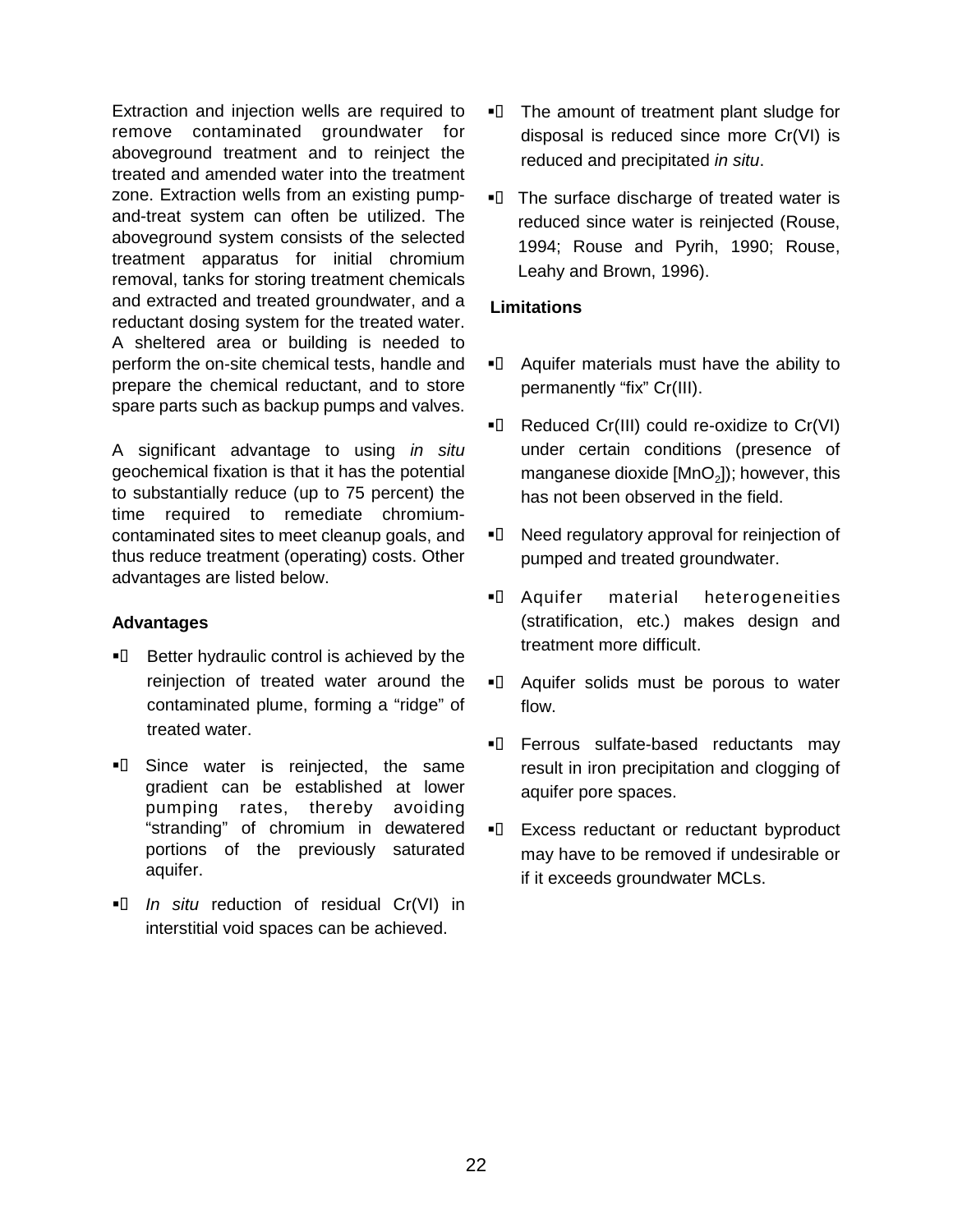Extraction and injection wells are required to remove contaminated groundwater for aboveground treatment and to reinject the treated and amended water into the treatment zone. Extraction wells from an existing pump-and-treat system can often be utilized. The aboveground system consists of the selected treatment apparatus for initial chromium removal, tanks for storing treatment chemicals and extracted and treated groundwater, and a reductant dosing system for the treated water. A sheltered area or building is needed to perform the on-site chemical tests, handle and prepare the chemical reductant, and to store spare parts such as backup pumps and valves.

A significant advantage to using *in situ* geochemical fixation is that it has the potential to substantially reduce (up to 75 percent) the time required to remediate chromium-contaminated sites to meet cleanup goals, and thus reduce treatment (operating) costs. Other advantages are listed below.

**Advantages**

- Better hydraulic control is achieved by the reinjection of treated water around the contaminated plume, forming a "ridge" of treated water.
- Since water is reinjected, the same gradient can be established at lower pumping rates, thereby avoiding "stranding" of chromium in dewatered portions of the previously saturated aquifer.
- *In situ* reduction of residual Cr(VI) in interstitial void spaces can be achieved.
- The amount of treatment plant sludge for disposal is reduced since more Cr(VI) is reduced and precipitated *in situ*.
- The surface discharge of treated water is reduced since water is reinjected (Rouse, 1994; Rouse and Pyrih, 1990; Rouse, Leahy and Brown, 1996).

**Limitations**

- Aquifer materials must have the ability to permanently "fix" Cr(III).
- Reduced Cr(III) could re-oxidize to Cr(VI) under certain conditions (presence of manganese dioxide [$MnO_2$]); however, this has not been observed in the field.
- Need regulatory approval for reinjection of pumped and treated groundwater.
- Aquifer material heterogeneities (stratification, etc.) makes design and treatment more difficult.
- Aquifer solids must be porous to water flow.
- Ferrous sulfate-based reductants may result in iron precipitation and clogging of aquifer pore spaces.
- Excess reductant or reductant byproduct may have to be removed if undesirable or if it exceeds groundwater MCLs.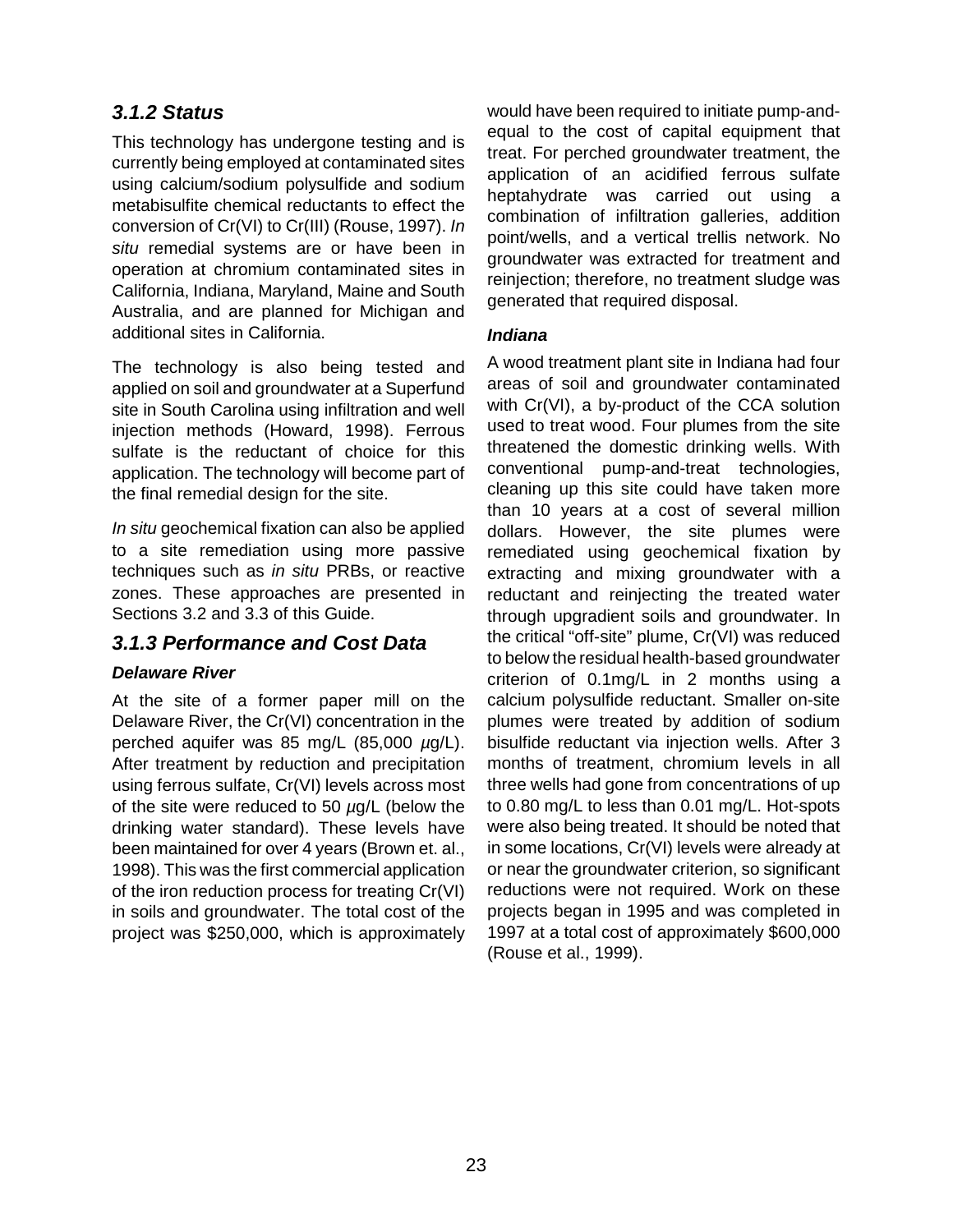### *3.1.2 Status*

This technology has undergone testing and is currently being employed at contaminated sites using calcium/sodium polysulfide and sodium metabisulfite chemical reductants to effect the conversion of Cr(VI) to Cr(III) (Rouse, 1997). *In situ* remedial systems are or have been in operation at chromium contaminated sites in California, Indiana, Maryland, Maine and South Australia, and are planned for Michigan and additional sites in California.

The technology is also being tested and applied on soil and groundwater at a Superfund site in South Carolina using infiltration and well injection methods (Howard, 1998). Ferrous sulfate is the reductant of choice for this application. The technology will become part of the final remedial design for the site.

*In situ* geochemical fixation can also be applied to a site remediation using more passive techniques such as *in situ* PRBs, or reactive zones. These approaches are presented in Sections 3.2 and 3.3 of this Guide.

### *3.1.3 Performance and Cost Data*

***Delaware River***

At the site of a former paper mill on the Delaware River, the Cr(VI) concentration in the perched aquifer was 85 mg/L (85,000 $\mu$g/L). After treatment by reduction and precipitation using ferrous sulfate, Cr(VI) levels across most of the site were reduced to 50 $\mu$g/L (below the drinking water standard). These levels have been maintained for over 4 years (Brown et. al., 1998). This was the first commercial application of the iron reduction process for treating Cr(VI) in soils and groundwater. The total cost of the project was $250,000, which is approximately would have been required to initiate pump-and-equal to the cost of capital equipment that treat. For perched groundwater treatment, the application of an acidified ferrous sulfate heptahydrate was carried out using a combination of infiltration galleries, addition point/wells, and a vertical trellis network. No groundwater was extracted for treatment and reinjection; therefore, no treatment sludge was generated that required disposal.

***Indiana***

A wood treatment plant site in Indiana had four areas of soil and groundwater contaminated with Cr(VI), a by-product of the CCA solution used to treat wood. Four plumes from the site threatened the domestic drinking wells. With conventional pump-and-treat technologies, cleaning up this site could have taken more than 10 years at a cost of several million dollars. However, the site plumes were remediated using geochemical fixation by extracting and mixing groundwater with a reductant and reinjecting the treated water through upgradient soils and groundwater. In the critical "off-site" plume, Cr(VI) was reduced to below the residual health-based groundwater criterion of 0.1mg/L in 2 months using a calcium polysulfide reductant. Smaller on-site plumes were treated by addition of sodium bisulfide reductant via injection wells. After 3 months of treatment, chromium levels in all three wells had gone from concentrations of up to 0.80 mg/L to less than 0.01 mg/L. Hot-spots were also being treated. It should be noted that in some locations, Cr(VI) levels were already at or near the groundwater criterion, so significant reductions were not required. Work on these projects began in 1995 and was completed in 1997 at a total cost of approximately $600,000 (Rouse et al., 1999).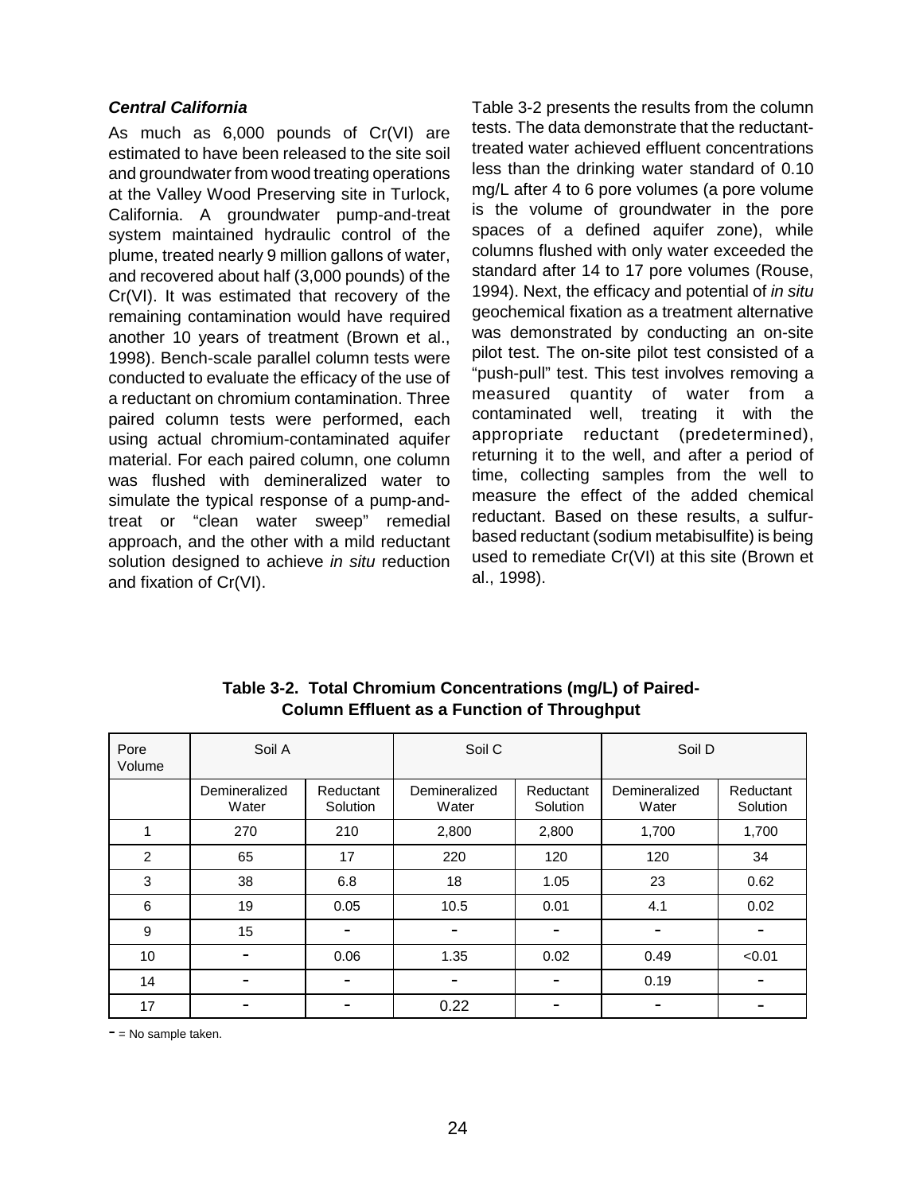### *Central California*

As much as 6,000 pounds of Cr(VI) are estimated to have been released to the site soil and groundwater from wood treating operations at the Valley Wood Preserving site in Turlock, California. A groundwater pump-and-treat system maintained hydraulic control of the plume, treated nearly 9 million gallons of water, and recovered about half (3,000 pounds) of the Cr(VI). It was estimated that recovery of the remaining contamination would have required another 10 years of treatment (Brown et al., 1998). Bench-scale parallel column tests were conducted to evaluate the efficacy of the use of a reductant on chromium contamination. Three paired column tests were performed, each using actual chromium-contaminated aquifer material. For each paired column, one column was flushed with demineralized water to simulate the typical response of a pump-and-treat or "clean water sweep" remedial approach, and the other with a mild reductant solution designed to achieve *in situ* reduction and fixation of Cr(VI).

Table 3-2 presents the results from the column tests. The data demonstrate that the reductant-treated water achieved effluent concentrations less than the drinking water standard of 0.10 mg/L after 4 to 6 pore volumes (a pore volume is the volume of groundwater in the pore spaces of a defined aquifer zone), while columns flushed with only water exceeded the standard after 14 to 17 pore volumes (Rouse, 1994). Next, the efficacy and potential of *in situ* geochemical fixation as a treatment alternative was demonstrated by conducting an on-site pilot test. The on-site pilot test consisted of a "push-pull" test. This test involves removing a measured quantity of water from a contaminated well, treating it with the appropriate reductant (predetermined), returning it to the well, and after a period of time, collecting samples from the well to measure the effect of the added chemical reductant. Based on these results, a sulfur-based reductant (sodium metabisulfite) is being used to remediate Cr(VI) at this site (Brown et al., 1998).

**Table 3-2. Total Chromium Concentrations (mg/L) of Paired-Column Effluent as a Function of Throughput**

| Pore Volume | Soil A | | Soil C | | Soil D | |
|---|---|---|---|---|---|---|
| | Demineralized Water | Reductant Solution | Demineralized Water | Reductant Solution | Demineralized Water | Reductant Solution |
| 1 | 270 | 210 | 2,800 | 2,800 | 1,700 | 1,700 |
| 2 | 65 | 17 | 220 | 120 | 120 | 34 |
| 3 | 38 | 6.8 | 18 | 1.05 | 23 | 0.62 |
| 6 | 19 | 0.05 | 10.5 | 0.01 | 4.1 | 0.02 |
| 9 | 15 | - | - | - | - | - |
| 10 | - | 0.06 | 1.35 | 0.02 | 0.49 | <0.01 |
| 14 | - | - | - | - | 0.19 | - |
| 17 | - | - | 0.22 | - | - | - |

- = No sample taken.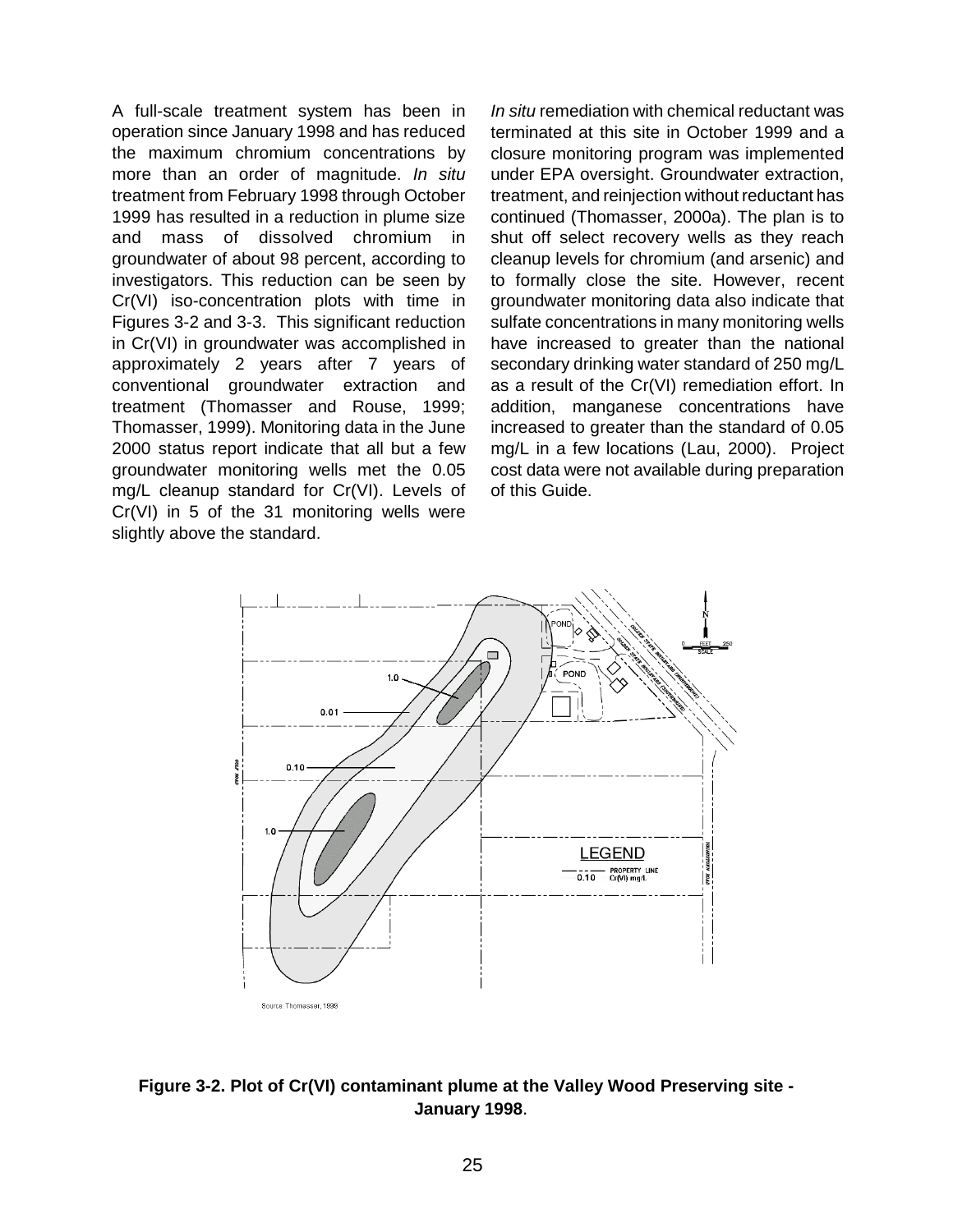A full-scale treatment system has been in operation since January 1998 and has reduced the maximum chromium concentrations by more than an order of magnitude. *In situ* treatment from February 1998 through October 1999 has resulted in a reduction in plume size and mass of dissolved chromium in groundwater of about 98 percent, according to investigators. This reduction can be seen by Cr(VI) iso-concentration plots with time in Figures 3-2 and 3-3. This significant reduction in Cr(VI) in groundwater was accomplished in approximately 2 years after 7 years of conventional groundwater extraction and treatment (Thomasser and Rouse, 1999; Thomasser, 1999). Monitoring data in the June 2000 status report indicate that all but a few groundwater monitoring wells met the 0.05 mg/L cleanup standard for Cr(VI). Levels of Cr(VI) in 5 of the 31 monitoring wells were slightly above the standard.

*In situ* remediation with chemical reductant was terminated at this site in October 1999 and a closure monitoring program was implemented under EPA oversight. Groundwater extraction, treatment, and reinjection without reductant has continued (Thomasser, 2000a). The plan is to shut off select recovery wells as they reach cleanup levels for chromium (and arsenic) and to formally close the site. However, recent groundwater monitoring data also indicate that sulfate concentrations in many monitoring wells have increased to greater than the national secondary drinking water standard of 250 mg/L as a result of the Cr(VI) remediation effort. In addition, manganese concentrations have increased to greater than the standard of 0.05 mg/L in a few locations (Lau, 2000). Project cost data were not available during preparation of this Guide.

Source: Thomasser, 1999

**Figure 3-2. Plot of Cr(VI) contaminant plume at the Valley Wood Preserving site - January 1998**.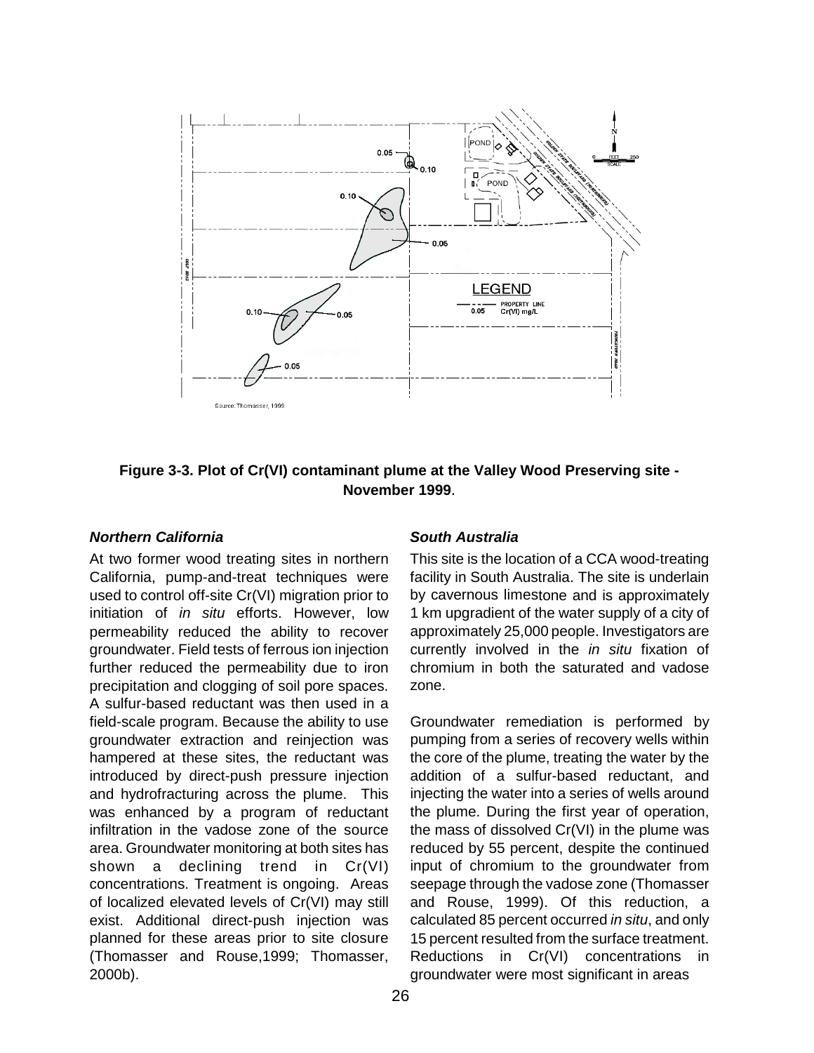**Figure 3-3. Plot of Cr(VI) contaminant plume at the Valley Wood Preserving site - November 1999**.

### *Northern California*

At two former wood treating sites in northern California, pump-and-treat techniques were used to control off-site Cr(VI) migration prior to initiation of *in situ* efforts. However, low permeability reduced the ability to recover groundwater. Field tests of ferrous ion injection further reduced the permeability due to iron precipitation and clogging of soil pore spaces. A sulfur-based reductant was then used in a field-scale program. Because the ability to use groundwater extraction and reinjection was hampered at these sites, the reductant was introduced by direct-push pressure injection and hydrofracturing across the plume. This was enhanced by a program of reductant infiltration in the vadose zone of the source area. Groundwater monitoring at both sites has shown a declining trend in Cr(VI) concentrations. Treatment is ongoing. Areas of localized elevated levels of Cr(VI) may still exist. Additional direct-push injection was planned for these areas prior to site closure (Thomasser and Rouse,1999; Thomasser, 2000b).

### *South Australia*

This site is the location of a CCA wood-treating facility in South Australia. The site is underlain by cavernous limestone and is approximately 1 km upgradient of the water supply of a city of approximately 25,000 people. Investigators are currently involved in the *in situ* fixation of chromium in both the saturated and vadose zone.

Groundwater remediation is performed by pumping from a series of recovery wells within the core of the plume, treating the water by the addition of a sulfur-based reductant, and injecting the water into a series of wells around the plume. During the first year of operation, the mass of dissolved Cr(VI) in the plume was reduced by 55 percent, despite the continued input of chromium to the groundwater from seepage through the vadose zone (Thomasser and Rouse, 1999). Of this reduction, a calculated 85 percent occurred *in situ*, and only 15 percent resulted from the surface treatment. Reductions in Cr(VI) concentrations in groundwater were most significant in areas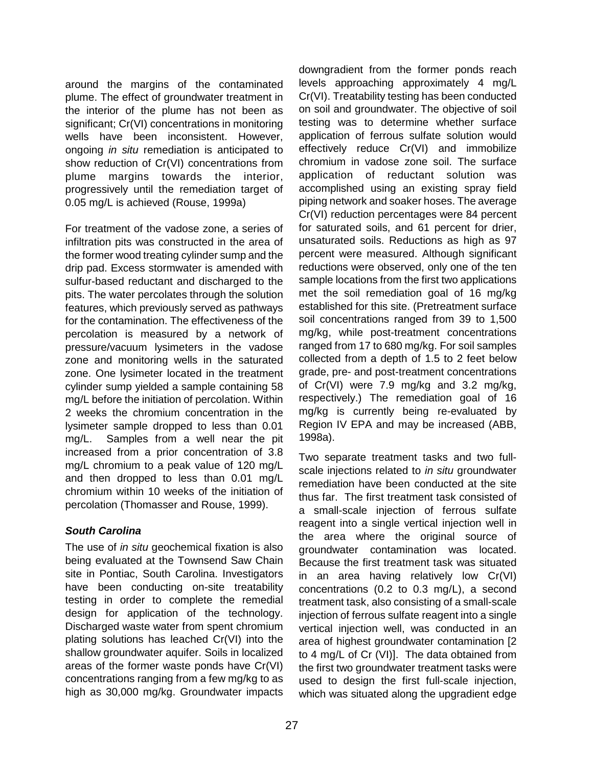around the margins of the contaminated plume. The effect of groundwater treatment in the interior of the plume has not been as significant; Cr(VI) concentrations in monitoring wells have been inconsistent. However, ongoing *in situ* remediation is anticipated to show reduction of Cr(VI) concentrations from plume margins towards the interior, progressively until the remediation target of 0.05 mg/L is achieved (Rouse, 1999a)

For treatment of the vadose zone, a series of infiltration pits was constructed in the area of the former wood treating cylinder sump and the drip pad. Excess stormwater is amended with sulfur-based reductant and discharged to the pits. The water percolates through the solution features, which previously served as pathways for the contamination. The effectiveness of the percolation is measured by a network of pressure/vacuum lysimeters in the vadose zone and monitoring wells in the saturated zone. One lysimeter located in the treatment cylinder sump yielded a sample containing 58 mg/L before the initiation of percolation. Within 2 weeks the chromium concentration in the lysimeter sample dropped to less than 0.01 mg/L. Samples from a well near the pit increased from a prior concentration of 3.8 mg/L chromium to a peak value of 120 mg/L and then dropped to less than 0.01 mg/L chromium within 10 weeks of the initiation of percolation (Thomasser and Rouse, 1999).

### *South Carolina*

The use of *in situ* geochemical fixation is also being evaluated at the Townsend Saw Chain site in Pontiac, South Carolina. Investigators have been conducting on-site treatability testing in order to complete the remedial design for application of the technology. Discharged waste water from spent chromium plating solutions has leached Cr(VI) into the shallow groundwater aquifer. Soils in localized areas of the former waste ponds have Cr(VI) concentrations ranging from a few mg/kg to as high as 30,000 mg/kg. Groundwater impacts downgradient from the former ponds reach levels approaching approximately 4 mg/L Cr(VI). Treatability testing has been conducted on soil and groundwater. The objective of soil testing was to determine whether surface application of ferrous sulfate solution would effectively reduce Cr(VI) and immobilize chromium in vadose zone soil. The surface application of reductant solution was accomplished using an existing spray field piping network and soaker hoses. The average Cr(VI) reduction percentages were 84 percent for saturated soils, and 61 percent for drier, unsaturated soils. Reductions as high as 97 percent were measured. Although significant reductions were observed, only one of the ten sample locations from the first two applications met the soil remediation goal of 16 mg/kg established for this site. (Pretreatment surface soil concentrations ranged from 39 to 1,500 mg/kg, while post-treatment concentrations ranged from 17 to 680 mg/kg. For soil samples collected from a depth of 1.5 to 2 feet below grade, pre- and post-treatment concentrations of Cr(VI) were 7.9 mg/kg and 3.2 mg/kg, respectively.) The remediation goal of 16 mg/kg is currently being re-evaluated by Region IV EPA and may be increased (ABB, 1998a).

Two separate treatment tasks and two full-scale injections related to *in situ* groundwater remediation have been conducted at the site thus far. The first treatment task consisted of a small-scale injection of ferrous sulfate reagent into a single vertical injection well in the area where the original source of groundwater contamination was located. Because the first treatment task was situated in an area having relatively low Cr(VI) concentrations (0.2 to 0.3 mg/L), a second treatment task, also consisting of a small-scale injection of ferrous sulfate reagent into a single vertical injection well, was conducted in an area of highest groundwater contamination [2 to 4 mg/L of Cr (VI)]. The data obtained from the first two groundwater treatment tasks were used to design the first full-scale injection, which was situated along the upgradient edge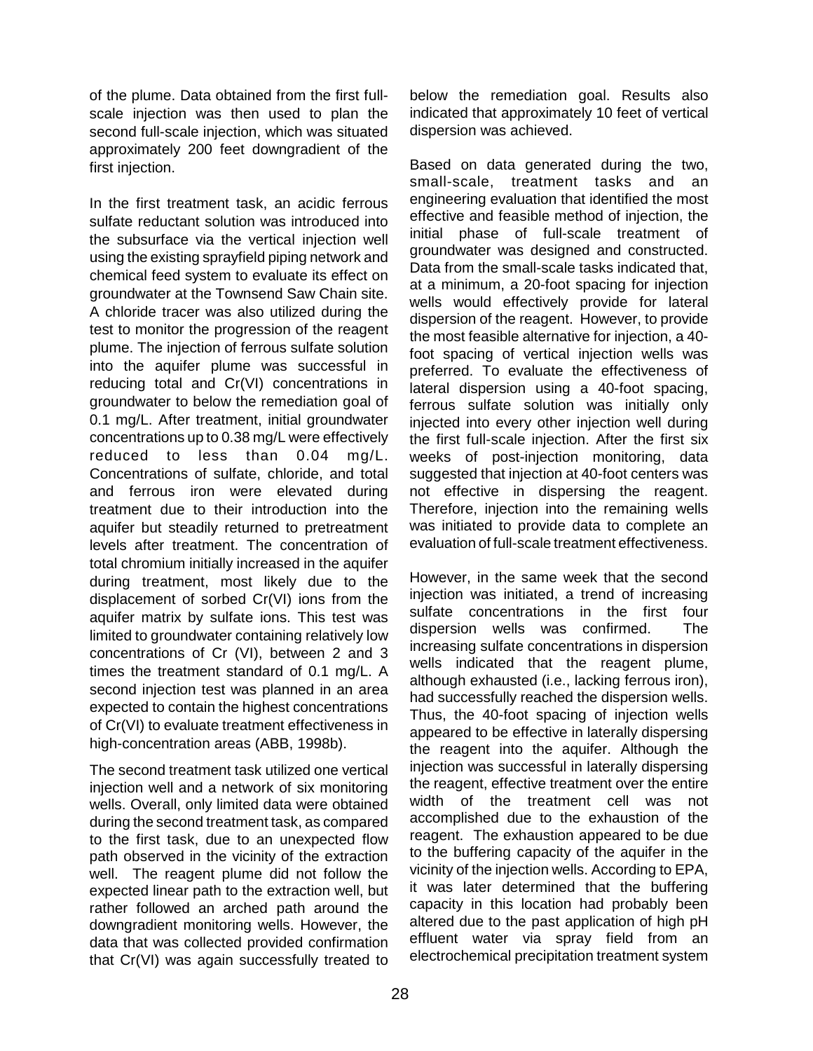of the plume. Data obtained from the first full-scale injection was then used to plan the second full-scale injection, which was situated approximately 200 feet downgradient of the first injection.

In the first treatment task, an acidic ferrous sulfate reductant solution was introduced into the subsurface via the vertical injection well using the existing sprayfield piping network and chemical feed system to evaluate its effect on groundwater at the Townsend Saw Chain site. A chloride tracer was also utilized during the test to monitor the progression of the reagent plume. The injection of ferrous sulfate solution into the aquifer plume was successful in reducing total and Cr(VI) concentrations in groundwater to below the remediation goal of 0.1 mg/L. After treatment, initial groundwater concentrations up to 0.38 mg/L were effectively reduced to less than 0.04 mg/L. Concentrations of sulfate, chloride, and total and ferrous iron were elevated during treatment due to their introduction into the aquifer but steadily returned to pretreatment levels after treatment. The concentration of total chromium initially increased in the aquifer during treatment, most likely due to the displacement of sorbed Cr(VI) ions from the aquifer matrix by sulfate ions. This test was limited to groundwater containing relatively low concentrations of Cr (VI), between 2 and 3 times the treatment standard of 0.1 mg/L. A second injection test was planned in an area expected to contain the highest concentrations of Cr(VI) to evaluate treatment effectiveness in high-concentration areas (ABB, 1998b).

The second treatment task utilized one vertical injection well and a network of six monitoring wells. Overall, only limited data were obtained during the second treatment task, as compared to the first task, due to an unexpected flow path observed in the vicinity of the extraction well. The reagent plume did not follow the expected linear path to the extraction well, but rather followed an arched path around the downgradient monitoring wells. However, the data that was collected provided confirmation that Cr(VI) was again successfully treated to below the remediation goal. Results also indicated that approximately 10 feet of vertical dispersion was achieved.

Based on data generated during the two, small-scale, treatment tasks and an engineering evaluation that identified the most effective and feasible method of injection, the initial phase of full-scale treatment of groundwater was designed and constructed. Data from the small-scale tasks indicated that, at a minimum, a 20-foot spacing for injection wells would effectively provide for lateral dispersion of the reagent. However, to provide the most feasible alternative for injection, a 40-foot spacing of vertical injection wells was preferred. To evaluate the effectiveness of lateral dispersion using a 40-foot spacing, ferrous sulfate solution was initially only injected into every other injection well during the first full-scale injection. After the first six weeks of post-injection monitoring, data suggested that injection at 40-foot centers was not effective in dispersing the reagent. Therefore, injection into the remaining wells was initiated to provide data to complete an evaluation of full-scale treatment effectiveness.

However, in the same week that the second injection was initiated, a trend of increasing sulfate concentrations in the first four dispersion wells was confirmed. The increasing sulfate concentrations in dispersion wells indicated that the reagent plume, although exhausted (i.e., lacking ferrous iron), had successfully reached the dispersion wells. Thus, the 40-foot spacing of injection wells appeared to be effective in laterally dispersing the reagent into the aquifer. Although the injection was successful in laterally dispersing the reagent, effective treatment over the entire width of the treatment cell was not accomplished due to the exhaustion of the reagent. The exhaustion appeared to be due to the buffering capacity of the aquifer in the vicinity of the injection wells. According to EPA, it was later determined that the buffering capacity in this location had probably been altered due to the past application of high pH effluent water via spray field from an electrochemical precipitation treatment system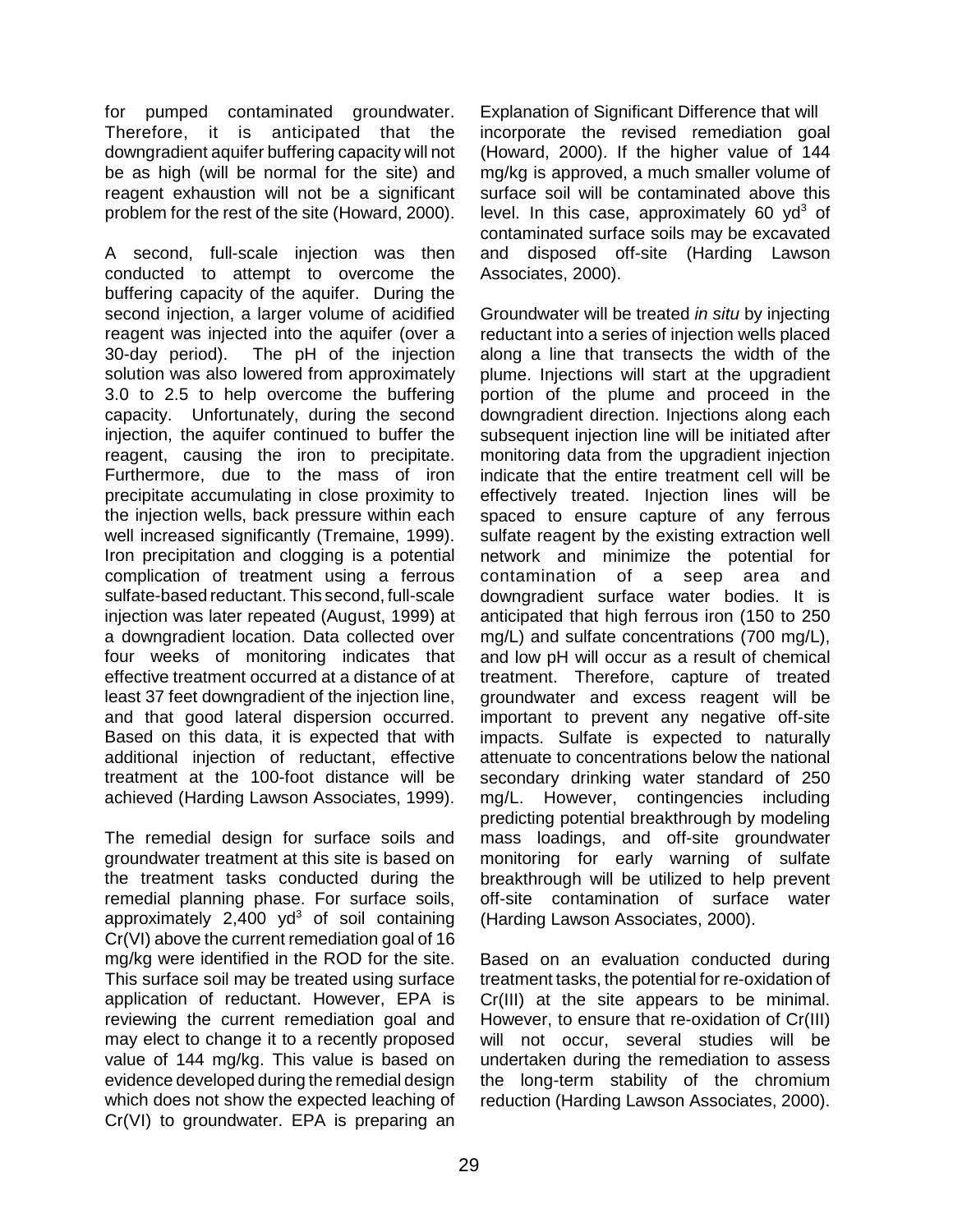for pumped contaminated groundwater. Therefore, it is anticipated that the downgradient aquifer buffering capacity will not be as high (will be normal for the site) and reagent exhaustion will not be a significant problem for the rest of the site (Howard, 2000).

A second, full-scale injection was then conducted to attempt to overcome the buffering capacity of the aquifer. During the second injection, a larger volume of acidified reagent was injected into the aquifer (over a 30-day period). The pH of the injection solution was also lowered from approximately 3.0 to 2.5 to help overcome the buffering capacity. Unfortunately, during the second injection, the aquifer continued to buffer the reagent, causing the iron to precipitate. Furthermore, due to the mass of iron precipitate accumulating in close proximity to the injection wells, back pressure within each well increased significantly (Tremaine, 1999). Iron precipitation and clogging is a potential complication of treatment using a ferrous sulfate-based reductant. This second, full-scale injection was later repeated (August, 1999) at a downgradient location. Data collected over four weeks of monitoring indicates that effective treatment occurred at a distance of at least 37 feet downgradient of the injection line, and that good lateral dispersion occurred. Based on this data, it is expected that with additional injection of reductant, effective treatment at the 100-foot distance will be achieved (Harding Lawson Associates, 1999).

The remedial design for surface soils and groundwater treatment at this site is based on the treatment tasks conducted during the remedial planning phase. For surface soils, approximately 2,400 $yd^3$ of soil containing Cr(VI) above the current remediation goal of 16 mg/kg were identified in the ROD for the site. This surface soil may be treated using surface application of reductant. However, EPA is reviewing the current remediation goal and may elect to change it to a recently proposed value of 144 mg/kg. This value is based on evidence developed during the remedial design which does not show the expected leaching of Cr(VI) to groundwater. EPA is preparing an Explanation of Significant Difference that will incorporate the revised remediation goal (Howard, 2000). If the higher value of 144 mg/kg is approved, a much smaller volume of surface soil will be contaminated above this level. In this case, approximately 60 $yd^3$ of contaminated surface soils may be excavated and disposed off-site (Harding Lawson Associates, 2000).

Groundwater will be treated *in situ* by injecting reductant into a series of injection wells placed along a line that transects the width of the plume. Injections will start at the upgradient portion of the plume and proceed in the downgradient direction. Injections along each subsequent injection line will be initiated after monitoring data from the upgradient injection indicate that the entire treatment cell will be effectively treated. Injection lines will be spaced to ensure capture of any ferrous sulfate reagent by the existing extraction well network and minimize the potential for contamination of a seep area and downgradient surface water bodies. It is anticipated that high ferrous iron (150 to 250 mg/L) and sulfate concentrations (700 mg/L), and low pH will occur as a result of chemical treatment. Therefore, capture of treated groundwater and excess reagent will be important to prevent any negative off-site impacts. Sulfate is expected to naturally attenuate to concentrations below the national secondary drinking water standard of 250 mg/L. However, contingencies including predicting potential breakthrough by modeling mass loadings, and off-site groundwater monitoring for early warning of sulfate breakthrough will be utilized to help prevent off-site contamination of surface water (Harding Lawson Associates, 2000).

Based on an evaluation conducted during treatment tasks, the potential for re-oxidation of Cr(III) at the site appears to be minimal. However, to ensure that re-oxidation of Cr(III) will not occur, several studies will be undertaken during the remediation to assess the long-term stability of the chromium reduction (Harding Lawson Associates, 2000).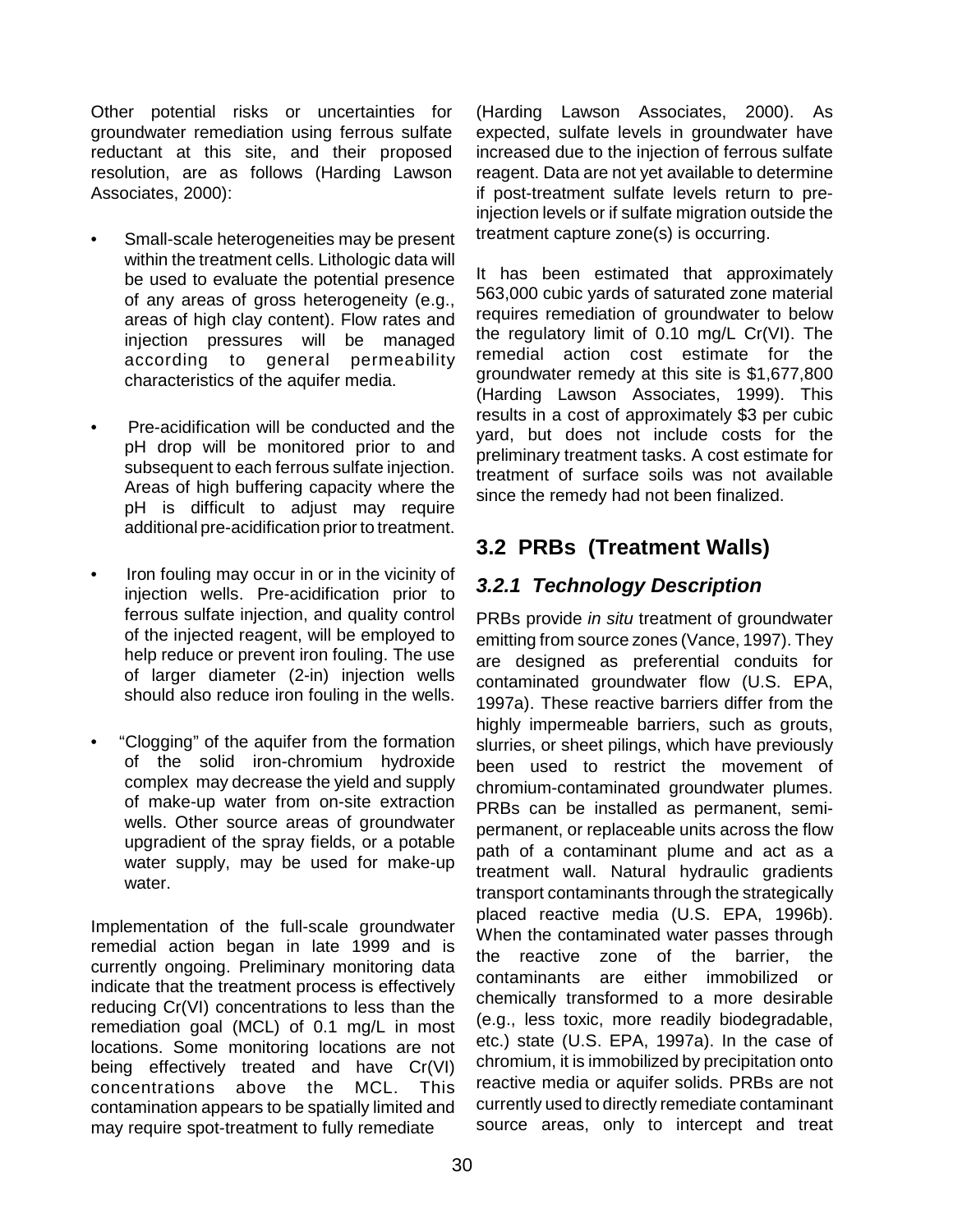Other potential risks or uncertainties for groundwater remediation using ferrous sulfate reductant at this site, and their proposed resolution, are as follows (Harding Lawson Associates, 2000):

- Small-scale heterogeneities may be present within the treatment cells. Lithologic data will be used to evaluate the potential presence of any areas of gross heterogeneity (e.g., areas of high clay content). Flow rates and injection pressures will be managed according to general permeability characteristics of the aquifer media.

- Pre-acidification will be conducted and the pH drop will be monitored prior to and subsequent to each ferrous sulfate injection. Areas of high buffering capacity where the pH is difficult to adjust may require additional pre-acidification prior to treatment.

- Iron fouling may occur in or in the vicinity of injection wells. Pre-acidification prior to ferrous sulfate injection, and quality control of the injected reagent, will be employed to help reduce or prevent iron fouling. The use of larger diameter (2-in) injection wells should also reduce iron fouling in the wells.

- "Clogging" of the aquifer from the formation of the solid iron-chromium hydroxide complex may decrease the yield and supply of make-up water from on-site extraction wells. Other source areas of groundwater upgradient of the spray fields, or a potable water supply, may be used for make-up water.

Implementation of the full-scale groundwater remedial action began in late 1999 and is currently ongoing. Preliminary monitoring data indicate that the treatment process is effectively reducing Cr(VI) concentrations to less than the remediation goal (MCL) of 0.1 mg/L in most locations. Some monitoring locations are not being effectively treated and have Cr(VI) concentrations above the MCL. This contamination appears to be spatially limited and may require spot-treatment to fully remediate (Harding Lawson Associates, 2000). As expected, sulfate levels in groundwater have increased due to the injection of ferrous sulfate reagent. Data are not yet available to determine if post-treatment sulfate levels return to pre-injection levels or if sulfate migration outside the treatment capture zone(s) is occurring.

It has been estimated that approximately 563,000 cubic yards of saturated zone material requires remediation of groundwater to below the regulatory limit of 0.10 mg/L Cr(VI). The remedial action cost estimate for the groundwater remedy at this site is $1,677,800 (Harding Lawson Associates, 1999). This results in a cost of approximately $3 per cubic yard, but does not include costs for the preliminary treatment tasks. A cost estimate for treatment of surface soils was not available since the remedy had not been finalized.

## 3.2 PRBs (Treatment Walls)

### *3.2.1 Technology Description*

PRBs provide *in situ* treatment of groundwater emitting from source zones (Vance, 1997). They are designed as preferential conduits for contaminated groundwater flow (U.S. EPA, 1997a). These reactive barriers differ from the highly impermeable barriers, such as grouts, slurries, or sheet pilings, which have previously been used to restrict the movement of chromium-contaminated groundwater plumes. PRBs can be installed as permanent, semi-permanent, or replaceable units across the flow path of a contaminant plume and act as a treatment wall. Natural hydraulic gradients transport contaminants through the strategically placed reactive media (U.S. EPA, 1996b). When the contaminated water passes through the reactive zone of the barrier, the contaminants are either immobilized or chemically transformed to a more desirable (e.g., less toxic, more readily biodegradable, etc.) state (U.S. EPA, 1997a). In the case of chromium, it is immobilized by precipitation onto reactive media or aquifer solids. PRBs are not currently used to directly remediate contaminant source areas, only to intercept and treat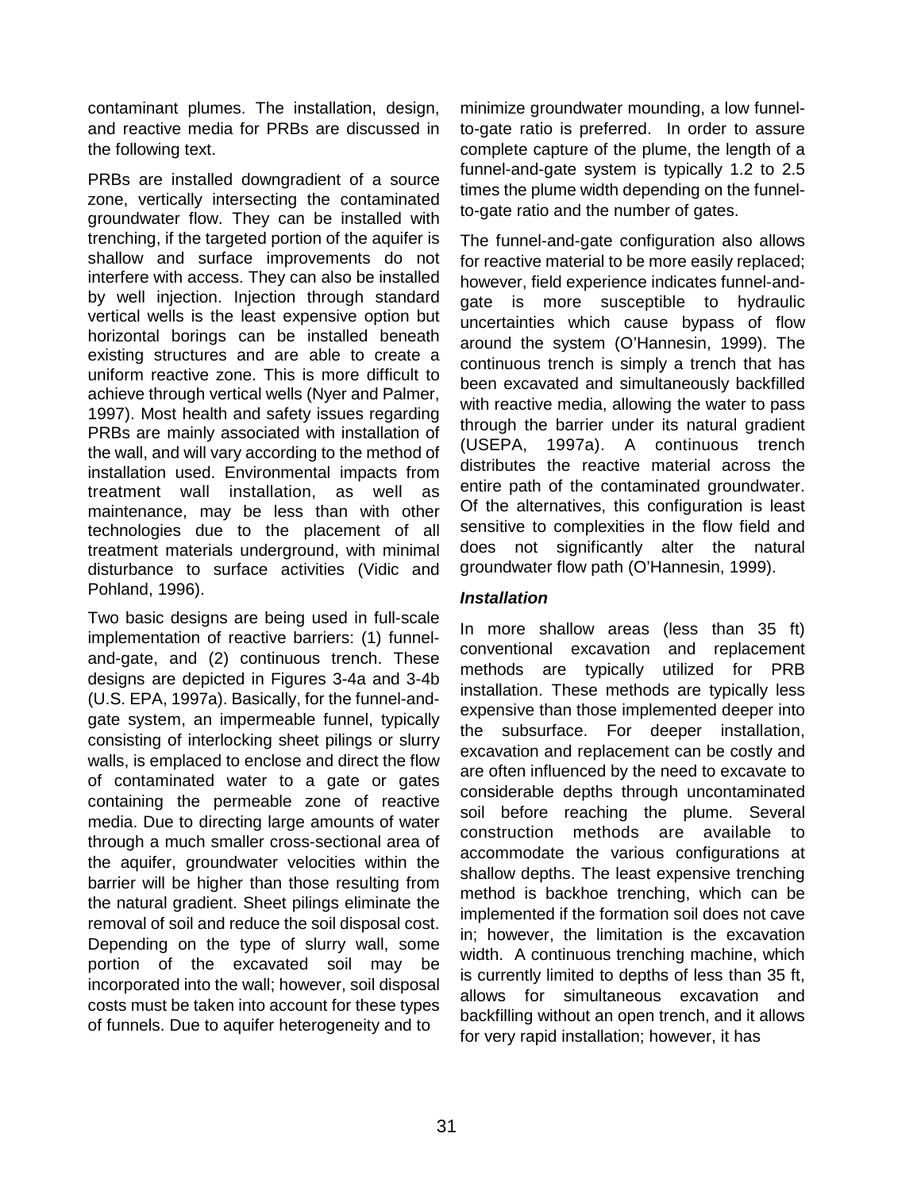contaminant plumes. The installation, design, and reactive media for PRBs are discussed in the following text.

PRBs are installed downgradient of a source zone, vertically intersecting the contaminated groundwater flow. They can be installed with trenching, if the targeted portion of the aquifer is shallow and surface improvements do not interfere with access. They can also be installed by well injection. Injection through standard vertical wells is the least expensive option but horizontal borings can be installed beneath existing structures and are able to create a uniform reactive zone. This is more difficult to achieve through vertical wells (Nyer and Palmer, 1997). Most health and safety issues regarding PRBs are mainly associated with installation of the wall, and will vary according to the method of installation used. Environmental impacts from treatment wall installation, as well as maintenance, may be less than with other technologies due to the placement of all treatment materials underground, with minimal disturbance to surface activities (Vidic and Pohland, 1996).

Two basic designs are being used in full-scale implementation of reactive barriers: (1) funnel-and-gate, and (2) continuous trench. These designs are depicted in Figures 3-4a and 3-4b (U.S. EPA, 1997a). Basically, for the funnel-and-gate system, an impermeable funnel, typically consisting of interlocking sheet pilings or slurry walls, is emplaced to enclose and direct the flow of contaminated water to a gate or gates containing the permeable zone of reactive media. Due to directing large amounts of water through a much smaller cross-sectional area of the aquifer, groundwater velocities within the barrier will be higher than those resulting from the natural gradient. Sheet pilings eliminate the removal of soil and reduce the soil disposal cost. Depending on the type of slurry wall, some portion of the excavated soil may be incorporated into the wall; however, soil disposal costs must be taken into account for these types of funnels. Due to aquifer heterogeneity and to minimize groundwater mounding, a low funnel-to-gate ratio is preferred. In order to assure complete capture of the plume, the length of a funnel-and-gate system is typically 1.2 to 2.5 times the plume width depending on the funnel-to-gate ratio and the number of gates.

The funnel-and-gate configuration also allows for reactive material to be more easily replaced; however, field experience indicates funnel-and-gate is more susceptible to hydraulic uncertainties which cause bypass of flow around the system (O'Hannesin, 1999). The continuous trench is simply a trench that has been excavated and simultaneously backfilled with reactive media, allowing the water to pass through the barrier under its natural gradient (USEPA, 1997a). A continuous trench distributes the reactive material across the entire path of the contaminated groundwater. Of the alternatives, this configuration is least sensitive to complexities in the flow field and does not significantly alter the natural groundwater flow path (O'Hannesin, 1999).

***Installation***

In more shallow areas (less than 35 ft) conventional excavation and replacement methods are typically utilized for PRB installation. These methods are typically less expensive than those implemented deeper into the subsurface. For deeper installation, excavation and replacement can be costly and are often influenced by the need to excavate to considerable depths through uncontaminated soil before reaching the plume. Several construction methods are available to accommodate the various configurations at shallow depths. The least expensive trenching method is backhoe trenching, which can be implemented if the formation soil does not cave in; however, the limitation is the excavation width. A continuous trenching machine, which is currently limited to depths of less than 35 ft, allows for simultaneous excavation and backfilling without an open trench, and it allows for very rapid installation; however, it has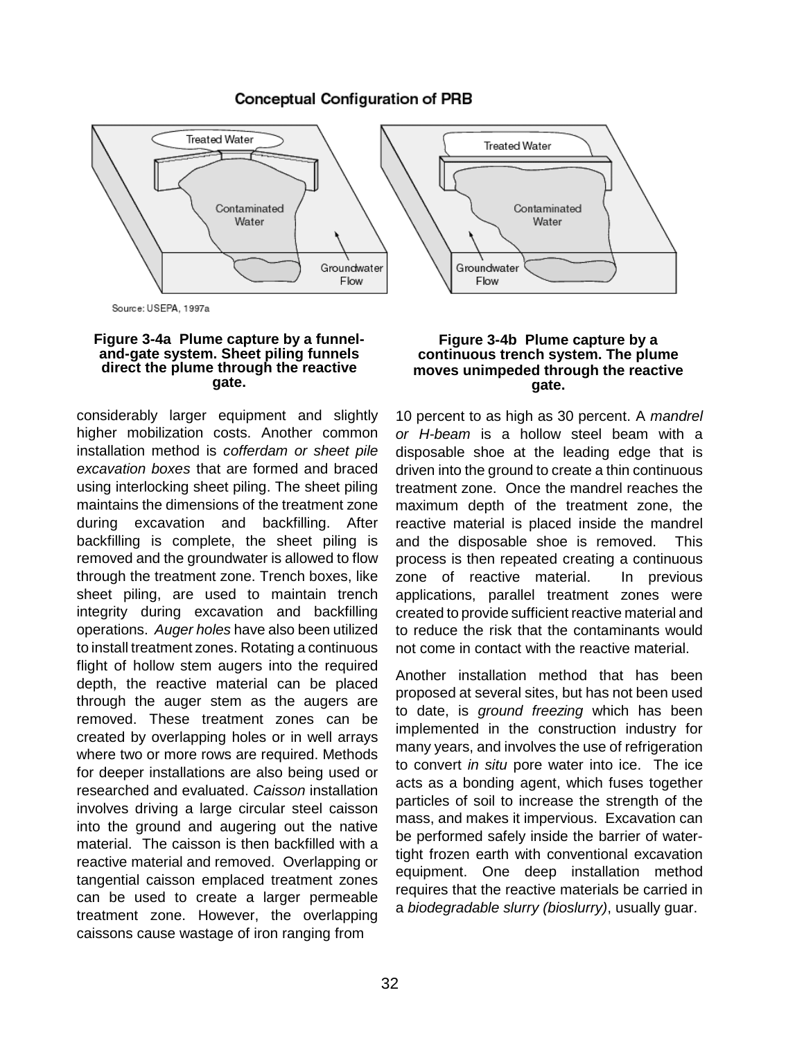**Conceptual Configuration of PRB**

Source: USEPA, 1997a

**Figure 3-4a Plume capture by a funnel-and-gate system. Sheet piling funnels direct the plume through the reactive gate.**

**Figure 3-4b Plume capture by a continuous trench system. The plume moves unimpeded through the reactive gate.**

considerably larger equipment and slightly higher mobilization costs. Another common installation method is *cofferdam or sheet pile excavation boxes* that are formed and braced using interlocking sheet piling. The sheet piling maintains the dimensions of the treatment zone during excavation and backfilling. After backfilling is complete, the sheet piling is removed and the groundwater is allowed to flow through the treatment zone. Trench boxes, like sheet piling, are used to maintain trench integrity during excavation and backfilling operations. *Auger holes* have also been utilized to install treatment zones. Rotating a continuous flight of hollow stem augers into the required depth, the reactive material can be placed through the auger stem as the augers are removed. These treatment zones can be created by overlapping holes or in well arrays where two or more rows are required. Methods for deeper installations are also being used or researched and evaluated. *Caisson* installation involves driving a large circular steel caisson into the ground and augering out the native material. The caisson is then backfilled with a reactive material and removed. Overlapping or tangential caisson emplaced treatment zones can be used to create a larger permeable treatment zone. However, the overlapping caissons cause wastage of iron ranging from 10 percent to as high as 30 percent. A *mandrel or H-beam* is a hollow steel beam with a disposable shoe at the leading edge that is driven into the ground to create a thin continuous treatment zone. Once the mandrel reaches the maximum depth of the treatment zone, the reactive material is placed inside the mandrel and the disposable shoe is removed. This process is then repeated creating a continuous zone of reactive material. In previous applications, parallel treatment zones were created to provide sufficient reactive material and to reduce the risk that the contaminants would not come in contact with the reactive material.

Another installation method that has been proposed at several sites, but has not been used to date, is *ground freezing* which has been implemented in the construction industry for many years, and involves the use of refrigeration to convert *in situ* pore water into ice. The ice acts as a bonding agent, which fuses together particles of soil to increase the strength of the mass, and makes it impervious. Excavation can be performed safely inside the barrier of water-tight frozen earth with conventional excavation equipment. One deep installation method requires that the reactive materials be carried in a *biodegradable slurry (bioslurry)*, usually guar.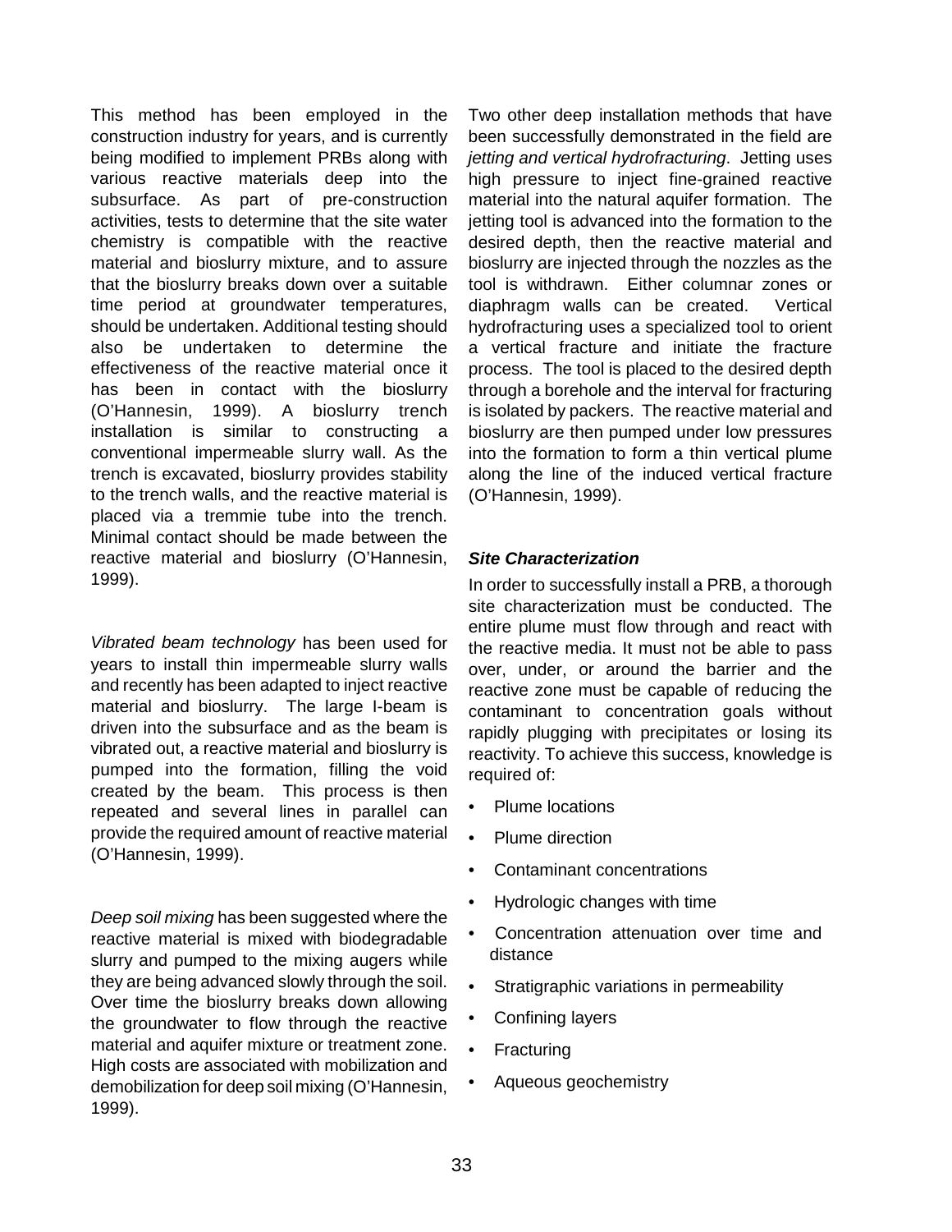This method has been employed in the construction industry for years, and is currently being modified to implement PRBs along with various reactive materials deep into the subsurface. As part of pre-construction activities, tests to determine that the site water chemistry is compatible with the reactive material and bioslurry mixture, and to assure that the bioslurry breaks down over a suitable time period at groundwater temperatures, should be undertaken. Additional testing should also be undertaken to determine the effectiveness of the reactive material once it has been in contact with the bioslurry (O'Hannesin, 1999). A bioslurry trench installation is similar to constructing a conventional impermeable slurry wall. As the trench is excavated, bioslurry provides stability to the trench walls, and the reactive material is placed via a tremmie tube into the trench. Minimal contact should be made between the reactive material and bioslurry (O'Hannesin, 1999).

*Vibrated beam technology* has been used for years to install thin impermeable slurry walls and recently has been adapted to inject reactive material and bioslurry. The large I-beam is driven into the subsurface and as the beam is vibrated out, a reactive material and bioslurry is pumped into the formation, filling the void created by the beam. This process is then repeated and several lines in parallel can provide the required amount of reactive material (O'Hannesin, 1999).

*Deep soil mixing* has been suggested where the reactive material is mixed with biodegradable slurry and pumped to the mixing augers while they are being advanced slowly through the soil. Over time the bioslurry breaks down allowing the groundwater to flow through the reactive material and aquifer mixture or treatment zone. High costs are associated with mobilization and demobilization for deep soil mixing (O'Hannesin, 1999).

Two other deep installation methods that have been successfully demonstrated in the field are *jetting and vertical hydrofracturing*. Jetting uses high pressure to inject fine-grained reactive material into the natural aquifer formation. The jetting tool is advanced into the formation to the desired depth, then the reactive material and bioslurry are injected through the nozzles as the tool is withdrawn. Either columnar zones or diaphragm walls can be created. Vertical hydrofracturing uses a specialized tool to orient a vertical fracture and initiate the fracture process. The tool is placed to the desired depth through a borehole and the interval for fracturing is isolated by packers. The reactive material and bioslurry are then pumped under low pressures into the formation to form a thin vertical plume along the line of the induced vertical fracture (O'Hannesin, 1999).

### *Site Characterization*

In order to successfully install a PRB, a thorough site characterization must be conducted. The entire plume must flow through and react with the reactive media. It must not be able to pass over, under, or around the barrier and the reactive zone must be capable of reducing the contaminant to concentration goals without rapidly plugging with precipitates or losing its reactivity. To achieve this success, knowledge is required of:

- Plume locations
- Plume direction
- Contaminant concentrations
- Hydrologic changes with time
- Concentration attenuation over time and distance
- Stratigraphic variations in permeability
- Confining layers
- Fracturing
- Aqueous geochemistry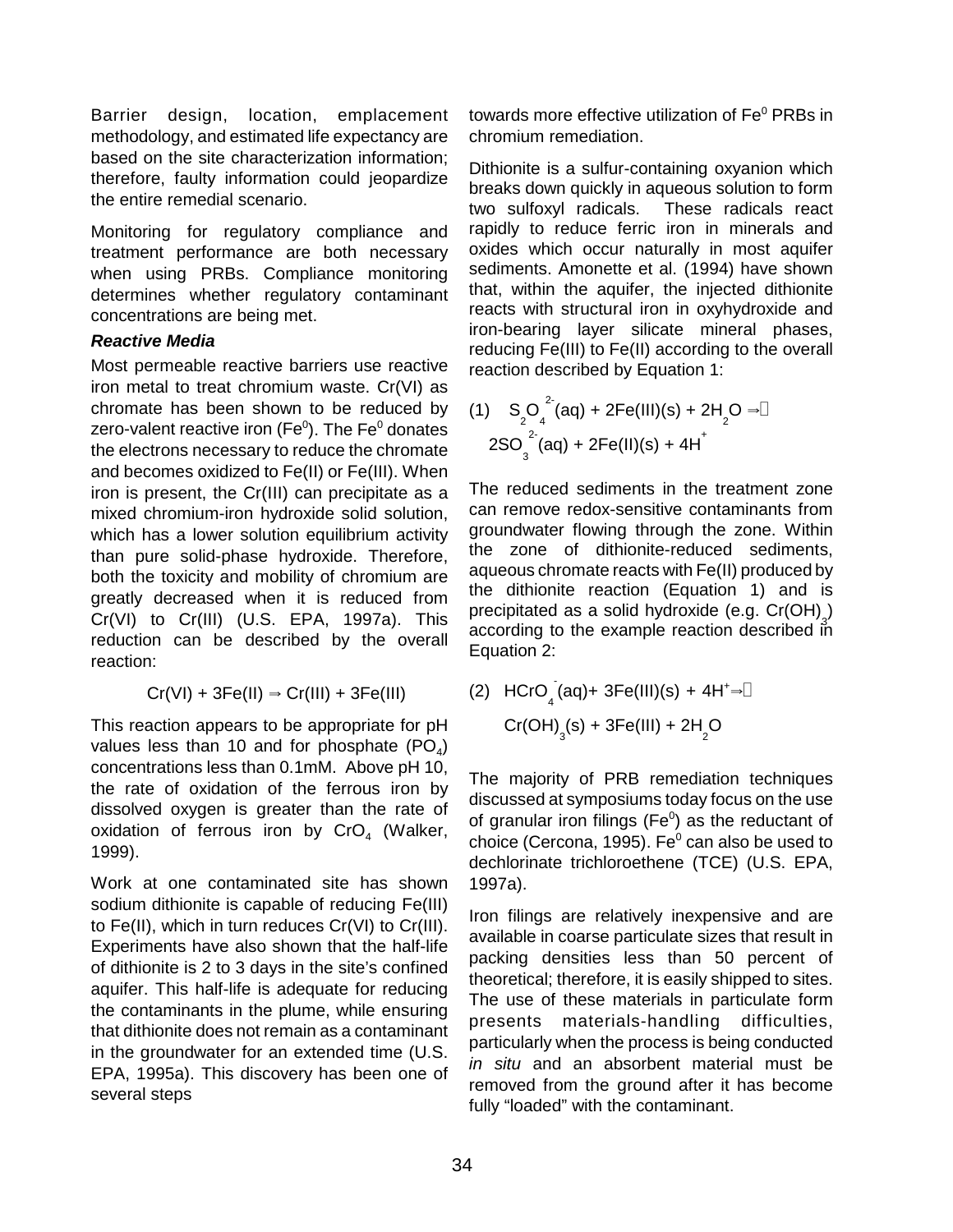Barrier design, location, emplacement methodology, and estimated life expectancy are based on the site characterization information; therefore, faulty information could jeopardize the entire remedial scenario.

Monitoring for regulatory compliance and treatment performance are both necessary when using PRBs. Compliance monitoring determines whether regulatory contaminant concentrations are being met.

***Reactive Media***

Most permeable reactive barriers use reactive iron metal to treat chromium waste. Cr(VI) as chromate has been shown to be reduced by zero-valent reactive iron ($Fe^0$). The $Fe^0$ donates the electrons necessary to reduce the chromate and becomes oxidized to Fe(II) or Fe(III). When iron is present, the Cr(III) can precipitate as a mixed chromium-iron hydroxide solid solution, which has a lower solution equilibrium activity than pure solid-phase hydroxide. Therefore, both the toxicity and mobility of chromium are greatly decreased when it is reduced from Cr(VI) to Cr(III) (U.S. EPA, 1997a). This reduction can be described by the overall reaction:

$$\text{Cr(VI)} + 3\text{Fe(II)} \Rightarrow \text{Cr(III)} + 3\text{Fe(III)}$$

This reaction appears to be appropriate for pH values less than 10 and for phosphate ($PO_4$) concentrations less than 0.1mM. Above pH 10, the rate of oxidation of the ferrous iron by dissolved oxygen is greater than the rate of oxidation of ferrous iron by $CrO_4$ (Walker, 1999).

Work at one contaminated site has shown sodium dithionite is capable of reducing Fe(III) to Fe(II), which in turn reduces Cr(VI) to Cr(III). Experiments have also shown that the half-life of dithionite is 2 to 3 days in the site's confined aquifer. This half-life is adequate for reducing the contaminants in the plume, while ensuring that dithionite does not remain as a contaminant in the groundwater for an extended time (U.S. EPA, 1995a). This discovery has been one of several steps towards more effective utilization of $Fe^0$ PRBs in chromium remediation.

Dithionite is a sulfur-containing oxyanion which breaks down quickly in aqueous solution to form two sulfoxyl radicals. These radicals react rapidly to reduce ferric iron in minerals and oxides which occur naturally in most aquifer sediments. Amonette et al. (1994) have shown that, within the aquifer, the injected dithionite reacts with structural iron in oxyhydroxide and iron-bearing layer silicate mineral phases, reducing Fe(III) to Fe(II) according to the overall reaction described by Equation 1:

$$(1) \quad S_2O_4^{2-}(aq) + 2\text{Fe(III)(s)} + 2H_2O \Rightarrow 2SO_3^{2-}(aq) + 2\text{Fe(II)(s)} + 4H^+$$

The reduced sediments in the treatment zone can remove redox-sensitive contaminants from groundwater flowing through the zone. Within the zone of dithionite-reduced sediments, aqueous chromate reacts with Fe(II) produced by the dithionite reaction (Equation 1) and is precipitated as a solid hydroxide (e.g. $Cr(OH)_3$) according to the example reaction described in Equation 2:

$$(2) \quad HCrO_4^-(aq) + 3\text{Fe(III)(s)} + 4H^+ \Rightarrow Cr(OH)_3(s) + 3\text{Fe(III)} + 2H_2O$$

The majority of PRB remediation techniques discussed at symposiums today focus on the use of granular iron filings ($Fe^0$) as the reductant of choice (Cercona, 1995). $Fe^0$ can also be used to dechlorinate trichloroethene (TCE) (U.S. EPA, 1997a).

Iron filings are relatively inexpensive and are available in coarse particulate sizes that result in packing densities less than 50 percent of theoretical; therefore, it is easily shipped to sites. The use of these materials in particulate form presents materials-handling difficulties, particularly when the process is being conducted *in situ* and an absorbent material must be removed from the ground after it has become fully "loaded" with the contaminant.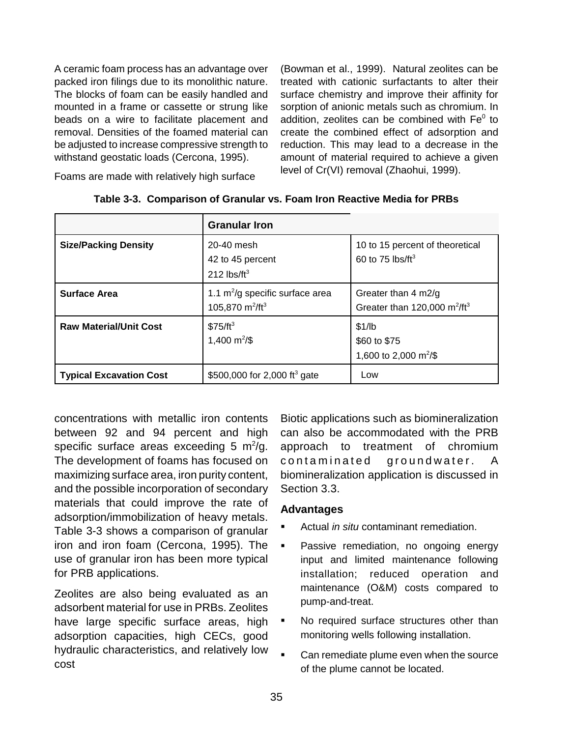A ceramic foam process has an advantage over packed iron filings due to its monolithic nature. The blocks of foam can be easily handled and mounted in a frame or cassette or strung like beads on a wire to facilitate placement and removal. Densities of the foamed material can be adjusted to increase compressive strength to withstand geostatic loads (Cercona, 1995).

Foams are made with relatively high surface concentrations with metallic iron contents between 92 and 94 percent and high specific surface areas exceeding 5 $m^2$/g. The development of foams has focused on maximizing surface area, iron purity content, and the possible incorporation of secondary materials that could improve the rate of adsorption/immobilization of heavy metals. Table 3-3 shows a comparison of granular iron and iron foam (Cercona, 1995). The use of granular iron has been more typical for PRB applications.

**Table 3-3. Comparison of Granular vs. Foam Iron Reactive Media for PRBs**

| | Granular Iron | |
|---|---|---|
| **Size/Packing Density** | 20-40 mesh<br>42 to 45 percent<br>212 lbs/$ft^3$ | 10 to 15 percent of theoretical<br>60 to 75 lbs/$ft^3$ |
| **Surface Area** | 1.1 $m^2$/g specific surface area<br>105,870 $m^2$/$ft^3$ | Greater than 4 m2/g<br>Greater than 120,000 $m^2$/$ft^3$ |
| **Raw Material/Unit Cost** | \$75/$ft^3$<br>1,400 $m^2$/\$ | \$1/lb<br>\$60 to \$75<br>1,600 to 2,000 $m^2$/\$ |
| **Typical Excavation Cost** | \$500,000 for 2,000 $ft^3$ gate | Low |

Zeolites are also being evaluated as an adsorbent material for use in PRBs. Zeolites have large specific surface areas, high adsorption capacities, high CECs, good hydraulic characteristics, and relatively low cost (Bowman et al., 1999). Natural zeolites can be treated with cationic surfactants to alter their surface chemistry and improve their affinity for sorption of anionic metals such as chromium. In addition, zeolites can be combined with $Fe^0$ to create the combined effect of adsorption and reduction. This may lead to a decrease in the amount of material required to achieve a given level of Cr(VI) removal (Zhaohui, 1999).

Biotic applications such as biomineralization can also be accommodated with the PRB approach to treatment of chromium contaminated groundwater. A biomineralization application is discussed in Section 3.3.

### Advantages

- Actual *in situ* contaminant remediation.
- Passive remediation, no ongoing energy input and limited maintenance following installation; reduced operation and maintenance (O&M) costs compared to pump-and-treat.
- No required surface structures other than monitoring wells following installation.
- Can remediate plume even when the source of the plume cannot be located.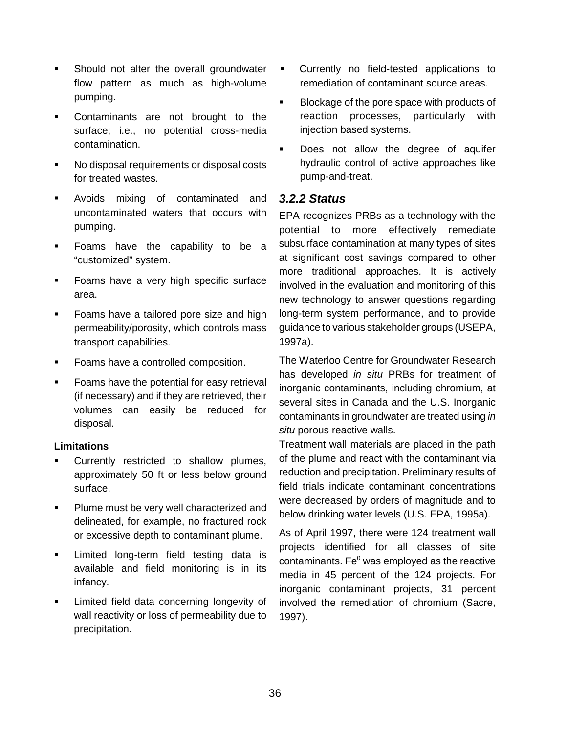- Should not alter the overall groundwater flow pattern as much as high-volume pumping.
- Contaminants are not brought to the surface; i.e., no potential cross-media contamination.
- No disposal requirements or disposal costs for treated wastes.
- Avoids mixing of contaminated and uncontaminated waters that occurs with pumping.
- Foams have the capability to be a "customized" system.
- Foams have a very high specific surface area.
- Foams have a tailored pore size and high permeability/porosity, which controls mass transport capabilities.
- Foams have a controlled composition.
- Foams have the potential for easy retrieval (if necessary) and if they are retrieved, their volumes can easily be reduced for disposal.

**Limitations**

- Currently restricted to shallow plumes, approximately 50 ft or less below ground surface.
- Plume must be very well characterized and delineated, for example, no fractured rock or excessive depth to contaminant plume.
- Limited long-term field testing data is available and field monitoring is in its infancy.
- Limited field data concerning longevity of wall reactivity or loss of permeability due to precipitation.
- Currently no field-tested applications to remediation of contaminant source areas.
- Blockage of the pore space with products of reaction processes, particularly with injection based systems.
- Does not allow the degree of aquifer hydraulic control of active approaches like pump-and-treat.

### *3.2.2 Status*

EPA recognizes PRBs as a technology with the potential to more effectively remediate subsurface contamination at many types of sites at significant cost savings compared to other more traditional approaches. It is actively involved in the evaluation and monitoring of this new technology to answer questions regarding long-term system performance, and to provide guidance to various stakeholder groups (USEPA, 1997a).

The Waterloo Centre for Groundwater Research has developed *in situ* PRBs for treatment of inorganic contaminants, including chromium, at several sites in Canada and the U.S. Inorganic contaminants in groundwater are treated using *in situ* porous reactive walls.
Treatment wall materials are placed in the path of the plume and react with the contaminant via reduction and precipitation. Preliminary results of field trials indicate contaminant concentrations were decreased by orders of magnitude and to below drinking water levels (U.S. EPA, 1995a).

As of April 1997, there were 124 treatment wall projects identified for all classes of site contaminants. $Fe^0$ was employed as the reactive media in 45 percent of the 124 projects. For inorganic contaminant projects, 31 percent involved the remediation of chromium (Sacre, 1997).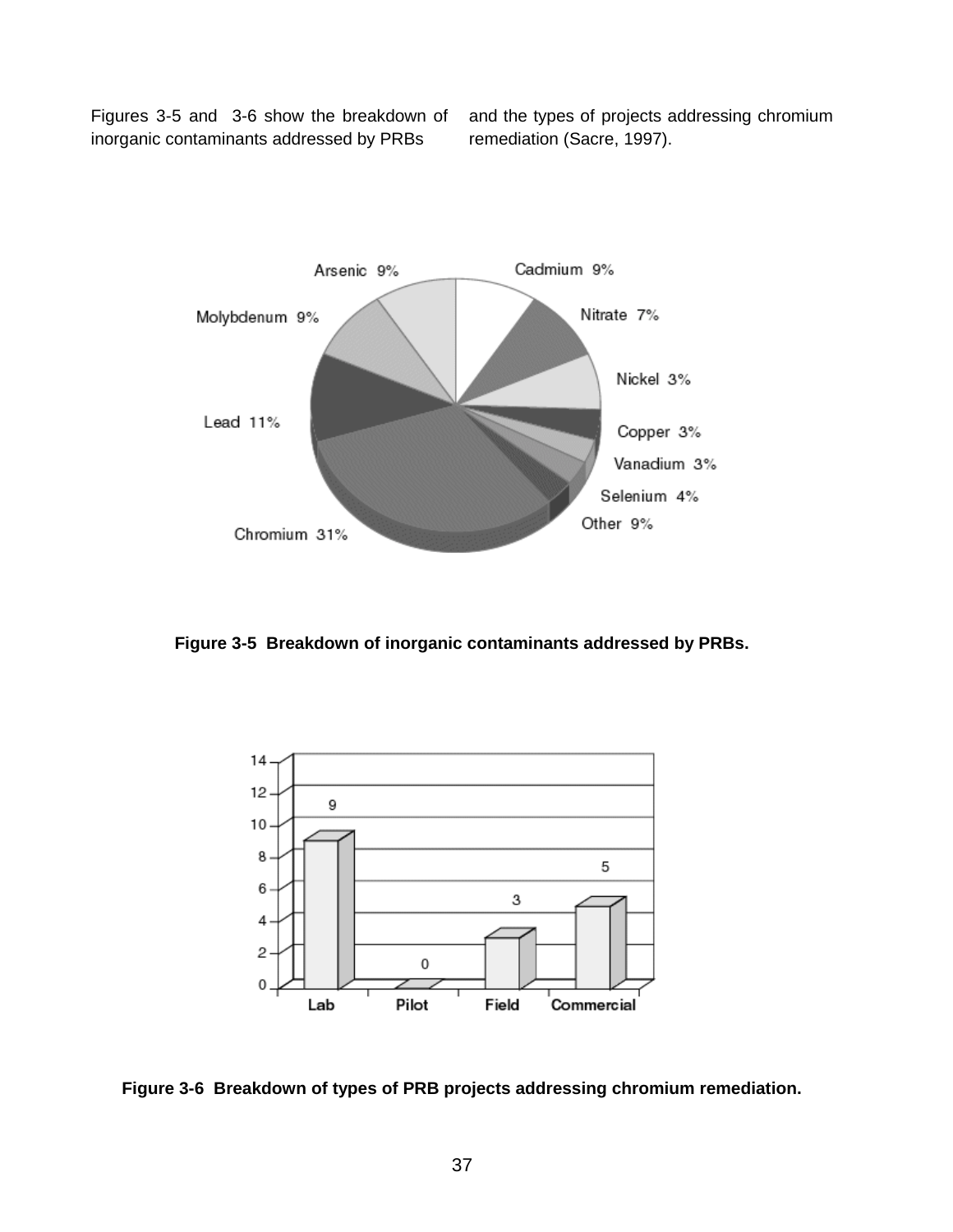Figures 3-5 and 3-6 show the breakdown of inorganic contaminants addressed by PRBs and the types of projects addressing chromium remediation (Sacre, 1997).

**Figure 3-5 Breakdown of inorganic contaminants addressed by PRBs.**

**Figure 3-6 Breakdown of types of PRB projects addressing chromium remediation.**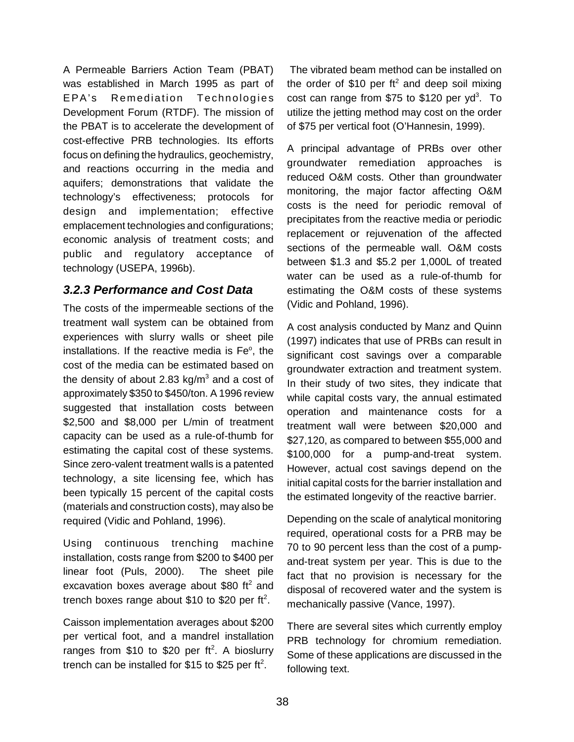A Permeable Barriers Action Team (PBAT) was established in March 1995 as part of EPA's Remediation Technologies Development Forum (RTDF). The mission of the PBAT is to accelerate the development of cost-effective PRB technologies. Its efforts focus on defining the hydraulics, geochemistry, and reactions occurring in the media and aquifers; demonstrations that validate the technology's effectiveness; protocols for design and implementation; effective emplacement technologies and configurations; economic analysis of treatment costs; and public and regulatory acceptance of technology (USEPA, 1996b).

### *3.2.3 Performance and Cost Data*

The costs of the impermeable sections of the treatment wall system can be obtained from experiences with slurry walls or sheet pile installations. If the reactive media is $Fe^o$, the cost of the media can be estimated based on the density of about 2.83 kg/$m^3$ and a cost of approximately $350 to $450/ton. A 1996 review suggested that installation costs between $2,500 and $8,000 per L/min of treatment capacity can be used as a rule-of-thumb for estimating the capital cost of these systems. Since zero-valent treatment walls is a patented technology, a site licensing fee, which has been typically 15 percent of the capital costs (materials and construction costs), may also be required (Vidic and Pohland, 1996).

Using continuous trenching machine installation, costs range from $200 to $400 per linear foot (Puls, 2000). The sheet pile excavation boxes average about $80 $ft^2$ and trench boxes range about $10 to $20 per $ft^2$.

Caisson implementation averages about $200 per vertical foot, and a mandrel installation ranges from $10 to $20 per $ft^2$. A bioslurry trench can be installed for $15 to $25 per $ft^2$.

The vibrated beam method can be installed on the order of $10 per $ft^2$ and deep soil mixing cost can range from $75 to $120 per $yd^3$. To utilize the jetting method may cost on the order of $75 per vertical foot (O'Hannesin, 1999).

A principal advantage of PRBs over other groundwater remediation approaches is reduced O&M costs. Other than groundwater monitoring, the major factor affecting O&M costs is the need for periodic removal of precipitates from the reactive media or periodic replacement or rejuvenation of the affected sections of the permeable wall. O&M costs between $1.3 and $5.2 per 1,000L of treated water can be used as a rule-of-thumb for estimating the O&M costs of these systems (Vidic and Pohland, 1996).

A cost analysis conducted by Manz and Quinn (1997) indicates that use of PRBs can result in significant cost savings over a comparable groundwater extraction and treatment system. In their study of two sites, they indicate that while capital costs vary, the annual estimated operation and maintenance costs for a treatment wall were between $20,000 and $27,120, as compared to between $55,000 and $100,000 for a pump-and-treat system. However, actual cost savings depend on the initial capital costs for the barrier installation and the estimated longevity of the reactive barrier.

Depending on the scale of analytical monitoring required, operational costs for a PRB may be 70 to 90 percent less than the cost of a pump-and-treat system per year. This is due to the fact that no provision is necessary for the disposal of recovered water and the system is mechanically passive (Vance, 1997).

There are several sites which currently employ PRB technology for chromium remediation. Some of these applications are discussed in the following text.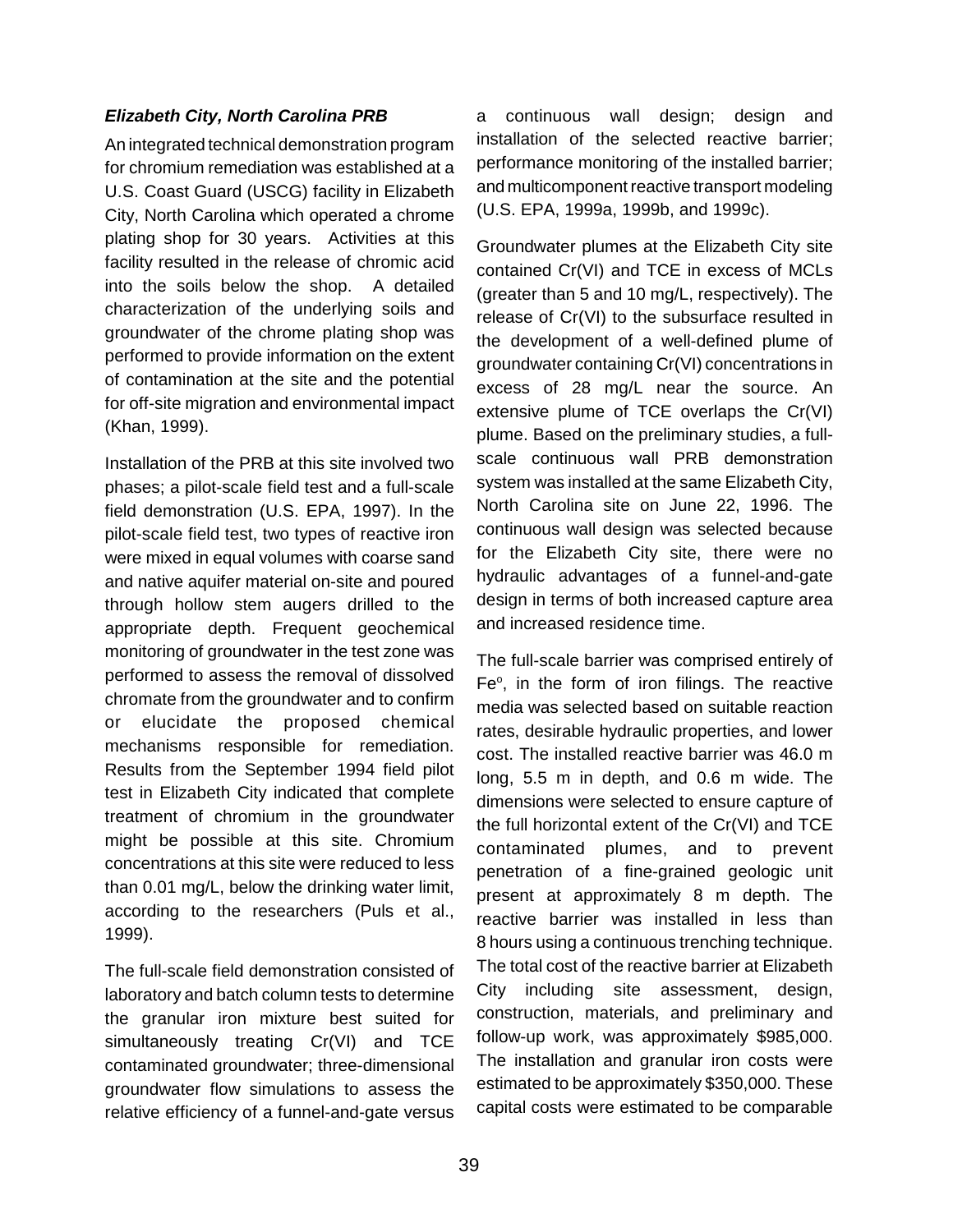### *Elizabeth City, North Carolina PRB*

An integrated technical demonstration program for chromium remediation was established at a U.S. Coast Guard (USCG) facility in Elizabeth City, North Carolina which operated a chrome plating shop for 30 years. Activities at this facility resulted in the release of chromic acid into the soils below the shop. A detailed characterization of the underlying soils and groundwater of the chrome plating shop was performed to provide information on the extent of contamination at the site and the potential for off-site migration and environmental impact (Khan, 1999).

Installation of the PRB at this site involved two phases; a pilot-scale field test and a full-scale field demonstration (U.S. EPA, 1997). In the pilot-scale field test, two types of reactive iron were mixed in equal volumes with coarse sand and native aquifer material on-site and poured through hollow stem augers drilled to the appropriate depth. Frequent geochemical monitoring of groundwater in the test zone was performed to assess the removal of dissolved chromate from the groundwater and to confirm or elucidate the proposed chemical mechanisms responsible for remediation. Results from the September 1994 field pilot test in Elizabeth City indicated that complete treatment of chromium in the groundwater might be possible at this site. Chromium concentrations at this site were reduced to less than 0.01 mg/L, below the drinking water limit, according to the researchers (Puls et al., 1999).

The full-scale field demonstration consisted of laboratory and batch column tests to determine the granular iron mixture best suited for simultaneously treating Cr(VI) and TCE contaminated groundwater; three-dimensional groundwater flow simulations to assess the relative efficiency of a funnel-and-gate versus a continuous wall design; design and installation of the selected reactive barrier; performance monitoring of the installed barrier; and multicomponent reactive transport modeling (U.S. EPA, 1999a, 1999b, and 1999c).

Groundwater plumes at the Elizabeth City site contained Cr(VI) and TCE in excess of MCLs (greater than 5 and 10 mg/L, respectively). The release of Cr(VI) to the subsurface resulted in the development of a well-defined plume of groundwater containing Cr(VI) concentrations in excess of 28 mg/L near the source. An extensive plume of TCE overlaps the Cr(VI) plume. Based on the preliminary studies, a full-scale continuous wall PRB demonstration system was installed at the same Elizabeth City, North Carolina site on June 22, 1996. The continuous wall design was selected because for the Elizabeth City site, there were no hydraulic advantages of a funnel-and-gate design in terms of both increased capture area and increased residence time.

The full-scale barrier was comprised entirely of $Fe^{o}$, in the form of iron filings. The reactive media was selected based on suitable reaction rates, desirable hydraulic properties, and lower cost. The installed reactive barrier was 46.0 m long, 5.5 m in depth, and 0.6 m wide. The dimensions were selected to ensure capture of the full horizontal extent of the Cr(VI) and TCE contaminated plumes, and to prevent penetration of a fine-grained geologic unit present at approximately 8 m depth. The reactive barrier was installed in less than 8 hours using a continuous trenching technique. The total cost of the reactive barrier at Elizabeth City including site assessment, design, construction, materials, and preliminary and follow-up work, was approximately $985,000. The installation and granular iron costs were estimated to be approximately $350,000. These capital costs were estimated to be comparable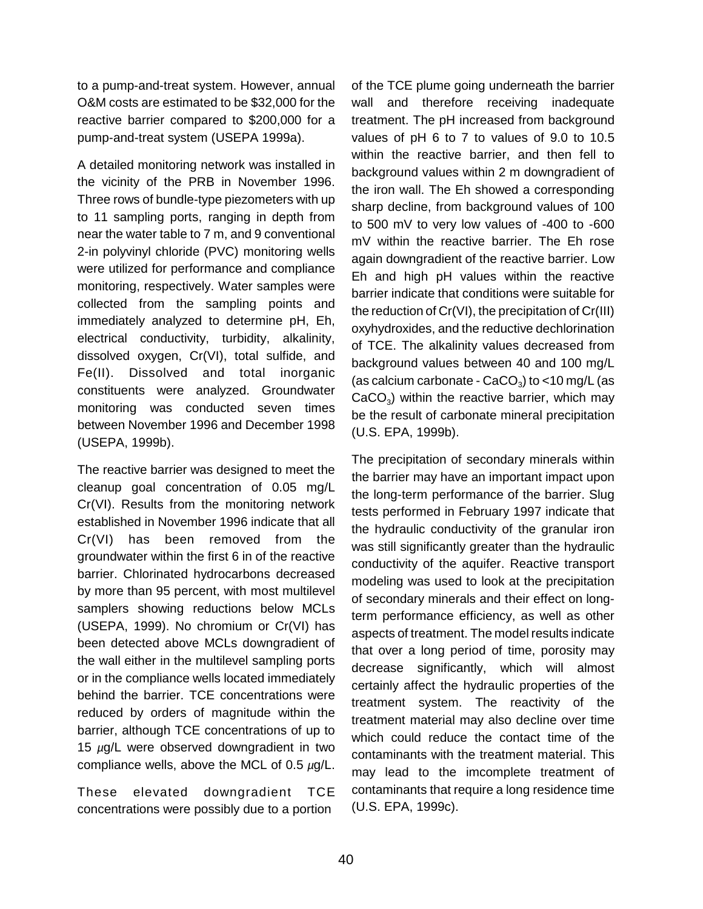to a pump-and-treat system. However, annual O&M costs are estimated to be $32,000 for the reactive barrier compared to $200,000 for a pump-and-treat system (USEPA 1999a).

A detailed monitoring network was installed in the vicinity of the PRB in November 1996. Three rows of bundle-type piezometers with up to 11 sampling ports, ranging in depth from near the water table to 7 m, and 9 conventional 2-in polyvinyl chloride (PVC) monitoring wells were utilized for performance and compliance monitoring, respectively. Water samples were collected from the sampling points and immediately analyzed to determine pH, Eh, electrical conductivity, turbidity, alkalinity, dissolved oxygen, Cr(VI), total sulfide, and Fe(II). Dissolved and total inorganic constituents were analyzed. Groundwater monitoring was conducted seven times between November 1996 and December 1998 (USEPA, 1999b).

The reactive barrier was designed to meet the cleanup goal concentration of 0.05 mg/L Cr(VI). Results from the monitoring network established in November 1996 indicate that all Cr(VI) has been removed from the groundwater within the first 6 in of the reactive barrier. Chlorinated hydrocarbons decreased by more than 95 percent, with most multilevel samplers showing reductions below MCLs (USEPA, 1999). No chromium or Cr(VI) has been detected above MCLs downgradient of the wall either in the multilevel sampling ports or in the compliance wells located immediately behind the barrier. TCE concentrations were reduced by orders of magnitude within the barrier, although TCE concentrations of up to 15 $\mu$g/L were observed downgradient in two compliance wells, above the MCL of 0.5 $\mu$g/L.

These elevated downgradient TCE concentrations were possibly due to a portion of the TCE plume going underneath the barrier wall and therefore receiving inadequate treatment. The pH increased from background values of pH 6 to 7 to values of 9.0 to 10.5 within the reactive barrier, and then fell to background values within 2 m downgradient of the iron wall. The Eh showed a corresponding sharp decline, from background values of 100 to 500 mV to very low values of -400 to -600 mV within the reactive barrier. The Eh rose again downgradient of the reactive barrier. Low Eh and high pH values within the reactive barrier indicate that conditions were suitable for the reduction of Cr(VI), the precipitation of Cr(III) oxyhydroxides, and the reductive dechlorination of TCE. The alkalinity values decreased from background values between 40 and 100 mg/L (as calcium carbonate - $CaCO_3$) to <10 mg/L (as $CaCO_3$) within the reactive barrier, which may be the result of carbonate mineral precipitation (U.S. EPA, 1999b).

The precipitation of secondary minerals within the barrier may have an important impact upon the long-term performance of the barrier. Slug tests performed in February 1997 indicate that the hydraulic conductivity of the granular iron was still significantly greater than the hydraulic conductivity of the aquifer. Reactive transport modeling was used to look at the precipitation of secondary minerals and their effect on long-term performance efficiency, as well as other aspects of treatment. The model results indicate that over a long period of time, porosity may decrease significantly, which will almost certainly affect the hydraulic properties of the treatment system. The reactivity of the treatment material may also decline over time which could reduce the contact time of the contaminants with the treatment material. This may lead to the imcomplete treatment of contaminants that require a long residence time (U.S. EPA, 1999c).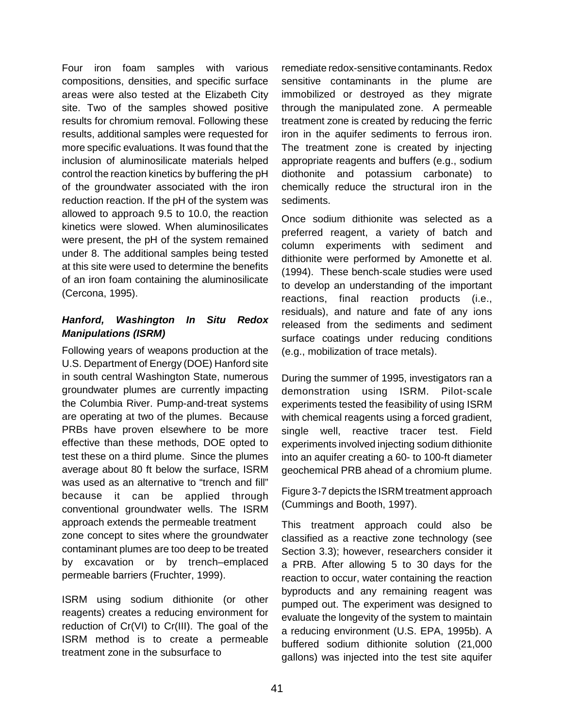Four iron foam samples with various compositions, densities, and specific surface areas were also tested at the Elizabeth City site. Two of the samples showed positive results for chromium removal. Following these results, additional samples were requested for more specific evaluations. It was found that the inclusion of aluminosilicate materials helped control the reaction kinetics by buffering the pH of the groundwater associated with the iron reduction reaction. If the pH of the system was allowed to approach 9.5 to 10.0, the reaction kinetics were slowed. When aluminosilicates were present, the pH of the system remained under 8. The additional samples being tested at this site were used to determine the benefits of an iron foam containing the aluminosilicate (Cercona, 1995).

### *Hanford, Washington In Situ Redox Manipulations (ISRM)*

Following years of weapons production at the U.S. Department of Energy (DOE) Hanford site in south central Washington State, numerous groundwater plumes are currently impacting the Columbia River. Pump-and-treat systems are operating at two of the plumes. Because PRBs have proven elsewhere to be more effective than these methods, DOE opted to test these on a third plume. Since the plumes average about 80 ft below the surface, ISRM was used as an alternative to "trench and fill" because it can be applied through conventional groundwater wells. The ISRM approach extends the permeable treatment zone concept to sites where the groundwater contaminant plumes are too deep to be treated by excavation or by trench–emplaced permeable barriers (Fruchter, 1999).

ISRM using sodium dithionite (or other reagents) creates a reducing environment for reduction of Cr(VI) to Cr(III). The goal of the ISRM method is to create a permeable treatment zone in the subsurface to remediate redox-sensitive contaminants. Redox sensitive contaminants in the plume are immobilized or destroyed as they migrate through the manipulated zone. A permeable treatment zone is created by reducing the ferric iron in the aquifer sediments to ferrous iron. The treatment zone is created by injecting appropriate reagents and buffers (e.g., sodium diothonite and potassium carbonate) to chemically reduce the structural iron in the sediments.

Once sodium dithionite was selected as a preferred reagent, a variety of batch and column experiments with sediment and dithionite were performed by Amonette et al. (1994). These bench-scale studies were used to develop an understanding of the important reactions, final reaction products (i.e., residuals), and nature and fate of any ions released from the sediments and sediment surface coatings under reducing conditions (e.g., mobilization of trace metals).

During the summer of 1995, investigators ran a demonstration using ISRM. Pilot-scale experiments tested the feasibility of using ISRM with chemical reagents using a forced gradient, single well, reactive tracer test. Field experiments involved injecting sodium dithionite into an aquifer creating a 60- to 100-ft diameter geochemical PRB ahead of a chromium plume.

Figure 3-7 depicts the ISRM treatment approach (Cummings and Booth, 1997).

This treatment approach could also be classified as a reactive zone technology (see Section 3.3); however, researchers consider it a PRB. After allowing 5 to 30 days for the reaction to occur, water containing the reaction byproducts and any remaining reagent was pumped out. The experiment was designed to evaluate the longevity of the system to maintain a reducing environment (U.S. EPA, 1995b). A buffered sodium dithionite solution (21,000 gallons) was injected into the test site aquifer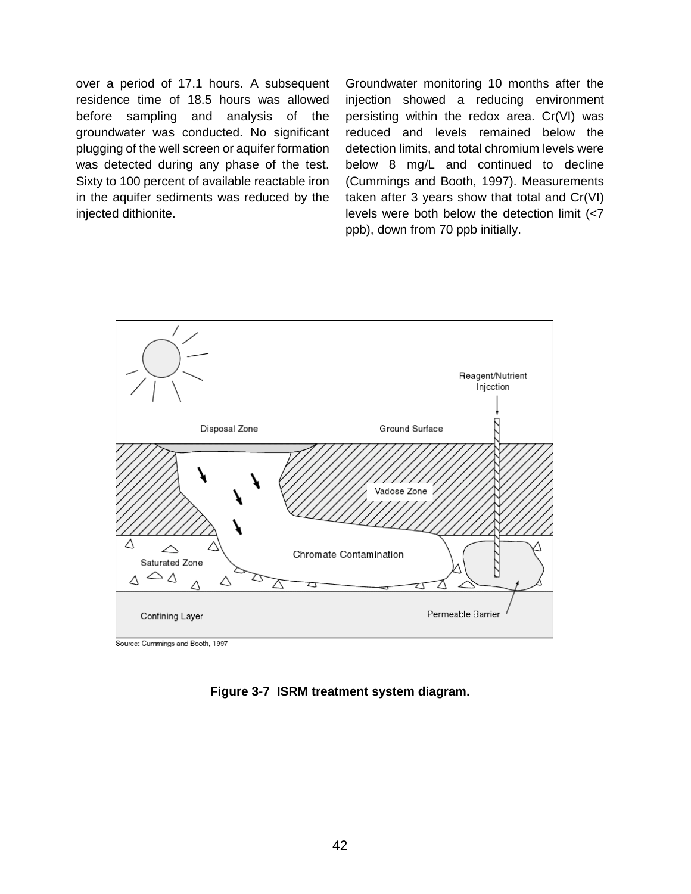over a period of 17.1 hours. A subsequent residence time of 18.5 hours was allowed before sampling and analysis of the groundwater was conducted. No significant plugging of the well screen or aquifer formation was detected during any phase of the test. Sixty to 100 percent of available reactable iron in the aquifer sediments was reduced by the injected dithionite.

Groundwater monitoring 10 months after the injection showed a reducing environment persisting within the redox area. Cr(VI) was reduced and levels remained below the detection limits, and total chromium levels were below 8 mg/L and continued to decline (Cummings and Booth, 1997). Measurements taken after 3 years show that total and Cr(VI) levels were both below the detection limit (<7 ppb), down from 70 ppb initially.

Source: Cummings and Booth, 1997

**Figure 3-7 ISRM treatment system diagram.**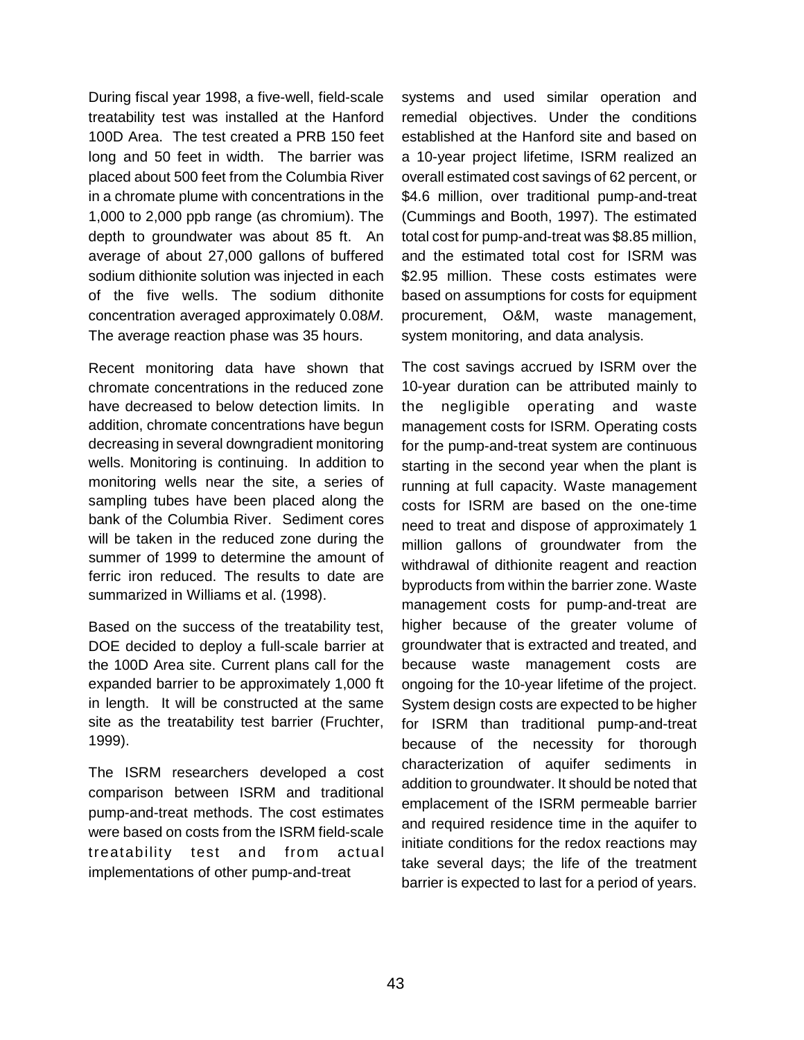During fiscal year 1998, a five-well, field-scale treatability test was installed at the Hanford 100D Area. The test created a PRB 150 feet long and 50 feet in width. The barrier was placed about 500 feet from the Columbia River in a chromate plume with concentrations in the 1,000 to 2,000 ppb range (as chromium). The depth to groundwater was about 85 ft. An average of about 27,000 gallons of buffered sodium dithionite solution was injected in each of the five wells. The sodium dithonite concentration averaged approximately 0.08*M*. The average reaction phase was 35 hours.

Recent monitoring data have shown that chromate concentrations in the reduced zone have decreased to below detection limits. In addition, chromate concentrations have begun decreasing in several downgradient monitoring wells. Monitoring is continuing. In addition to monitoring wells near the site, a series of sampling tubes have been placed along the bank of the Columbia River. Sediment cores will be taken in the reduced zone during the summer of 1999 to determine the amount of ferric iron reduced. The results to date are summarized in Williams et al. (1998).

Based on the success of the treatability test, DOE decided to deploy a full-scale barrier at the 100D Area site. Current plans call for the expanded barrier to be approximately 1,000 ft in length. It will be constructed at the same site as the treatability test barrier (Fruchter, 1999).

The ISRM researchers developed a cost comparison between ISRM and traditional pump-and-treat methods. The cost estimates were based on costs from the ISRM field-scale treatability test and from actual implementations of other pump-and-treat systems and used similar operation and remedial objectives. Under the conditions established at the Hanford site and based on a 10-year project lifetime, ISRM realized an overall estimated cost savings of 62 percent, or \$4.6 million, over traditional pump-and-treat (Cummings and Booth, 1997). The estimated total cost for pump-and-treat was \$8.85 million, and the estimated total cost for ISRM was \$2.95 million. These costs estimates were based on assumptions for costs for equipment procurement, O&M, waste management, system monitoring, and data analysis.

The cost savings accrued by ISRM over the 10-year duration can be attributed mainly to the negligible operating and waste management costs for ISRM. Operating costs for the pump-and-treat system are continuous starting in the second year when the plant is running at full capacity. Waste management costs for ISRM are based on the one-time need to treat and dispose of approximately 1 million gallons of groundwater from the withdrawal of dithionite reagent and reaction byproducts from within the barrier zone. Waste management costs for pump-and-treat are higher because of the greater volume of groundwater that is extracted and treated, and because waste management costs are ongoing for the 10-year lifetime of the project. System design costs are expected to be higher for ISRM than traditional pump-and-treat because of the necessity for thorough characterization of aquifer sediments in addition to groundwater. It should be noted that emplacement of the ISRM permeable barrier and required residence time in the aquifer to initiate conditions for the redox reactions may take several days; the life of the treatment barrier is expected to last for a period of years.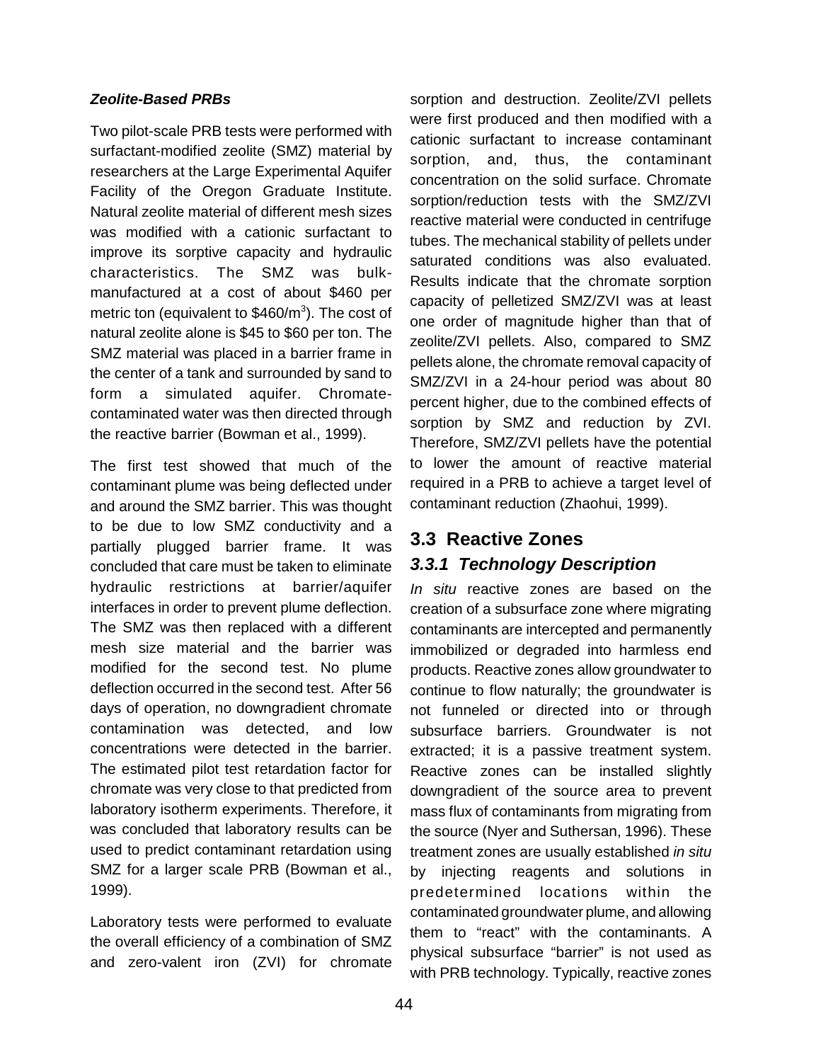***Zeolite-Based PRBs***

Two pilot-scale PRB tests were performed with surfactant-modified zeolite (SMZ) material by researchers at the Large Experimental Aquifer Facility of the Oregon Graduate Institute. Natural zeolite material of different mesh sizes was modified with a cationic surfactant to improve its sorptive capacity and hydraulic characteristics. The SMZ was bulk-manufactured at a cost of about \$460 per metric ton (equivalent to \$460/m$^3$). The cost of natural zeolite alone is \$45 to \$60 per ton. The SMZ material was placed in a barrier frame in the center of a tank and surrounded by sand to form a simulated aquifer. Chromate-contaminated water was then directed through the reactive barrier (Bowman et al., 1999).

The first test showed that much of the contaminant plume was being deflected under and around the SMZ barrier. This was thought to be due to low SMZ conductivity and a partially plugged barrier frame. It was concluded that care must be taken to eliminate hydraulic restrictions at barrier/aquifer interfaces in order to prevent plume deflection. The SMZ was then replaced with a different mesh size material and the barrier was modified for the second test. No plume deflection occurred in the second test. After 56 days of operation, no downgradient chromate contamination was detected, and low concentrations were detected in the barrier. The estimated pilot test retardation factor for chromate was very close to that predicted from laboratory isotherm experiments. Therefore, it was concluded that laboratory results can be used to predict contaminant retardation using SMZ for a larger scale PRB (Bowman et al., 1999).

Laboratory tests were performed to evaluate the overall efficiency of a combination of SMZ and zero-valent iron (ZVI) for chromate sorption and destruction. Zeolite/ZVI pellets were first produced and then modified with a cationic surfactant to increase contaminant sorption, and, thus, the contaminant concentration on the solid surface. Chromate sorption/reduction tests with the SMZ/ZVI reactive material were conducted in centrifuge tubes. The mechanical stability of pellets under saturated conditions was also evaluated. Results indicate that the chromate sorption capacity of pelletized SMZ/ZVI was at least one order of magnitude higher than that of zeolite/ZVI pellets. Also, compared to SMZ pellets alone, the chromate removal capacity of SMZ/ZVI in a 24-hour period was about 80 percent higher, due to the combined effects of sorption by SMZ and reduction by ZVI. Therefore, SMZ/ZVI pellets have the potential to lower the amount of reactive material required in a PRB to achieve a target level of contaminant reduction (Zhaohui, 1999).

## 3.3 Reactive Zones

### *3.3.1 Technology Description*

*In situ* reactive zones are based on the creation of a subsurface zone where migrating contaminants are intercepted and permanently immobilized or degraded into harmless end products. Reactive zones allow groundwater to continue to flow naturally; the groundwater is not funneled or directed into or through subsurface barriers. Groundwater is not extracted; it is a passive treatment system. Reactive zones can be installed slightly downgradient of the source area to prevent mass flux of contaminants from migrating from the source (Nyer and Suthersan, 1996). These treatment zones are usually established *in situ* by injecting reagents and solutions in predetermined locations within the contaminated groundwater plume, and allowing them to “react” with the contaminants. A physical subsurface “barrier” is not used as with PRB technology. Typically, reactive zones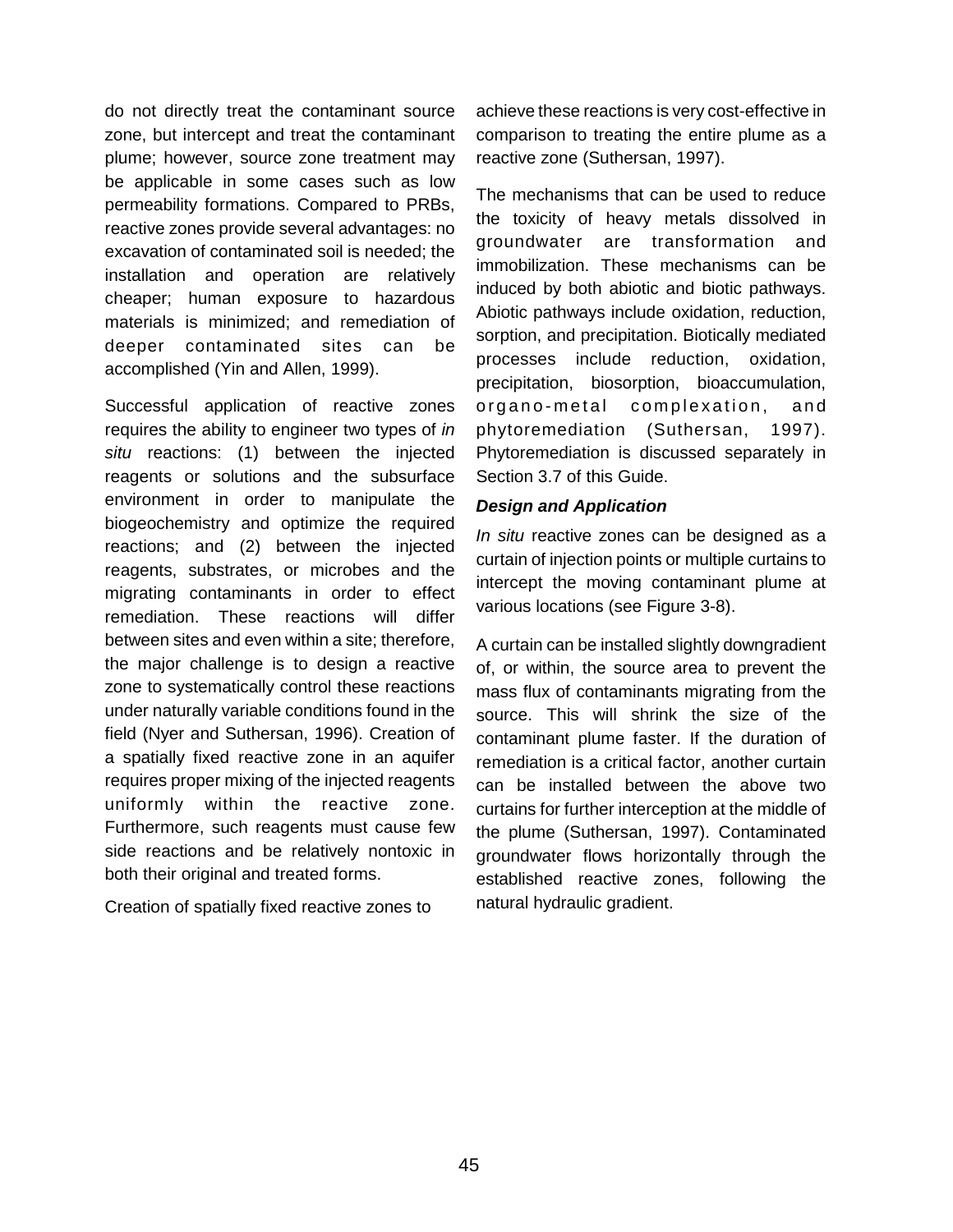do not directly treat the contaminant source zone, but intercept and treat the contaminant plume; however, source zone treatment may be applicable in some cases such as low permeability formations. Compared to PRBs, reactive zones provide several advantages: no excavation of contaminated soil is needed; the installation and operation are relatively cheaper; human exposure to hazardous materials is minimized; and remediation of deeper contaminated sites can be accomplished (Yin and Allen, 1999).

Successful application of reactive zones requires the ability to engineer two types of *in situ* reactions: (1) between the injected reagents or solutions and the subsurface environment in order to manipulate the biogeochemistry and optimize the required reactions; and (2) between the injected reagents, substrates, or microbes and the migrating contaminants in order to effect remediation. These reactions will differ between sites and even within a site; therefore, the major challenge is to design a reactive zone to systematically control these reactions under naturally variable conditions found in the field (Nyer and Suthersan, 1996). Creation of a spatially fixed reactive zone in an aquifer requires proper mixing of the injected reagents uniformly within the reactive zone. Furthermore, such reagents must cause few side reactions and be relatively nontoxic in both their original and treated forms.

Creation of spatially fixed reactive zones to achieve these reactions is very cost-effective in comparison to treating the entire plume as a reactive zone (Suthersan, 1997).

The mechanisms that can be used to reduce the toxicity of heavy metals dissolved in groundwater are transformation and immobilization. These mechanisms can be induced by both abiotic and biotic pathways. Abiotic pathways include oxidation, reduction, sorption, and precipitation. Biotically mediated processes include reduction, oxidation, precipitation, biosorption, bioaccumulation, organo-metal complexation, and phytoremediation (Suthersan, 1997). Phytoremediation is discussed separately in Section 3.7 of this Guide.

***Design and Application***

*In situ* reactive zones can be designed as a curtain of injection points or multiple curtains to intercept the moving contaminant plume at various locations (see Figure 3-8).

A curtain can be installed slightly downgradient of, or within, the source area to prevent the mass flux of contaminants migrating from the source. This will shrink the size of the contaminant plume faster. If the duration of remediation is a critical factor, another curtain can be installed between the above two curtains for further interception at the middle of the plume (Suthersan, 1997). Contaminated groundwater flows horizontally through the established reactive zones, following the natural hydraulic gradient.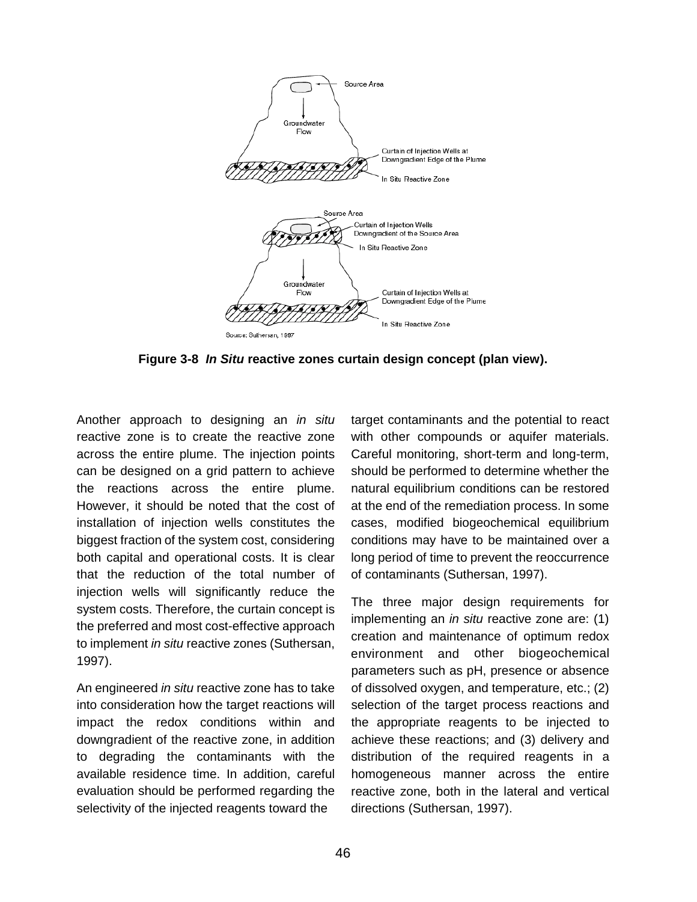**Figure 3-8** ***In Situ*** **reactive zones curtain design concept (plan view).**

Another approach to designing an *in situ* reactive zone is to create the reactive zone across the entire plume. The injection points can be designed on a grid pattern to achieve the reactions across the entire plume. However, it should be noted that the cost of installation of injection wells constitutes the biggest fraction of the system cost, considering both capital and operational costs. It is clear that the reduction of the total number of injection wells will significantly reduce the system costs. Therefore, the curtain concept is the preferred and most cost-effective approach to implement *in situ* reactive zones (Suthersan, 1997).

An engineered *in situ* reactive zone has to take into consideration how the target reactions will impact the redox conditions within and downgradient of the reactive zone, in addition to degrading the contaminants with the available residence time. In addition, careful evaluation should be performed regarding the selectivity of the injected reagents toward the target contaminants and the potential to react with other compounds or aquifer materials. Careful monitoring, short-term and long-term, should be performed to determine whether the natural equilibrium conditions can be restored at the end of the remediation process. In some cases, modified biogeochemical equilibrium conditions may have to be maintained over a long period of time to prevent the reoccurrence of contaminants (Suthersan, 1997).

The three major design requirements for implementing an *in situ* reactive zone are: (1) creation and maintenance of optimum redox environment and other biogeochemical parameters such as pH, presence or absence of dissolved oxygen, and temperature, etc.; (2) selection of the target process reactions and the appropriate reagents to be injected to achieve these reactions; and (3) delivery and distribution of the required reagents in a homogeneous manner across the entire reactive zone, both in the lateral and vertical directions (Suthersan, 1997).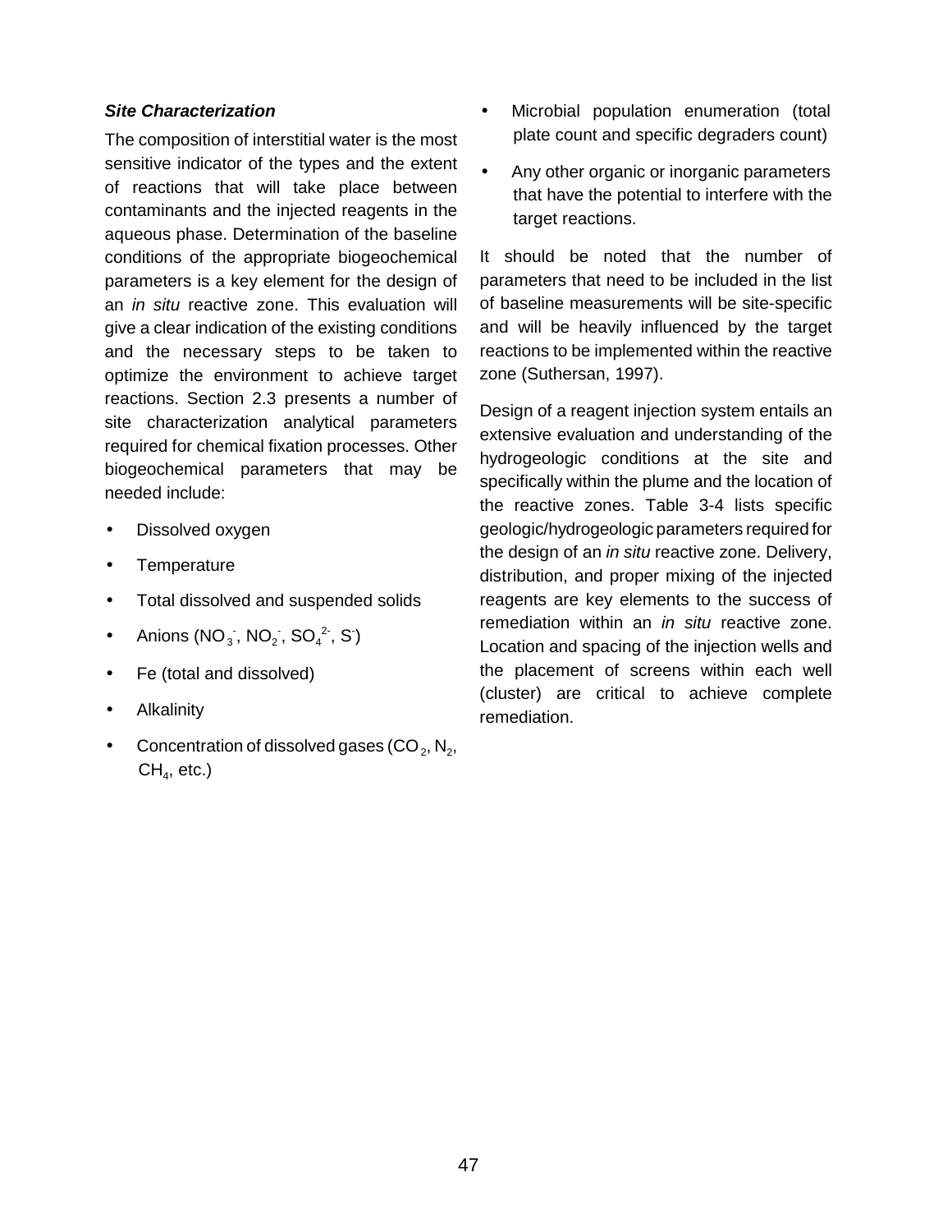***Site Characterization***

The composition of interstitial water is the most sensitive indicator of the types and the extent of reactions that will take place between contaminants and the injected reagents in the aqueous phase. Determination of the baseline conditions of the appropriate biogeochemical parameters is a key element for the design of an *in situ* reactive zone. This evaluation will give a clear indication of the existing conditions and the necessary steps to be taken to optimize the environment to achieve target reactions. Section 2.3 presents a number of site characterization analytical parameters required for chemical fixation processes. Other biogeochemical parameters that may be needed include:

- Dissolved oxygen
- Temperature
- Total dissolved and suspended solids
- Anions ($NO_3^-$, $NO_2^-$, $SO_4^{2-}$, $S^-$)
- Fe (total and dissolved)
- Alkalinity
- Concentration of dissolved gases ($CO_2$, $N_2$, $CH_4$, etc.)
- Microbial population enumeration (total plate count and specific degraders count)
- Any other organic or inorganic parameters that have the potential to interfere with the target reactions.

It should be noted that the number of parameters that need to be included in the list of baseline measurements will be site-specific and will be heavily influenced by the target reactions to be implemented within the reactive zone (Suthersan, 1997).

Design of a reagent injection system entails an extensive evaluation and understanding of the hydrogeologic conditions at the site and specifically within the plume and the location of the reactive zones. Table 3-4 lists specific geologic/hydrogeologic parameters required for the design of an *in situ* reactive zone. Delivery, distribution, and proper mixing of the injected reagents are key elements to the success of remediation within an *in situ* reactive zone. Location and spacing of the injection wells and the placement of screens within each well (cluster) are critical to achieve complete remediation.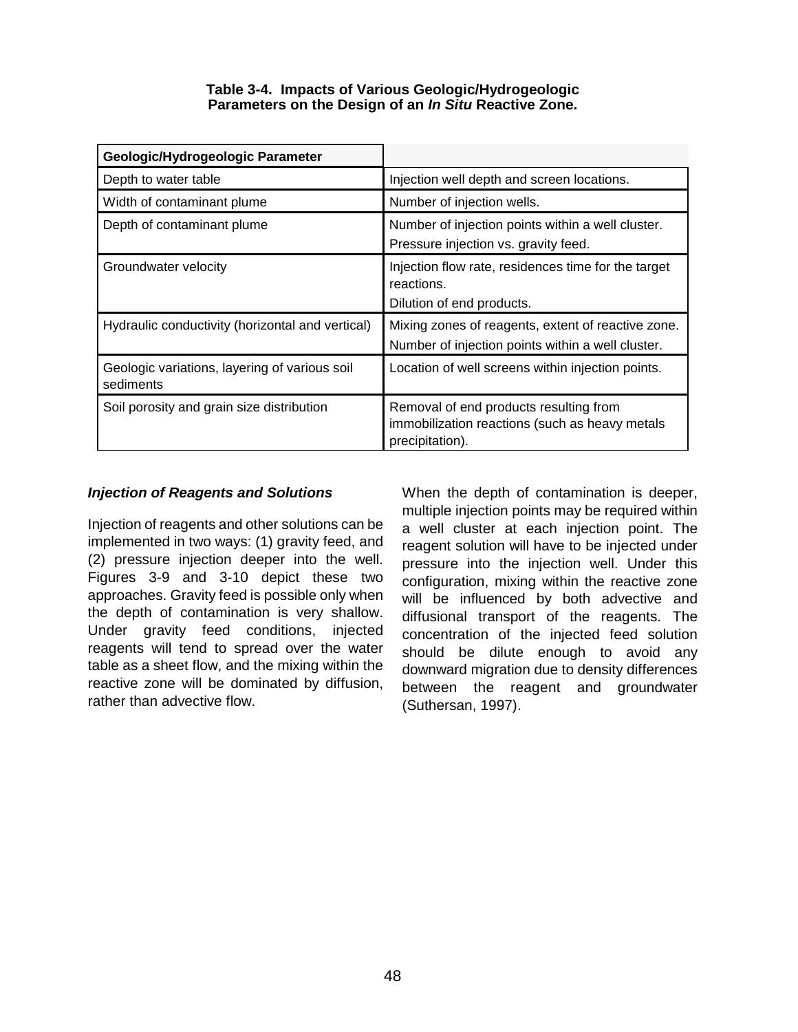**Table 3-4. Impacts of Various Geologic/Hydrogeologic Parameters on the Design of an *In Situ* Reactive Zone.**

| Geologic/Hydrogeologic Parameter | |
|---|---|
| Depth to water table | Injection well depth and screen locations. |
| Width of contaminant plume | Number of injection wells. |
| Depth of contaminant plume | Number of injection points within a well cluster.<br>Pressure injection vs. gravity feed. |
| Groundwater velocity | Injection flow rate, residences time for the target reactions.<br>Dilution of end products. |
| Hydraulic conductivity (horizontal and vertical) | Mixing zones of reagents, extent of reactive zone.<br>Number of injection points within a well cluster. |
| Geologic variations, layering of various soil sediments | Location of well screens within injection points. |
| Soil porosity and grain size distribution | Removal of end products resulting from immobilization reactions (such as heavy metals precipitation). |

### *Injection of Reagents and Solutions*

Injection of reagents and other solutions can be implemented in two ways: (1) gravity feed, and (2) pressure injection deeper into the well. Figures 3-9 and 3-10 depict these two approaches. Gravity feed is possible only when the depth of contamination is very shallow. Under gravity feed conditions, injected reagents will tend to spread over the water table as a sheet flow, and the mixing within the reactive zone will be dominated by diffusion, rather than advective flow.

When the depth of contamination is deeper, multiple injection points may be required within a well cluster at each injection point. The reagent solution will have to be injected under pressure into the injection well. Under this configuration, mixing within the reactive zone will be influenced by both advective and diffusional transport of the reagents. The concentration of the injected feed solution should be dilute enough to avoid any downward migration due to density differences between the reagent and groundwater (Suthersan, 1997).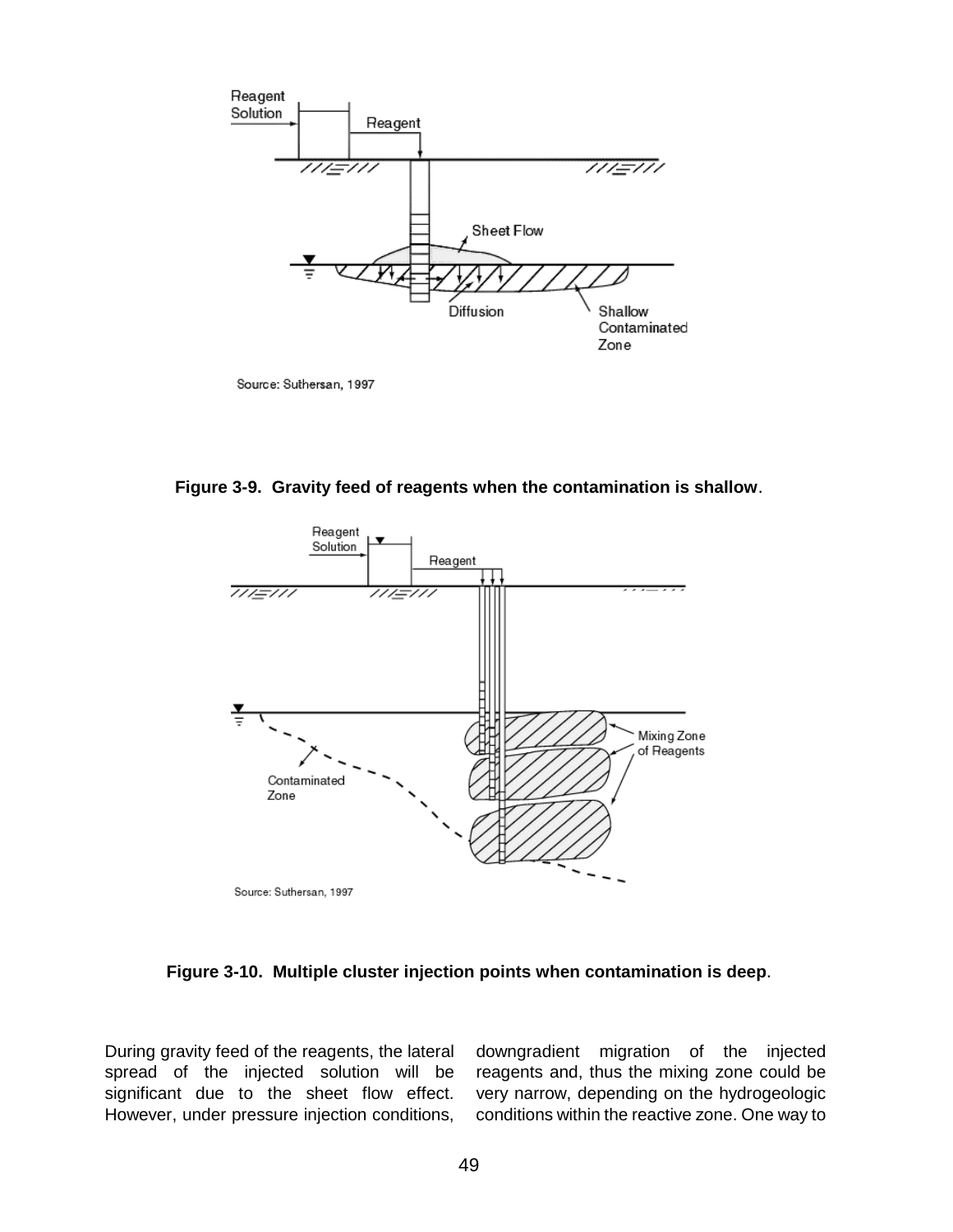Source: Suthersan, 1997

**Figure 3-9. Gravity feed of reagents when the contamination is shallow**.

Source: Suthersan, 1997

**Figure 3-10. Multiple cluster injection points when contamination is deep**.

During gravity feed of the reagents, the lateral spread of the injected solution will be significant due to the sheet flow effect. However, under pressure injection conditions, downgradient migration of the injected reagents and, thus the mixing zone could be very narrow, depending on the hydrogeologic conditions within the reactive zone. One way to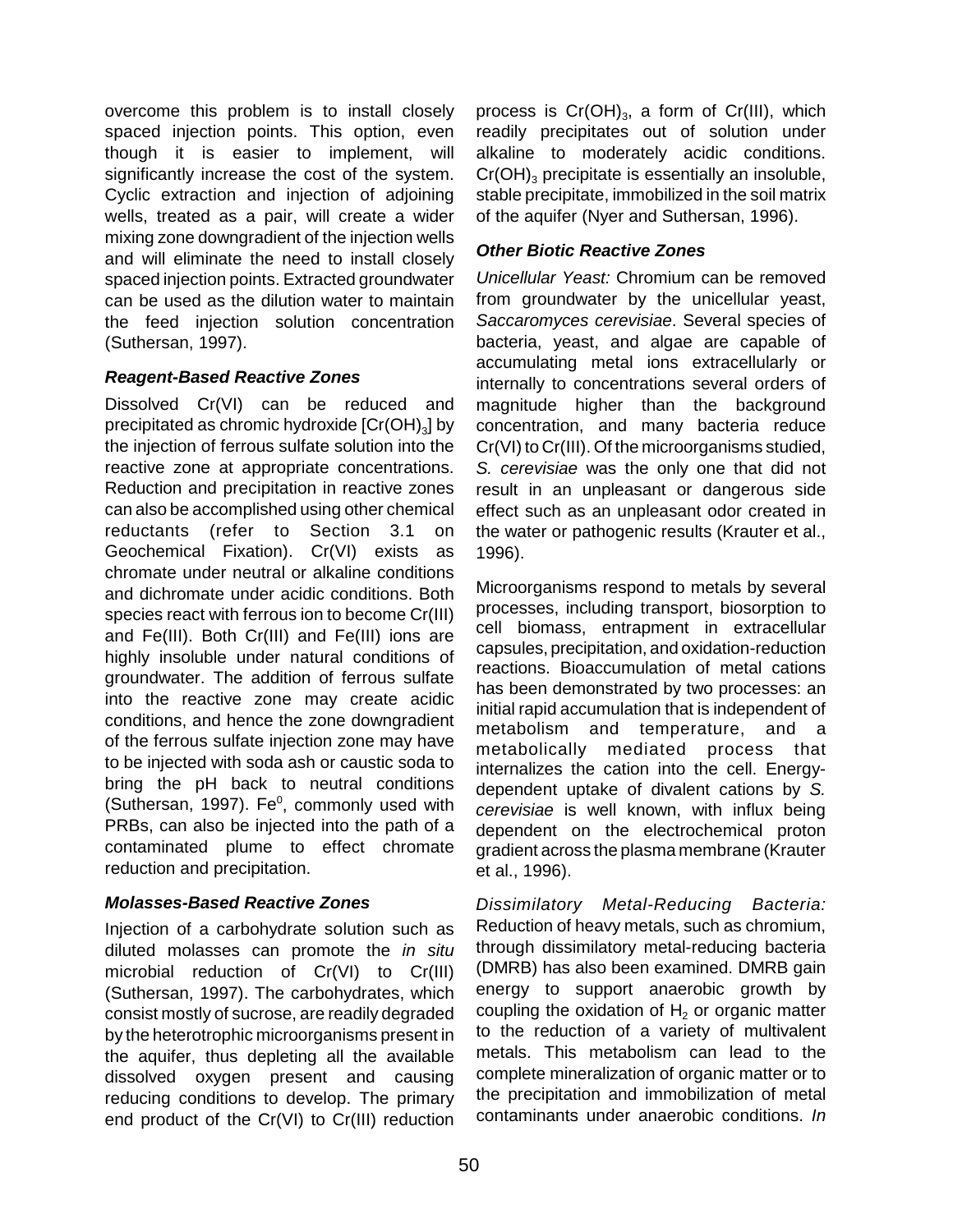overcome this problem is to install closely spaced injection points. This option, even though it is easier to implement, will significantly increase the cost of the system. Cyclic extraction and injection of adjoining wells, treated as a pair, will create a wider mixing zone downgradient of the injection wells and will eliminate the need to install closely spaced injection points. Extracted groundwater can be used as the dilution water to maintain the feed injection solution concentration (Suthersan, 1997).

***Reagent-Based Reactive Zones***

Dissolved Cr(VI) can be reduced and precipitated as chromic hydroxide [$Cr(OH)_3$] by the injection of ferrous sulfate solution into the reactive zone at appropriate concentrations. Reduction and precipitation in reactive zones can also be accomplished using other chemical reductants (refer to Section 3.1 on Geochemical Fixation). Cr(VI) exists as chromate under neutral or alkaline conditions and dichromate under acidic conditions. Both species react with ferrous ion to become Cr(III) and Fe(III). Both Cr(III) and Fe(III) ions are highly insoluble under natural conditions of groundwater. The addition of ferrous sulfate into the reactive zone may create acidic conditions, and hence the zone downgradient of the ferrous sulfate injection zone may have to be injected with soda ash or caustic soda to bring the pH back to neutral conditions (Suthersan, 1997). $Fe^0$, commonly used with PRBs, can also be injected into the path of a contaminated plume to effect chromate reduction and precipitation.

***Molasses-Based Reactive Zones***

Injection of a carbohydrate solution such as diluted molasses can promote the *in situ* microbial reduction of Cr(VI) to Cr(III) (Suthersan, 1997). The carbohydrates, which consist mostly of sucrose, are readily degraded by the heterotrophic microorganisms present in the aquifer, thus depleting all the available dissolved oxygen present and causing reducing conditions to develop. The primary end product of the Cr(VI) to Cr(III) reduction process is $Cr(OH)_3$, a form of Cr(III), which readily precipitates out of solution under alkaline to moderately acidic conditions. $Cr(OH)_3$ precipitate is essentially an insoluble, stable precipitate, immobilized in the soil matrix of the aquifer (Nyer and Suthersan, 1996).

***Other Biotic Reactive Zones***

*Unicellular Yeast:* Chromium can be removed from groundwater by the unicellular yeast, *Saccaromyces cerevisiae*. Several species of bacteria, yeast, and algae are capable of accumulating metal ions extracellularly or internally to concentrations several orders of magnitude higher than the background concentration, and many bacteria reduce Cr(VI) to Cr(III). Of the microorganisms studied, *S. cerevisiae* was the only one that did not result in an unpleasant or dangerous side effect such as an unpleasant odor created in the water or pathogenic results (Krauter et al., 1996).

Microorganisms respond to metals by several processes, including transport, biosorption to cell biomass, entrapment in extracellular capsules, precipitation, and oxidation-reduction reactions. Bioaccumulation of metal cations has been demonstrated by two processes: an initial rapid accumulation that is independent of metabolism and temperature, and a metabolically mediated process that internalizes the cation into the cell. Energy-dependent uptake of divalent cations by *S. cerevisiae* is well known, with influx being dependent on the electrochemical proton gradient across the plasma membrane (Krauter et al., 1996).

*Dissimilatory Metal-Reducing Bacteria:* Reduction of heavy metals, such as chromium, through dissimilatory metal-reducing bacteria (DMRB) has also been examined. DMRB gain energy to support anaerobic growth by coupling the oxidation of $H_2$ or organic matter to the reduction of a variety of multivalent metals. This metabolism can lead to the complete mineralization of organic matter or to the precipitation and immobilization of metal contaminants under anaerobic conditions. *In*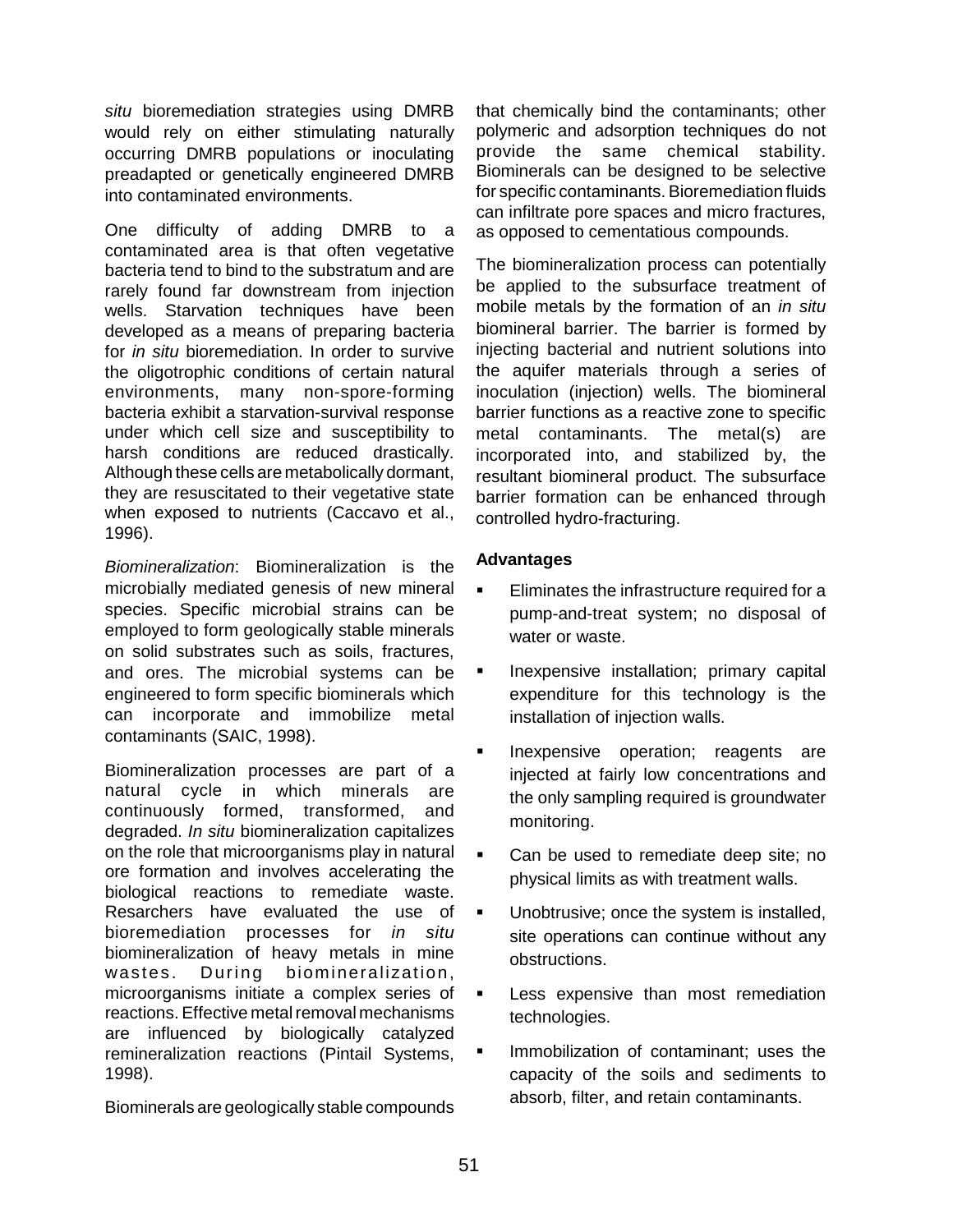*situ* bioremediation strategies using DMRB would rely on either stimulating naturally occurring DMRB populations or inoculating preadapted or genetically engineered DMRB into contaminated environments.

One difficulty of adding DMRB to a contaminated area is that often vegetative bacteria tend to bind to the substratum and are rarely found far downstream from injection wells. Starvation techniques have been developed as a means of preparing bacteria for *in situ* bioremediation. In order to survive the oligotrophic conditions of certain natural environments, many non-spore-forming bacteria exhibit a starvation-survival response under which cell size and susceptibility to harsh conditions are reduced drastically. Although these cells are metabolically dormant, they are resuscitated to their vegetative state when exposed to nutrients (Caccavo et al., 1996).

*Biomineralization*: Biomineralization is the microbially mediated genesis of new mineral species. Specific microbial strains can be employed to form geologically stable minerals on solid substrates such as soils, fractures, and ores. The microbial systems can be engineered to form specific biominerals which can incorporate and immobilize metal contaminants (SAIC, 1998).

Biomineralization processes are part of a natural cycle in which minerals are continuously formed, transformed, and degraded. *In situ* biomineralization capitalizes on the role that microorganisms play in natural ore formation and involves accelerating the biological reactions to remediate waste. Resarchers have evaluated the use of bioremediation processes for *in situ* biomineralization of heavy metals in mine wastes. During biomineralization, microorganisms initiate a complex series of reactions. Effective metal removal mechanisms are influenced by biologically catalyzed remineralization reactions (Pintail Systems, 1998).

Biominerals are geologically stable compounds that chemically bind the contaminants; other polymeric and adsorption techniques do not provide the same chemical stability. Biominerals can be designed to be selective for specific contaminants. Bioremediation fluids can infiltrate pore spaces and micro fractures, as opposed to cementatious compounds.

The biomineralization process can potentially be applied to the subsurface treatment of mobile metals by the formation of an *in situ* biomineral barrier. The barrier is formed by injecting bacterial and nutrient solutions into the aquifer materials through a series of inoculation (injection) wells. The biomineral barrier functions as a reactive zone to specific metal contaminants. The metal(s) are incorporated into, and stabilized by, the resultant biomineral product. The subsurface barrier formation can be enhanced through controlled hydro-fracturing.

**Advantages**

- Eliminates the infrastructure required for a pump-and-treat system; no disposal of water or waste.
- Inexpensive installation; primary capital expenditure for this technology is the installation of injection walls.
- Inexpensive operation; reagents are injected at fairly low concentrations and the only sampling required is groundwater monitoring.
- Can be used to remediate deep site; no physical limits as with treatment walls.
- Unobtrusive; once the system is installed, site operations can continue without any obstructions.
- Less expensive than most remediation technologies.
- Immobilization of contaminant; uses the capacity of the soils and sediments to absorb, filter, and retain contaminants.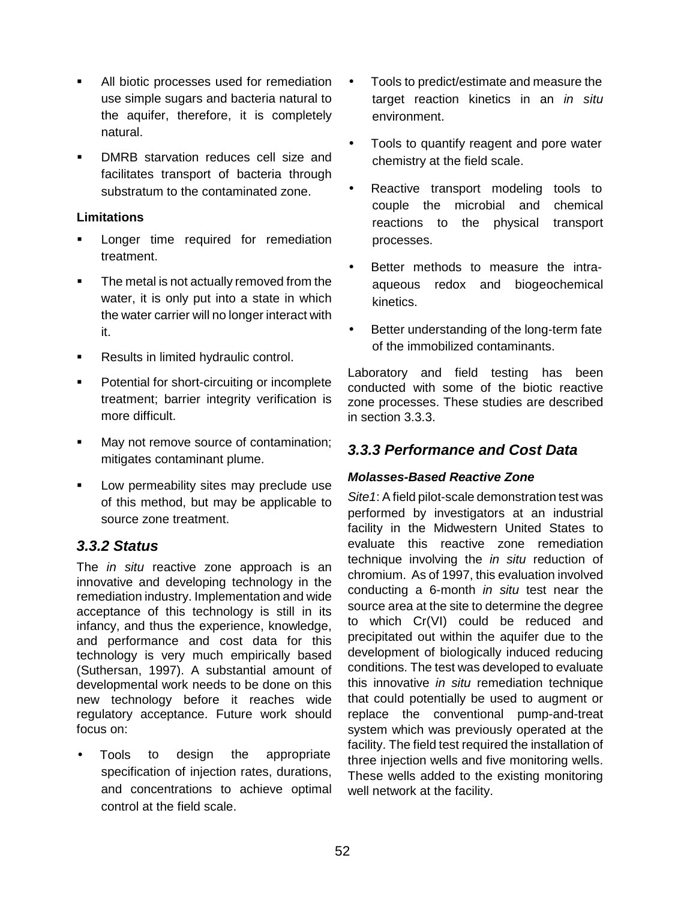- All biotic processes used for remediation use simple sugars and bacteria natural to the aquifer, therefore, it is completely natural.
- DMRB starvation reduces cell size and facilitates transport of bacteria through substratum to the contaminated zone.

**Limitations**

- Longer time required for remediation treatment.
- The metal is not actually removed from the water, it is only put into a state in which the water carrier will no longer interact with it.
- Results in limited hydraulic control.
- Potential for short-circuiting or incomplete treatment; barrier integrity verification is more difficult.
- May not remove source of contamination; mitigates contaminant plume.
- Low permeability sites may preclude use of this method, but may be applicable to source zone treatment.

### *3.3.2 Status*

The *in situ* reactive zone approach is an innovative and developing technology in the remediation industry. Implementation and wide acceptance of this technology is still in its infancy, and thus the experience, knowledge, and performance and cost data for this technology is very much empirically based (Suthersan, 1997). A substantial amount of developmental work needs to be done on this new technology before it reaches wide regulatory acceptance. Future work should focus on:

- Tools to design the appropriate specification of injection rates, durations, and concentrations to achieve optimal control at the field scale.
- Tools to predict/estimate and measure the target reaction kinetics in an *in situ* environment.
- Tools to quantify reagent and pore water chemistry at the field scale.
- Reactive transport modeling tools to couple the microbial and chemical reactions to the physical transport processes.
- Better methods to measure the intra-aqueous redox and biogeochemical kinetics.
- Better understanding of the long-term fate of the immobilized contaminants.

Laboratory and field testing has been conducted with some of the biotic reactive zone processes. These studies are described in section 3.3.3.

### *3.3.3 Performance and Cost Data*

#### *Molasses-Based Reactive Zone*

*Site1*: A field pilot-scale demonstration test was performed by investigators at an industrial facility in the Midwestern United States to evaluate this reactive zone remediation technique involving the *in situ* reduction of chromium. As of 1997, this evaluation involved conducting a 6-month *in situ* test near the source area at the site to determine the degree to which Cr(VI) could be reduced and precipitated out within the aquifer due to the development of biologically induced reducing conditions. The test was developed to evaluate this innovative *in situ* remediation technique that could potentially be used to augment or replace the conventional pump-and-treat system which was previously operated at the facility. The field test required the installation of three injection wells and five monitoring wells. These wells added to the existing monitoring well network at the facility.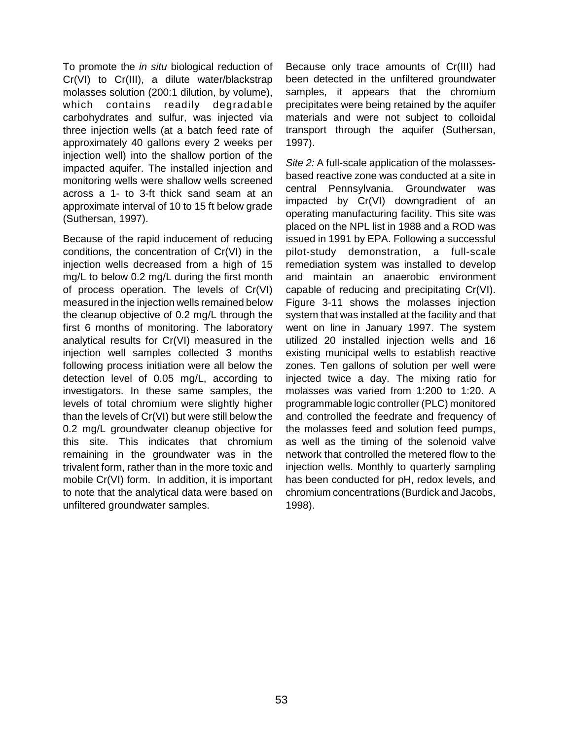To promote the *in situ* biological reduction of Cr(VI) to Cr(III), a dilute water/blackstrap molasses solution (200:1 dilution, by volume), which contains readily degradable carbohydrates and sulfur, was injected via three injection wells (at a batch feed rate of approximately 40 gallons every 2 weeks per injection well) into the shallow portion of the impacted aquifer. The installed injection and monitoring wells were shallow wells screened across a 1- to 3-ft thick sand seam at an approximate interval of 10 to 15 ft below grade (Suthersan, 1997).

Because of the rapid inducement of reducing conditions, the concentration of Cr(VI) in the injection wells decreased from a high of 15 mg/L to below 0.2 mg/L during the first month of process operation. The levels of Cr(VI) measured in the injection wells remained below the cleanup objective of 0.2 mg/L through the first 6 months of monitoring. The laboratory analytical results for Cr(VI) measured in the injection well samples collected 3 months following process initiation were all below the detection level of 0.05 mg/L, according to investigators. In these same samples, the levels of total chromium were slightly higher than the levels of Cr(VI) but were still below the 0.2 mg/L groundwater cleanup objective for this site. This indicates that chromium remaining in the groundwater was in the trivalent form, rather than in the more toxic and mobile Cr(VI) form. In addition, it is important to note that the analytical data were based on unfiltered groundwater samples.

Because only trace amounts of Cr(III) had been detected in the unfiltered groundwater samples, it appears that the chromium precipitates were being retained by the aquifer materials and were not subject to colloidal transport through the aquifer (Suthersan, 1997).

*Site 2:* A full-scale application of the molasses-based reactive zone was conducted at a site in central Pennsylvania. Groundwater was impacted by Cr(VI) downgradient of an operating manufacturing facility. This site was placed on the NPL list in 1988 and a ROD was issued in 1991 by EPA. Following a successful pilot-study demonstration, a full-scale remediation system was installed to develop and maintain an anaerobic environment capable of reducing and precipitating Cr(VI). Figure 3-11 shows the molasses injection system that was installed at the facility and that went on line in January 1997. The system utilized 20 installed injection wells and 16 existing municipal wells to establish reactive zones. Ten gallons of solution per well were injected twice a day. The mixing ratio for molasses was varied from 1:200 to 1:20. A programmable logic controller (PLC) monitored and controlled the feedrate and frequency of the molasses feed and solution feed pumps, as well as the timing of the solenoid valve network that controlled the metered flow to the injection wells. Monthly to quarterly sampling has been conducted for pH, redox levels, and chromium concentrations (Burdick and Jacobs, 1998).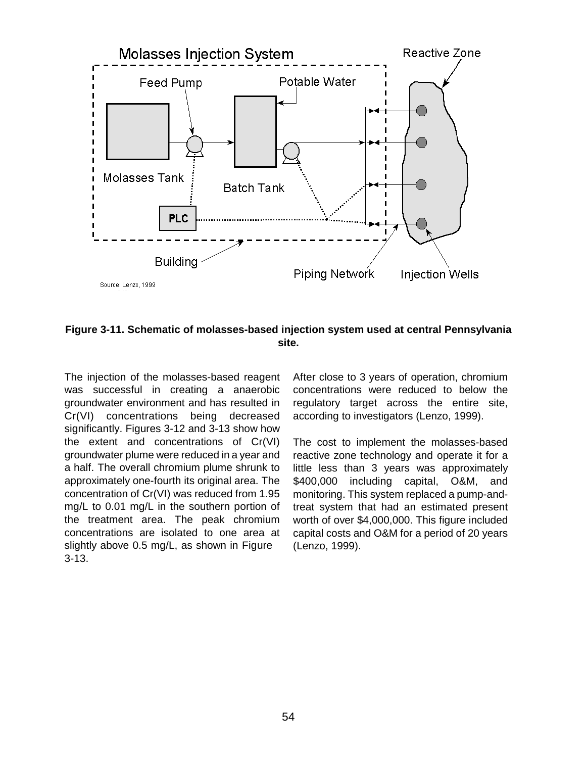**Figure 3-11. Schematic of molasses-based injection system used at central Pennsylvania site.**

The injection of the molasses-based reagent was successful in creating a anaerobic groundwater environment and has resulted in Cr(VI) concentrations being decreased significantly. Figures 3-12 and 3-13 show how the extent and concentrations of Cr(VI) groundwater plume were reduced in a year and a half. The overall chromium plume shrunk to approximately one-fourth its original area. The concentration of Cr(VI) was reduced from 1.95 mg/L to 0.01 mg/L in the southern portion of the treatment area. The peak chromium concentrations are isolated to one area at slightly above 0.5 mg/L, as shown in Figure 3-13.

After close to 3 years of operation, chromium concentrations were reduced to below the regulatory target across the entire site, according to investigators (Lenzo, 1999).

The cost to implement the molasses-based reactive zone technology and operate it for a little less than 3 years was approximately $400,000 including capital, O&M, and monitoring. This system replaced a pump-and-treat system that had an estimated present worth of over $4,000,000. This figure included capital costs and O&M for a period of 20 years (Lenzo, 1999).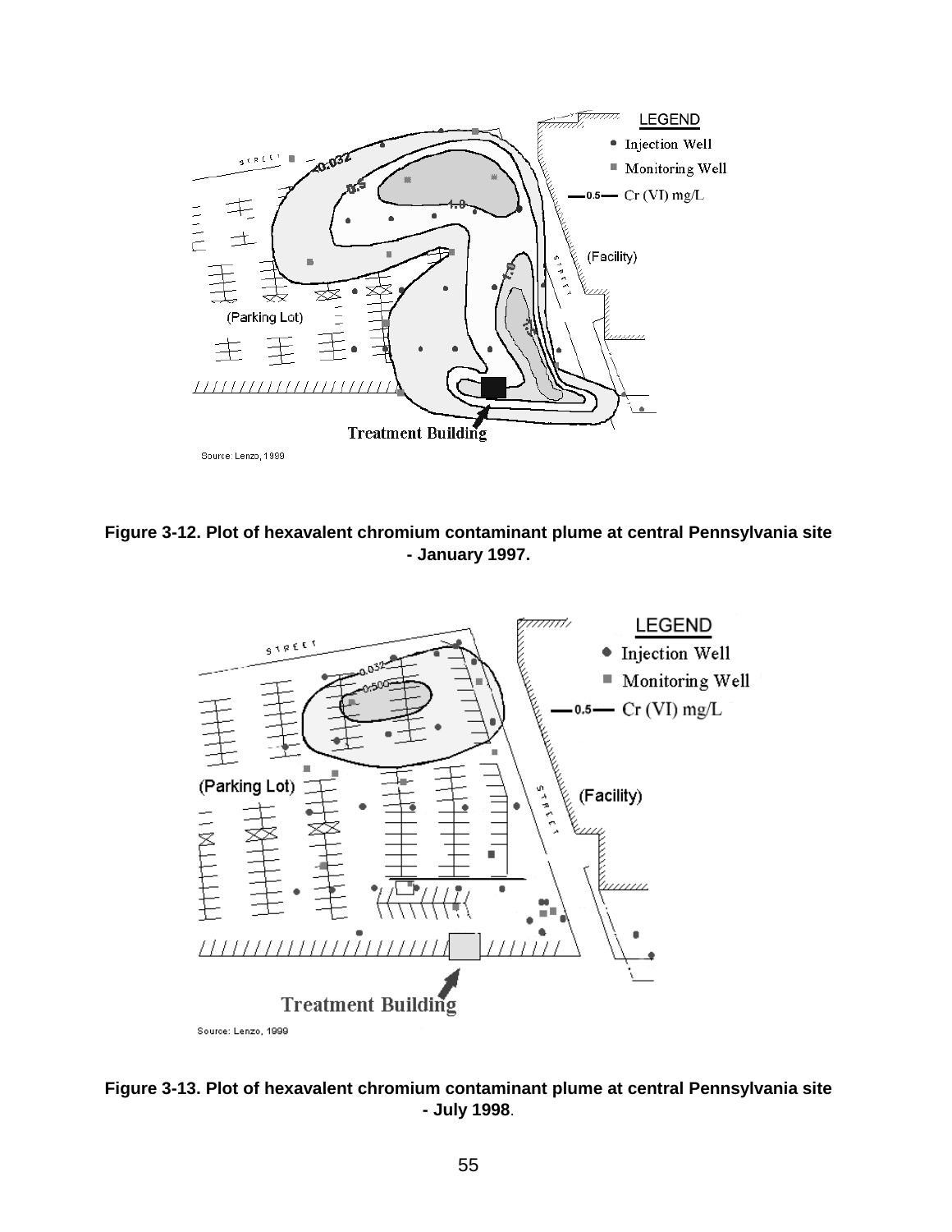**Figure 3-12. Plot of hexavalent chromium contaminant plume at central Pennsylvania site - January 1997.**

**Figure 3-13. Plot of hexavalent chromium contaminant plume at central Pennsylvania site - July 1998.**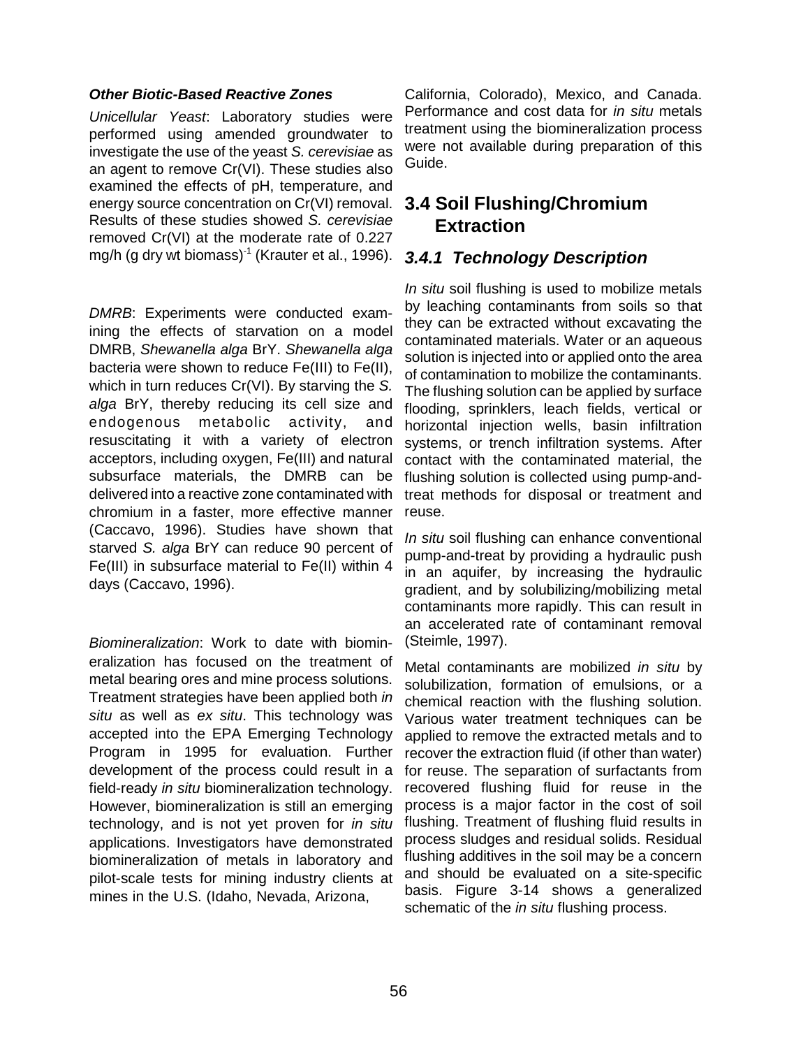***Other Biotic-Based Reactive Zones***

*Unicellular Yeast*: Laboratory studies were performed using amended groundwater to investigate the use of the yeast *S. cerevisiae* as an agent to remove Cr(VI). These studies also examined the effects of pH, temperature, and energy source concentration on Cr(VI) removal. Results of these studies showed *S. cerevisiae* removed Cr(VI) at the moderate rate of 0.227 mg/h (g dry wt biomass)$^{-1}$ (Krauter et al., 1996).

*DMRB*: Experiments were conducted examining the effects of starvation on a model DMRB, *Shewanella alga* BrY. *Shewanella alga* bacteria were shown to reduce Fe(III) to Fe(II), which in turn reduces Cr(VI). By starving the *S. alga* BrY, thereby reducing its cell size and endogenous metabolic activity, and resuscitating it with a variety of electron acceptors, including oxygen, Fe(III) and natural subsurface materials, the DMRB can be delivered into a reactive zone contaminated with chromium in a faster, more effective manner (Caccavo, 1996). Studies have shown that starved *S. alga* BrY can reduce 90 percent of Fe(III) in subsurface material to Fe(II) within 4 days (Caccavo, 1996).

*Biomineralization*: Work to date with biomineralization has focused on the treatment of metal bearing ores and mine process solutions. Treatment strategies have been applied both *in situ* as well as *ex situ*. This technology was accepted into the EPA Emerging Technology Program in 1995 for evaluation. Further development of the process could result in a field-ready *in situ* biomineralization technology. However, biomineralization is still an emerging technology, and is not yet proven for *in situ* applications. Investigators have demonstrated biomineralization of metals in laboratory and pilot-scale tests for mining industry clients at mines in the U.S. (Idaho, Nevada, Arizona, California, Colorado), Mexico, and Canada. Performance and cost data for *in situ* metals treatment using the biomineralization process were not available during preparation of this Guide.

## 3.4 Soil Flushing/Chromium Extraction

### *3.4.1 Technology Description*

*In situ* soil flushing is used to mobilize metals by leaching contaminants from soils so that they can be extracted without excavating the contaminated materials. Water or an aqueous solution is injected into or applied onto the area of contamination to mobilize the contaminants. The flushing solution can be applied by surface flooding, sprinklers, leach fields, vertical or horizontal injection wells, basin infiltration systems, or trench infiltration systems. After contact with the contaminated material, the flushing solution is collected using pump-and-treat methods for disposal or treatment and reuse.

*In situ* soil flushing can enhance conventional pump-and-treat by providing a hydraulic push in an aquifer, by increasing the hydraulic gradient, and by solubilizing/mobilizing metal contaminants more rapidly. This can result in an accelerated rate of contaminant removal (Steimle, 1997).

Metal contaminants are mobilized *in situ* by solubilization, formation of emulsions, or a chemical reaction with the flushing solution. Various water treatment techniques can be applied to remove the extracted metals and to recover the extraction fluid (if other than water) for reuse. The separation of surfactants from recovered flushing fluid for reuse in the process is a major factor in the cost of soil flushing. Treatment of flushing fluid results in process sludges and residual solids. Residual flushing additives in the soil may be a concern and should be evaluated on a site-specific basis. Figure 3-14 shows a generalized schematic of the *in situ* flushing process.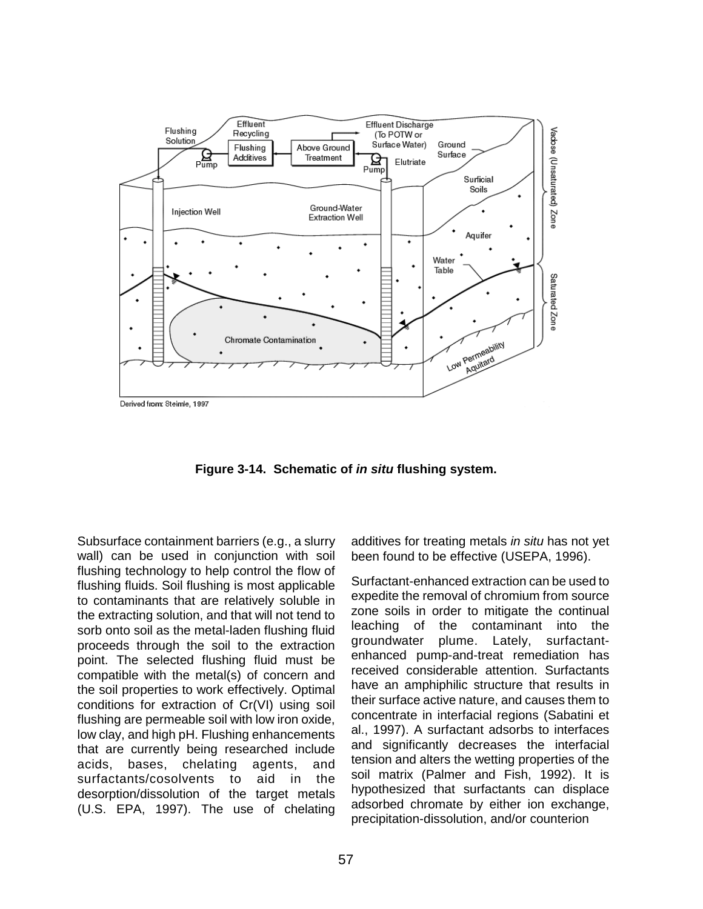Figure 3-14.  Schematic of *in situ* flushing system.

Subsurface containment barriers (e.g., a slurry wall) can be used in conjunction with soil flushing technology to help control the flow of flushing fluids. Soil flushing is most applicable to contaminants that are relatively soluble in the extracting solution, and that will not tend to sorb onto soil as the metal-laden flushing fluid proceeds through the soil to the extraction point. The selected flushing fluid must be compatible with the metal(s) of concern and the soil properties to work effectively. Optimal conditions for extraction of Cr(VI) using soil flushing are permeable soil with low iron oxide, low clay, and high pH. Flushing enhancements that are currently being researched include acids, bases, chelating agents, and surfactants/cosolvents to aid in the desorption/dissolution of the target metals (U.S. EPA, 1997). The use of chelating additives for treating metals *in situ* has not yet been found to be effective (USEPA, 1996).

Surfactant-enhanced extraction can be used to expedite the removal of chromium from source zone soils in order to mitigate the continual leaching of the contaminant into the groundwater plume. Lately, surfactant-enhanced pump-and-treat remediation has received considerable attention. Surfactants have an amphiphilic structure that results in their surface active nature, and causes them to concentrate in interfacial regions (Sabatini et al., 1997). A surfactant adsorbs to interfaces and significantly decreases the interfacial tension and alters the wetting properties of the soil matrix (Palmer and Fish, 1992). It is hypothesized that surfactants can displace adsorbed chromate by either ion exchange, precipitation-dissolution, and/or counterion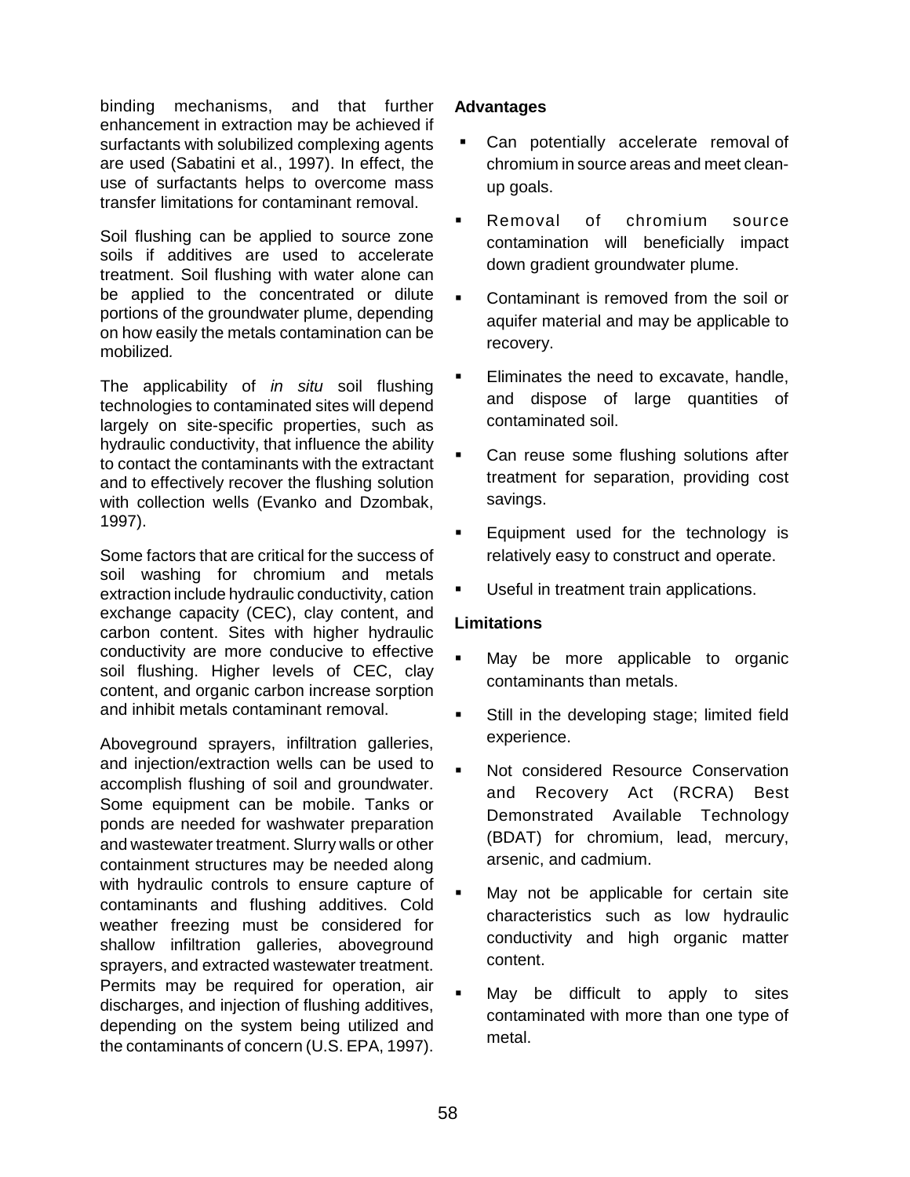binding mechanisms, and that further enhancement in extraction may be achieved if surfactants with solubilized complexing agents are used (Sabatini et al., 1997). In effect, the use of surfactants helps to overcome mass transfer limitations for contaminant removal.

Soil flushing can be applied to source zone soils if additives are used to accelerate treatment. Soil flushing with water alone can be applied to the concentrated or dilute portions of the groundwater plume, depending on how easily the metals contamination can be mobilized.

The applicability of *in situ* soil flushing technologies to contaminated sites will depend largely on site-specific properties, such as hydraulic conductivity, that influence the ability to contact the contaminants with the extractant and to effectively recover the flushing solution with collection wells (Evanko and Dzombak, 1997).

Some factors that are critical for the success of soil washing for chromium and metals extraction include hydraulic conductivity, cation exchange capacity (CEC), clay content, and carbon content. Sites with higher hydraulic conductivity are more conducive to effective soil flushing. Higher levels of CEC, clay content, and organic carbon increase sorption and inhibit metals contaminant removal.

Aboveground sprayers, infiltration galleries, and injection/extraction wells can be used to accomplish flushing of soil and groundwater. Some equipment can be mobile. Tanks or ponds are needed for washwater preparation and wastewater treatment. Slurry walls or other containment structures may be needed along with hydraulic controls to ensure capture of contaminants and flushing additives. Cold weather freezing must be considered for shallow infiltration galleries, aboveground sprayers, and extracted wastewater treatment. Permits may be required for operation, air discharges, and injection of flushing additives, depending on the system being utilized and the contaminants of concern (U.S. EPA, 1997).

**Advantages**

- Can potentially accelerate removal of chromium in source areas and meet clean-up goals.
- Removal of chromium source contamination will beneficially impact down gradient groundwater plume.
- Contaminant is removed from the soil or aquifer material and may be applicable to recovery.
- Eliminates the need to excavate, handle, and dispose of large quantities of contaminated soil.
- Can reuse some flushing solutions after treatment for separation, providing cost savings.
- Equipment used for the technology is relatively easy to construct and operate.
- Useful in treatment train applications.

**Limitations**

- May be more applicable to organic contaminants than metals.
- Still in the developing stage; limited field experience.
- Not considered Resource Conservation and Recovery Act (RCRA) Best Demonstrated Available Technology (BDAT) for chromium, lead, mercury, arsenic, and cadmium.
- May not be applicable for certain site characteristics such as low hydraulic conductivity and high organic matter content.
- May be difficult to apply to sites contaminated with more than one type of metal.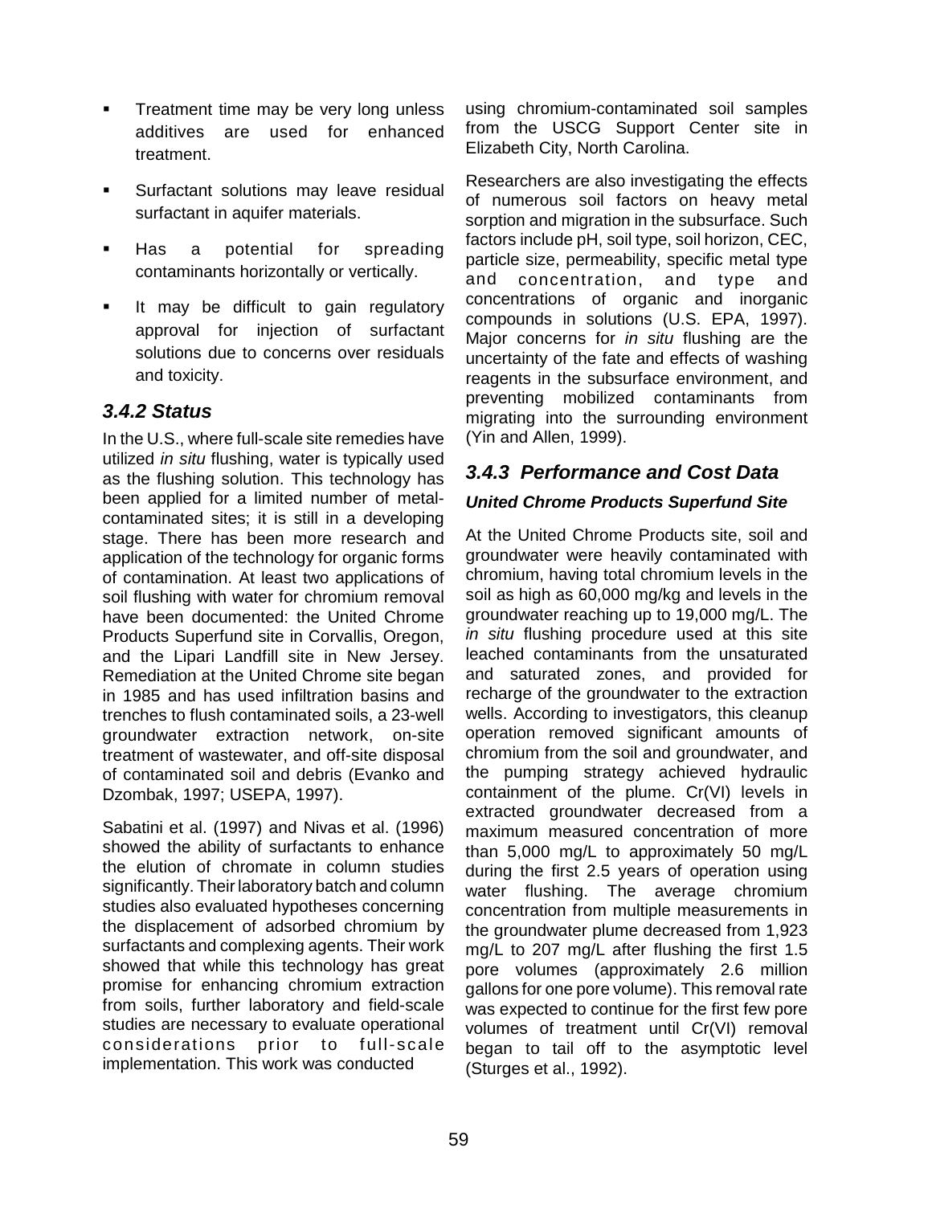- Treatment time may be very long unless additives are used for enhanced treatment.
- Surfactant solutions may leave residual surfactant in aquifer materials.
- Has a potential for spreading contaminants horizontally or vertically.
- It may be difficult to gain regulatory approval for injection of surfactant solutions due to concerns over residuals and toxicity.

### *3.4.2 Status*

In the U.S., where full-scale site remedies have utilized *in situ* flushing, water is typically used as the flushing solution. This technology has been applied for a limited number of metal-contaminated sites; it is still in a developing stage. There has been more research and application of the technology for organic forms of contamination. At least two applications of soil flushing with water for chromium removal have been documented: the United Chrome Products Superfund site in Corvallis, Oregon, and the Lipari Landfill site in New Jersey. Remediation at the United Chrome site began in 1985 and has used infiltration basins and trenches to flush contaminated soils, a 23-well groundwater extraction network, on-site treatment of wastewater, and off-site disposal of contaminated soil and debris (Evanko and Dzombak, 1997; USEPA, 1997).

Sabatini et al. (1997) and Nivas et al. (1996) showed the ability of surfactants to enhance the elution of chromate in column studies significantly. Their laboratory batch and column studies also evaluated hypotheses concerning the displacement of adsorbed chromium by surfactants and complexing agents. Their work showed that while this technology has great promise for enhancing chromium extraction from soils, further laboratory and field-scale studies are necessary to evaluate operational considerations prior to full-scale implementation. This work was conducted using chromium-contaminated soil samples from the USCG Support Center site in Elizabeth City, North Carolina.

Researchers are also investigating the effects of numerous soil factors on heavy metal sorption and migration in the subsurface. Such factors include pH, soil type, soil horizon, CEC, particle size, permeability, specific metal type and concentration, and type and concentrations of organic and inorganic compounds in solutions (U.S. EPA, 1997). Major concerns for *in situ* flushing are the uncertainty of the fate and effects of washing reagents in the subsurface environment, and preventing mobilized contaminants from migrating into the surrounding environment (Yin and Allen, 1999).

### *3.4.3 Performance and Cost Data*

#### ***United Chrome Products Superfund Site***

At the United Chrome Products site, soil and groundwater were heavily contaminated with chromium, having total chromium levels in the soil as high as 60,000 mg/kg and levels in the groundwater reaching up to 19,000 mg/L. The *in situ* flushing procedure used at this site leached contaminants from the unsaturated and saturated zones, and provided for recharge of the groundwater to the extraction wells. According to investigators, this cleanup operation removed significant amounts of chromium from the soil and groundwater, and the pumping strategy achieved hydraulic containment of the plume. Cr(VI) levels in extracted groundwater decreased from a maximum measured concentration of more than 5,000 mg/L to approximately 50 mg/L during the first 2.5 years of operation using water flushing. The average chromium concentration from multiple measurements in the groundwater plume decreased from 1,923 mg/L to 207 mg/L after flushing the first 1.5 pore volumes (approximately 2.6 million gallons for one pore volume). This removal rate was expected to continue for the first few pore volumes of treatment until Cr(VI) removal began to tail off to the asymptotic level (Sturges et al., 1992).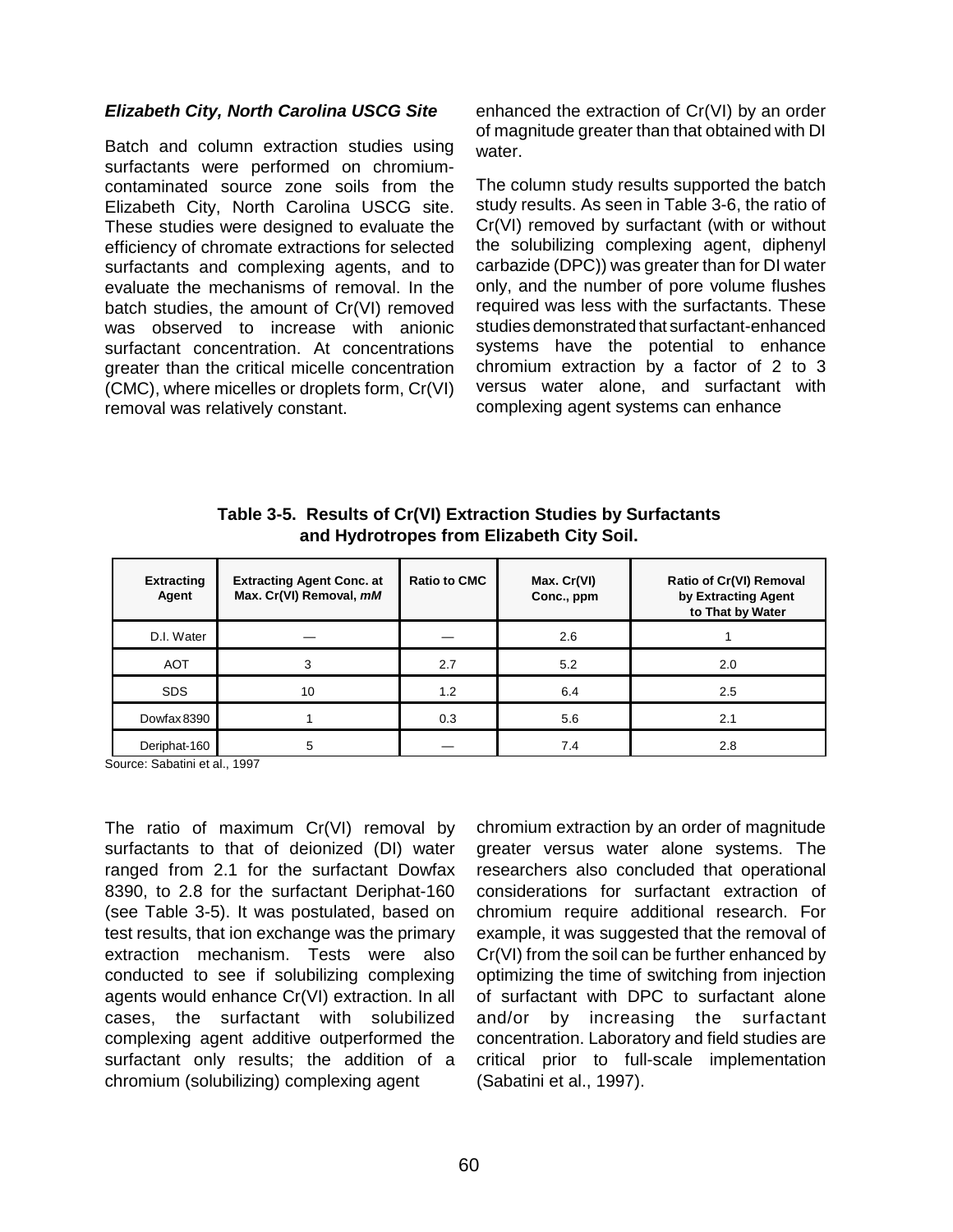### *Elizabeth City, North Carolina USCG Site*

Batch and column extraction studies using surfactants were performed on chromium-contaminated source zone soils from the Elizabeth City, North Carolina USCG site. These studies were designed to evaluate the efficiency of chromate extractions for selected surfactants and complexing agents, and to evaluate the mechanisms of removal. In the batch studies, the amount of Cr(VI) removed was observed to increase with anionic surfactant concentration. At concentrations greater than the critical micelle concentration (CMC), where micelles or droplets form, Cr(VI) removal was relatively constant.

**Table 3-5. Results of Cr(VI) Extraction Studies by Surfactants and Hydrotropes from Elizabeth City Soil.**

| Extracting Agent | Extracting Agent Conc. at Max. Cr(VI) Removal, *mM* | Ratio to CMC | Max. Cr(VI) Conc., ppm | Ratio of Cr(VI) Removal by Extracting Agent to That by Water |
|---|---|---|---|---|
| D.I. Water | — | — | 2.6 | 1 |
| AOT | 3 | 2.7 | 5.2 | 2.0 |
| SDS | 10 | 1.2 | 6.4 | 2.5 |
| Dowfax 8390 | 1 | 0.3 | 5.6 | 2.1 |
| Deriphat-160 | 5 | — | 7.4 | 2.8 |

Source: Sabatini et al., 1997

The ratio of maximum Cr(VI) removal by surfactants to that of deionized (DI) water ranged from 2.1 for the surfactant Dowfax 8390, to 2.8 for the surfactant Deriphat-160 (see Table 3-5). It was postulated, based on test results, that ion exchange was the primary extraction mechanism. Tests were also conducted to see if solubilizing complexing agents would enhance Cr(VI) extraction. In all cases, the surfactant with solubilized complexing agent additive outperformed the surfactant only results; the addition of a chromium (solubilizing) complexing agent enhanced the extraction of Cr(VI) by an order of magnitude greater than that obtained with DI water.

The column study results supported the batch study results. As seen in Table 3-6, the ratio of Cr(VI) removed by surfactant (with or without the solubilizing complexing agent, diphenyl carbazide (DPC)) was greater than for DI water only, and the number of pore volume flushes required was less with the surfactants. These studies demonstrated that surfactant-enhanced systems have the potential to enhance chromium extraction by a factor of 2 to 3 versus water alone, and surfactant with complexing agent systems can enhance chromium extraction by an order of magnitude greater versus water alone systems. The researchers also concluded that operational considerations for surfactant extraction of chromium require additional research. For example, it was suggested that the removal of Cr(VI) from the soil can be further enhanced by optimizing the time of switching from injection of surfactant with DPC to surfactant alone and/or by increasing the surfactant concentration. Laboratory and field studies are critical prior to full-scale implementation (Sabatini et al., 1997).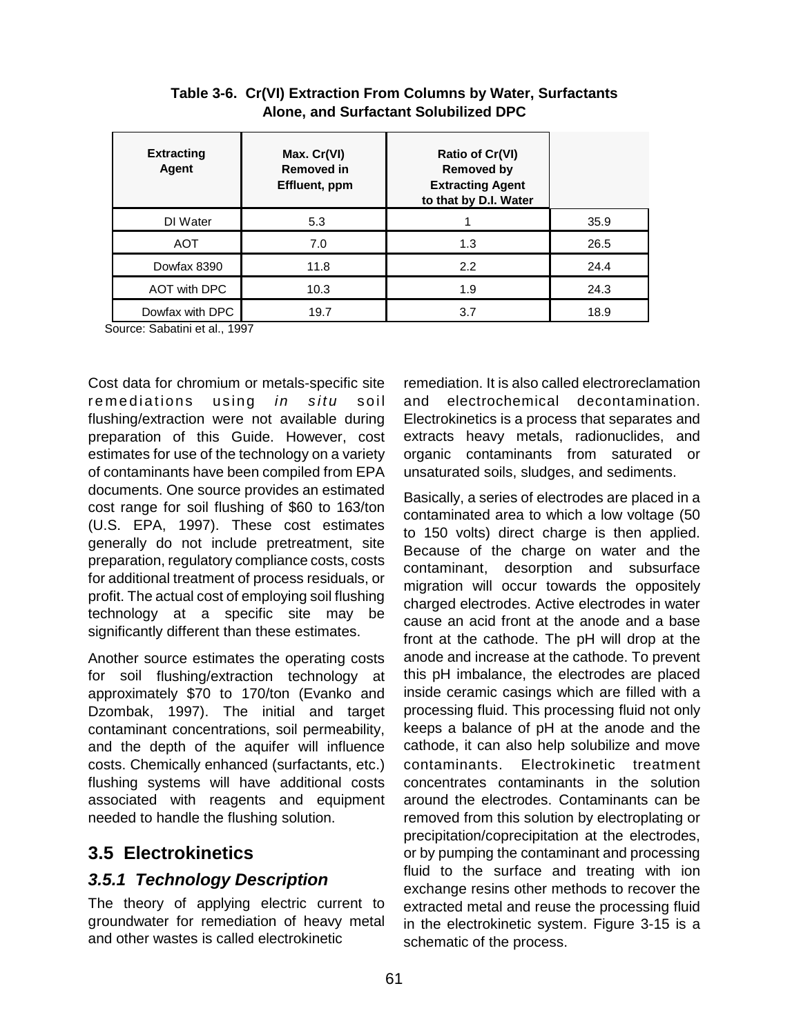**Table 3-6. Cr(VI) Extraction From Columns by Water, Surfactants Alone, and Surfactant Solubilized DPC**

| Extracting Agent | Max. Cr(VI) Removed in Effluent, ppm | Ratio of Cr(VI) Removed by Extracting Agent to that by D.I. Water | |
|---|---|---|---|
| DI Water | 5.3 | 1 | 35.9 |
| AOT | 7.0 | 1.3 | 26.5 |
| Dowfax 8390 | 11.8 | 2.2 | 24.4 |
| AOT with DPC | 10.3 | 1.9 | 24.3 |
| Dowfax with DPC | 19.7 | 3.7 | 18.9 |

Source: Sabatini et al., 1997

Cost data for chromium or metals-specific site remediations using *in situ* soil flushing/extraction were not available during preparation of this Guide. However, cost estimates for use of the technology on a variety of contaminants have been compiled from EPA documents. One source provides an estimated cost range for soil flushing of $60 to 163/ton (U.S. EPA, 1997). These cost estimates generally do not include pretreatment, site preparation, regulatory compliance costs, costs for additional treatment of process residuals, or profit. The actual cost of employing soil flushing technology at a specific site may be significantly different than these estimates.

Another source estimates the operating costs for soil flushing/extraction technology at approximately $70 to 170/ton (Evanko and Dzombak, 1997). The initial and target contaminant concentrations, soil permeability, and the depth of the aquifer will influence costs. Chemically enhanced (surfactants, etc.) flushing systems will have additional costs associated with reagents and equipment needed to handle the flushing solution.

## 3.5 Electrokinetics

### *3.5.1 Technology Description*

The theory of applying electric current to groundwater for remediation of heavy metal and other wastes is called electrokinetic remediation. It is also called electroreclamation and electrochemical decontamination. Electrokinetics is a process that separates and extracts heavy metals, radionuclides, and organic contaminants from saturated or unsaturated soils, sludges, and sediments.

Basically, a series of electrodes are placed in a contaminated area to which a low voltage (50 to 150 volts) direct charge is then applied. Because of the charge on water and the contaminant, desorption and subsurface migration will occur towards the oppositely charged electrodes. Active electrodes in water cause an acid front at the anode and a base front at the cathode. The pH will drop at the anode and increase at the cathode. To prevent this pH imbalance, the electrodes are placed inside ceramic casings which are filled with a processing fluid. This processing fluid not only keeps a balance of pH at the anode and the cathode, it can also help solubilize and move contaminants. Electrokinetic treatment concentrates contaminants in the solution around the electrodes. Contaminants can be removed from this solution by electroplating or precipitation/coprecipitation at the electrodes, or by pumping the contaminant and processing fluid to the surface and treating with ion exchange resins other methods to recover the extracted metal and reuse the processing fluid in the electrokinetic system. Figure 3-15 is a schematic of the process.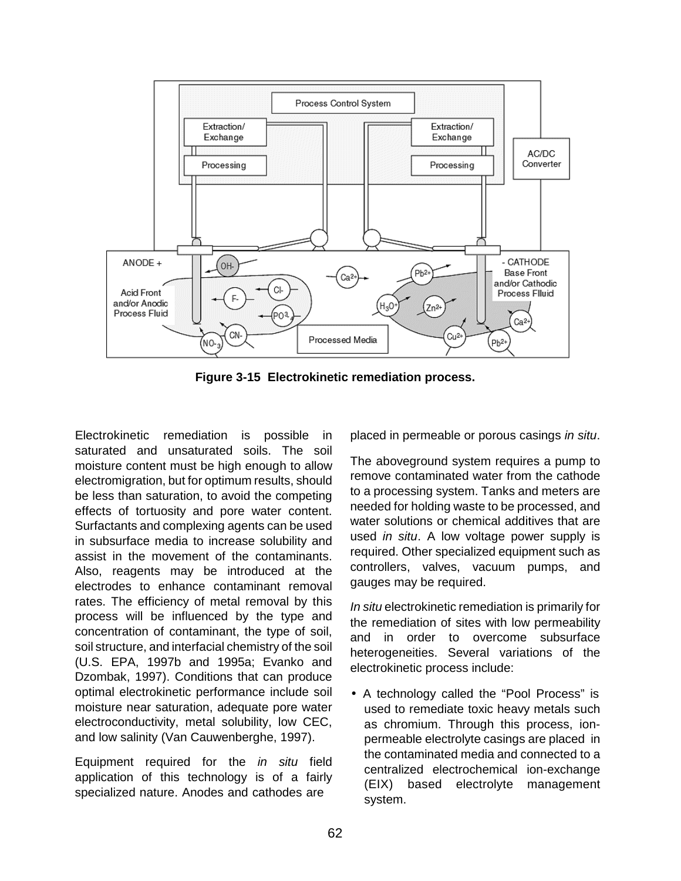**Figure 3-15 Electrokinetic remediation process.**

Electrokinetic remediation is possible in saturated and unsaturated soils. The soil moisture content must be high enough to allow electromigration, but for optimum results, should be less than saturation, to avoid the competing effects of tortuosity and pore water content. Surfactants and complexing agents can be used in subsurface media to increase solubility and assist in the movement of the contaminants. Also, reagents may be introduced at the electrodes to enhance contaminant removal rates. The efficiency of metal removal by this process will be influenced by the type and concentration of contaminant, the type of soil, soil structure, and interfacial chemistry of the soil (U.S. EPA, 1997b and 1995a; Evanko and Dzombak, 1997). Conditions that can produce optimal electrokinetic performance include soil moisture near saturation, adequate pore water electroconductivity, metal solubility, low CEC, and low salinity (Van Cauwenberghe, 1997).

Equipment required for the *in situ* field application of this technology is of a fairly specialized nature. Anodes and cathodes are placed in permeable or porous casings *in situ*.

The aboveground system requires a pump to remove contaminated water from the cathode to a processing system. Tanks and meters are needed for holding waste to be processed, and water solutions or chemical additives that are used *in situ*. A low voltage power supply is required. Other specialized equipment such as controllers, valves, vacuum pumps, and gauges may be required.

*In situ* electrokinetic remediation is primarily for the remediation of sites with low permeability and in order to overcome subsurface heterogeneities. Several variations of the electrokinetic process include:

- A technology called the "Pool Process" is used to remediate toxic heavy metals such as chromium. Through this process, ion-permeable electrolyte casings are placed in the contaminated media and connected to a centralized electrochemical ion-exchange (EIX) based electrolyte management system.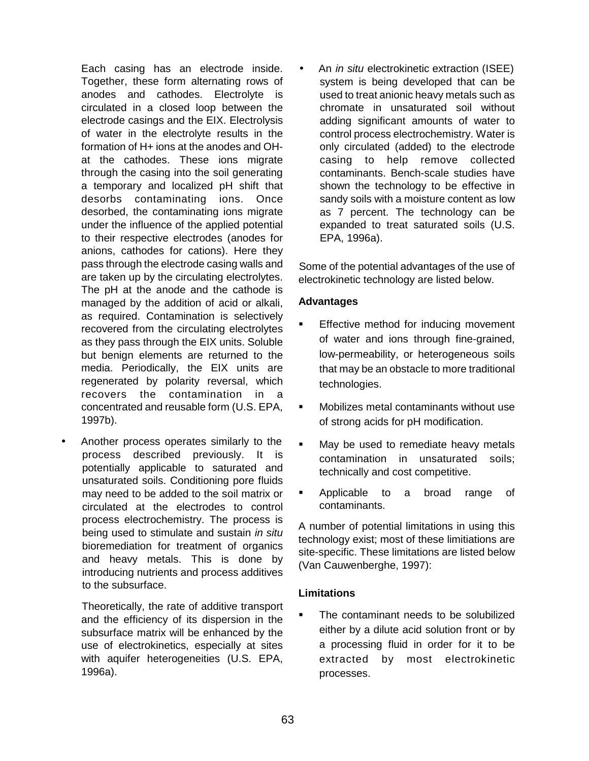Each casing has an electrode inside. Together, these form alternating rows of anodes and cathodes. Electrolyte is circulated in a closed loop between the electrode casings and the EIX. Electrolysis of water in the electrolyte results in the formation of H+ ions at the anodes and OH- at the cathodes. These ions migrate through the casing into the soil generating a temporary and localized pH shift that desorbs contaminating ions. Once desorbed, the contaminating ions migrate under the influence of the applied potential to their respective electrodes (anodes for anions, cathodes for cations). Here they pass through the electrode casing walls and are taken up by the circulating electrolytes. The pH at the anode and the cathode is managed by the addition of acid or alkali, as required. Contamination is selectively recovered from the circulating electrolytes as they pass through the EIX units. Soluble but benign elements are returned to the media. Periodically, the EIX units are regenerated by polarity reversal, which recovers the contamination in a concentrated and reusable form (U.S. EPA, 1997b).

- Another process operates similarly to the process described previously. It is potentially applicable to saturated and unsaturated soils. Conditioning pore fluids may need to be added to the soil matrix or circulated at the electrodes to control process electrochemistry. The process is being used to stimulate and sustain *in situ* bioremediation for treatment of organics and heavy metals. This is done by introducing nutrients and process additives to the subsurface.

  Theoretically, the rate of additive transport and the efficiency of its dispersion in the subsurface matrix will be enhanced by the use of electrokinetics, especially at sites with aquifer heterogeneities (U.S. EPA, 1996a).

- An *in situ* electrokinetic extraction (ISEE) system is being developed that can be used to treat anionic heavy metals such as chromate in unsaturated soil without adding significant amounts of water to control process electrochemistry. Water is only circulated (added) to the electrode casing to help remove collected contaminants. Bench-scale studies have shown the technology to be effective in sandy soils with a moisture content as low as 7 percent. The technology can be expanded to treat saturated soils (U.S. EPA, 1996a).

Some of the potential advantages of the use of electrokinetic technology are listed below.

**Advantages**

- Effective method for inducing movement of water and ions through fine-grained, low-permeability, or heterogeneous soils that may be an obstacle to more traditional technologies.
- Mobilizes metal contaminants without use of strong acids for pH modification.
- May be used to remediate heavy metals contamination in unsaturated soils; technically and cost competitive.
- Applicable to a broad range of contaminants.

A number of potential limitations in using this technology exist; most of these limitiations are site-specific. These limitations are listed below (Van Cauwenberghe, 1997):

**Limitations**

- The contaminant needs to be solubilized either by a dilute acid solution front or by a processing fluid in order for it to be extracted by most electrokinetic processes.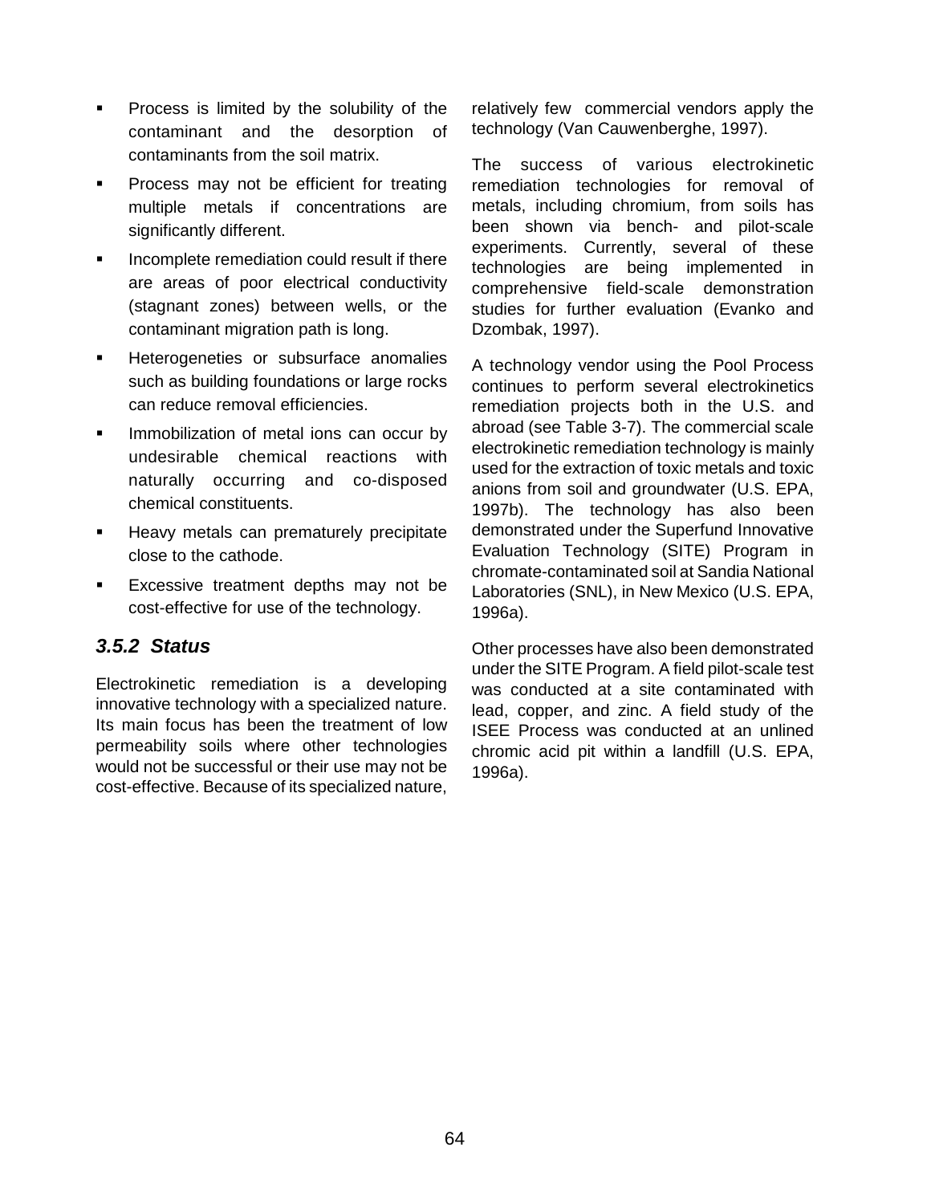- Process is limited by the solubility of the contaminant and the desorption of contaminants from the soil matrix.
- Process may not be efficient for treating multiple metals if concentrations are significantly different.
- Incomplete remediation could result if there are areas of poor electrical conductivity (stagnant zones) between wells, or the contaminant migration path is long.
- Heterogeneties or subsurface anomalies such as building foundations or large rocks can reduce removal efficiencies.
- Immobilization of metal ions can occur by undesirable chemical reactions with naturally occurring and co-disposed chemical constituents.
- Heavy metals can prematurely precipitate close to the cathode.
- Excessive treatment depths may not be cost-effective for use of the technology.

### *3.5.2 Status*

Electrokinetic remediation is a developing innovative technology with a specialized nature. Its main focus has been the treatment of low permeability soils where other technologies would not be successful or their use may not be cost-effective. Because of its specialized nature, relatively few commercial vendors apply the technology (Van Cauwenberghe, 1997).

The success of various electrokinetic remediation technologies for removal of metals, including chromium, from soils has been shown via bench- and pilot-scale experiments. Currently, several of these technologies are being implemented in comprehensive field-scale demonstration studies for further evaluation (Evanko and Dzombak, 1997).

A technology vendor using the Pool Process continues to perform several electrokinetics remediation projects both in the U.S. and abroad (see Table 3-7). The commercial scale electrokinetic remediation technology is mainly used for the extraction of toxic metals and toxic anions from soil and groundwater (U.S. EPA, 1997b). The technology has also been demonstrated under the Superfund Innovative Evaluation Technology (SITE) Program in chromate-contaminated soil at Sandia National Laboratories (SNL), in New Mexico (U.S. EPA, 1996a).

Other processes have also been demonstrated under the SITE Program. A field pilot-scale test was conducted at a site contaminated with lead, copper, and zinc. A field study of the ISEE Process was conducted at an unlined chromic acid pit within a landfill (U.S. EPA, 1996a).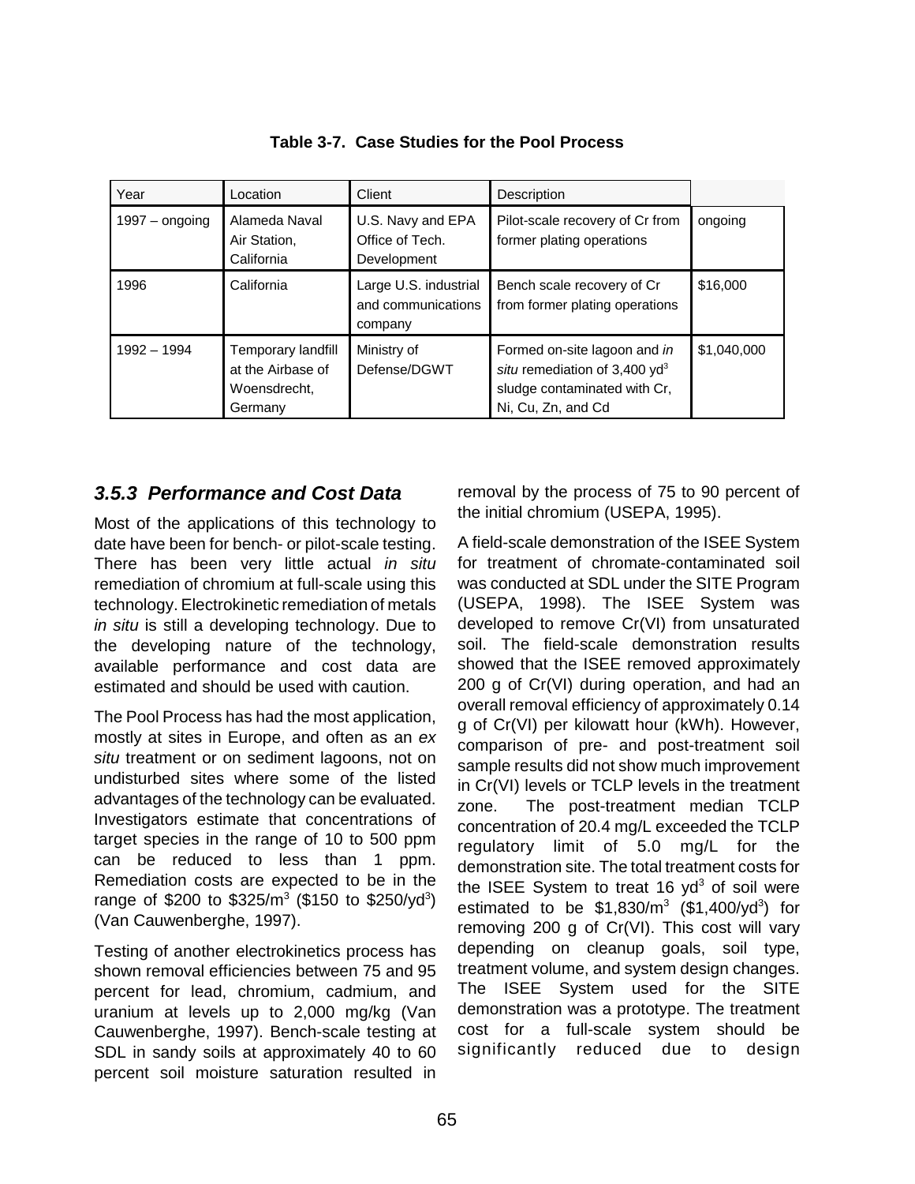**Table 3-7. Case Studies for the Pool Process**

| Year | Location | Client | Description | |
|---|---|---|---|---|
| 1997 – ongoing | Alameda Naval Air Station, California | U.S. Navy and EPA Office of Tech. Development | Pilot-scale recovery of Cr from former plating operations | ongoing |
| 1996 | California | Large U.S. industrial and communications company | Bench scale recovery of Cr from former plating operations | $16,000 |
| 1992 – 1994 | Temporary landfill at the Airbase of Woensdrecht, Germany | Ministry of Defense/DGWT | Formed on-site lagoon and *in situ* remediation of 3,400 $yd^3$ sludge contaminated with Cr, Ni, Cu, Zn, and Cd | $1,040,000 |

### *3.5.3 Performance and Cost Data*

Most of the applications of this technology to date have been for bench- or pilot-scale testing. There has been very little actual *in situ* remediation of chromium at full-scale using this technology. Electrokinetic remediation of metals *in situ* is still a developing technology. Due to the developing nature of the technology, available performance and cost data are estimated and should be used with caution.

The Pool Process has had the most application, mostly at sites in Europe, and often as an *ex situ* treatment or on sediment lagoons, not on undisturbed sites where some of the listed advantages of the technology can be evaluated. Investigators estimate that concentrations of target species in the range of 10 to 500 ppm can be reduced to less than 1 ppm. Remediation costs are expected to be in the range of \$200 to \$325/$m^3$ (\$150 to \$250/$yd^3$) (Van Cauwenberghe, 1997).

Testing of another electrokinetics process has shown removal efficiencies between 75 and 95 percent for lead, chromium, cadmium, and uranium at levels up to 2,000 mg/kg (Van Cauwenberghe, 1997). Bench-scale testing at SDL in sandy soils at approximately 40 to 60 percent soil moisture saturation resulted in removal by the process of 75 to 90 percent of the initial chromium (USEPA, 1995).

A field-scale demonstration of the ISEE System for treatment of chromate-contaminated soil was conducted at SDL under the SITE Program (USEPA, 1998). The ISEE System was developed to remove Cr(VI) from unsaturated soil. The field-scale demonstration results showed that the ISEE removed approximately 200 g of Cr(VI) during operation, and had an overall removal efficiency of approximately 0.14 g of Cr(VI) per kilowatt hour (kWh). However, comparison of pre- and post-treatment soil sample results did not show much improvement in Cr(VI) levels or TCLP levels in the treatment zone. The post-treatment median TCLP concentration of 20.4 mg/L exceeded the TCLP regulatory limit of 5.0 mg/L for the demonstration site. The total treatment costs for the ISEE System to treat 16 $yd^3$ of soil were estimated to be \$1,830/$m^3$ (\$1,400/$yd^3$) for removing 200 g of Cr(VI). This cost will vary depending on cleanup goals, soil type, treatment volume, and system design changes. The ISEE System used for the SITE demonstration was a prototype. The treatment cost for a full-scale system should be significantly reduced due to design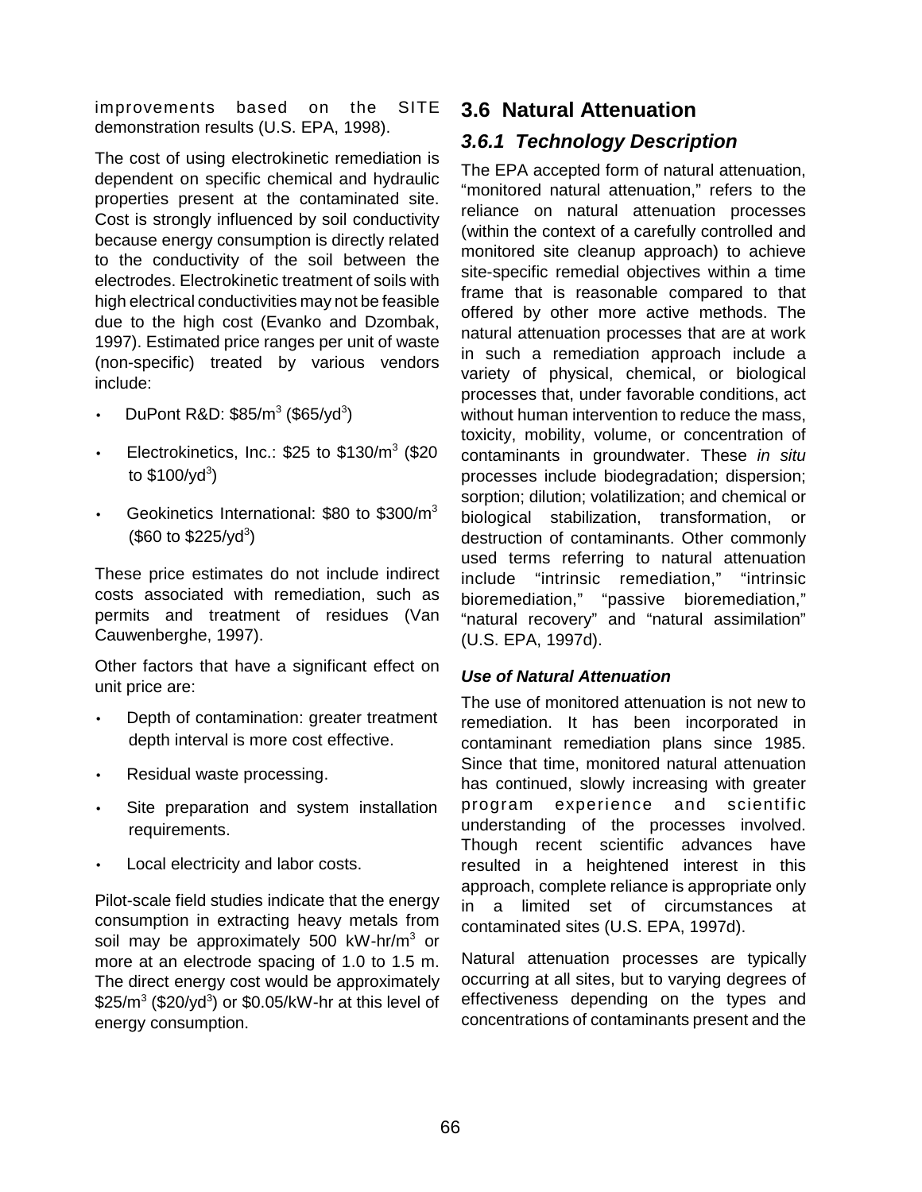improvements based on the SITE demonstration results (U.S. EPA, 1998).

The cost of using electrokinetic remediation is dependent on specific chemical and hydraulic properties present at the contaminated site. Cost is strongly influenced by soil conductivity because energy consumption is directly related to the conductivity of the soil between the electrodes. Electrokinetic treatment of soils with high electrical conductivities may not be feasible due to the high cost (Evanko and Dzombak, 1997). Estimated price ranges per unit of waste (non-specific) treated by various vendors include:

- DuPont R&D: $\$85/m^3$ ($\$65/yd^3$)
- Electrokinetics, Inc.: \$25 to $\$130/m^3$ (\$20 to $\$100/yd^3$)
- Geokinetics International: \$80 to $\$300/m^3$ (\$60 to $\$225/yd^3$)

These price estimates do not include indirect costs associated with remediation, such as permits and treatment of residues (Van Cauwenberghe, 1997).

Other factors that have a significant effect on unit price are:

- Depth of contamination: greater treatment depth interval is more cost effective.
- Residual waste processing.
- Site preparation and system installation requirements.
- Local electricity and labor costs.

Pilot-scale field studies indicate that the energy consumption in extracting heavy metals from soil may be approximately 500 kW-hr/$m^3$ or more at an electrode spacing of 1.0 to 1.5 m. The direct energy cost would be approximately $\$25/m^3$ ($\$20/yd^3$) or \$0.05/kW-hr at this level of energy consumption.

## 3.6 Natural Attenuation

### *3.6.1 Technology Description*

The EPA accepted form of natural attenuation, "monitored natural attenuation," refers to the reliance on natural attenuation processes (within the context of a carefully controlled and monitored site cleanup approach) to achieve site-specific remedial objectives within a time frame that is reasonable compared to that offered by other more active methods. The natural attenuation processes that are at work in such a remediation approach include a variety of physical, chemical, or biological processes that, under favorable conditions, act without human intervention to reduce the mass, toxicity, mobility, volume, or concentration of contaminants in groundwater. These *in situ* processes include biodegradation; dispersion; sorption; dilution; volatilization; and chemical or biological stabilization, transformation, or destruction of contaminants. Other commonly used terms referring to natural attenuation include "intrinsic remediation," "intrinsic bioremediation," "passive bioremediation," "natural recovery" and "natural assimilation" (U.S. EPA, 1997d).

#### *Use of Natural Attenuation*

The use of monitored attenuation is not new to remediation. It has been incorporated in contaminant remediation plans since 1985. Since that time, monitored natural attenuation has continued, slowly increasing with greater program experience and scientific understanding of the processes involved. Though recent scientific advances have resulted in a heightened interest in this approach, complete reliance is appropriate only in a limited set of circumstances at contaminated sites (U.S. EPA, 1997d).

Natural attenuation processes are typically occurring at all sites, but to varying degrees of effectiveness depending on the types and concentrations of contaminants present and the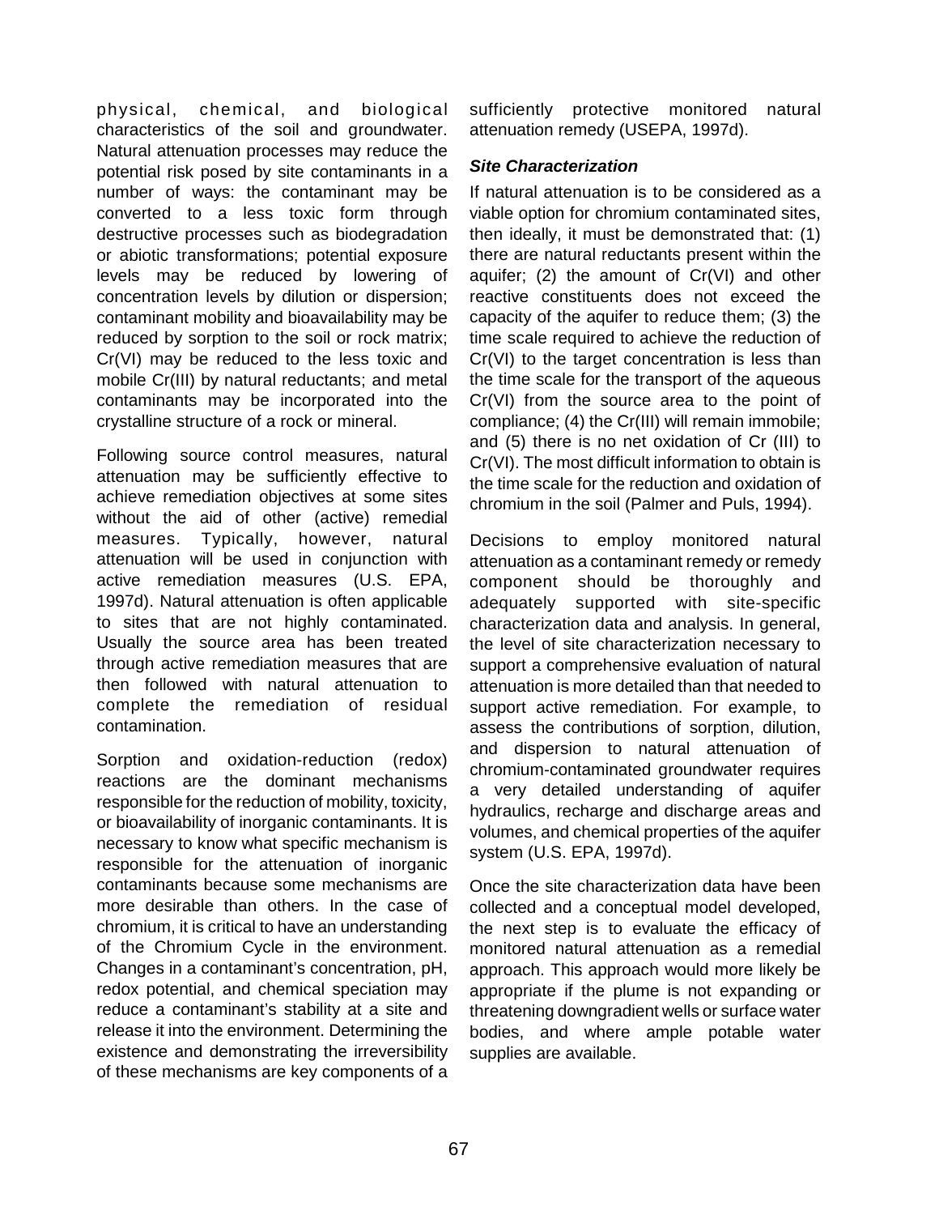physical, chemical, and biological characteristics of the soil and groundwater. Natural attenuation processes may reduce the potential risk posed by site contaminants in a number of ways: the contaminant may be converted to a less toxic form through destructive processes such as biodegradation or abiotic transformations; potential exposure levels may be reduced by lowering of concentration levels by dilution or dispersion; contaminant mobility and bioavailability may be reduced by sorption to the soil or rock matrix; Cr(VI) may be reduced to the less toxic and mobile Cr(III) by natural reductants; and metal contaminants may be incorporated into the crystalline structure of a rock or mineral.

Following source control measures, natural attenuation may be sufficiently effective to achieve remediation objectives at some sites without the aid of other (active) remedial measures. Typically, however, natural attenuation will be used in conjunction with active remediation measures (U.S. EPA, 1997d). Natural attenuation is often applicable to sites that are not highly contaminated. Usually the source area has been treated through active remediation measures that are then followed with natural attenuation to complete the remediation of residual contamination.

Sorption and oxidation-reduction (redox) reactions are the dominant mechanisms responsible for the reduction of mobility, toxicity, or bioavailability of inorganic contaminants. It is necessary to know what specific mechanism is responsible for the attenuation of inorganic contaminants because some mechanisms are more desirable than others. In the case of chromium, it is critical to have an understanding of the Chromium Cycle in the environment. Changes in a contaminant's concentration, pH, redox potential, and chemical speciation may reduce a contaminant's stability at a site and release it into the environment. Determining the existence and demonstrating the irreversibility of these mechanisms are key components of a sufficiently protective monitored natural attenuation remedy (USEPA, 1997d).

***Site Characterization***

If natural attenuation is to be considered as a viable option for chromium contaminated sites, then ideally, it must be demonstrated that: (1) there are natural reductants present within the aquifer; (2) the amount of Cr(VI) and other reactive constituents does not exceed the capacity of the aquifer to reduce them; (3) the time scale required to achieve the reduction of Cr(VI) to the target concentration is less than the time scale for the transport of the aqueous Cr(VI) from the source area to the point of compliance; (4) the Cr(III) will remain immobile; and (5) there is no net oxidation of Cr (III) to Cr(VI). The most difficult information to obtain is the time scale for the reduction and oxidation of chromium in the soil (Palmer and Puls, 1994).

Decisions to employ monitored natural attenuation as a contaminant remedy or remedy component should be thoroughly and adequately supported with site-specific characterization data and analysis. In general, the level of site characterization necessary to support a comprehensive evaluation of natural attenuation is more detailed than that needed to support active remediation. For example, to assess the contributions of sorption, dilution, and dispersion to natural attenuation of chromium-contaminated groundwater requires a very detailed understanding of aquifer hydraulics, recharge and discharge areas and volumes, and chemical properties of the aquifer system (U.S. EPA, 1997d).

Once the site characterization data have been collected and a conceptual model developed, the next step is to evaluate the efficacy of monitored natural attenuation as a remedial approach. This approach would more likely be appropriate if the plume is not expanding or threatening downgradient wells or surface water bodies, and where ample potable water supplies are available.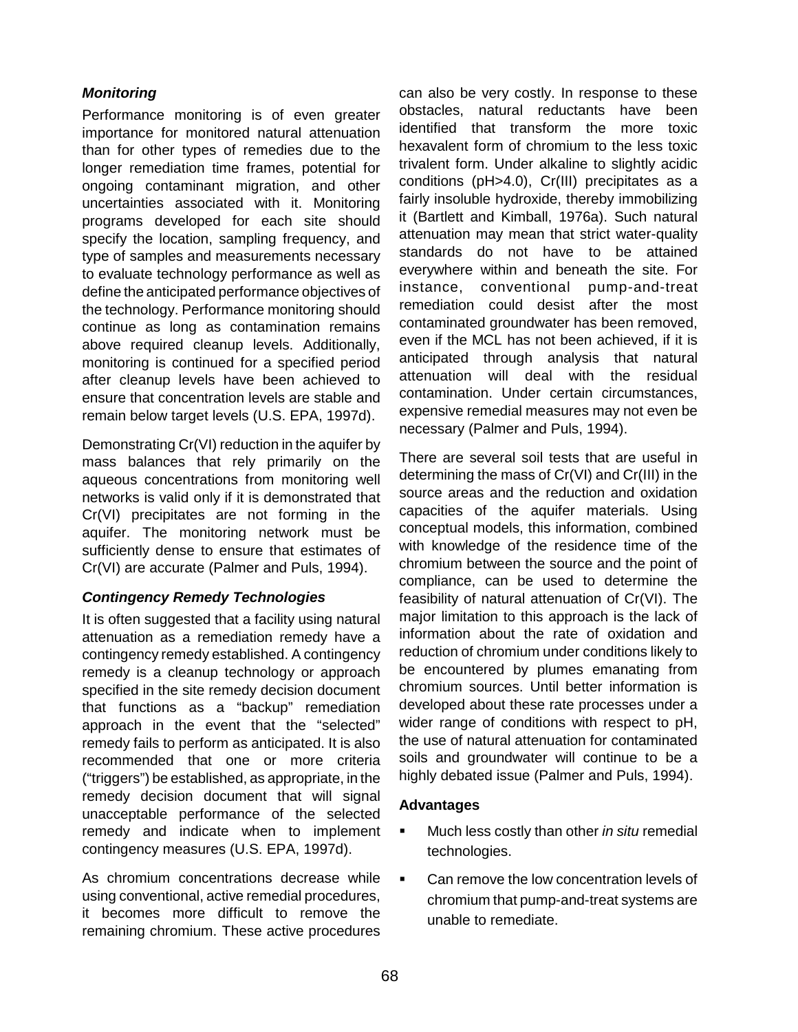### *Monitoring*

Performance monitoring is of even greater importance for monitored natural attenuation than for other types of remedies due to the longer remediation time frames, potential for ongoing contaminant migration, and other uncertainties associated with it. Monitoring programs developed for each site should specify the location, sampling frequency, and type of samples and measurements necessary to evaluate technology performance as well as define the anticipated performance objectives of the technology. Performance monitoring should continue as long as contamination remains above required cleanup levels. Additionally, monitoring is continued for a specified period after cleanup levels have been achieved to ensure that concentration levels are stable and remain below target levels (U.S. EPA, 1997d).

Demonstrating Cr(VI) reduction in the aquifer by mass balances that rely primarily on the aqueous concentrations from monitoring well networks is valid only if it is demonstrated that Cr(VI) precipitates are not forming in the aquifer. The monitoring network must be sufficiently dense to ensure that estimates of Cr(VI) are accurate (Palmer and Puls, 1994).

### *Contingency Remedy Technologies*

It is often suggested that a facility using natural attenuation as a remediation remedy have a contingency remedy established. A contingency remedy is a cleanup technology or approach specified in the site remedy decision document that functions as a "backup" remediation approach in the event that the "selected" remedy fails to perform as anticipated. It is also recommended that one or more criteria ("triggers") be established, as appropriate, in the remedy decision document that will signal unacceptable performance of the selected remedy and indicate when to implement contingency measures (U.S. EPA, 1997d).

As chromium concentrations decrease while using conventional, active remedial procedures, it becomes more difficult to remove the remaining chromium. These active procedures can also be very costly. In response to these obstacles, natural reductants have been identified that transform the more toxic hexavalent form of chromium to the less toxic trivalent form. Under alkaline to slightly acidic conditions (pH>4.0), Cr(III) precipitates as a fairly insoluble hydroxide, thereby immobilizing it (Bartlett and Kimball, 1976a). Such natural attenuation may mean that strict water-quality standards do not have to be attained everywhere within and beneath the site. For instance, conventional pump-and-treat remediation could desist after the most contaminated groundwater has been removed, even if the MCL has not been achieved, if it is anticipated through analysis that natural attenuation will deal with the residual contamination. Under certain circumstances, expensive remedial measures may not even be necessary (Palmer and Puls, 1994).

There are several soil tests that are useful in determining the mass of Cr(VI) and Cr(III) in the source areas and the reduction and oxidation capacities of the aquifer materials. Using conceptual models, this information, combined with knowledge of the residence time of the chromium between the source and the point of compliance, can be used to determine the feasibility of natural attenuation of Cr(VI). The major limitation to this approach is the lack of information about the rate of oxidation and reduction of chromium under conditions likely to be encountered by plumes emanating from chromium sources. Until better information is developed about these rate processes under a wider range of conditions with respect to pH, the use of natural attenuation for contaminated soils and groundwater will continue to be a highly debated issue (Palmer and Puls, 1994).

#### Advantages

- Much less costly than other *in situ* remedial technologies.
- Can remove the low concentration levels of chromium that pump-and-treat systems are unable to remediate.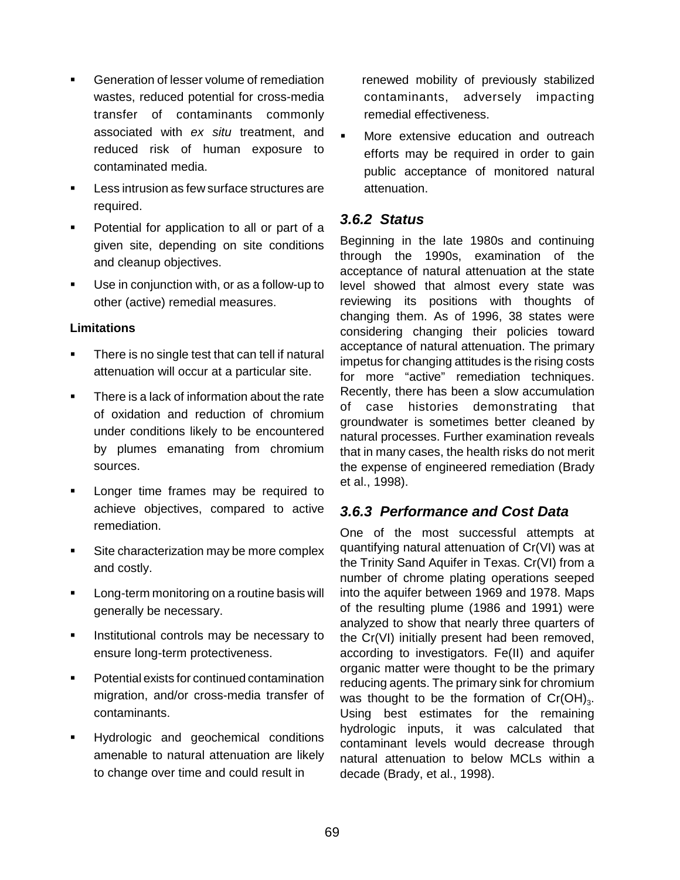- Generation of lesser volume of remediation wastes, reduced potential for cross-media transfer of contaminants commonly associated with *ex situ* treatment, and reduced risk of human exposure to contaminated media.
- Less intrusion as few surface structures are required.
- Potential for application to all or part of a given site, depending on site conditions and cleanup objectives.
- Use in conjunction with, or as a follow-up to other (active) remedial measures.

**Limitations**

- There is no single test that can tell if natural attenuation will occur at a particular site.
- There is a lack of information about the rate of oxidation and reduction of chromium under conditions likely to be encountered by plumes emanating from chromium sources.
- Longer time frames may be required to achieve objectives, compared to active remediation.
- Site characterization may be more complex and costly.
- Long-term monitoring on a routine basis will generally be necessary.
- Institutional controls may be necessary to ensure long-term protectiveness.
- Potential exists for continued contamination migration, and/or cross-media transfer of contaminants.
- Hydrologic and geochemical conditions amenable to natural attenuation are likely to change over time and could result in renewed mobility of previously stabilized contaminants, adversely impacting remedial effectiveness.
- More extensive education and outreach efforts may be required in order to gain public acceptance of monitored natural attenuation.

### *3.6.2 Status*

Beginning in the late 1980s and continuing through the 1990s, examination of the acceptance of natural attenuation at the state level showed that almost every state was reviewing its positions with thoughts of changing them. As of 1996, 38 states were considering changing their policies toward acceptance of natural attenuation. The primary impetus for changing attitudes is the rising costs for more “active” remediation techniques. Recently, there has been a slow accumulation of case histories demonstrating that groundwater is sometimes better cleaned by natural processes. Further examination reveals that in many cases, the health risks do not merit the expense of engineered remediation (Brady et al., 1998).

### *3.6.3 Performance and Cost Data*

One of the most successful attempts at quantifying natural attenuation of Cr(VI) was at the Trinity Sand Aquifer in Texas. Cr(VI) from a number of chrome plating operations seeped into the aquifer between 1969 and 1978. Maps of the resulting plume (1986 and 1991) were analyzed to show that nearly three quarters of the Cr(VI) initially present had been removed, according to investigators. Fe(II) and aquifer organic matter were thought to be the primary reducing agents. The primary sink for chromium was thought to be the formation of $Cr(OH)_3$. Using best estimates for the remaining hydrologic inputs, it was calculated that contaminant levels would decrease through natural attenuation to below MCLs within a decade (Brady, et al., 1998).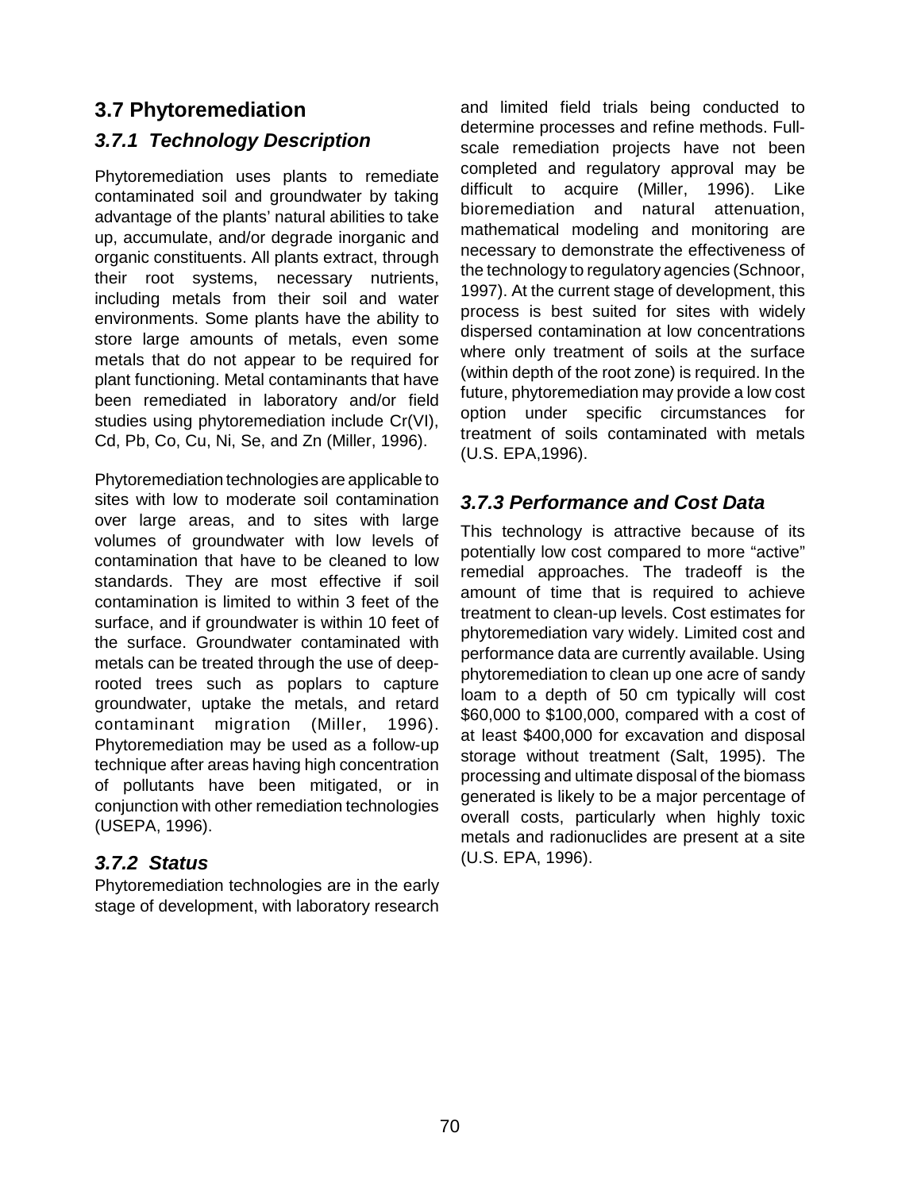## 3.7 Phytoremediation

### *3.7.1 Technology Description*

Phytoremediation uses plants to remediate contaminated soil and groundwater by taking advantage of the plants' natural abilities to take up, accumulate, and/or degrade inorganic and organic constituents. All plants extract, through their root systems, necessary nutrients, including metals from their soil and water environments. Some plants have the ability to store large amounts of metals, even some metals that do not appear to be required for plant functioning. Metal contaminants that have been remediated in laboratory and/or field studies using phytoremediation include Cr(VI), Cd, Pb, Co, Cu, Ni, Se, and Zn (Miller, 1996).

Phytoremediation technologies are applicable to sites with low to moderate soil contamination over large areas, and to sites with large volumes of groundwater with low levels of contamination that have to be cleaned to low standards. They are most effective if soil contamination is limited to within 3 feet of the surface, and if groundwater is within 10 feet of the surface. Groundwater contaminated with metals can be treated through the use of deep-rooted trees such as poplars to capture groundwater, uptake the metals, and retard contaminant migration (Miller, 1996). Phytoremediation may be used as a follow-up technique after areas having high concentration of pollutants have been mitigated, or in conjunction with other remediation technologies (USEPA, 1996).

### *3.7.2 Status*

Phytoremediation technologies are in the early stage of development, with laboratory research and limited field trials being conducted to determine processes and refine methods. Full-scale remediation projects have not been completed and regulatory approval may be difficult to acquire (Miller, 1996). Like bioremediation and natural attenuation, mathematical modeling and monitoring are necessary to demonstrate the effectiveness of the technology to regulatory agencies (Schnoor, 1997). At the current stage of development, this process is best suited for sites with widely dispersed contamination at low concentrations where only treatment of soils at the surface (within depth of the root zone) is required. In the future, phytoremediation may provide a low cost option under specific circumstances for treatment of soils contaminated with metals (U.S. EPA,1996).

### *3.7.3 Performance and Cost Data*

This technology is attractive because of its potentially low cost compared to more "active" remedial approaches. The tradeoff is the amount of time that is required to achieve treatment to clean-up levels. Cost estimates for phytoremediation vary widely. Limited cost and performance data are currently available. Using phytoremediation to clean up one acre of sandy loam to a depth of 50 cm typically will cost $60,000 to $100,000, compared with a cost of at least $400,000 for excavation and disposal storage without treatment (Salt, 1995). The processing and ultimate disposal of the biomass generated is likely to be a major percentage of overall costs, particularly when highly toxic metals and radionuclides are present at a site (U.S. EPA, 1996).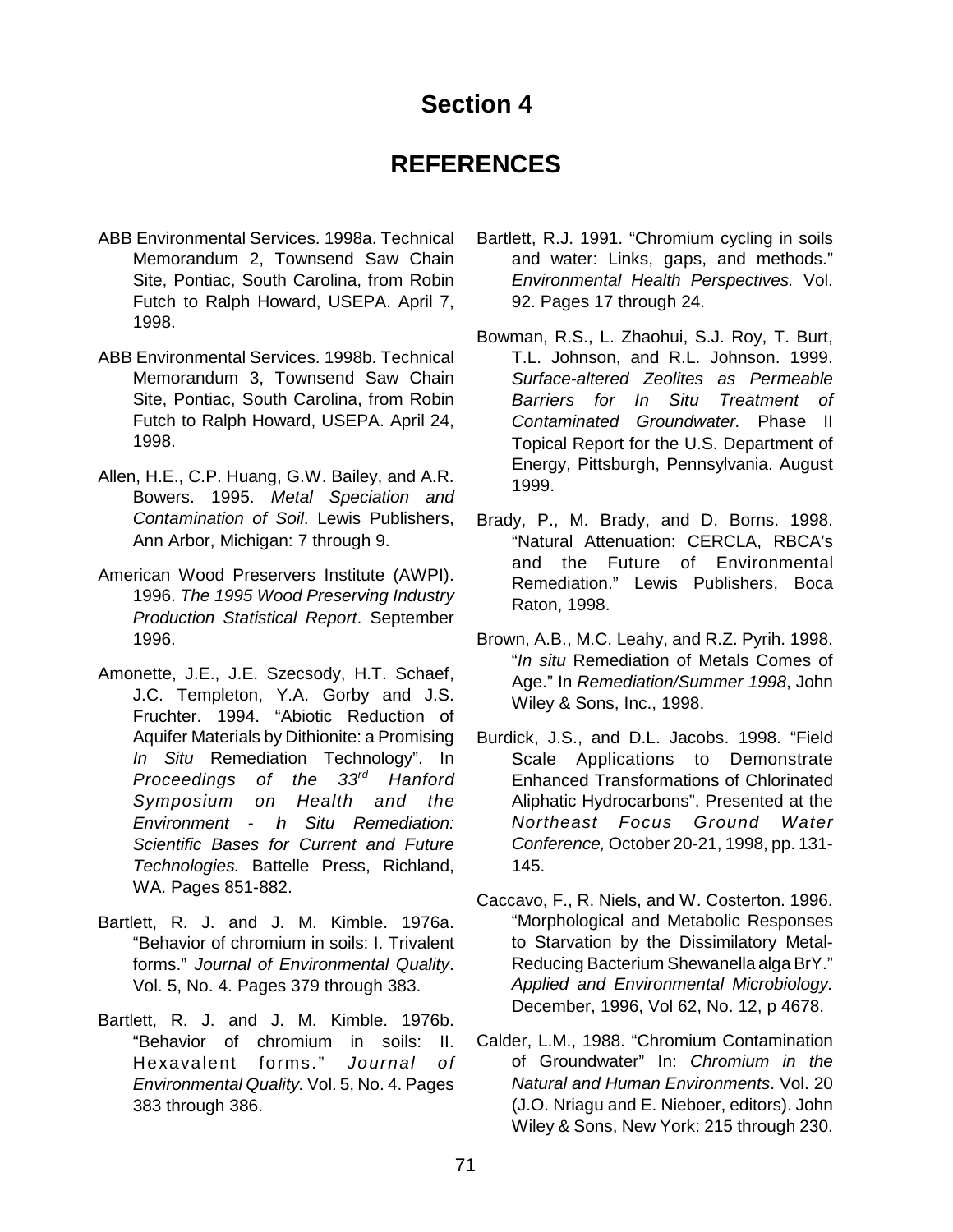# Section 4

# REFERENCES

ABB Environmental Services. 1998a. Technical Memorandum 2, Townsend Saw Chain Site, Pontiac, South Carolina, from Robin Futch to Ralph Howard, USEPA. April 7, 1998.

ABB Environmental Services. 1998b. Technical Memorandum 3, Townsend Saw Chain Site, Pontiac, South Carolina, from Robin Futch to Ralph Howard, USEPA. April 24, 1998.

Allen, H.E., C.P. Huang, G.W. Bailey, and A.R. Bowers. 1995. *Metal Speciation and Contamination of Soil*. Lewis Publishers, Ann Arbor, Michigan: 7 through 9.

American Wood Preservers Institute (AWPI). 1996. *The 1995 Wood Preserving Industry Production Statistical Report*. September 1996.

Amonette, J.E., J.E. Szecsody, H.T. Schaef, J.C. Templeton, Y.A. Gorby and J.S. Fruchter. 1994. "Abiotic Reduction of Aquifer Materials by Dithionite: a Promising *In Situ* Remediation Technology". In *Proceedings of the 33rd Hanford Symposium on Health and the Environment - In Situ Remediation: Scientific Bases for Current and Future Technologies.* Battelle Press, Richland, WA. Pages 851-882.

Bartlett, R. J. and J. M. Kimble. 1976a. "Behavior of chromium in soils: I. Trivalent forms." *Journal of Environmental Quality*. Vol. 5, No. 4. Pages 379 through 383.

Bartlett, R. J. and J. M. Kimble. 1976b. "Behavior of chromium in soils: II. Hexavalent forms." *Journal of Environmental Quality.* Vol. 5, No. 4. Pages 383 through 386.

Bartlett, R.J. 1991. "Chromium cycling in soils and water: Links, gaps, and methods." *Environmental Health Perspectives.* Vol. 92. Pages 17 through 24.

Bowman, R.S., L. Zhaohui, S.J. Roy, T. Burt, T.L. Johnson, and R.L. Johnson. 1999. *Surface-altered Zeolites as Permeable Barriers for In Situ Treatment of Contaminated Groundwater.* Phase II Topical Report for the U.S. Department of Energy, Pittsburgh, Pennsylvania. August 1999.

Brady, P., M. Brady, and D. Borns. 1998. "Natural Attenuation: CERCLA, RBCA's and the Future of Environmental Remediation." Lewis Publishers, Boca Raton, 1998.

Brown, A.B., M.C. Leahy, and R.Z. Pyrih. 1998. "*In situ* Remediation of Metals Comes of Age." In *Remediation/Summer 1998*, John Wiley & Sons, Inc., 1998.

Burdick, J.S., and D.L. Jacobs. 1998. "Field Scale Applications to Demonstrate Enhanced Transformations of Chlorinated Aliphatic Hydrocarbons". Presented at the *Northeast Focus Ground Water Conference,* October 20-21, 1998, pp. 131-145.

Caccavo, F., R. Niels, and W. Costerton. 1996. "Morphological and Metabolic Responses to Starvation by the Dissimilatory Metal-Reducing Bacterium Shewanella alga BrY." *Applied and Environmental Microbiology.* December, 1996, Vol 62, No. 12, p 4678.

Calder, L.M., 1988. "Chromium Contamination of Groundwater" In: *Chromium in the Natural and Human Environments*. Vol. 20 (J.O. Nriagu and E. Nieboer, editors). John Wiley & Sons, New York: 215 through 230.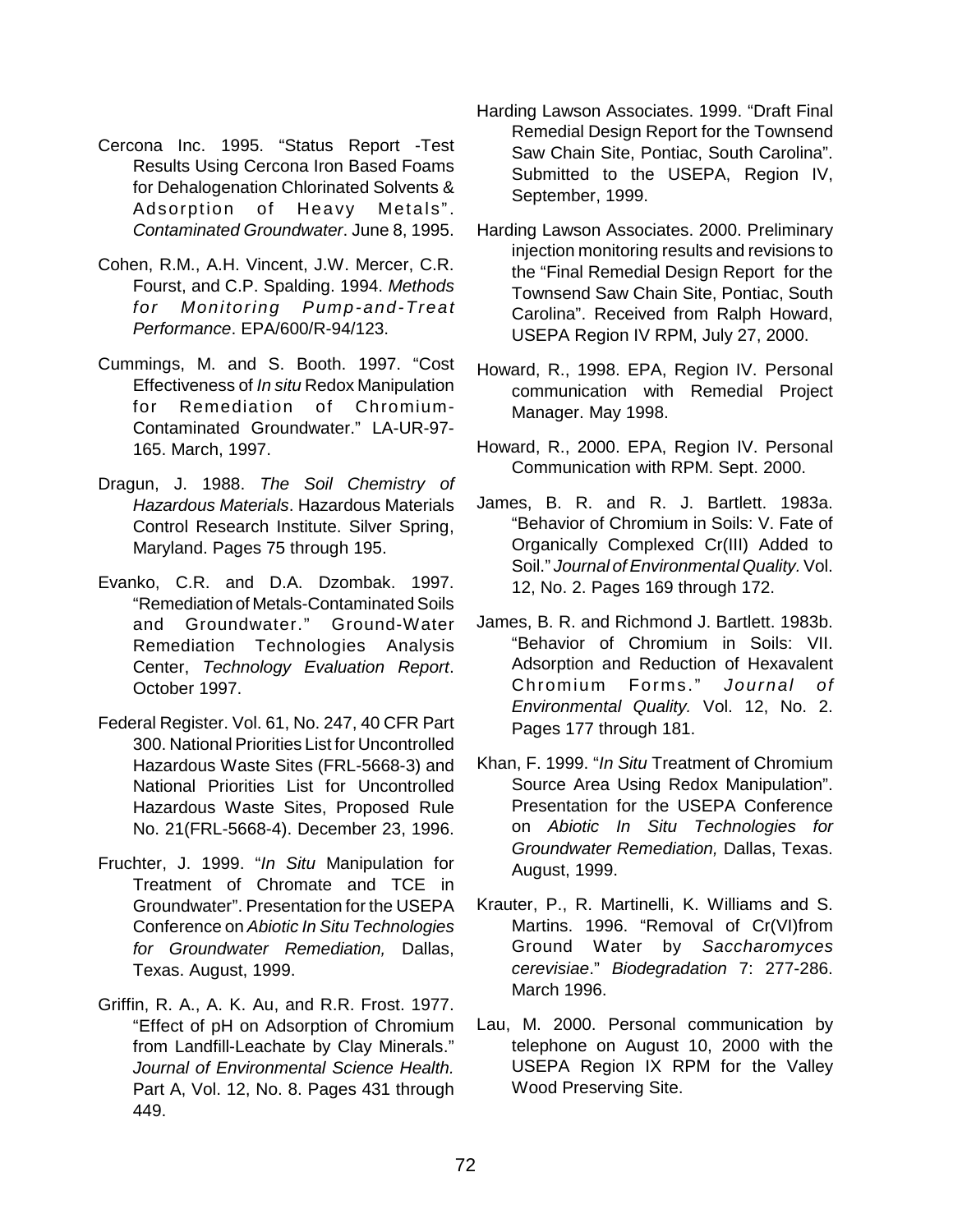Cercona Inc. 1995. "Status Report -Test Results Using Cercona Iron Based Foams for Dehalogenation Chlorinated Solvents & Adsorption of Heavy Metals". *Contaminated Groundwater*. June 8, 1995.

Cohen, R.M., A.H. Vincent, J.W. Mercer, C.R. Fourst, and C.P. Spalding. 1994. *Methods for Monitoring Pump-and-Treat Performance*. EPA/600/R-94/123.

Cummings, M. and S. Booth. 1997. "Cost Effectiveness of *In situ* Redox Manipulation for Remediation of Chromium-Contaminated Groundwater." LA-UR-97-165. March, 1997.

Dragun, J. 1988. *The Soil Chemistry of Hazardous Materials*. Hazardous Materials Control Research Institute. Silver Spring, Maryland. Pages 75 through 195.

Evanko, C.R. and D.A. Dzombak. 1997. "Remediation of Metals-Contaminated Soils and Groundwater." Ground-Water Remediation Technologies Analysis Center, *Technology Evaluation Report*. October 1997.

Federal Register. Vol. 61, No. 247, 40 CFR Part 300. National Priorities List for Uncontrolled Hazardous Waste Sites (FRL-5668-3) and National Priorities List for Uncontrolled Hazardous Waste Sites, Proposed Rule No. 21(FRL-5668-4). December 23, 1996.

Fruchter, J. 1999. "*In Situ* Manipulation for Treatment of Chromate and TCE in Groundwater". Presentation for the USEPA Conference on *Abiotic In Situ Technologies for Groundwater Remediation,* Dallas, Texas. August, 1999.

Griffin, R. A., A. K. Au, and R.R. Frost. 1977. "Effect of pH on Adsorption of Chromium from Landfill-Leachate by Clay Minerals." *Journal of Environmental Science Health.* Part A, Vol. 12, No. 8. Pages 431 through 449.

Harding Lawson Associates. 1999. "Draft Final Remedial Design Report for the Townsend Saw Chain Site, Pontiac, South Carolina". Submitted to the USEPA, Region IV, September, 1999.

Harding Lawson Associates. 2000. Preliminary injection monitoring results and revisions to the "Final Remedial Design Report for the Townsend Saw Chain Site, Pontiac, South Carolina". Received from Ralph Howard, USEPA Region IV RPM, July 27, 2000.

Howard, R., 1998. EPA, Region IV. Personal communication with Remedial Project Manager. May 1998.

Howard, R., 2000. EPA, Region IV. Personal Communication with RPM. Sept. 2000.

James, B. R. and R. J. Bartlett. 1983a. "Behavior of Chromium in Soils: V. Fate of Organically Complexed Cr(III) Added to Soil." *Journal of Environmental Quality.* Vol. 12, No. 2. Pages 169 through 172.

James, B. R. and Richmond J. Bartlett. 1983b. "Behavior of Chromium in Soils: VII. Adsorption and Reduction of Hexavalent Chromium Forms." *Journal of Environmental Quality.* Vol. 12, No. 2. Pages 177 through 181.

Khan, F. 1999. "*In Situ* Treatment of Chromium Source Area Using Redox Manipulation". Presentation for the USEPA Conference on *Abiotic In Situ Technologies for Groundwater Remediation,* Dallas, Texas. August, 1999.

Krauter, P., R. Martinelli, K. Williams and S. Martins. 1996. "Removal of Cr(VI)from Ground Water by *Saccharomyces cerevisiae*." *Biodegradation* 7: 277-286. March 1996.

Lau, M. 2000. Personal communication by telephone on August 10, 2000 with the USEPA Region IX RPM for the Valley Wood Preserving Site.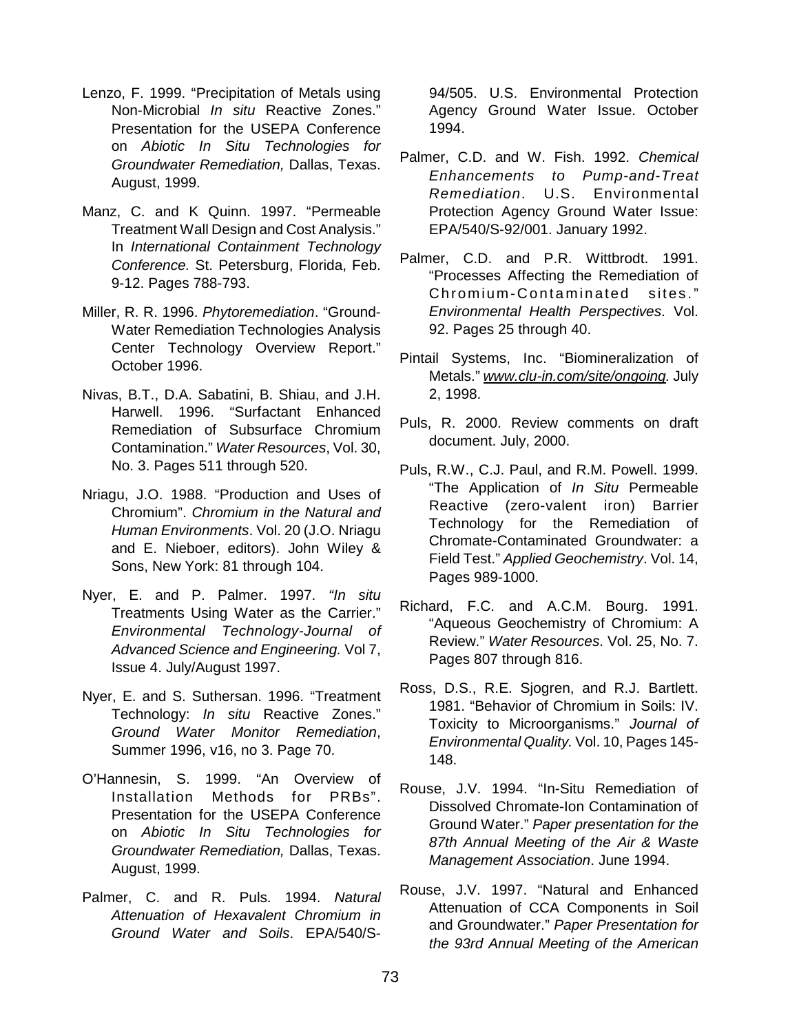Lenzo, F. 1999. "Precipitation of Metals using Non-Microbial *In situ* Reactive Zones." Presentation for the USEPA Conference on *Abiotic In Situ Technologies for Groundwater Remediation,* Dallas, Texas. August, 1999.

Manz, C. and K Quinn. 1997. "Permeable Treatment Wall Design and Cost Analysis." In *International Containment Technology Conference.* St. Petersburg, Florida, Feb. 9-12. Pages 788-793.

Miller, R. R. 1996. *Phytoremediation*. "Ground-Water Remediation Technologies Analysis Center Technology Overview Report." October 1996.

Nivas, B.T., D.A. Sabatini, B. Shiau, and J.H. Harwell. 1996. "Surfactant Enhanced Remediation of Subsurface Chromium Contamination." *Water Resources*, Vol. 30, No. 3. Pages 511 through 520.

Nriagu, J.O. 1988. "Production and Uses of Chromium". *Chromium in the Natural and Human Environments*. Vol. 20 (J.O. Nriagu and E. Nieboer, editors). John Wiley & Sons, New York: 81 through 104.

Nyer, E. and P. Palmer. 1997. *"In situ* Treatments Using Water as the Carrier." *Environmental Technology-Journal of Advanced Science and Engineering.* Vol 7, Issue 4. July/August 1997.

Nyer, E. and S. Suthersan. 1996. "Treatment Technology: *In situ* Reactive Zones." *Ground Water Monitor Remediation*, Summer 1996, v16, no 3. Page 70.

O'Hannesin, S. 1999. "An Overview of Installation Methods for PRBs". Presentation for the USEPA Conference on *Abiotic In Situ Technologies for Groundwater Remediation,* Dallas, Texas. August, 1999.

Palmer, C. and R. Puls. 1994. *Natural Attenuation of Hexavalent Chromium in Ground Water and Soils*. EPA/540/S-94/505. U.S. Environmental Protection Agency Ground Water Issue. October 1994.

Palmer, C.D. and W. Fish. 1992. *Chemical Enhancements to Pump-and-Treat Remediation*. U.S. Environmental Protection Agency Ground Water Issue: EPA/540/S-92/001. January 1992.

Palmer, C.D. and P.R. Wittbrodt. 1991. "Processes Affecting the Remediation of Chromium-Contaminated sites." *Environmental Health Perspectives*. Vol. 92. Pages 25 through 40.

Pintail Systems, Inc. "Biomineralization of Metals." *www.clu-in.com/site/ongoing.* July 2, 1998.

Puls, R. 2000. Review comments on draft document. July, 2000.

Puls, R.W., C.J. Paul, and R.M. Powell. 1999. "The Application of *In Situ* Permeable Reactive (zero-valent iron) Barrier Technology for the Remediation of Chromate-Contaminated Groundwater: a Field Test." *Applied Geochemistry*. Vol. 14, Pages 989-1000.

Richard, F.C. and A.C.M. Bourg. 1991. "Aqueous Geochemistry of Chromium: A Review." *Water Resources*. Vol. 25, No. 7. Pages 807 through 816.

Ross, D.S., R.E. Sjogren, and R.J. Bartlett. 1981. "Behavior of Chromium in Soils: IV. Toxicity to Microorganisms." *Journal of Environmental Quality.* Vol. 10, Pages 145-148.

Rouse, J.V. 1994. "In-Situ Remediation of Dissolved Chromate-Ion Contamination of Ground Water." *Paper presentation for the 87th Annual Meeting of the Air & Waste Management Association*. June 1994.

Rouse, J.V. 1997. "Natural and Enhanced Attenuation of CCA Components in Soil and Groundwater." *Paper Presentation for the 93rd Annual Meeting of the American*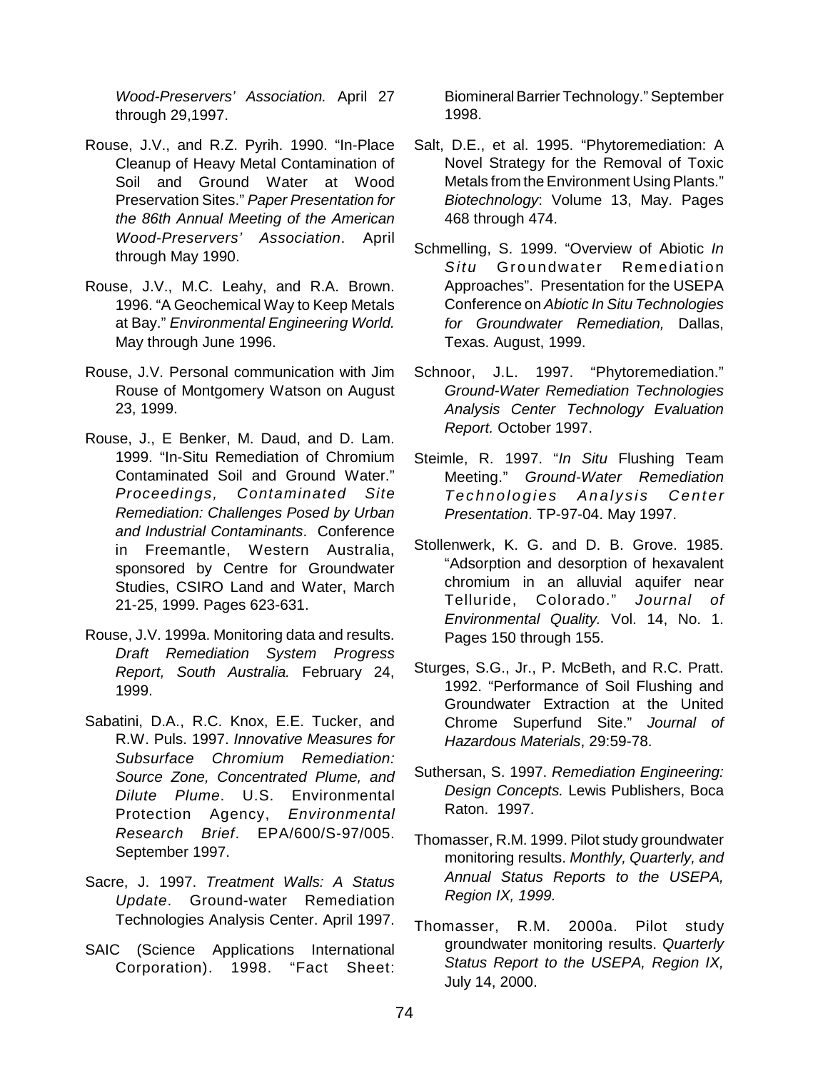*Wood-Preservers' Association.* April 27 through 29,1997.

Rouse, J.V., and R.Z. Pyrih. 1990. "In-Place Cleanup of Heavy Metal Contamination of Soil and Ground Water at Wood Preservation Sites." *Paper Presentation for the 86th Annual Meeting of the American Wood-Preservers' Association*. April through May 1990.

Rouse, J.V., M.C. Leahy, and R.A. Brown. 1996. "A Geochemical Way to Keep Metals at Bay." *Environmental Engineering World.* May through June 1996.

Rouse, J.V. Personal communication with Jim Rouse of Montgomery Watson on August 23, 1999.

Rouse, J., E Benker, M. Daud, and D. Lam. 1999. "In-Situ Remediation of Chromium Contaminated Soil and Ground Water." *Proceedings, Contaminated Site Remediation: Challenges Posed by Urban and Industrial Contaminants*. Conference in Freemantle, Western Australia, sponsored by Centre for Groundwater Studies, CSIRO Land and Water, March 21-25, 1999. Pages 623-631.

Rouse, J.V. 1999a. Monitoring data and results. *Draft Remediation System Progress Report, South Australia.* February 24, 1999.

Sabatini, D.A., R.C. Knox, E.E. Tucker, and R.W. Puls. 1997. *Innovative Measures for Subsurface Chromium Remediation: Source Zone, Concentrated Plume, and Dilute Plume*. U.S. Environmental Protection Agency, *Environmental Research Brief*. EPA/600/S-97/005. September 1997.

Sacre, J. 1997. *Treatment Walls: A Status Update*. Ground-water Remediation Technologies Analysis Center. April 1997.

SAIC (Science Applications International Corporation). 1998. "Fact Sheet: Biomineral Barrier Technology." September 1998.

Salt, D.E., et al. 1995. "Phytoremediation: A Novel Strategy for the Removal of Toxic Metals from the Environment Using Plants." *Biotechnology*: Volume 13, May. Pages 468 through 474.

Schmelling, S. 1999. "Overview of Abiotic *In Situ* Groundwater Remediation Approaches". Presentation for the USEPA Conference on *Abiotic In Situ Technologies for Groundwater Remediation,* Dallas, Texas. August, 1999.

Schnoor, J.L. 1997. "Phytoremediation." *Ground-Water Remediation Technologies Analysis Center Technology Evaluation Report.* October 1997.

Steimle, R. 1997. "*In Situ* Flushing Team Meeting." *Ground-Water Remediation Technologies Analysis Center Presentation*. TP-97-04. May 1997.

Stollenwerk, K. G. and D. B. Grove. 1985. "Adsorption and desorption of hexavalent chromium in an alluvial aquifer near Telluride, Colorado." *Journal of Environmental Quality.* Vol. 14, No. 1. Pages 150 through 155.

Sturges, S.G., Jr., P. McBeth, and R.C. Pratt. 1992. "Performance of Soil Flushing and Groundwater Extraction at the United Chrome Superfund Site." *Journal of Hazardous Materials*, 29:59-78.

Suthersan, S. 1997. *Remediation Engineering: Design Concepts.* Lewis Publishers, Boca Raton. 1997.

Thomasser, R.M. 1999. Pilot study groundwater monitoring results. *Monthly, Quarterly, and Annual Status Reports to the USEPA, Region IX, 1999.*

Thomasser, R.M. 2000a. Pilot study groundwater monitoring results. *Quarterly Status Report to the USEPA, Region IX,* July 14, 2000.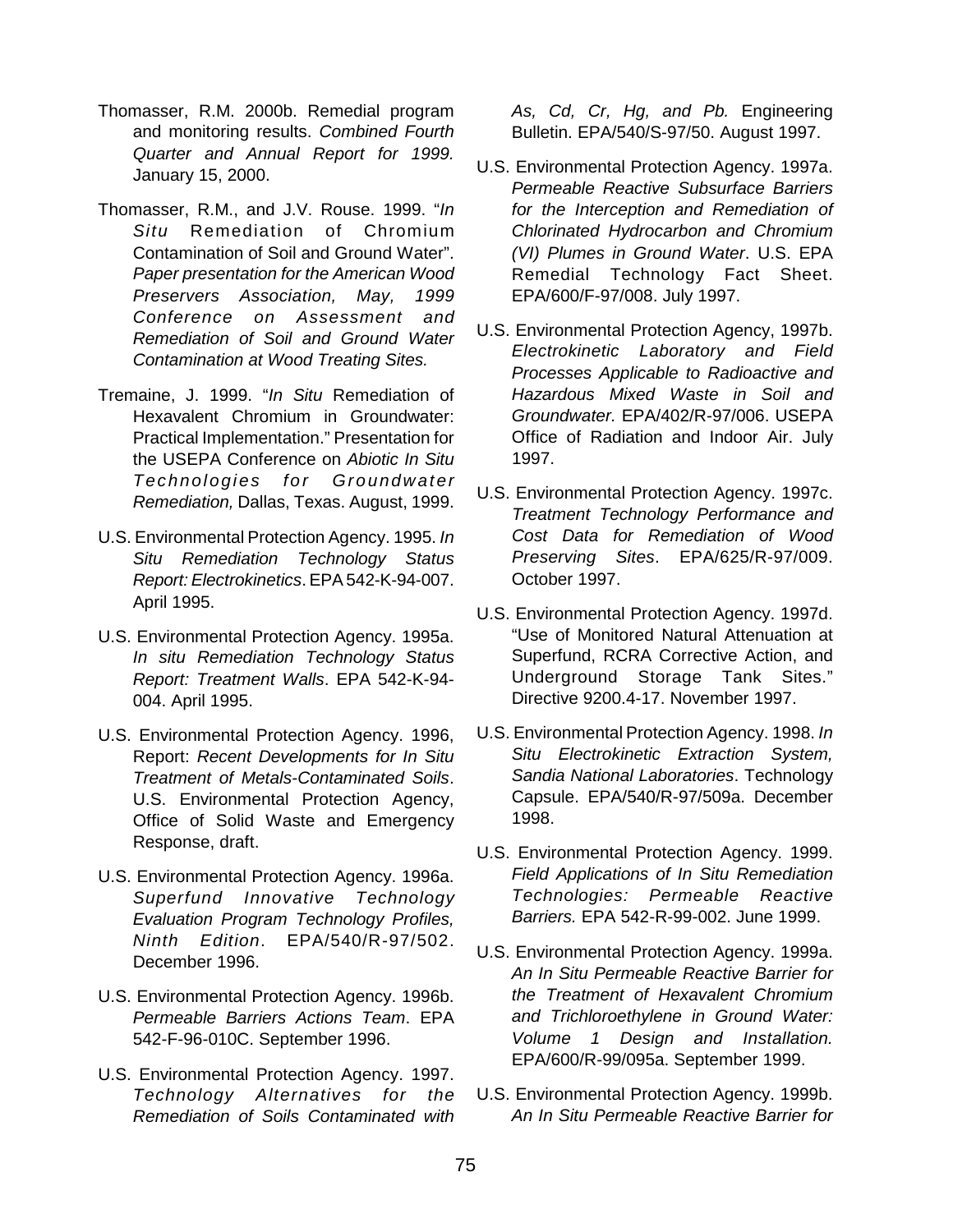Thomasser, R.M. 2000b. Remedial program and monitoring results. *Combined Fourth Quarter and Annual Report for 1999.* January 15, 2000.

Thomasser, R.M., and J.V. Rouse. 1999. "*In Situ* Remediation of Chromium Contamination of Soil and Ground Water". *Paper presentation for the American Wood Preservers Association, May, 1999 Conference on Assessment and Remediation of Soil and Ground Water Contamination at Wood Treating Sites.*

Tremaine, J. 1999. "*In Situ* Remediation of Hexavalent Chromium in Groundwater: Practical Implementation." Presentation for the USEPA Conference on *Abiotic In Situ Technologies for Groundwater Remediation,* Dallas, Texas. August, 1999.

U.S. Environmental Protection Agency. 1995. *In Situ Remediation Technology Status Report: Electrokinetics*. EPA 542-K-94-007. April 1995.

U.S. Environmental Protection Agency. 1995a. *In situ Remediation Technology Status Report: Treatment Walls*. EPA 542-K-94-004. April 1995.

U.S. Environmental Protection Agency. 1996, Report: *Recent Developments for In Situ Treatment of Metals-Contaminated Soils*. U.S. Environmental Protection Agency, Office of Solid Waste and Emergency Response, draft.

U.S. Environmental Protection Agency. 1996a. *Superfund Innovative Technology Evaluation Program Technology Profiles, Ninth Edition*. EPA/540/R-97/502. December 1996.

U.S. Environmental Protection Agency. 1996b. *Permeable Barriers Actions Team*. EPA 542-F-96-010C. September 1996.

U.S. Environmental Protection Agency. 1997. *Technology Alternatives for the Remediation of Soils Contaminated with As, Cd, Cr, Hg, and Pb.* Engineering Bulletin. EPA/540/S-97/50. August 1997.

U.S. Environmental Protection Agency. 1997a. *Permeable Reactive Subsurface Barriers for the Interception and Remediation of Chlorinated Hydrocarbon and Chromium (VI) Plumes in Ground Water*. U.S. EPA Remedial Technology Fact Sheet. EPA/600/F-97/008. July 1997.

U.S. Environmental Protection Agency, 1997b. *Electrokinetic Laboratory and Field Processes Applicable to Radioactive and Hazardous Mixed Waste in Soil and Groundwater.* EPA/402/R-97/006. USEPA Office of Radiation and Indoor Air. July 1997.

U.S. Environmental Protection Agency. 1997c. *Treatment Technology Performance and Cost Data for Remediation of Wood Preserving Sites*. EPA/625/R-97/009. October 1997.

U.S. Environmental Protection Agency. 1997d. "Use of Monitored Natural Attenuation at Superfund, RCRA Corrective Action, and Underground Storage Tank Sites." Directive 9200.4-17. November 1997.

U.S. Environmental Protection Agency. 1998. *In Situ Electrokinetic Extraction System, Sandia National Laboratories*. Technology Capsule. EPA/540/R-97/509a. December 1998.

U.S. Environmental Protection Agency. 1999. *Field Applications of In Situ Remediation Technologies: Permeable Reactive Barriers.* EPA 542-R-99-002. June 1999.

U.S. Environmental Protection Agency. 1999a. *An In Situ Permeable Reactive Barrier for the Treatment of Hexavalent Chromium and Trichloroethylene in Ground Water: Volume 1 Design and Installation.* EPA/600/R-99/095a. September 1999.

U.S. Environmental Protection Agency. 1999b. *An In Situ Permeable Reactive Barrier for*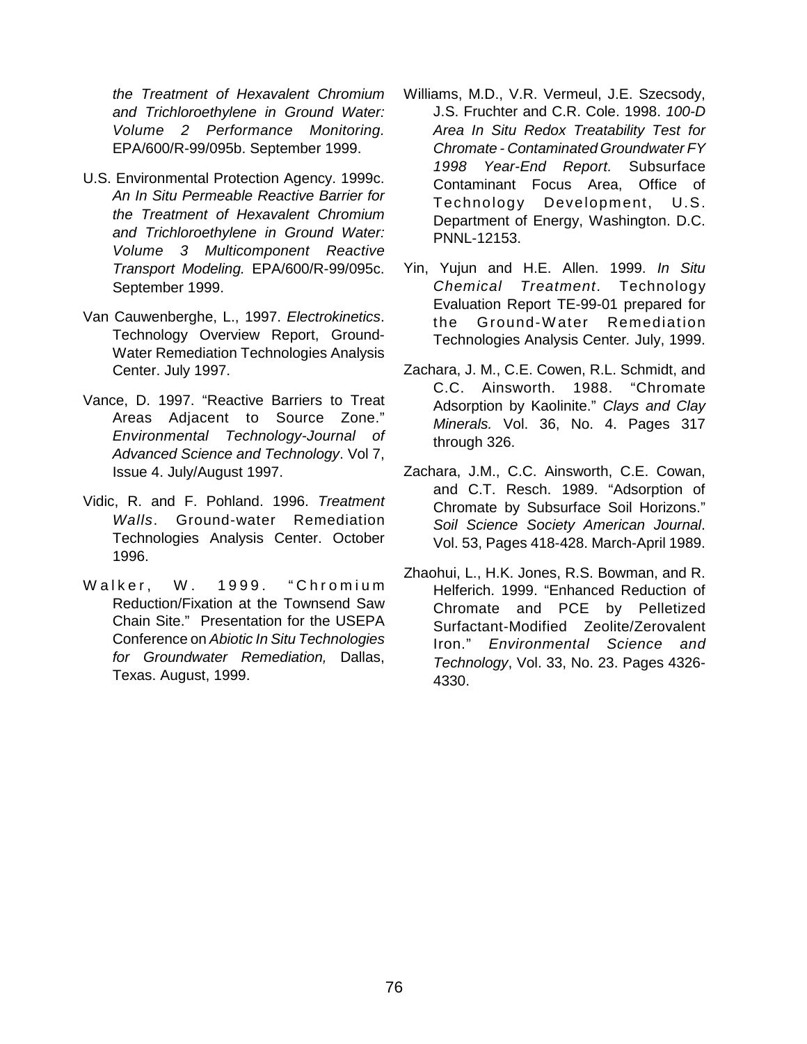*the Treatment of Hexavalent Chromium and Trichloroethylene in Ground Water: Volume 2 Performance Monitoring.* EPA/600/R-99/095b. September 1999.

U.S. Environmental Protection Agency. 1999c. *An In Situ Permeable Reactive Barrier for the Treatment of Hexavalent Chromium and Trichloroethylene in Ground Water: Volume 3 Multicomponent Reactive Transport Modeling.* EPA/600/R-99/095c. September 1999.

Van Cauwenberghe, L., 1997. *Electrokinetics*. Technology Overview Report, Ground-Water Remediation Technologies Analysis Center. July 1997.

Vance, D. 1997. "Reactive Barriers to Treat Areas Adjacent to Source Zone." *Environmental Technology-Journal of Advanced Science and Technology*. Vol 7, Issue 4. July/August 1997.

Vidic, R. and F. Pohland. 1996. *Treatment Walls*. Ground-water Remediation Technologies Analysis Center. October 1996.

Walker, W. 1999. "Chromium Reduction/Fixation at the Townsend Saw Chain Site." Presentation for the USEPA Conference on *Abiotic In Situ Technologies for Groundwater Remediation,* Dallas, Texas. August, 1999.

Williams, M.D., V.R. Vermeul, J.E. Szecsody, J.S. Fruchter and C.R. Cole. 1998. *100-D Area In Situ Redox Treatability Test for Chromate - Contaminated Groundwater FY 1998 Year-End Report.* Subsurface Contaminant Focus Area, Office of Technology Development, U.S. Department of Energy, Washington. D.C. PNNL-12153.

Yin, Yujun and H.E. Allen. 1999. *In Situ Chemical Treatment*. Technology Evaluation Report TE-99-01 prepared for the Ground-Water Remediation Technologies Analysis Center. July, 1999.

Zachara, J. M., C.E. Cowen, R.L. Schmidt, and C.C. Ainsworth. 1988. "Chromate Adsorption by Kaolinite." *Clays and Clay Minerals.* Vol. 36, No. 4. Pages 317 through 326.

Zachara, J.M., C.C. Ainsworth, C.E. Cowan, and C.T. Resch. 1989. "Adsorption of Chromate by Subsurface Soil Horizons." *Soil Science Society American Journal*. Vol. 53, Pages 418-428. March-April 1989.

Zhaohui, L., H.K. Jones, R.S. Bowman, and R. Helferich. 1999. "Enhanced Reduction of Chromate and PCE by Pelletized Surfactant-Modified Zeolite/Zerovalent Iron." *Environmental Science and Technology*, Vol. 33, No. 23. Pages 4326-4330.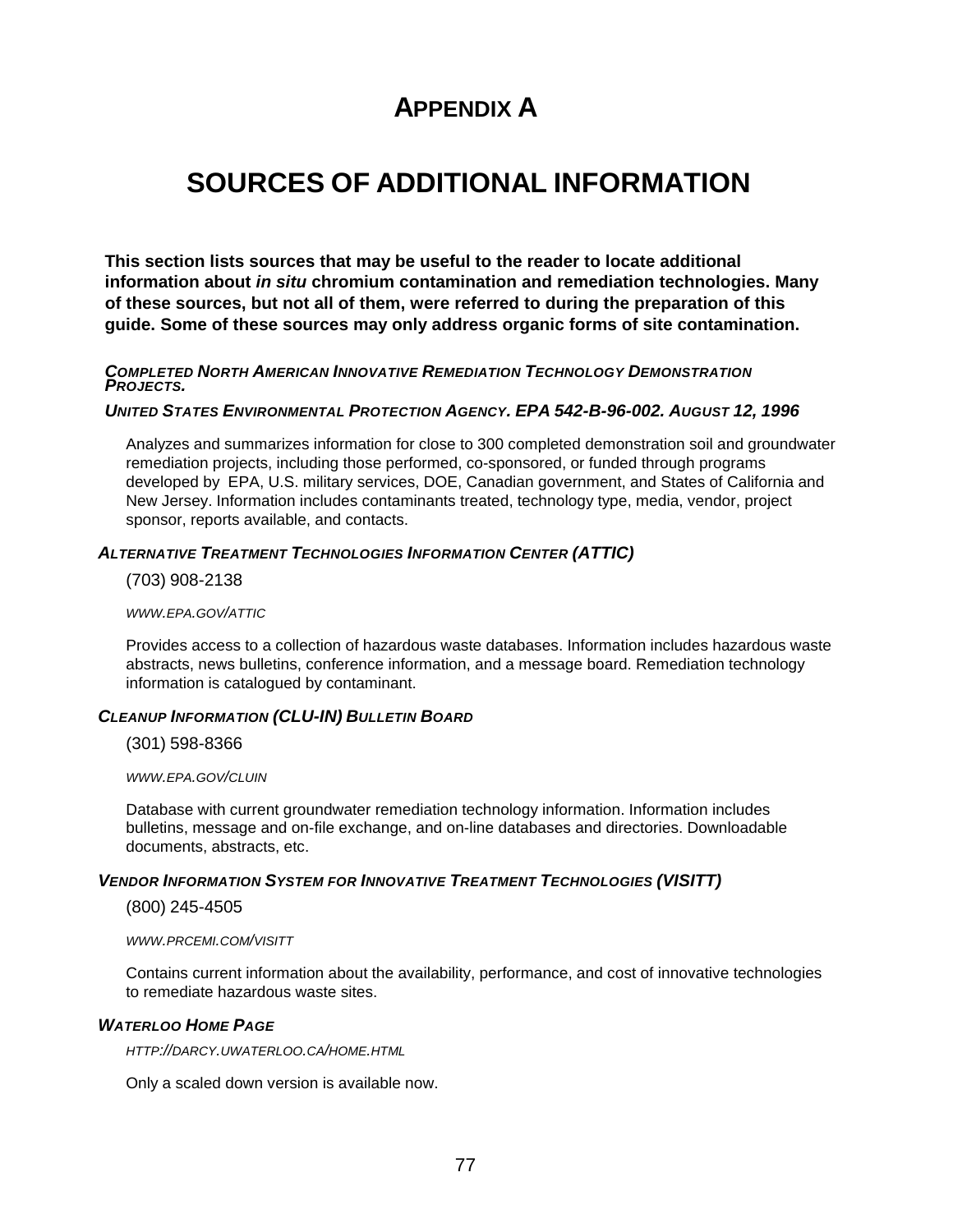# APPENDIX A

# SOURCES OF ADDITIONAL INFORMATION

**This section lists sources that may be useful to the reader to locate additional information about *in situ* chromium contamination and remediation technologies. Many of these sources, but not all of them, were referred to during the preparation of this guide. Some of these sources may only address organic forms of site contamination.**

***COMPLETED NORTH AMERICAN INNOVATIVE REMEDIATION TECHNOLOGY DEMONSTRATION PROJECTS.***

***UNITED STATES ENVIRONMENTAL PROTECTION AGENCY. EPA 542-B-96-002. AUGUST 12, 1996***

Analyzes and summarizes information for close to 300 completed demonstration soil and groundwater remediation projects, including those performed, co-sponsored, or funded through programs developed by EPA, U.S. military services, DOE, Canadian government, and States of California and New Jersey. Information includes contaminants treated, technology type, media, vendor, project sponsor, reports available, and contacts.

***ALTERNATIVE TREATMENT TECHNOLOGIES INFORMATION CENTER (ATTIC)***

(703) 908-2138

*WWW.EPA.GOV/ATTIC*

Provides access to a collection of hazardous waste databases. Information includes hazardous waste abstracts, news bulletins, conference information, and a message board. Remediation technology information is catalogued by contaminant.

***CLEANUP INFORMATION (CLU-IN) BULLETIN BOARD***

(301) 598-8366

*WWW.EPA.GOV/CLUIN*

Database with current groundwater remediation technology information. Information includes bulletins, message and on-file exchange, and on-line databases and directories. Downloadable documents, abstracts, etc.

***VENDOR INFORMATION SYSTEM FOR INNOVATIVE TREATMENT TECHNOLOGIES (VISITT)***

(800) 245-4505

*WWW.PRCEMI.COM/VISITT*

Contains current information about the availability, performance, and cost of innovative technologies to remediate hazardous waste sites.

***WATERLOO HOME PAGE***

*HTTP://DARCY.UWATERLOO.CA/HOME.HTML*

Only a scaled down version is available now.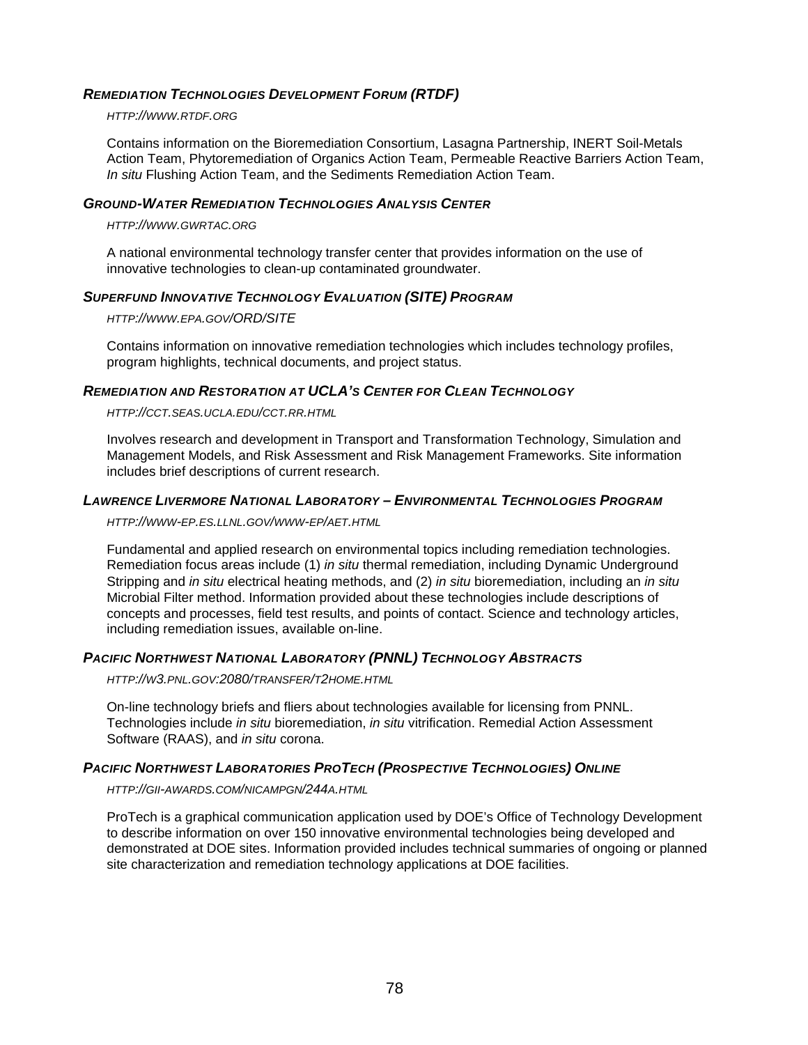### *Remediation Technologies Development Forum (RTDF)*

*http://www.rtdf.org*

Contains information on the Bioremediation Consortium, Lasagna Partnership, INERT Soil-Metals Action Team, Phytoremediation of Organics Action Team, Permeable Reactive Barriers Action Team, *In situ* Flushing Action Team, and the Sediments Remediation Action Team.

### *Ground-Water Remediation Technologies Analysis Center*

*http://www.gwrtac.org*

A national environmental technology transfer center that provides information on the use of innovative technologies to clean-up contaminated groundwater.

### *Superfund Innovative Technology Evaluation (SITE) Program*

*http://www.epa.gov/ORD/SITE*

Contains information on innovative remediation technologies which includes technology profiles, program highlights, technical documents, and project status.

### *Remediation and Restoration at UCLA's Center for Clean Technology*

*http://cct.seas.ucla.edu/cct.rr.html*

Involves research and development in Transport and Transformation Technology, Simulation and Management Models, and Risk Assessment and Risk Management Frameworks. Site information includes brief descriptions of current research.

### *Lawrence Livermore National Laboratory – Environmental Technologies Program*

*http://www-ep.es.llnl.gov/www-ep/aet.html*

Fundamental and applied research on environmental topics including remediation technologies. Remediation focus areas include (1) *in situ* thermal remediation, including Dynamic Underground Stripping and *in situ* electrical heating methods, and (2) *in situ* bioremediation, including an *in situ* Microbial Filter method. Information provided about these technologies include descriptions of concepts and processes, field test results, and points of contact. Science and technology articles, including remediation issues, available on-line.

### *Pacific Northwest National Laboratory (PNNL) Technology Abstracts*

*http://w3.pnl.gov:2080/transfer/t2home.html*

On-line technology briefs and fliers about technologies available for licensing from PNNL. Technologies include *in situ* bioremediation, *in situ* vitrification. Remedial Action Assessment Software (RAAS), and *in situ* corona.

### *Pacific Northwest Laboratories ProTech (Prospective Technologies) Online*

*http://gii-awards.com/nicampgn/244a.html*

ProTech is a graphical communication application used by DOE's Office of Technology Development to describe information on over 150 innovative environmental technologies being developed and demonstrated at DOE sites. Information provided includes technical summaries of ongoing or planned site characterization and remediation technology applications at DOE facilities.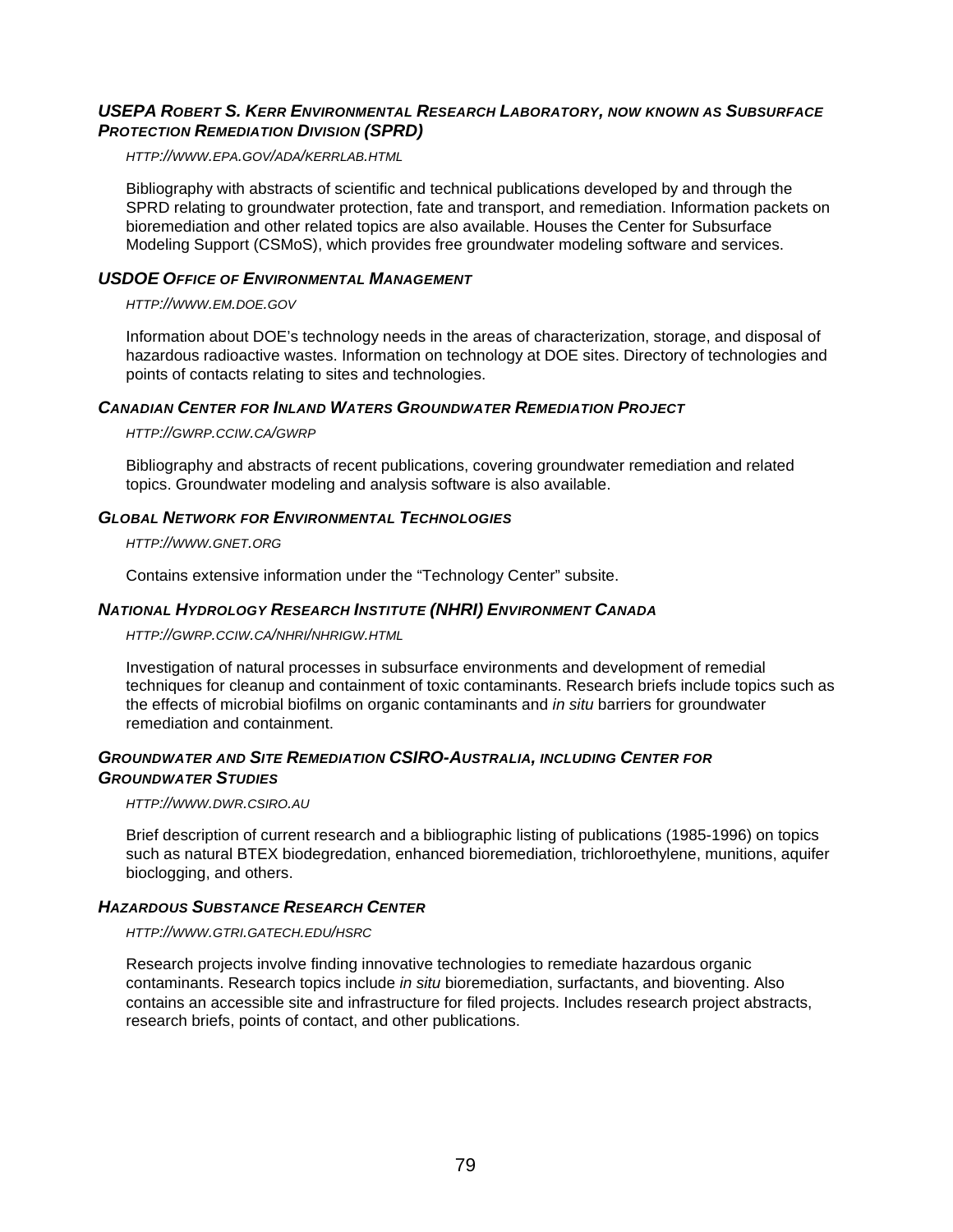### *USEPA Robert S. Kerr Environmental Research Laboratory, now known as Subsurface Protection Remediation Division (SPRD)*

*http://www.epa.gov/ada/kerrlab.html*

Bibliography with abstracts of scientific and technical publications developed by and through the SPRD relating to groundwater protection, fate and transport, and remediation. Information packets on bioremediation and other related topics are also available. Houses the Center for Subsurface Modeling Support (CSMoS), which provides free groundwater modeling software and services.

### *USDOE Office of Environmental Management*

*http://www.em.doe.gov*

Information about DOE's technology needs in the areas of characterization, storage, and disposal of hazardous radioactive wastes. Information on technology at DOE sites. Directory of technologies and points of contacts relating to sites and technologies.

### *Canadian Center for Inland Waters Groundwater Remediation Project*

*http://gwrp.cciw.ca/gwrp*

Bibliography and abstracts of recent publications, covering groundwater remediation and related topics. Groundwater modeling and analysis software is also available.

### *Global Network for Environmental Technologies*

*http://www.gnet.org*

Contains extensive information under the "Technology Center" subsite.

### *National Hydrology Research Institute (NHRI) Environment Canada*

*http://gwrp.cciw.ca/nhri/nhrigw.html*

Investigation of natural processes in subsurface environments and development of remedial techniques for cleanup and containment of toxic contaminants. Research briefs include topics such as the effects of microbial biofilms on organic contaminants and *in situ* barriers for groundwater remediation and containment.

### *Groundwater and Site Remediation CSIRO-Australia, including Center for Groundwater Studies*

*http://www.dwr.csiro.au*

Brief description of current research and a bibliographic listing of publications (1985-1996) on topics such as natural BTEX biodegredation, enhanced bioremediation, trichloroethylene, munitions, aquifer bioclogging, and others.

### *Hazardous Substance Research Center*

*http://www.gtri.gatech.edu/hsrc*

Research projects involve finding innovative technologies to remediate hazardous organic contaminants. Research topics include *in situ* bioremediation, surfactants, and bioventing. Also contains an accessible site and infrastructure for filed projects. Includes research project abstracts, research briefs, points of contact, and other publications.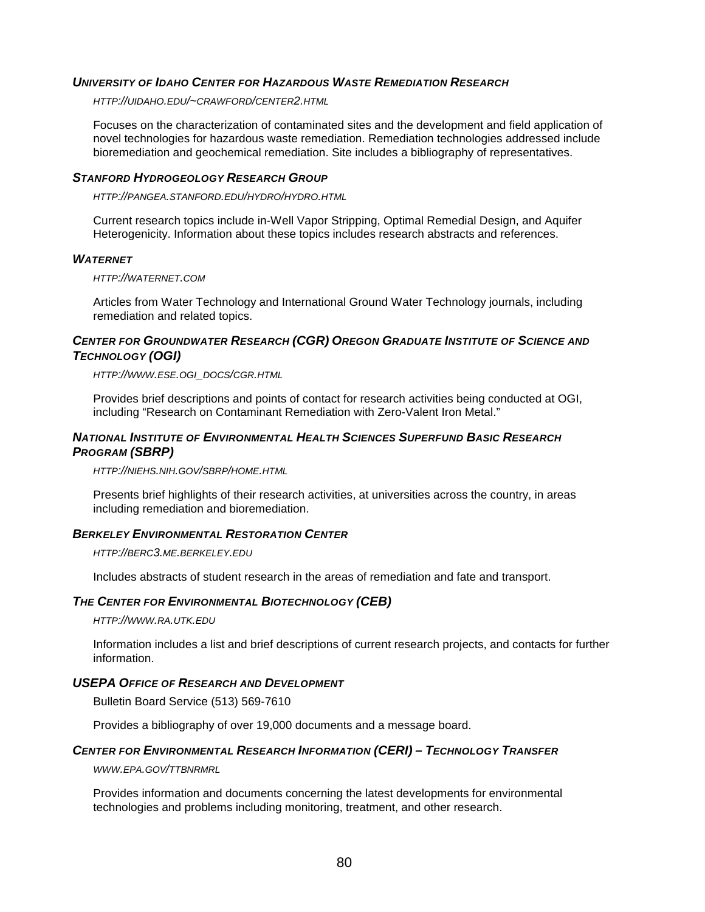#### *University of Idaho Center for Hazardous Waste Remediation Research*

*http://uidaho.edu/~crawford/center2.html*

Focuses on the characterization of contaminated sites and the development and field application of novel technologies for hazardous waste remediation. Remediation technologies addressed include bioremediation and geochemical remediation. Site includes a bibliography of representatives.

#### *Stanford Hydrogeology Research Group*

*http://pangea.stanford.edu/hydro/hydro.html*

Current research topics include in-Well Vapor Stripping, Optimal Remedial Design, and Aquifer Heterogenicity. Information about these topics includes research abstracts and references.

#### *Waternet*

*http://waternet.com*

Articles from Water Technology and International Ground Water Technology journals, including remediation and related topics.

#### *Center for Groundwater Research (CGR) Oregon Graduate Institute of Science and Technology (OGI)*

*http://www.ese.ogi_docs/cgr.html*

Provides brief descriptions and points of contact for research activities being conducted at OGI, including "Research on Contaminant Remediation with Zero-Valent Iron Metal."

#### *National Institute of Environmental Health Sciences Superfund Basic Research Program (SBRP)*

*http://niehs.nih.gov/sbrp/home.html*

Presents brief highlights of their research activities, at universities across the country, in areas including remediation and bioremediation.

#### *Berkeley Environmental Restoration Center*

*http://berc3.me.berkeley.edu*

Includes abstracts of student research in the areas of remediation and fate and transport.

#### *The Center for Environmental Biotechnology (CEB)*

*http://www.ra.utk.edu*

Information includes a list and brief descriptions of current research projects, and contacts for further information.

#### *USEPA Office of Research and Development*

Bulletin Board Service (513) 569-7610

Provides a bibliography of over 19,000 documents and a message board.

#### *Center for Environmental Research Information (CERI) – Technology Transfer*

*www.epa.gov/ttbnrmrl*

Provides information and documents concerning the latest developments for environmental technologies and problems including monitoring, treatment, and other research.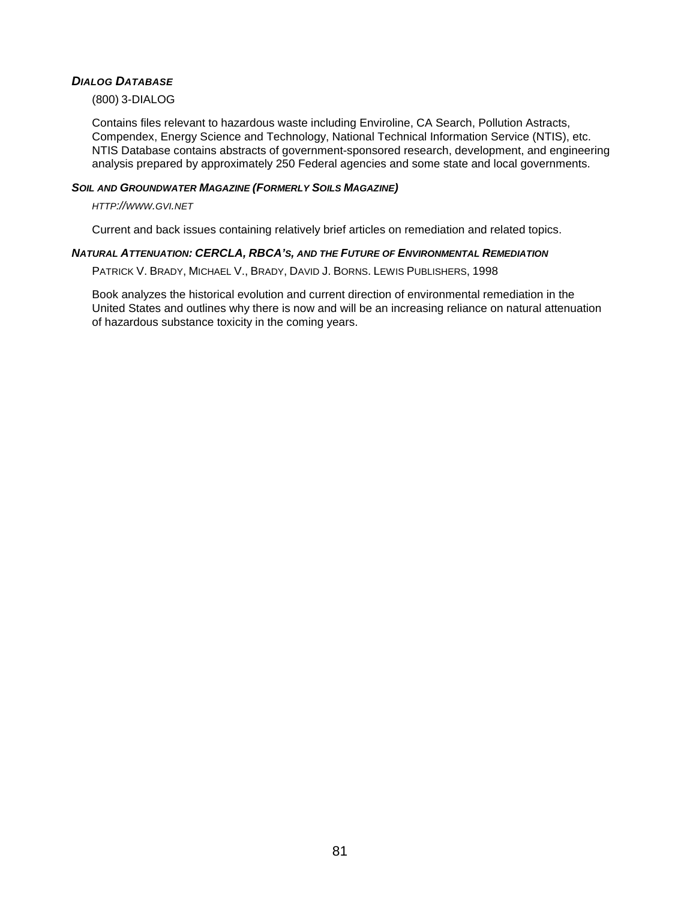***DIALOG DATABASE***

(800) 3-DIALOG

Contains files relevant to hazardous waste including Enviroline, CA Search, Pollution Astracts, Compendex, Energy Science and Technology, National Technical Information Service (NTIS), etc. NTIS Database contains abstracts of government-sponsored research, development, and engineering analysis prepared by approximately 250 Federal agencies and some state and local governments.

***SOIL AND GROUNDWATER MAGAZINE (FORMERLY SOILS MAGAZINE)***

*HTTP://WWW.GVI.NET*

Current and back issues containing relatively brief articles on remediation and related topics.

***NATURAL ATTENUATION: CERCLA, RBCA'S, AND THE FUTURE OF ENVIRONMENTAL REMEDIATION***

PATRICK V. BRADY, MICHAEL V., BRADY, DAVID J. BORNS. LEWIS PUBLISHERS, 1998

Book analyzes the historical evolution and current direction of environmental remediation in the United States and outlines why there is now and will be an increasing reliance on natural attenuation of hazardous substance toxicity in the coming years.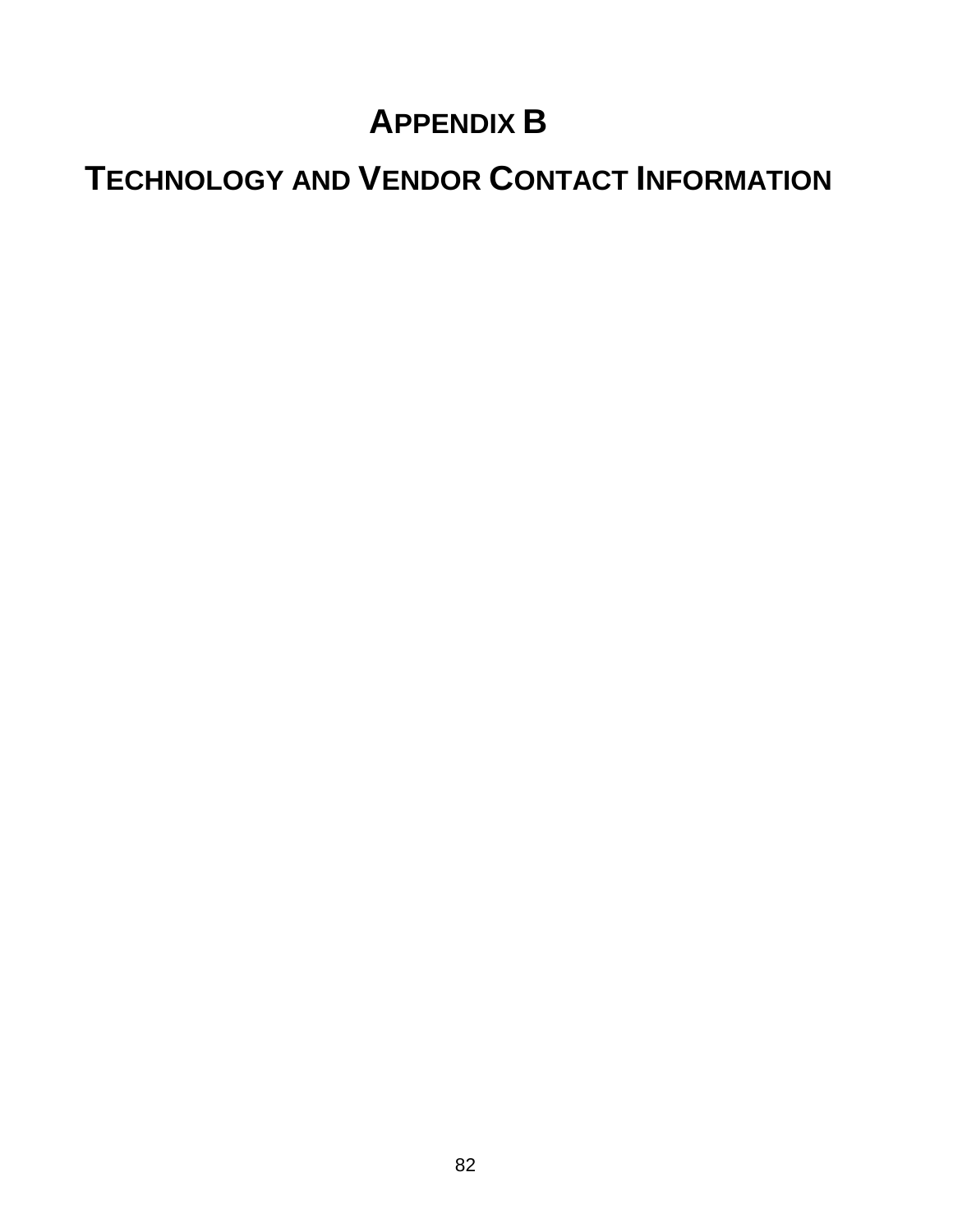# APPENDIX B

# TECHNOLOGY AND VENDOR CONTACT INFORMATION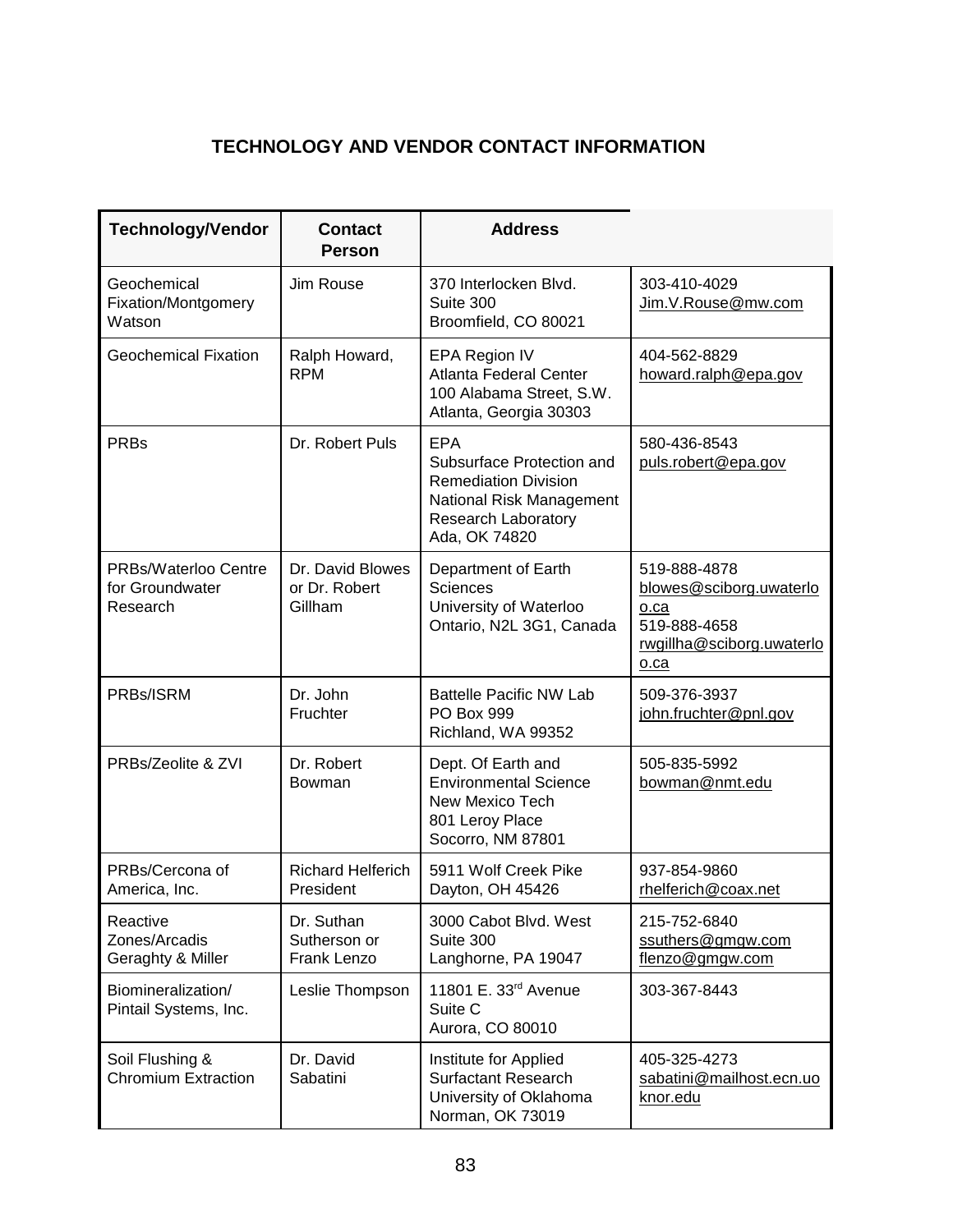## TECHNOLOGY AND VENDOR CONTACT INFORMATION

| Technology/Vendor | Contact Person | Address | |
|---|---|---|---|
| Geochemical Fixation/Montgomery Watson | Jim Rouse | 370 Interlocken Blvd.<br>Suite 300<br>Broomfield, CO 80021 | 303-410-4029<br>Jim.V.Rouse@mw.com |
| Geochemical Fixation | Ralph Howard, RPM | EPA Region IV<br>Atlanta Federal Center<br>100 Alabama Street, S.W.<br>Atlanta, Georgia 30303 | 404-562-8829<br>howard.ralph@epa.gov |
| PRBs | Dr. Robert Puls | EPA<br>Subsurface Protection and Remediation Division<br>National Risk Management Research Laboratory<br>Ada, OK 74820 | 580-436-8543<br>puls.robert@epa.gov |
| PRBs/Waterloo Centre for Groundwater Research | Dr. David Blowes or Dr. Robert Gillham | Department of Earth Sciences<br>University of Waterloo<br>Ontario, N2L 3G1, Canada | 519-888-4878<br>blowes@sciborg.uwaterloo.ca<br>519-888-4658<br>rwgillha@sciborg.uwaterloo.ca |
| PRBs/ISRM | Dr. John Fruchter | Battelle Pacific NW Lab<br>PO Box 999<br>Richland, WA 99352 | 509-376-3937<br>john.fruchter@pnl.gov |
| PRBs/Zeolite & ZVI | Dr. Robert Bowman | Dept. Of Earth and Environmental Science<br>New Mexico Tech<br>801 Leroy Place<br>Socorro, NM 87801 | 505-835-5992<br>bowman@nmt.edu |
| PRBs/Cercona of America, Inc. | Richard Helferich President | 5911 Wolf Creek Pike<br>Dayton, OH 45426 | 937-854-9860<br>rhelferich@coax.net |
| Reactive Zones/Arcadis Geraghty & Miller | Dr. Suthan Sutherson or Frank Lenzo | 3000 Cabot Blvd. West<br>Suite 300<br>Langhorne, PA 19047 | 215-752-6840<br>ssuthers@gmgw.com<br>flenzo@gmgw.com |
| Biomineralization/ Pintail Systems, Inc. | Leslie Thompson | 11801 E. 33rd Avenue<br>Suite C<br>Aurora, CO 80010 | 303-367-8443 |
| Soil Flushing & Chromium Extraction | Dr. David Sabatini | Institute for Applied Surfactant Research<br>University of Oklahoma<br>Norman, OK 73019 | 405-325-4273<br>sabatini@mailhost.ecn.uoknor.edu |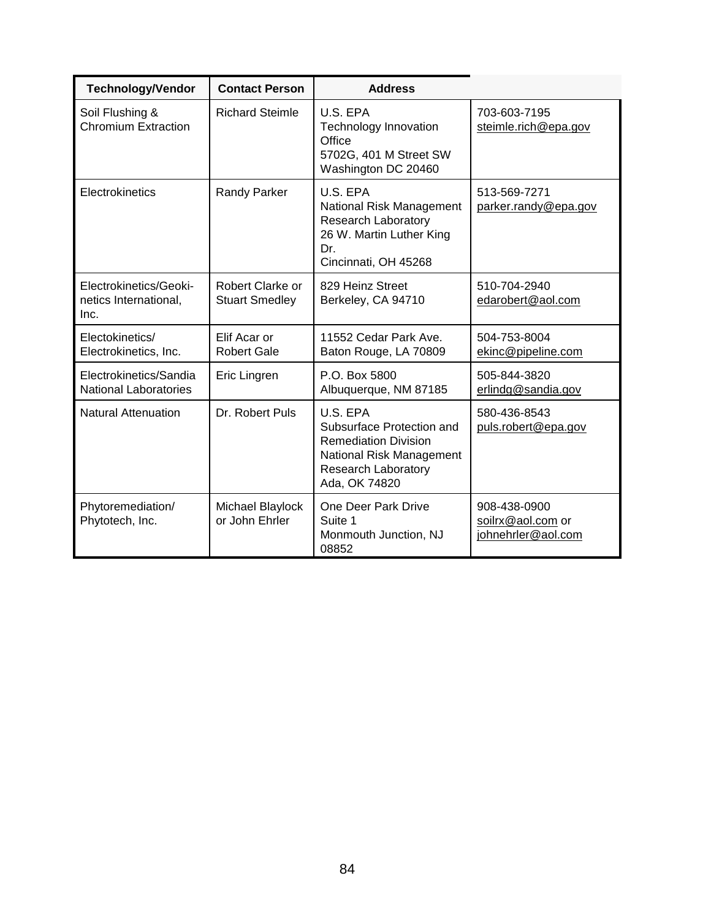| Technology/Vendor | Contact Person | Address | |
|---|---|---|---|
| Soil Flushing & Chromium Extraction | Richard Steimle | U.S. EPA<br>Technology Innovation Office<br>5702G, 401 M Street SW<br>Washington DC 20460 | 703-603-7195<br>steimle.rich@epa.gov |
| Electrokinetics | Randy Parker | U.S. EPA<br>National Risk Management Research Laboratory<br>26 W. Martin Luther King Dr.<br>Cincinnati, OH 45268 | 513-569-7271<br>parker.randy@epa.gov |
| Electrokinetics/Geokinetics International, Inc. | Robert Clarke or Stuart Smedley | 829 Heinz Street<br>Berkeley, CA 94710 | 510-704-2940<br>edarobert@aol.com |
| Electokinetics/ Electrokinetics, Inc. | Elif Acar or Robert Gale | 11552 Cedar Park Ave.<br>Baton Rouge, LA 70809 | 504-753-8004<br>ekinc@pipeline.com |
| Electrokinetics/Sandia National Laboratories | Eric Lingren | P.O. Box 5800<br>Albuquerque, NM 87185 | 505-844-3820<br>erlindg@sandia.gov |
| Natural Attenuation | Dr. Robert Puls | U.S. EPA<br>Subsurface Protection and Remediation Division<br>National Risk Management Research Laboratory<br>Ada, OK 74820 | 580-436-8543<br>puls.robert@epa.gov |
| Phytoremediation/ Phytotech, Inc. | Michael Blaylock or John Ehrler | One Deer Park Drive<br>Suite 1<br>Monmouth Junction, NJ 08852 | 908-438-0900<br>soilrx@aol.com or<br>johnehrler@aol.com |